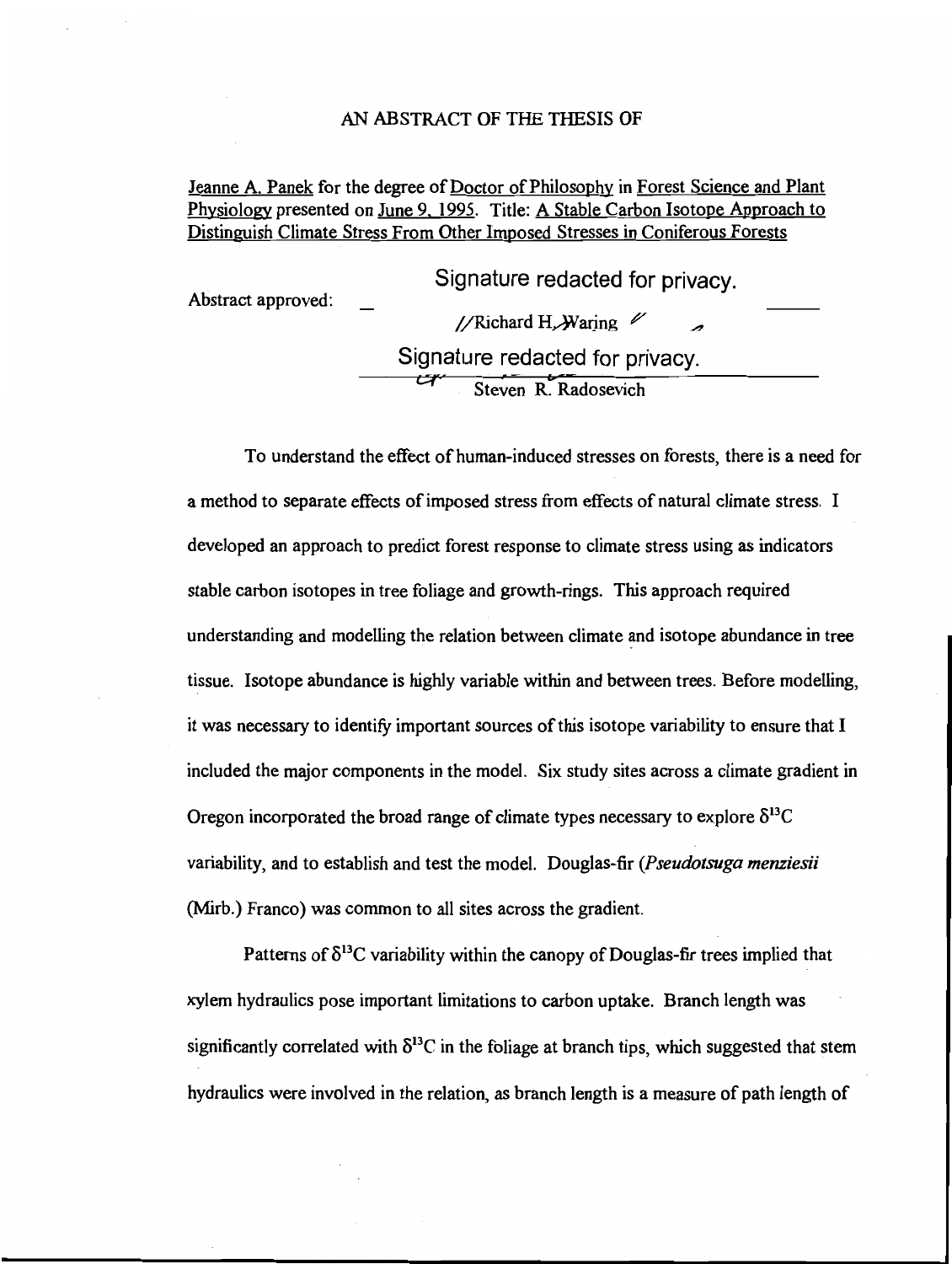# AN ABSTRACT OF THE THESIS OF

Jeanne A. Panek for the degree of Doctor of Philosophy in Forest Science and Plant Physiology presented on June 9, 1995. Title: A Stable Carbon Isotope Approach to Distinguish Climate Stress From Other Imposed Stresses in Coniferous Forests

Abstract approved:

Signature redacted for privacy.

Richard H. Waring

Signature redacted for privacy.

Steven R. Radosevich

To understand the effect of human-induced stresses on forests, there is a need for a method to separate effects of imposed stress from effects of natural climate stress. I developed an approach to predict forest response to climate stress using as indicators stable carbon isotopes in tree foliage and growth-rings. This approach required understanding and modelling the relation between climate and isotope abundance in tree tissue. Isotope abundance is highly variable within and between trees. Before modelling, it was necessary to identify important sources of this isotope variability to ensure that I included the major components in the model. Six study sites across a climate gradient in Oregon incorporated the broad range of climate types necessary to explore $\delta^{13}C$ variability, and to establish and test the model. Douglas-fir (*Pseudotsuga menziesii* (Mirb.) Franco) was common to all sites across the gradient.

Patterns of $\delta^{13}C$ variability within the canopy of Douglas-fir trees implied that xylem hydraulics pose important limitations to carbon uptake. Branch length was significantly correlated with $\delta^{13}C$ in the foliage at branch tips, which suggested that stem hydraulics were involved in the relation, as branch length is a measure of path length of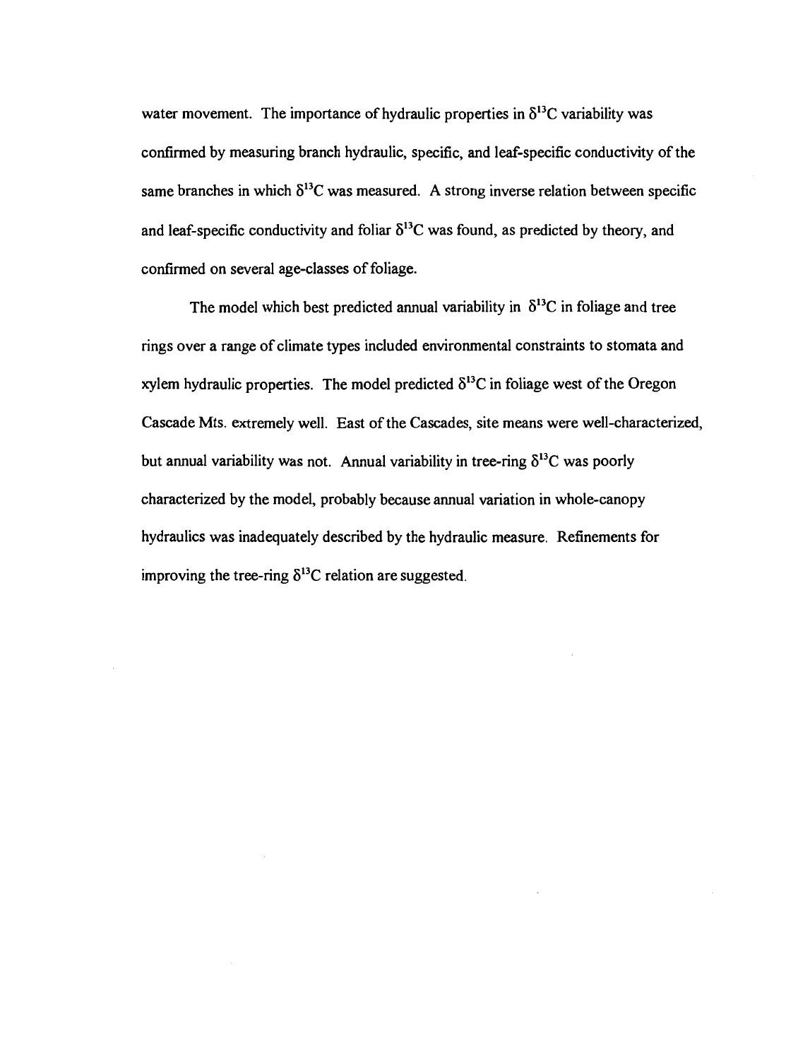water movement. The importance of hydraulic properties in $\delta^{13}C$ variability was confirmed by measuring branch hydraulic, specific, and leaf-specific conductivity of the same branches in which $\delta^{13}C$ was measured. A strong inverse relation between specific and leaf-specific conductivity and foliar $\delta^{13}C$ was found, as predicted by theory, and confirmed on several age-classes of foliage.

The model which best predicted annual variability in $\delta^{13}C$ in foliage and tree rings over a range of climate types included environmental constraints to stomata and xylem hydraulic properties. The model predicted $\delta^{13}C$ in foliage west of the Oregon Cascade Mts. extremely well. East of the Cascades, site means were well-characterized, but annual variability was not. Annual variability in tree-ring $\delta^{13}C$ was poorly characterized by the model, probably because annual variation in whole-canopy hydraulics was inadequately described by the hydraulic measure. Refinements for improving the tree-ring $\delta^{13}C$ relation are suggested.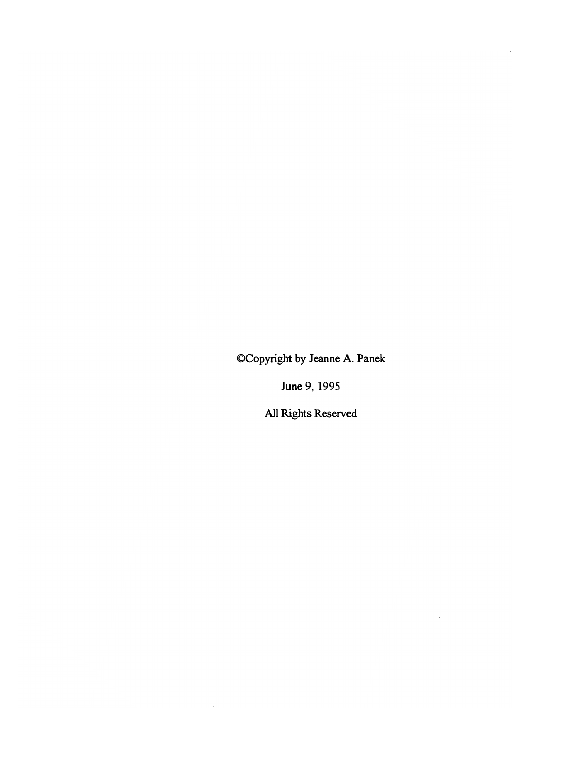©Copyright by Jeanne A. Panek

June 9, 1995

All Rights Reserved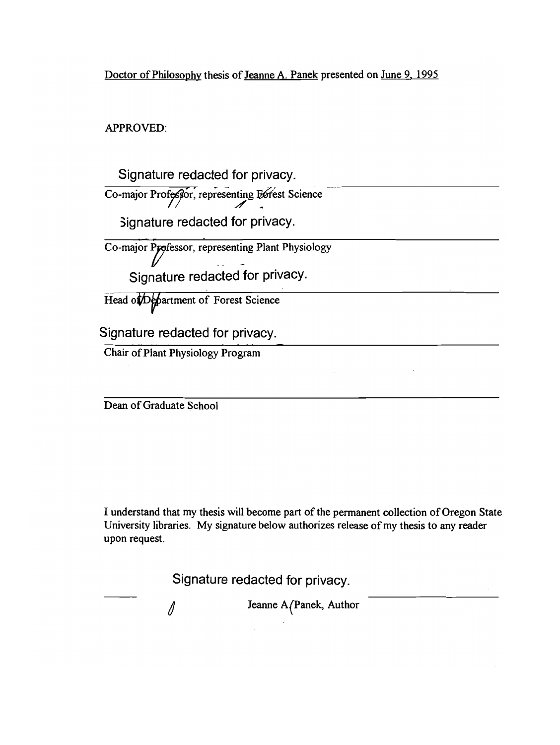Doctor of Philosophy thesis of Jeanne A. Panek presented on June 9, 1995

APPROVED:

Signature redacted for privacy.

Co-major Professor, representing Forest Science

Signature redacted for privacy.

Co-major Professor, representing Plant Physiology

Signature redacted for privacy.

Head of Department of Forest Science

Signature redacted for privacy.

Chair of Plant Physiology Program

Dean of Graduate School

I understand that my thesis will become part of the permanent collection of Oregon State University libraries. My signature below authorizes release of my thesis to any reader upon request.

Signature redacted for privacy.

Jeanne A. Panek, Author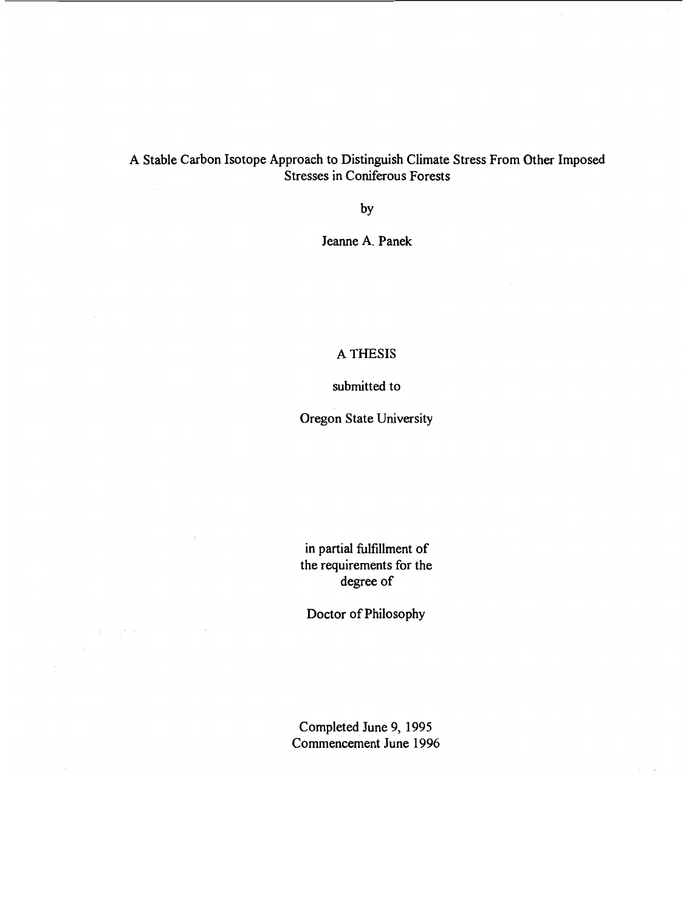# A Stable Carbon Isotope Approach to Distinguish Climate Stress From Other Imposed Stresses in Coniferous Forests

by

Jeanne A. Panek

A THESIS

submitted to

Oregon State University

in partial fulfillment of
the requirements for the
degree of

Doctor of Philosophy

Completed June 9, 1995
Commencement June 1996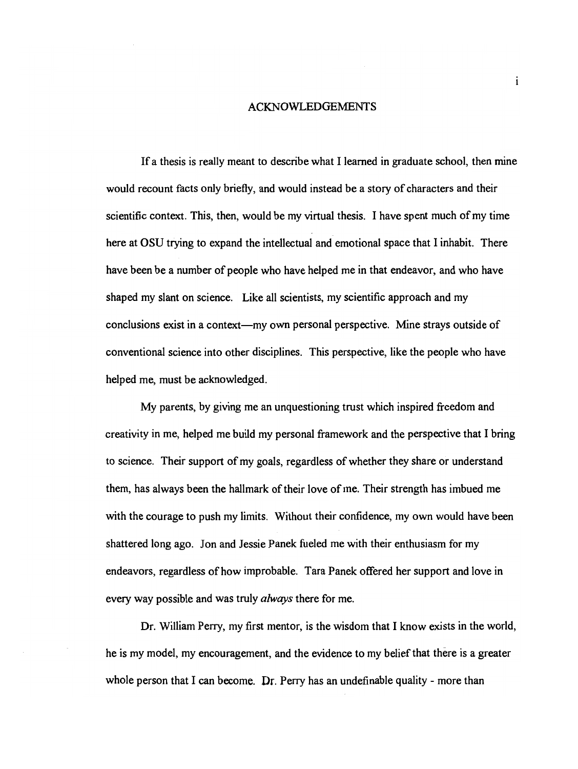# ACKNOWLEDGEMENTS

If a thesis is really meant to describe what I learned in graduate school, then mine would recount facts only briefly, and would instead be a story of characters and their scientific context. This, then, would be my virtual thesis. I have spent much of my time here at OSU trying to expand the intellectual and emotional space that I inhabit. There have been be a number of people who have helped me in that endeavor, and who have shaped my slant on science. Like all scientists, my scientific approach and my conclusions exist in a context—my own personal perspective. Mine strays outside of conventional science into other disciplines. This perspective, like the people who have helped me, must be acknowledged.

My parents, by giving me an unquestioning trust which inspired freedom and creativity in me, helped me build my personal framework and the perspective that I bring to science. Their support of my goals, regardless of whether they share or understand them, has always been the hallmark of their love of me. Their strength has imbued me with the courage to push my limits. Without their confidence, my own would have been shattered long ago. Jon and Jessie Panek fueled me with their enthusiasm for my endeavors, regardless of how improbable. Tara Panek offered her support and love in every way possible and was truly *always* there for me.

Dr. William Perry, my first mentor, is the wisdom that I know exists in the world, he is my model, my encouragement, and the evidence to my belief that there is a greater whole person that I can become. Dr. Perry has an undefinable quality - more than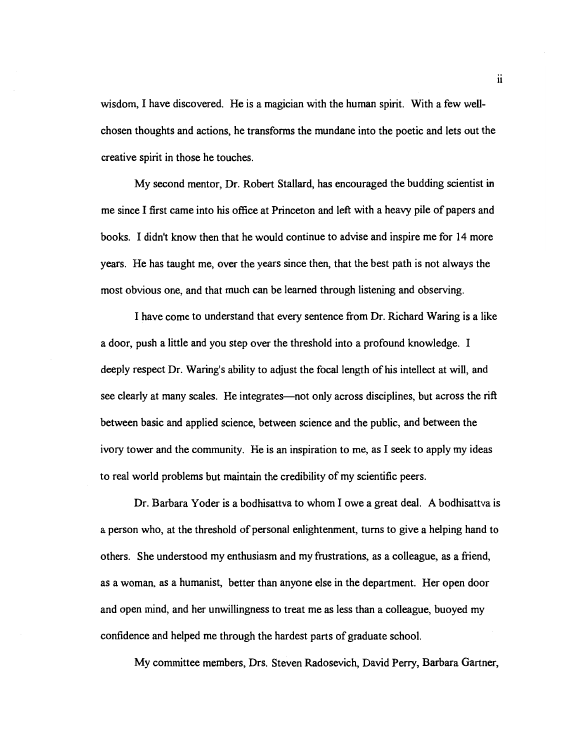wisdom, I have discovered. He is a magician with the human spirit. With a few well-chosen thoughts and actions, he transforms the mundane into the poetic and lets out the creative spirit in those he touches.

My second mentor, Dr. Robert Stallard, has encouraged the budding scientist in me since I first came into his office at Princeton and left with a heavy pile of papers and books. I didn't know then that he would continue to advise and inspire me for 14 more years. He has taught me, over the years since then, that the best path is not always the most obvious one, and that much can be learned through listening and observing.

I have come to understand that every sentence from Dr. Richard Waring is a like a door, push a little and you step over the threshold into a profound knowledge. I deeply respect Dr. Waring's ability to adjust the focal length of his intellect at will, and see clearly at many scales. He integrates—not only across disciplines, but across the rift between basic and applied science, between science and the public, and between the ivory tower and the community. He is an inspiration to me, as I seek to apply my ideas to real world problems but maintain the credibility of my scientific peers.

Dr. Barbara Yoder is a bodhisattva to whom I owe a great deal. A bodhisattva is a person who, at the threshold of personal enlightenment, turns to give a helping hand to others. She understood my enthusiasm and my frustrations, as a colleague, as a friend, as a woman, as a humanist, better than anyone else in the department. Her open door and open mind, and her unwillingness to treat me as less than a colleague, buoyed my confidence and helped me through the hardest parts of graduate school.

My committee members, Drs. Steven Radosevich, David Perry, Barbara Gartner,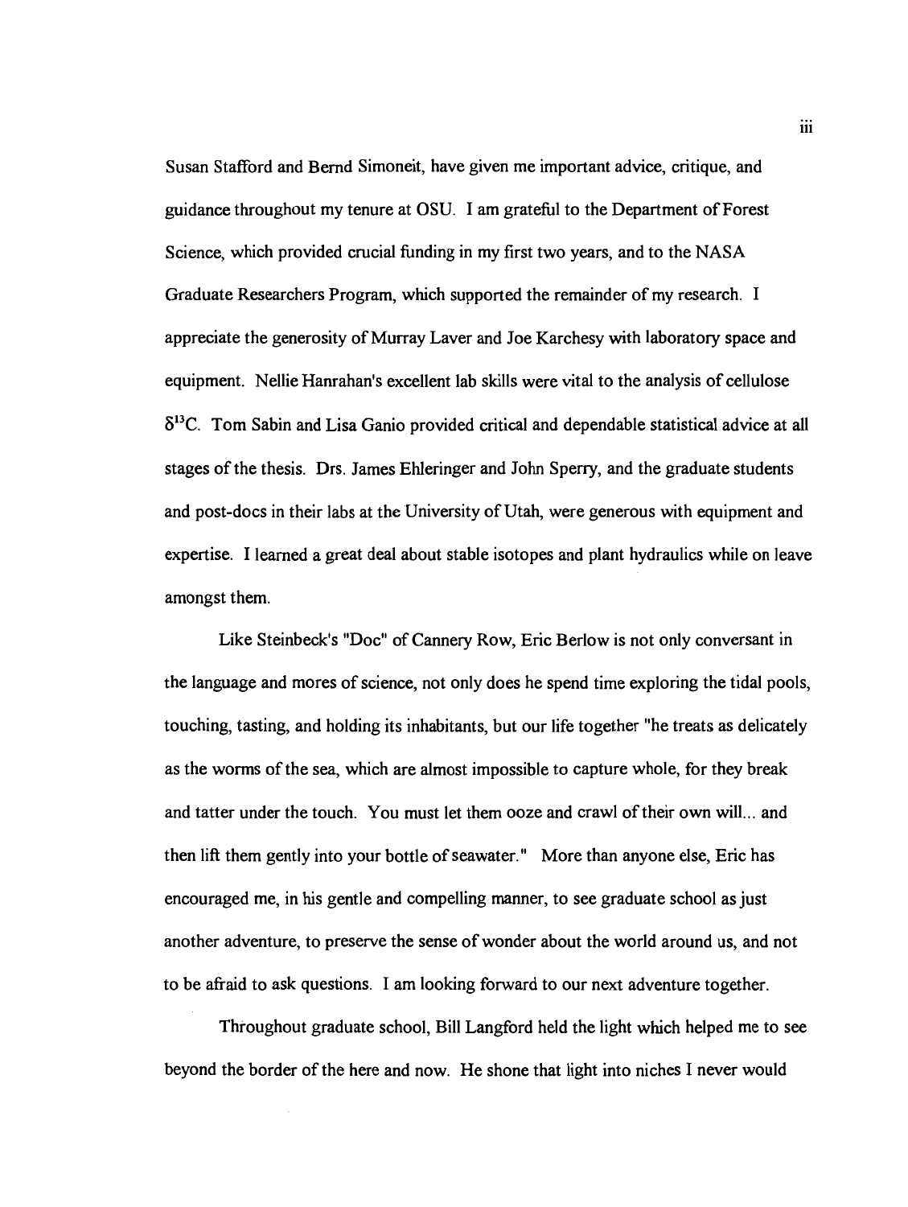Susan Stafford and Bernd Simoneit, have given me important advice, critique, and guidance throughout my tenure at OSU. I am grateful to the Department of Forest Science, which provided crucial funding in my first two years, and to the NASA Graduate Researchers Program, which supported the remainder of my research. I appreciate the generosity of Murray Laver and Joe Karchesy with laboratory space and equipment. Nellie Hanrahan's excellent lab skills were vital to the analysis of cellulose $\delta^{13}C$. Tom Sabin and Lisa Ganio provided critical and dependable statistical advice at all stages of the thesis. Drs. James Ehleringer and John Sperry, and the graduate students and post-docs in their labs at the University of Utah, were generous with equipment and expertise. I learned a great deal about stable isotopes and plant hydraulics while on leave amongst them.

Like Steinbeck's "Doc" of Cannery Row, Eric Berlow is not only conversant in the language and mores of science, not only does he spend time exploring the tidal pools, touching, tasting, and holding its inhabitants, but our life together "he treats as delicately as the worms of the sea, which are almost impossible to capture whole, for they break and tatter under the touch. You must let them ooze and crawl of their own will... and then lift them gently into your bottle of seawater." More than anyone else, Eric has encouraged me, in his gentle and compelling manner, to see graduate school as just another adventure, to preserve the sense of wonder about the world around us, and not to be afraid to ask questions. I am looking forward to our next adventure together.

Throughout graduate school, Bill Langford held the light which helped me to see beyond the border of the here and now. He shone that light into niches I never would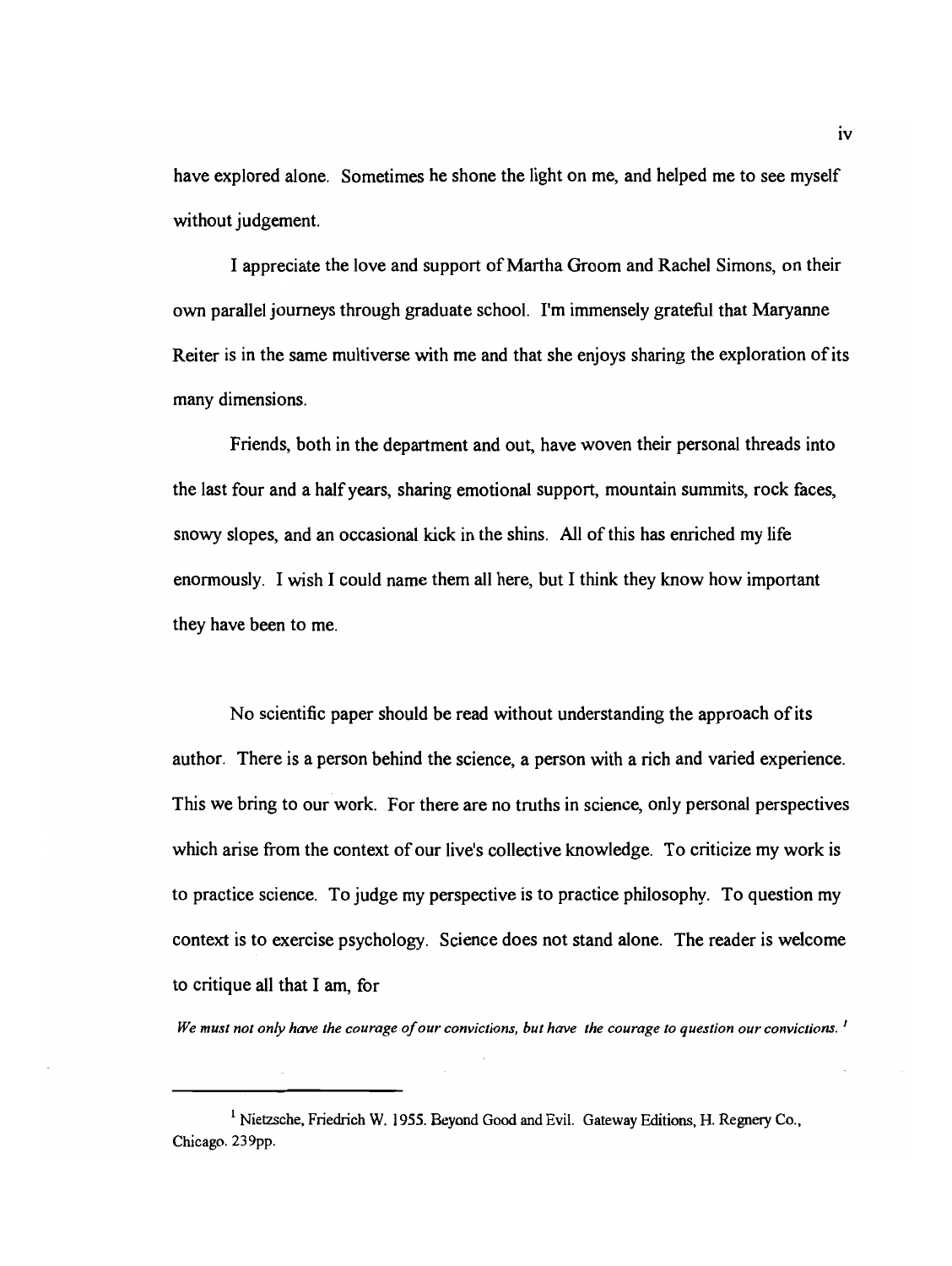have explored alone. Sometimes he shone the light on me, and helped me to see myself without judgement.

I appreciate the love and support of Martha Groom and Rachel Simons, on their own parallel journeys through graduate school. I'm immensely grateful that Maryanne Reiter is in the same multiverse with me and that she enjoys sharing the exploration of its many dimensions.

Friends, both in the department and out, have woven their personal threads into the last four and a half years, sharing emotional support, mountain summits, rock faces, snowy slopes, and an occasional kick in the shins. All of this has enriched my life enormously. I wish I could name them all here, but I think they know how important they have been to me.

No scientific paper should be read without understanding the approach of its author. There is a person behind the science, a person with a rich and varied experience. This we bring to our work. For there are no truths in science, only personal perspectives which arise from the context of our live's collective knowledge. To criticize my work is to practice science. To judge my perspective is to practice philosophy. To question my context is to exercise psychology. Science does not stand alone. The reader is welcome to critique all that I am, for

*We must not only have the courage of our convictions, but have the courage to question our convictions.* [1]

---

[1] Nietzsche, Friedrich W. 1955. Beyond Good and Evil. Gateway Editions, H. Regnery Co., Chicago. 239pp.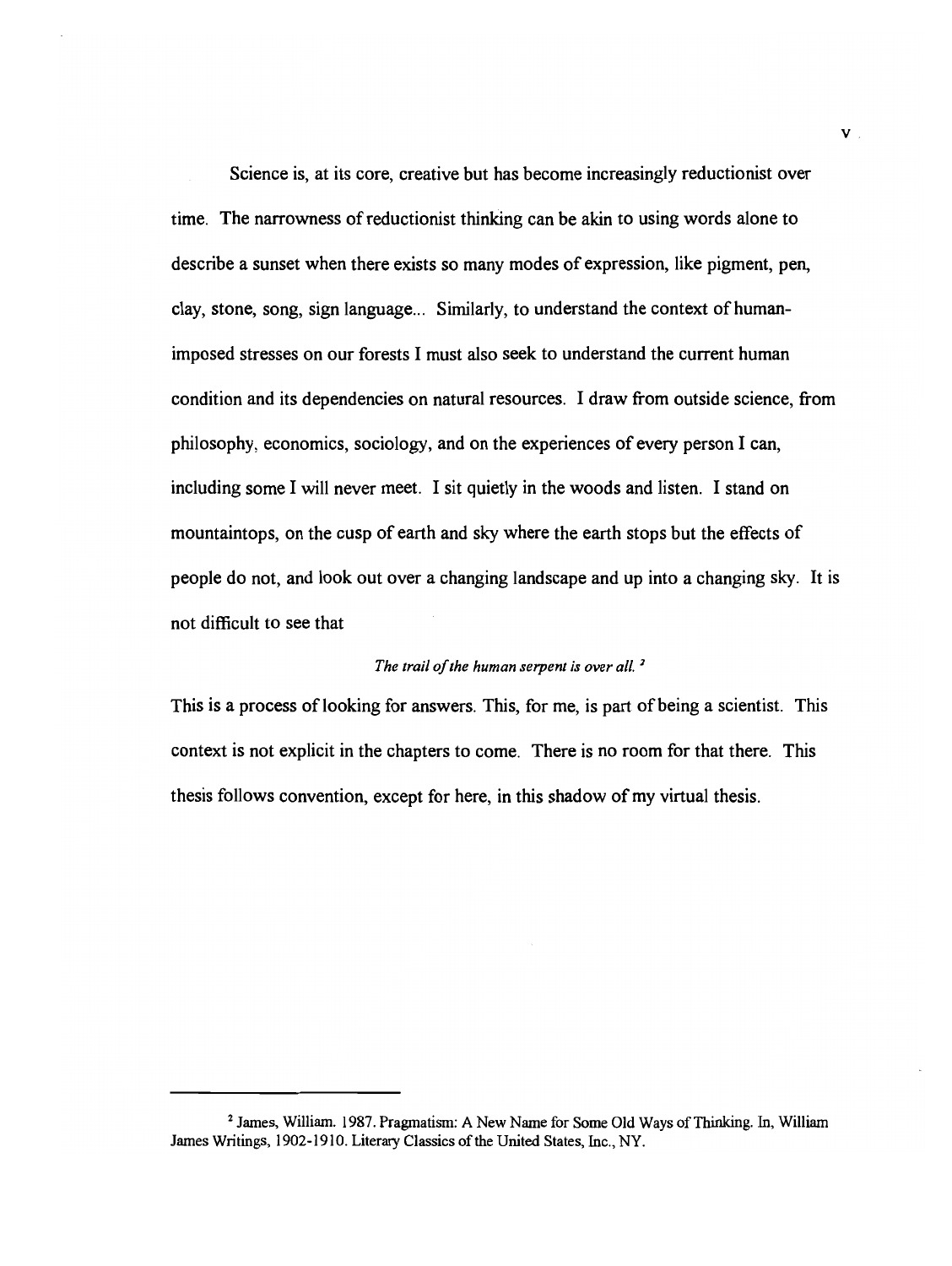Science is, at its core, creative but has become increasingly reductionist over time. The narrowness of reductionist thinking can be akin to using words alone to describe a sunset when there exists so many modes of expression, like pigment, pen, clay, stone, song, sign language... Similarly, to understand the context of human-imposed stresses on our forests I must also seek to understand the current human condition and its dependencies on natural resources. I draw from outside science, from philosophy, economics, sociology, and on the experiences of every person I can, including some I will never meet. I sit quietly in the woods and listen. I stand on mountaintops, on the cusp of earth and sky where the earth stops but the effects of people do not, and look out over a changing landscape and up into a changing sky. It is not difficult to see that

*The trail of the human serpent is over all.* [2]

This is a process of looking for answers. This, for me, is part of being a scientist. This context is not explicit in the chapters to come. There is no room for that there. This thesis follows convention, except for here, in this shadow of my virtual thesis.

---

[2] James, William. 1987. Pragmatism: A New Name for Some Old Ways of Thinking. In, William James Writings, 1902-1910. Literary Classics of the United States, Inc., NY.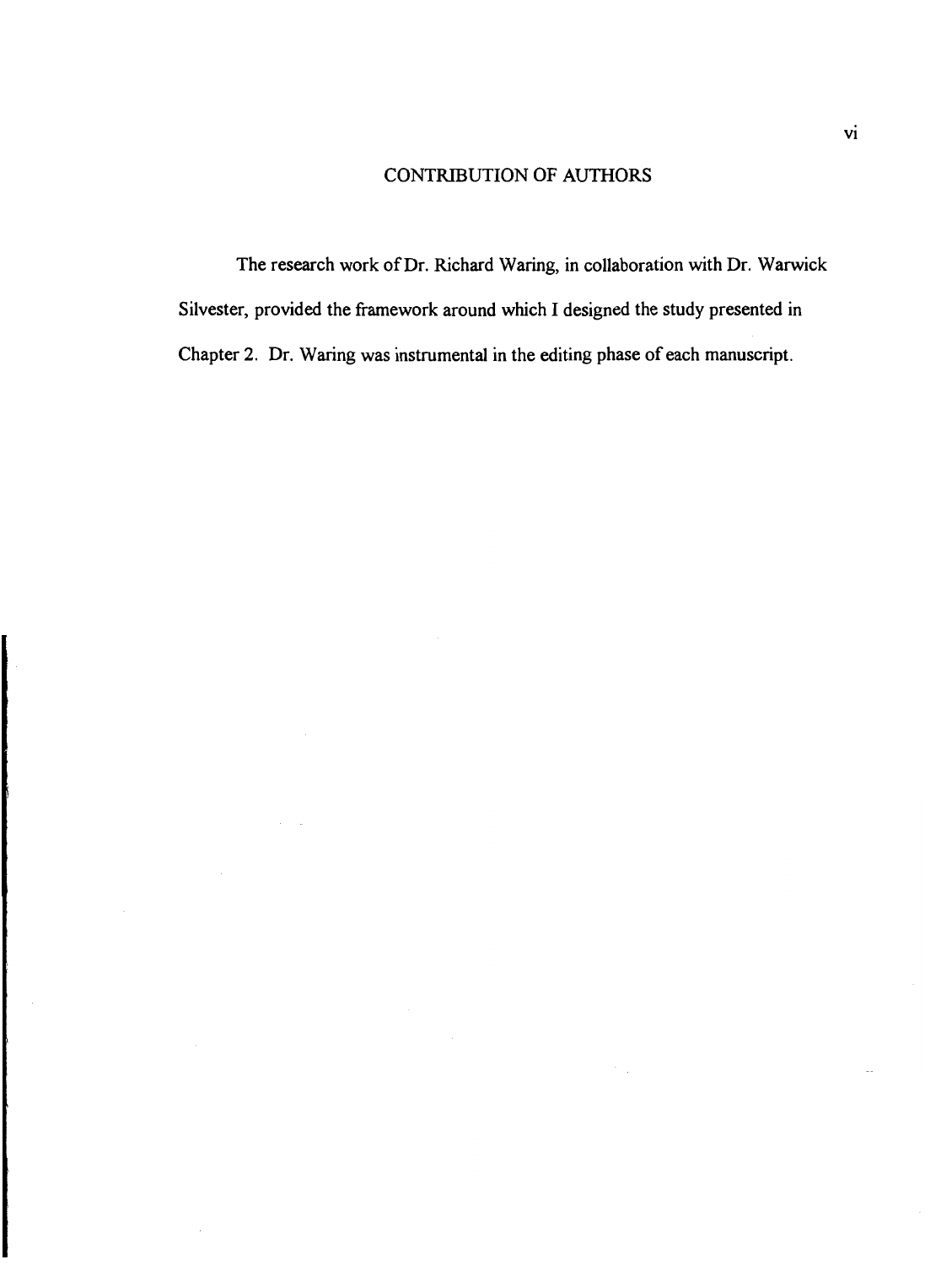# CONTRIBUTION OF AUTHORS

The research work of Dr. Richard Waring, in collaboration with Dr. Warwick Silvester, provided the framework around which I designed the study presented in Chapter 2. Dr. Waring was instrumental in the editing phase of each manuscript.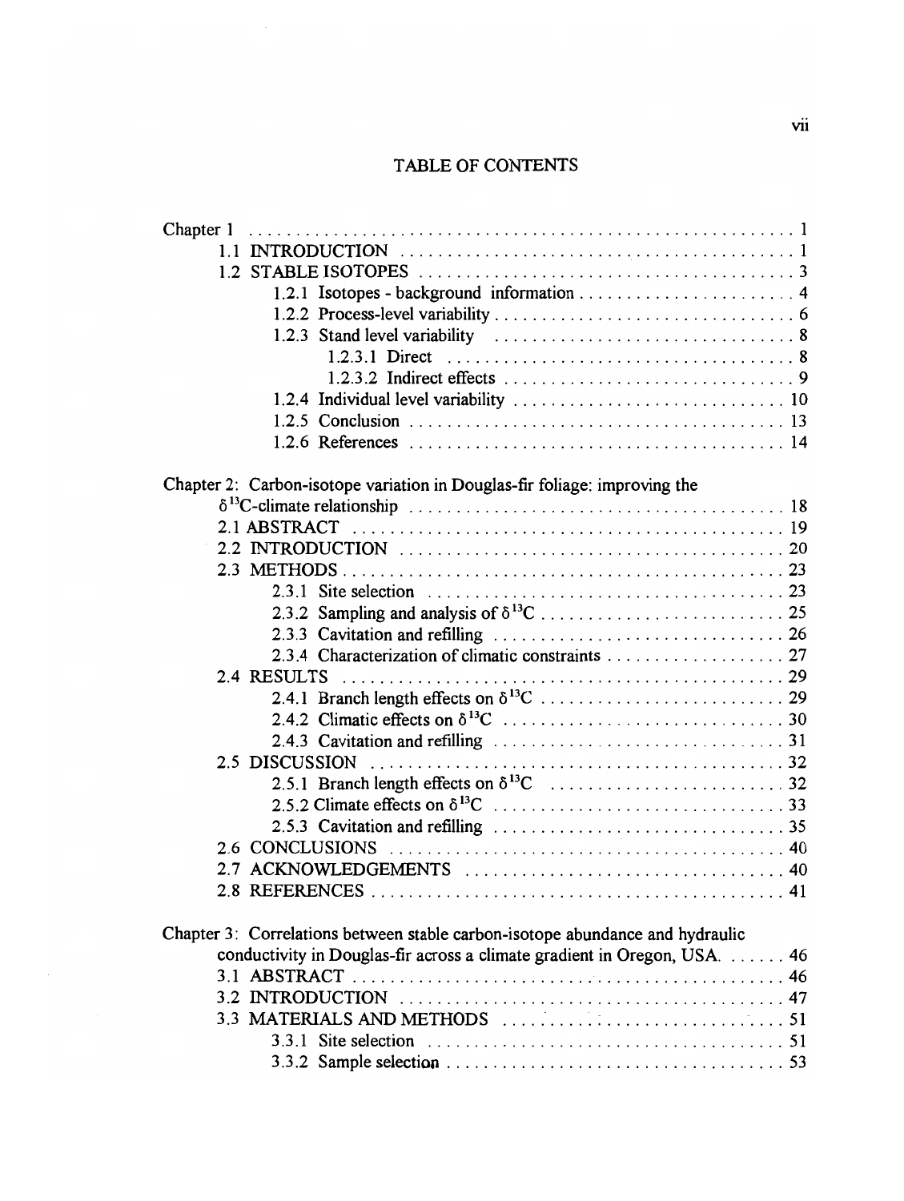# TABLE OF CONTENTS

Chapter 1 . . . 1

- 1.1 INTRODUCTION . . . 1
- 1.2 STABLE ISOTOPES . . . 3
  - 1.2.1 Isotopes - background information . . . 4
  - 1.2.2 Process-level variability . . . 6
  - 1.2.3 Stand level variability . . . 8
    - 1.2.3.1 Direct . . . 8
    - 1.2.3.2 Indirect effects . . . 9
  - 1.2.4 Individual level variability . . . 10
  - 1.2.5 Conclusion . . . 13
  - 1.2.6 References . . . 14

Chapter 2: Carbon-isotope variation in Douglas-fir foliage: improving the $\delta^{13}C$-climate relationship . . . 18

- 2.1 ABSTRACT . . . 19
- 2.2 INTRODUCTION . . . 20
- 2.3 METHODS . . . 23
  - 2.3.1 Site selection . . . 23
  - 2.3.2 Sampling and analysis of $\delta^{13}C$ . . . 25
  - 2.3.3 Cavitation and refilling . . . 26
  - 2.3.4 Characterization of climatic constraints . . . 27
- 2.4 RESULTS . . . 29
  - 2.4.1 Branch length effects on $\delta^{13}C$ . . . 29
  - 2.4.2 Climatic effects on $\delta^{13}C$ . . . 30
  - 2.4.3 Cavitation and refilling . . . 31
- 2.5 DISCUSSION . . . 32
  - 2.5.1 Branch length effects on $\delta^{13}C$ . . . 32
  - 2.5.2 Climate effects on $\delta^{13}C$ . . . 33
  - 2.5.3 Cavitation and refilling . . . 35
- 2.6 CONCLUSIONS . . . 40
- 2.7 ACKNOWLEDGEMENTS . . . 40
- 2.8 REFERENCES . . . 41

Chapter 3: Correlations between stable carbon-isotope abundance and hydraulic conductivity in Douglas-fir across a climate gradient in Oregon, USA. . . . 46

- 3.1 ABSTRACT . . . 46
- 3.2 INTRODUCTION . . . 47
- 3.3 MATERIALS AND METHODS . . . 51
  - 3.3.1 Site selection . . . 51
  - 3.3.2 Sample selection . . . 53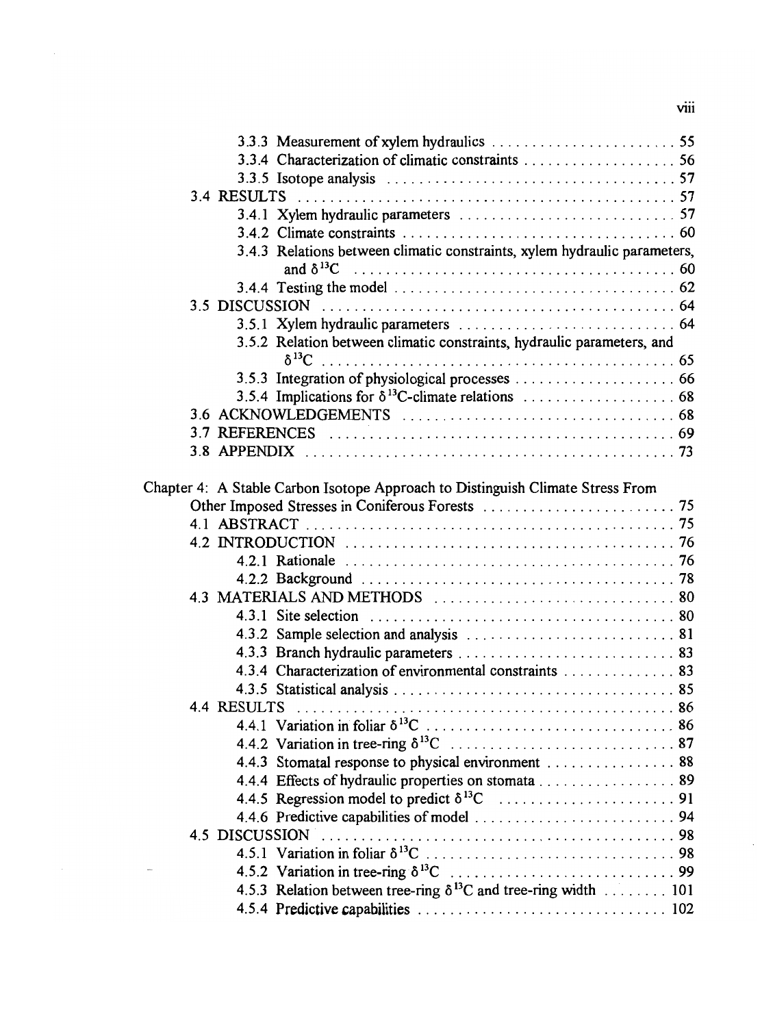3.3.3 Measurement of xylem hydraulics . . . . . . . . . . . . . . . . . . . . . . . 55

3.3.4 Characterization of climatic constraints . . . . . . . . . . . . . . . . . . . 56

3.3.5 Isotope analysis . . . . . . . . . . . . . . . . . . . . . . . . . . . . . . . . . . 57

3.4 RESULTS . . . . . . . . . . . . . . . . . . . . . . . . . . . . . . . . . . . . . . . . . . . . 57

3.4.1 Xylem hydraulic parameters . . . . . . . . . . . . . . . . . . . . . . . . . . 57

3.4.2 Climate constraints . . . . . . . . . . . . . . . . . . . . . . . . . . . . . . . . . 60

3.4.3 Relations between climatic constraints, xylem hydraulic parameters, and $\delta^{13}C$ . . . . . . . . . . . . . . . . . . . . . . . . . . . . . . . . . . . . . . . 60

3.4.4 Testing the model . . . . . . . . . . . . . . . . . . . . . . . . . . . . . . . . . 62

3.5 DISCUSSION . . . . . . . . . . . . . . . . . . . . . . . . . . . . . . . . . . . . . . . . . 64

3.5.1 Xylem hydraulic parameters . . . . . . . . . . . . . . . . . . . . . . . . . . 64

3.5.2 Relation between climatic constraints, hydraulic parameters, and $\delta^{13}C$ . . . . . . . . . . . . . . . . . . . . . . . . . . . . . . . . . . . . . . . . . 65

3.5.3 Integration of physiological processes . . . . . . . . . . . . . . . . . . . 66

3.5.4 Implications for $\delta^{13}C$-climate relations . . . . . . . . . . . . . . . . . 68

3.6 ACKNOWLEDGEMENTS . . . . . . . . . . . . . . . . . . . . . . . . . . . . . . . 68

3.7 REFERENCES . . . . . . . . . . . . . . . . . . . . . . . . . . . . . . . . . . . . . . . 69

3.8 APPENDIX . . . . . . . . . . . . . . . . . . . . . . . . . . . . . . . . . . . . . . . . . . 73

Chapter 4: A Stable Carbon Isotope Approach to Distinguish Climate Stress From Other Imposed Stresses in Coniferous Forests . . . . . . . . . . . . . . . . . . . . . . . . 75

4.1 ABSTRACT . . . . . . . . . . . . . . . . . . . . . . . . . . . . . . . . . . . . . . . . . . 75

4.2 INTRODUCTION . . . . . . . . . . . . . . . . . . . . . . . . . . . . . . . . . . . . . 76

4.2.1 Rationale . . . . . . . . . . . . . . . . . . . . . . . . . . . . . . . . . . . . . . . 76

4.2.2 Background . . . . . . . . . . . . . . . . . . . . . . . . . . . . . . . . . . . . . 78

4.3 MATERIALS AND METHODS . . . . . . . . . . . . . . . . . . . . . . . . . . . 80

4.3.1 Site selection . . . . . . . . . . . . . . . . . . . . . . . . . . . . . . . . . . . . 80

4.3.2 Sample selection and analysis . . . . . . . . . . . . . . . . . . . . . . . . 81

4.3.3 Branch hydraulic parameters . . . . . . . . . . . . . . . . . . . . . . . . . 83

4.3.4 Characterization of environmental constraints . . . . . . . . . . . . . 83

4.3.5 Statistical analysis . . . . . . . . . . . . . . . . . . . . . . . . . . . . . . . . . 85

4.4 RESULTS . . . . . . . . . . . . . . . . . . . . . . . . . . . . . . . . . . . . . . . . . . . . 86

4.4.1 Variation in foliar $\delta^{13}C$ . . . . . . . . . . . . . . . . . . . . . . . . . . . 86

4.4.2 Variation in tree-ring $\delta^{13}C$ . . . . . . . . . . . . . . . . . . . . . . . . . 87

4.4.3 Stomatal response to physical environment . . . . . . . . . . . . . . . 88

4.4.4 Effects of hydraulic properties on stomata . . . . . . . . . . . . . . . . 89

4.4.5 Regression model to predict $\delta^{13}C$ . . . . . . . . . . . . . . . . . . . . 91

4.4.6 Predictive capabilities of model . . . . . . . . . . . . . . . . . . . . . . . 94

4.5 DISCUSSION . . . . . . . . . . . . . . . . . . . . . . . . . . . . . . . . . . . . . . . . . 98

4.5.1 Variation in foliar $\delta^{13}C$ . . . . . . . . . . . . . . . . . . . . . . . . . . . 98

4.5.2 Variation in tree-ring $\delta^{13}C$ . . . . . . . . . . . . . . . . . . . . . . . . . 99

4.5.3 Relation between tree-ring $\delta^{13}C$ and tree-ring width . . . . . . . . 101

4.5.4 Predictive capabilities . . . . . . . . . . . . . . . . . . . . . . . . . . . . . . 102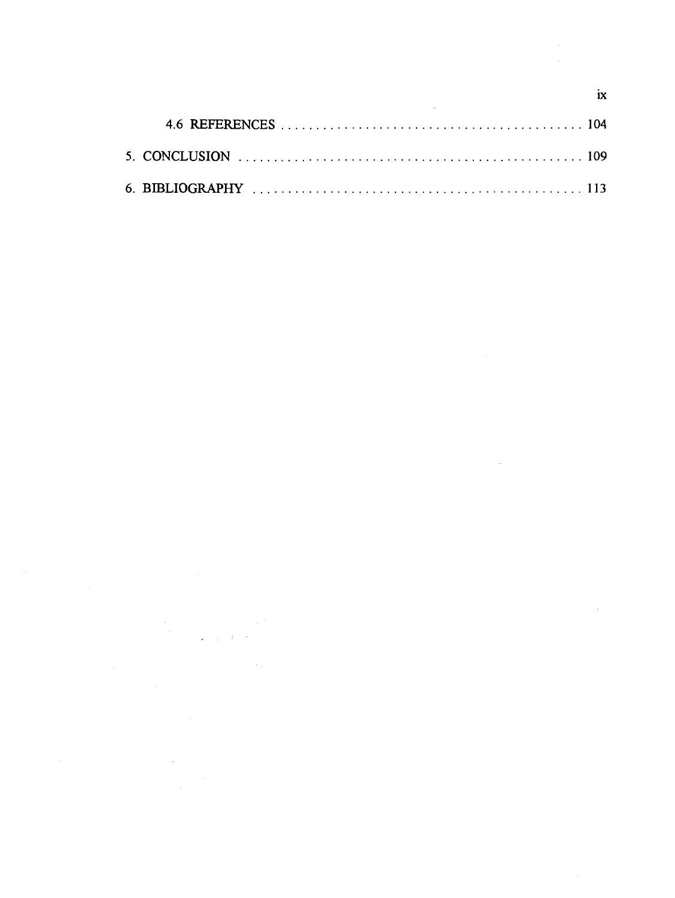4.6 REFERENCES . . . . . . . . . . . . . . . . . . . . . . . . . . . . . . . . . . . . . . . . . 104

5. CONCLUSION . . . . . . . . . . . . . . . . . . . . . . . . . . . . . . . . . . . . . . . . . . . . . . 109

6. BIBLIOGRAPHY . . . . . . . . . . . . . . . . . . . . . . . . . . . . . . . . . . . . . . . . . . . . 113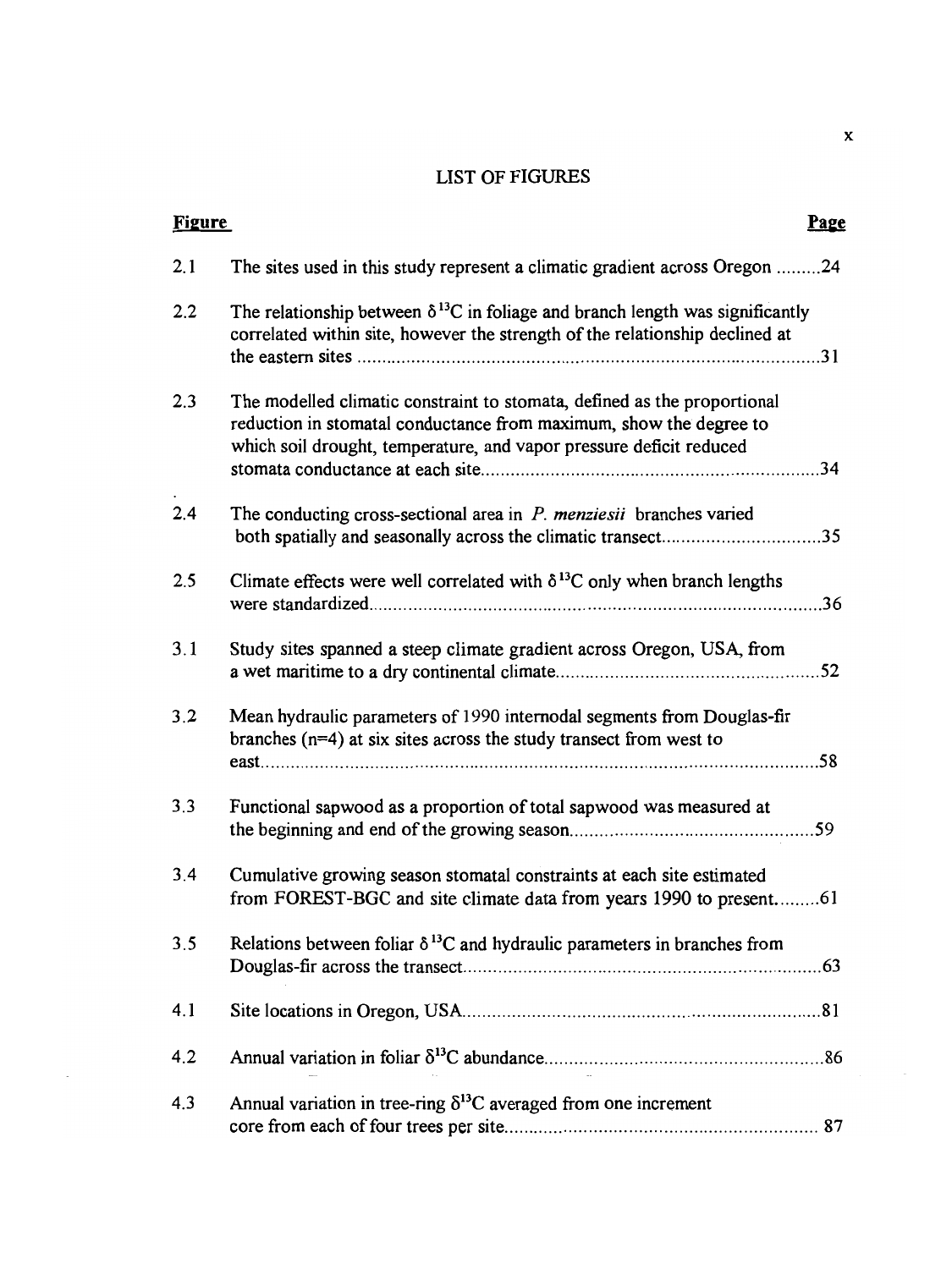# LIST OF FIGURES

| Figure | | Page |
|---|---|---|
| 2.1 | The sites used in this study represent a climatic gradient across Oregon | 24 |
| 2.2 | The relationship between $\delta^{13}C$ in foliage and branch length was significantly correlated within site, however the strength of the relationship declined at the eastern sites | 31 |
| 2.3 | The modelled climatic constraint to stomata, defined as the proportional reduction in stomatal conductance from maximum, show the degree to which soil drought, temperature, and vapor pressure deficit reduced stomata conductance at each site | 34 |
| 2.4 | The conducting cross-sectional area in *P. menziesii* branches varied both spatially and seasonally across the climatic transect | 35 |
| 2.5 | Climate effects were well correlated with $\delta^{13}C$ only when branch lengths were standardized | 36 |
| 3.1 | Study sites spanned a steep climate gradient across Oregon, USA, from a wet maritime to a dry continental climate | 52 |
| 3.2 | Mean hydraulic parameters of 1990 internodal segments from Douglas-fir branches (n=4) at six sites across the study transect from west to east | 58 |
| 3.3 | Functional sapwood as a proportion of total sapwood was measured at the beginning and end of the growing season | 59 |
| 3.4 | Cumulative growing season stomatal constraints at each site estimated from FOREST-BGC and site climate data from years 1990 to present | 61 |
| 3.5 | Relations between foliar $\delta^{13}C$ and hydraulic parameters in branches from Douglas-fir across the transect | 63 |
| 4.1 | Site locations in Oregon, USA | 81 |
| 4.2 | Annual variation in foliar $\delta^{13}C$ abundance | 86 |
| 4.3 | Annual variation in tree-ring $\delta^{13}C$ averaged from one increment core from each of four trees per site | 87 |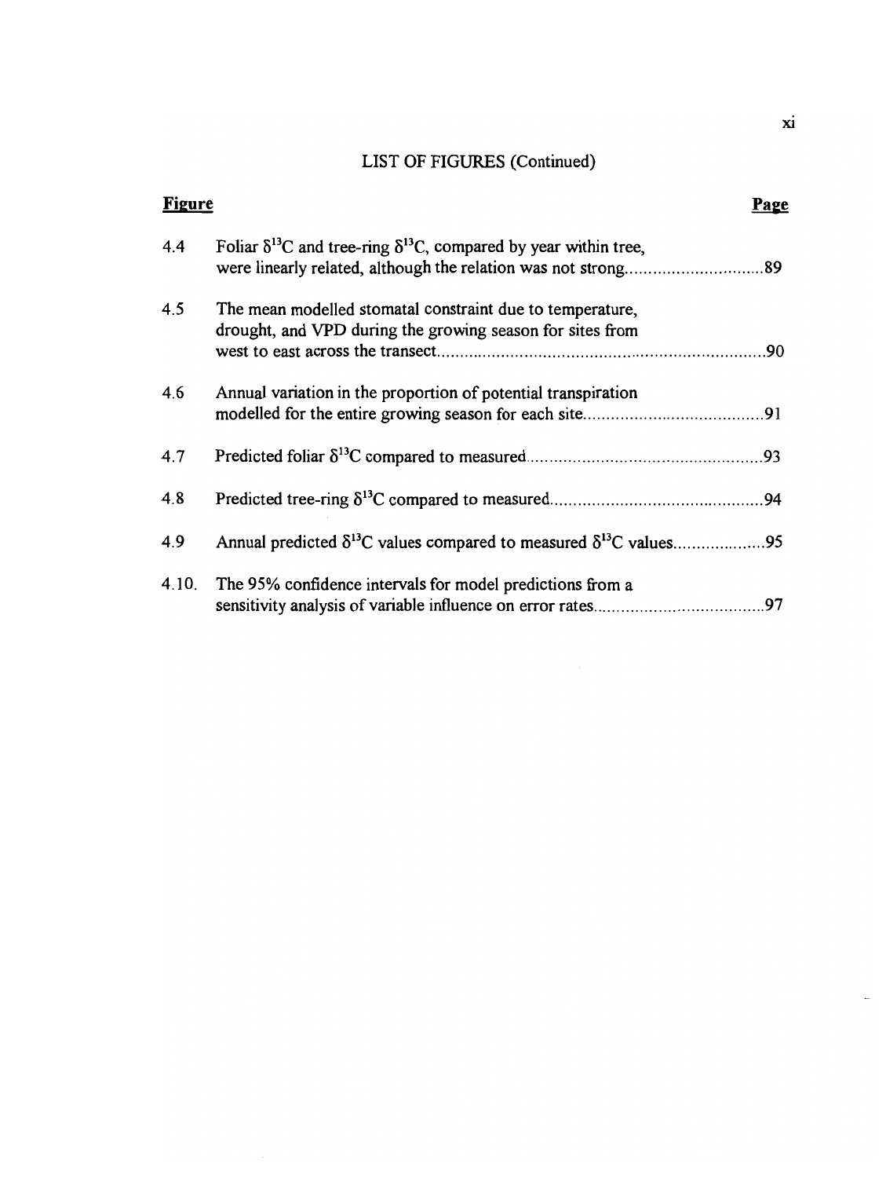## LIST OF FIGURES (Continued)

| Figure | | Page |
|---|---|---|
| 4.4 | Foliar $\delta^{13}C$ and tree-ring $\delta^{13}C$, compared by year within tree, were linearly related, although the relation was not strong | 89 |
| 4.5 | The mean modelled stomatal constraint due to temperature, drought, and VPD during the growing season for sites from west to east across the transect | 90 |
| 4.6 | Annual variation in the proportion of potential transpiration modelled for the entire growing season for each site | 91 |
| 4.7 | Predicted foliar $\delta^{13}C$ compared to measured | 93 |
| 4.8 | Predicted tree-ring $\delta^{13}C$ compared to measured | 94 |
| 4.9 | Annual predicted $\delta^{13}C$ values compared to measured $\delta^{13}C$ values | 95 |
| 4.10. | The 95% confidence intervals for model predictions from a sensitivity analysis of variable influence on error rates | 97 |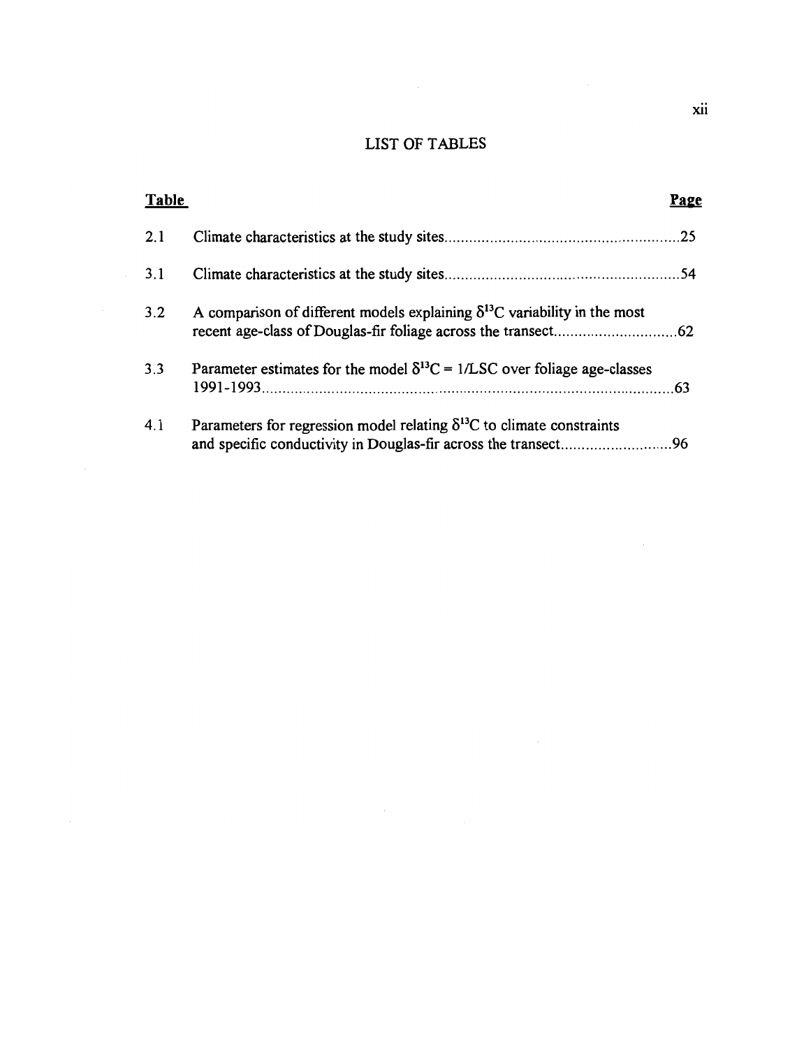# LIST OF TABLES

| Table | | Page |
|---|---|---|
| 2.1 | Climate characteristics at the study sites | 25 |
| 3.1 | Climate characteristics at the study sites | 54 |
| 3.2 | A comparison of different models explaining $\delta^{13}C$ variability in the most recent age-class of Douglas-fir foliage across the transect | 62 |
| 3.3 | Parameter estimates for the model $\delta^{13}C = 1/LSC$ over foliage age-classes 1991-1993 | 63 |
| 4.1 | Parameters for regression model relating $\delta^{13}C$ to climate constraints and specific conductivity in Douglas-fir across the transect | 96 |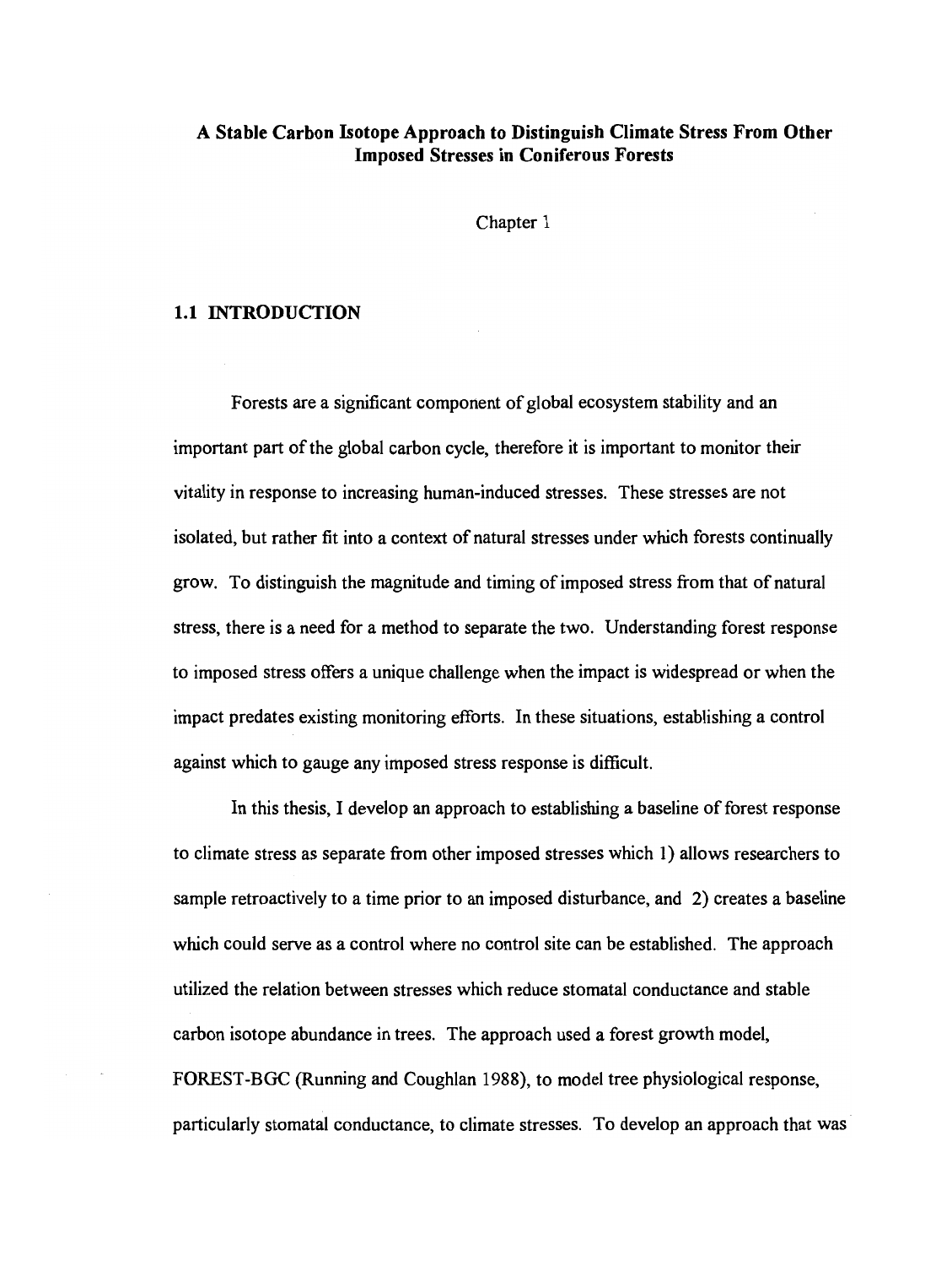# A Stable Carbon Isotope Approach to Distinguish Climate Stress From Other Imposed Stresses in Coniferous Forests

Chapter 1

## 1.1 INTRODUCTION

Forests are a significant component of global ecosystem stability and an important part of the global carbon cycle, therefore it is important to monitor their vitality in response to increasing human-induced stresses. These stresses are not isolated, but rather fit into a context of natural stresses under which forests continually grow. To distinguish the magnitude and timing of imposed stress from that of natural stress, there is a need for a method to separate the two. Understanding forest response to imposed stress offers a unique challenge when the impact is widespread or when the impact predates existing monitoring efforts. In these situations, establishing a control against which to gauge any imposed stress response is difficult.

In this thesis, I develop an approach to establishing a baseline of forest response to climate stress as separate from other imposed stresses which 1) allows researchers to sample retroactively to a time prior to an imposed disturbance, and 2) creates a baseline which could serve as a control where no control site can be established. The approach utilized the relation between stresses which reduce stomatal conductance and stable carbon isotope abundance in trees. The approach used a forest growth model, FOREST-BGC (Running and Coughlan 1988), to model tree physiological response, particularly stomatal conductance, to climate stresses. To develop an approach that was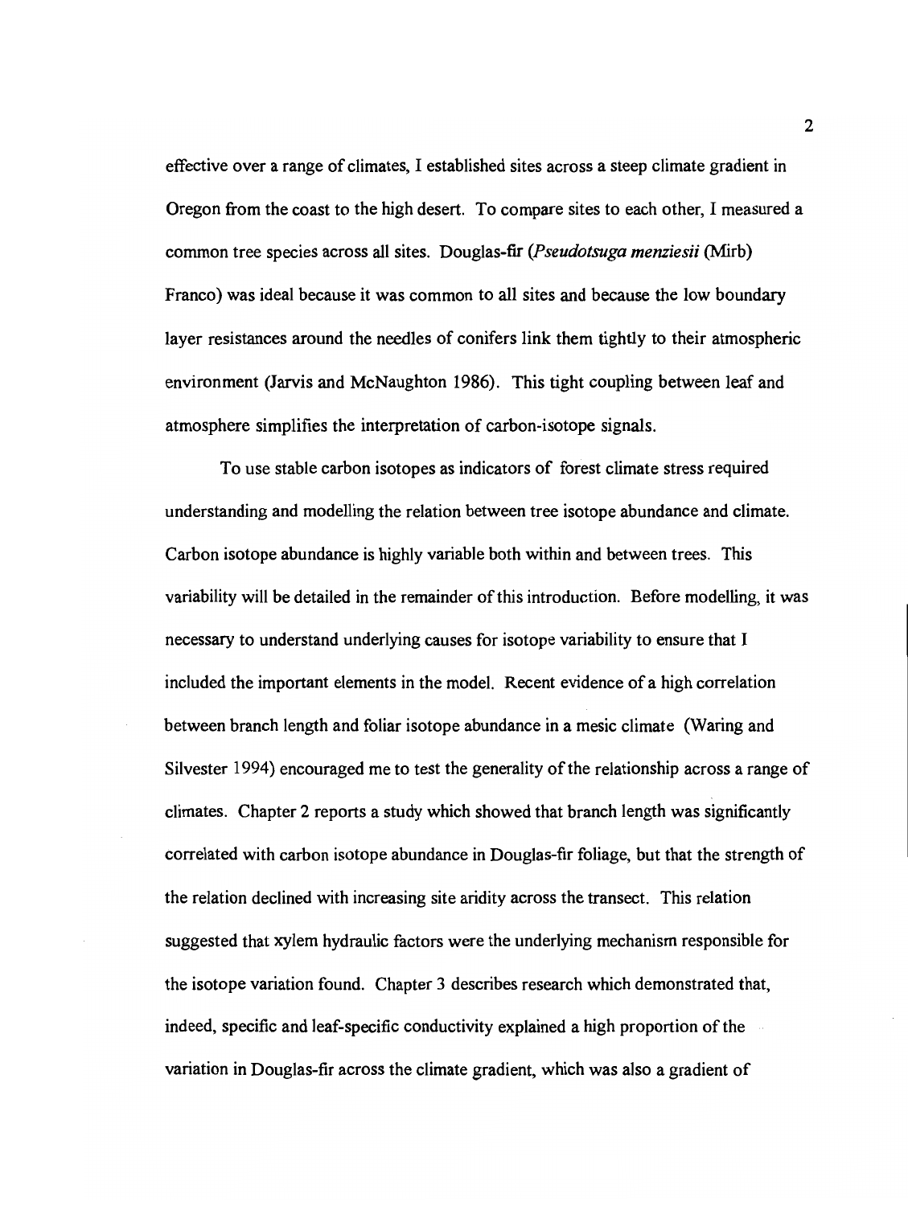effective over a range of climates, I established sites across a steep climate gradient in Oregon from the coast to the high desert. To compare sites to each other, I measured a common tree species across all sites. Douglas-fir (*Pseudotsuga menziesii* (Mirb) Franco) was ideal because it was common to all sites and because the low boundary layer resistances around the needles of conifers link them tightly to their atmospheric environment (Jarvis and McNaughton 1986). This tight coupling between leaf and atmosphere simplifies the interpretation of carbon-isotope signals.

To use stable carbon isotopes as indicators of forest climate stress required understanding and modelling the relation between tree isotope abundance and climate. Carbon isotope abundance is highly variable both within and between trees. This variability will be detailed in the remainder of this introduction. Before modelling, it was necessary to understand underlying causes for isotope variability to ensure that I included the important elements in the model. Recent evidence of a high correlation between branch length and foliar isotope abundance in a mesic climate (Waring and Silvester 1994) encouraged me to test the generality of the relationship across a range of climates. Chapter 2 reports a study which showed that branch length was significantly correlated with carbon isotope abundance in Douglas-fir foliage, but that the strength of the relation declined with increasing site aridity across the transect. This relation suggested that xylem hydraulic factors were the underlying mechanism responsible for the isotope variation found. Chapter 3 describes research which demonstrated that, indeed, specific and leaf-specific conductivity explained a high proportion of the variation in Douglas-fir across the climate gradient, which was also a gradient of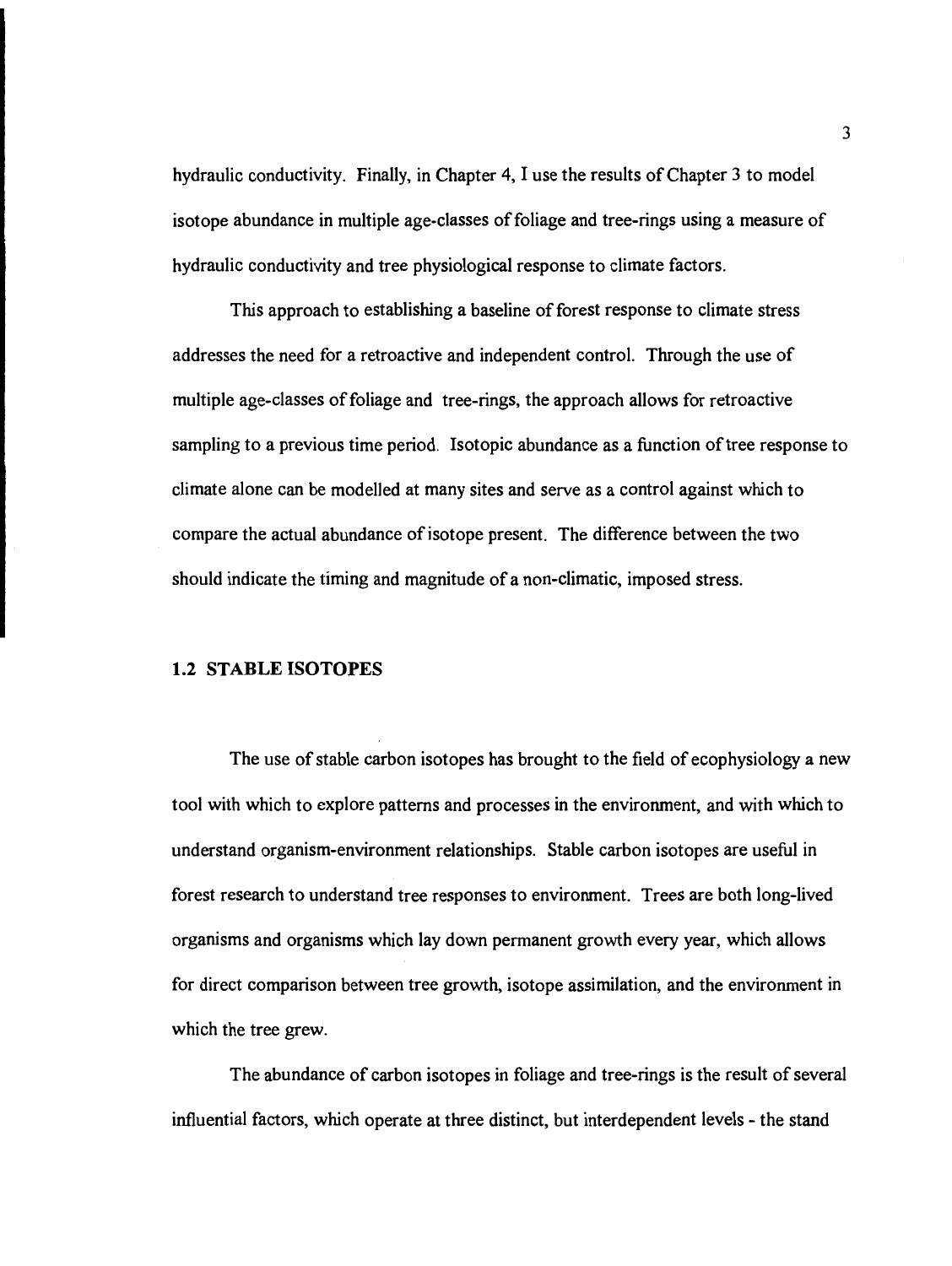hydraulic conductivity. Finally, in Chapter 4, I use the results of Chapter 3 to model isotope abundance in multiple age-classes of foliage and tree-rings using a measure of hydraulic conductivity and tree physiological response to climate factors.

This approach to establishing a baseline of forest response to climate stress addresses the need for a retroactive and independent control. Through the use of multiple age-classes of foliage and tree-rings, the approach allows for retroactive sampling to a previous time period. Isotopic abundance as a function of tree response to climate alone can be modelled at many sites and serve as a control against which to compare the actual abundance of isotope present. The difference between the two should indicate the timing and magnitude of a non-climatic, imposed stress.

## 1.2 STABLE ISOTOPES

The use of stable carbon isotopes has brought to the field of ecophysiology a new tool with which to explore patterns and processes in the environment, and with which to understand organism-environment relationships. Stable carbon isotopes are useful in forest research to understand tree responses to environment. Trees are both long-lived organisms and organisms which lay down permanent growth every year, which allows for direct comparison between tree growth, isotope assimilation, and the environment in which the tree grew.

The abundance of carbon isotopes in foliage and tree-rings is the result of several influential factors, which operate at three distinct, but interdependent levels - the stand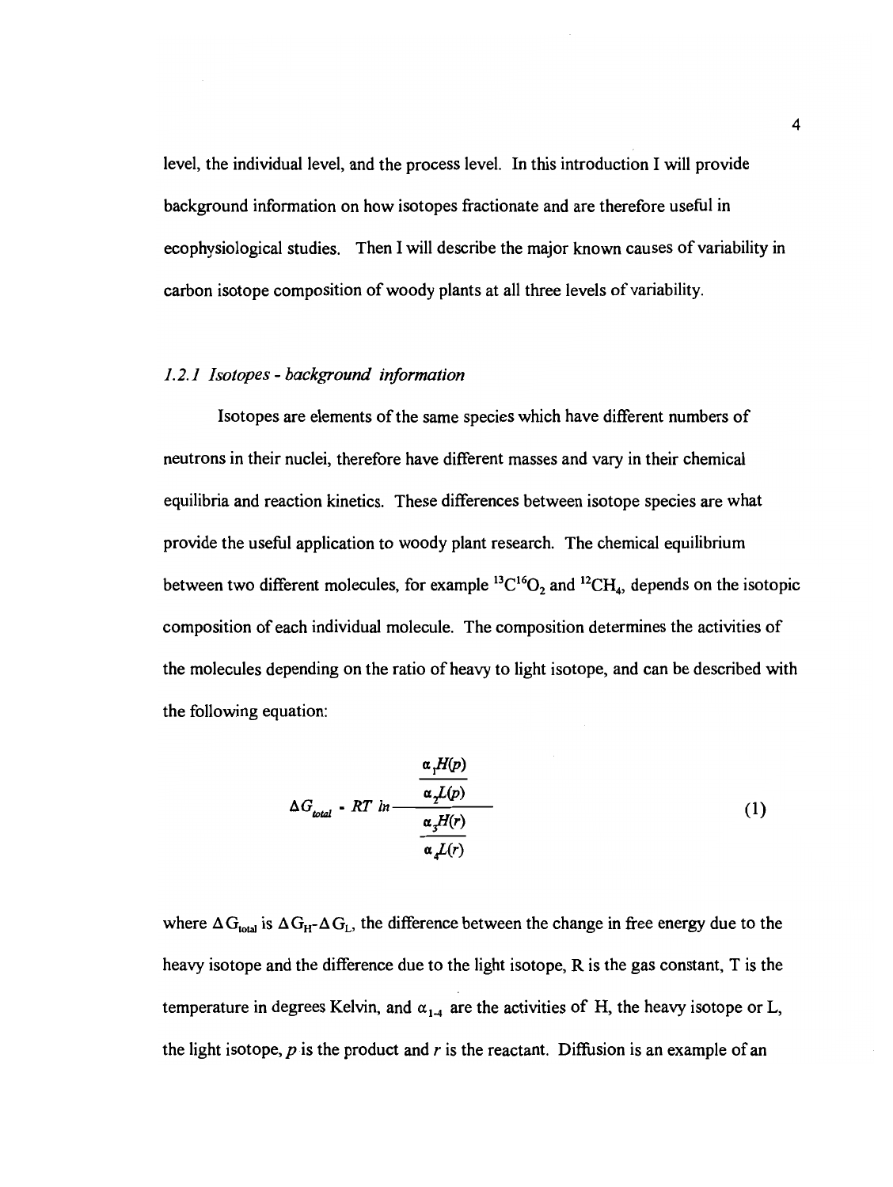level, the individual level, and the process level. In this introduction I will provide background information on how isotopes fractionate and are therefore useful in ecophysiological studies. Then I will describe the major known causes of variability in carbon isotope composition of woody plants at all three levels of variability.

### *1.2.1 Isotopes - background information*

Isotopes are elements of the same species which have different numbers of neutrons in their nuclei, therefore have different masses and vary in their chemical equilibria and reaction kinetics. These differences between isotope species are what provide the useful application to woody plant research. The chemical equilibrium between two different molecules, for example $^{13}C^{16}O_2$ and $^{12}CH_4$, depends on the isotopic composition of each individual molecule. The composition determines the activities of the molecules depending on the ratio of heavy to light isotope, and can be described with the following equation:

$$\Delta G_{total} = RT \ ln \frac{\dfrac{\alpha_1 H(p)}{\alpha_2 L(p)}}{\dfrac{\alpha_3 H(r)}{\alpha_4 L(r)}} \tag{1}$$

where $\Delta G_{total}$ is $\Delta G_H$-$\Delta G_L$, the difference between the change in free energy due to the heavy isotope and the difference due to the light isotope, R is the gas constant, T is the temperature in degrees Kelvin, and $\alpha_{1\text{-}4}$ are the activities of H, the heavy isotope or L, the light isotope, *p* is the product and *r* is the reactant. Diffusion is an example of an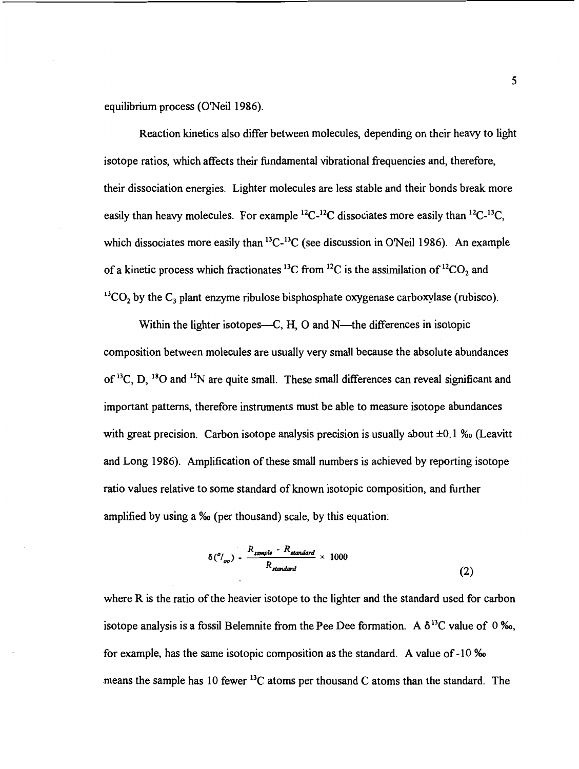equilibrium process (O'Neil 1986).

Reaction kinetics also differ between molecules, depending on their heavy to light isotope ratios, which affects their fundamental vibrational frequencies and, therefore, their dissociation energies. Lighter molecules are less stable and their bonds break more easily than heavy molecules. For example $^{12}C$-$^{12}C$ dissociates more easily than $^{12}C$-$^{13}C$, which dissociates more easily than $^{13}C$-$^{13}C$ (see discussion in O'Neil 1986). An example of a kinetic process which fractionates $^{13}C$ from $^{12}C$ is the assimilation of $^{12}CO_2$ and $^{13}CO_2$ by the $C_3$ plant enzyme ribulose bisphosphate oxygenase carboxylase (rubisco).

Within the lighter isotopes—C, H, O and N—the differences in isotopic composition between molecules are usually very small because the absolute abundances of $^{13}C$, D, $^{18}O$ and $^{15}N$ are quite small. These small differences can reveal significant and important patterns, therefore instruments must be able to measure isotope abundances with great precision. Carbon isotope analysis precision is usually about ±0.1 ‰ (Leavitt and Long 1986). Amplification of these small numbers is achieved by reporting isotope ratio values relative to some standard of known isotopic composition, and further amplified by using a ‰ (per thousand) scale, by this equation:

$$\delta(‰) = \frac{R_{sample} - R_{standard}}{R_{standard}} \times 1000 \tag{2}$$

where R is the ratio of the heavier isotope to the lighter and the standard used for carbon isotope analysis is a fossil Belemnite from the Pee Dee formation. A $\delta^{13}C$ value of 0 ‰, for example, has the same isotopic composition as the standard. A value of -10 ‰ means the sample has 10 fewer $^{13}C$ atoms per thousand C atoms than the standard. The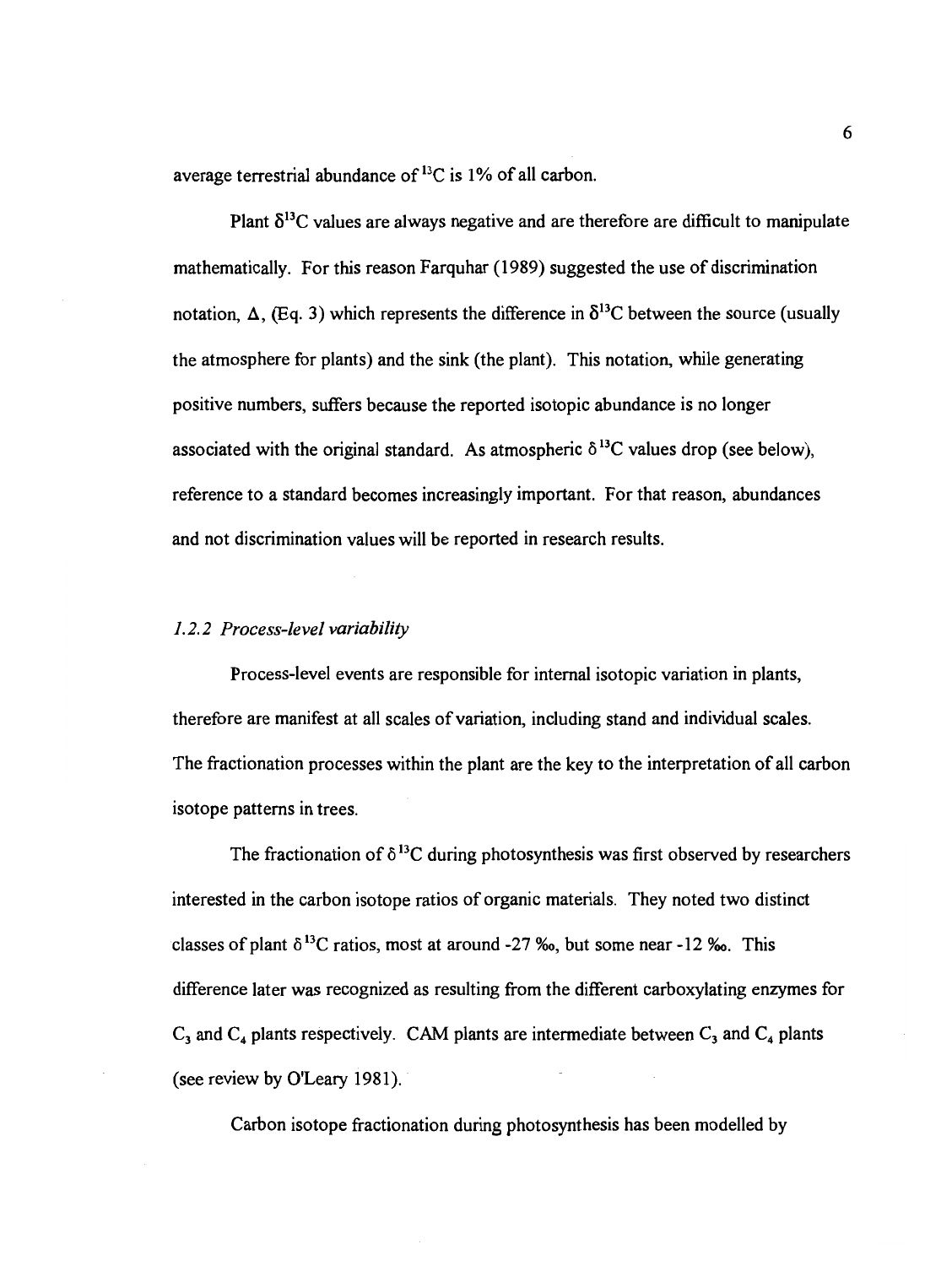average terrestrial abundance of $^{13}C$ is 1% of all carbon.

Plant $\delta^{13}C$ values are always negative and are therefore are difficult to manipulate mathematically. For this reason Farquhar (1989) suggested the use of discrimination notation, $\Delta$, (Eq. 3) which represents the difference in $\delta^{13}C$ between the source (usually the atmosphere for plants) and the sink (the plant). This notation, while generating positive numbers, suffers because the reported isotopic abundance is no longer associated with the original standard. As atmospheric $\delta^{13}C$ values drop (see below), reference to a standard becomes increasingly important. For that reason, abundances and not discrimination values will be reported in research results.

### *1.2.2 Process-level variability*

Process-level events are responsible for internal isotopic variation in plants, therefore are manifest at all scales of variation, including stand and individual scales. The fractionation processes within the plant are the key to the interpretation of all carbon isotope patterns in trees.

The fractionation of $\delta^{13}C$ during photosynthesis was first observed by researchers interested in the carbon isotope ratios of organic materials. They noted two distinct classes of plant $\delta^{13}C$ ratios, most at around -27 ‰, but some near -12 ‰. This difference later was recognized as resulting from the different carboxylating enzymes for $C_3$ and $C_4$ plants respectively. CAM plants are intermediate between $C_3$ and $C_4$ plants (see review by O'Leary 1981).

Carbon isotope fractionation during photosynthesis has been modelled by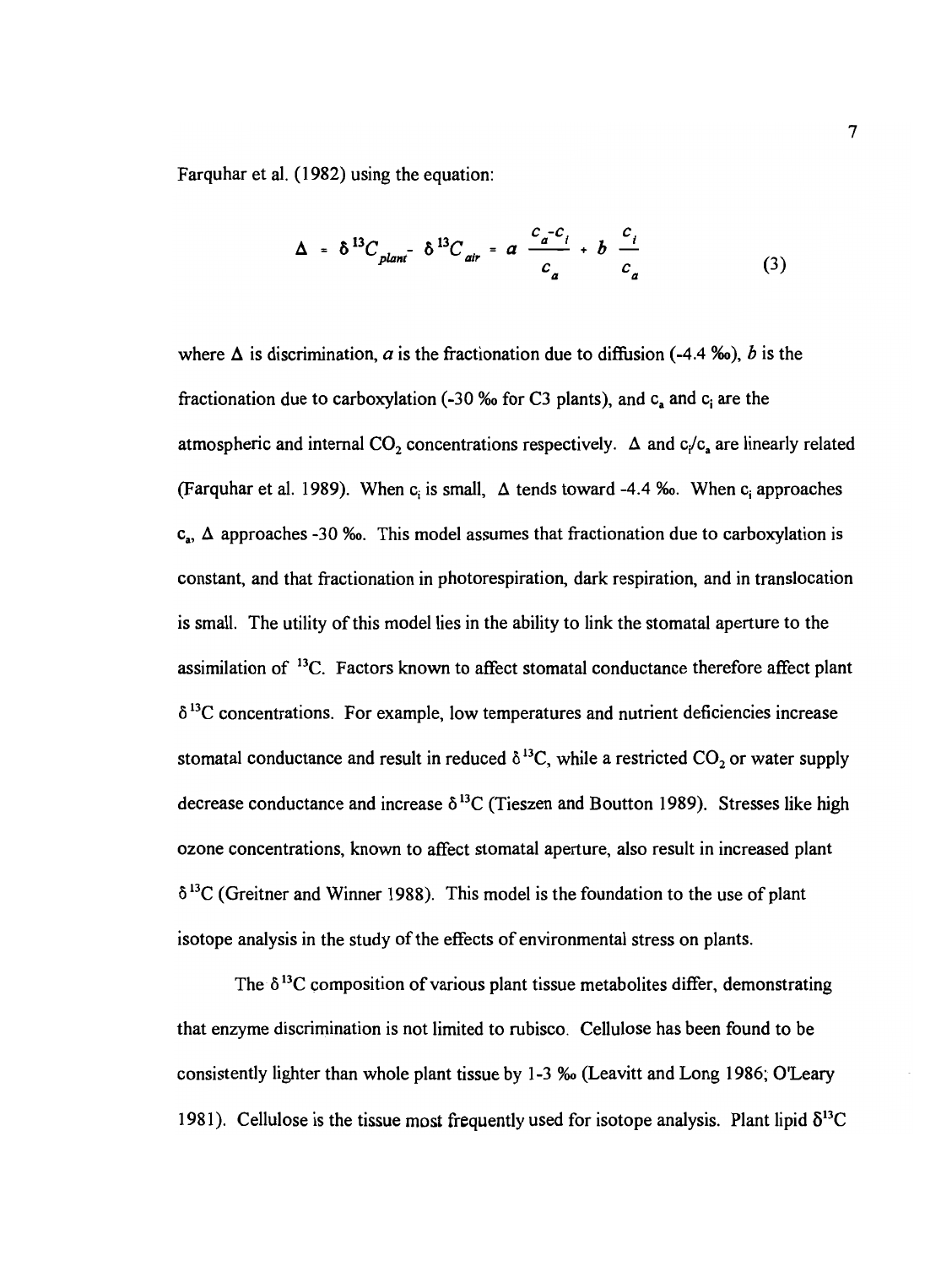Farquhar et al. (1982) using the equation:

$$\Delta = \delta^{13}C_{plant} - \delta^{13}C_{air} = a \frac{c_a - c_i}{c_a} + b \frac{c_i}{c_a} \tag{3}$$

where $\Delta$ is discrimination, $a$ is the fractionation due to diffusion (-4.4 ‰), $b$ is the fractionation due to carboxylation (-30 ‰ for C3 plants), and $c_a$ and $c_i$ are the atmospheric and internal $CO_2$ concentrations respectively. $\Delta$ and $c_i/c_a$ are linearly related (Farquhar et al. 1989). When $c_i$ is small, $\Delta$ tends toward -4.4 ‰. When $c_i$ approaches $c_a$, $\Delta$ approaches -30 ‰. This model assumes that fractionation due to carboxylation is constant, and that fractionation in photorespiration, dark respiration, and in translocation is small. The utility of this model lies in the ability to link the stomatal aperture to the assimilation of $^{13}C$. Factors known to affect stomatal conductance therefore affect plant $\delta^{13}C$ concentrations. For example, low temperatures and nutrient deficiencies increase stomatal conductance and result in reduced $\delta^{13}C$, while a restricted $CO_2$ or water supply decrease conductance and increase $\delta^{13}C$ (Tieszen and Boutton 1989). Stresses like high ozone concentrations, known to affect stomatal aperture, also result in increased plant $\delta^{13}C$ (Greitner and Winner 1988). This model is the foundation to the use of plant isotope analysis in the study of the effects of environmental stress on plants.

The $\delta^{13}C$ composition of various plant tissue metabolites differ, demonstrating that enzyme discrimination is not limited to rubisco. Cellulose has been found to be consistently lighter than whole plant tissue by 1-3 ‰ (Leavitt and Long 1986; O'Leary 1981). Cellulose is the tissue most frequently used for isotope analysis. Plant lipid $\delta^{13}C$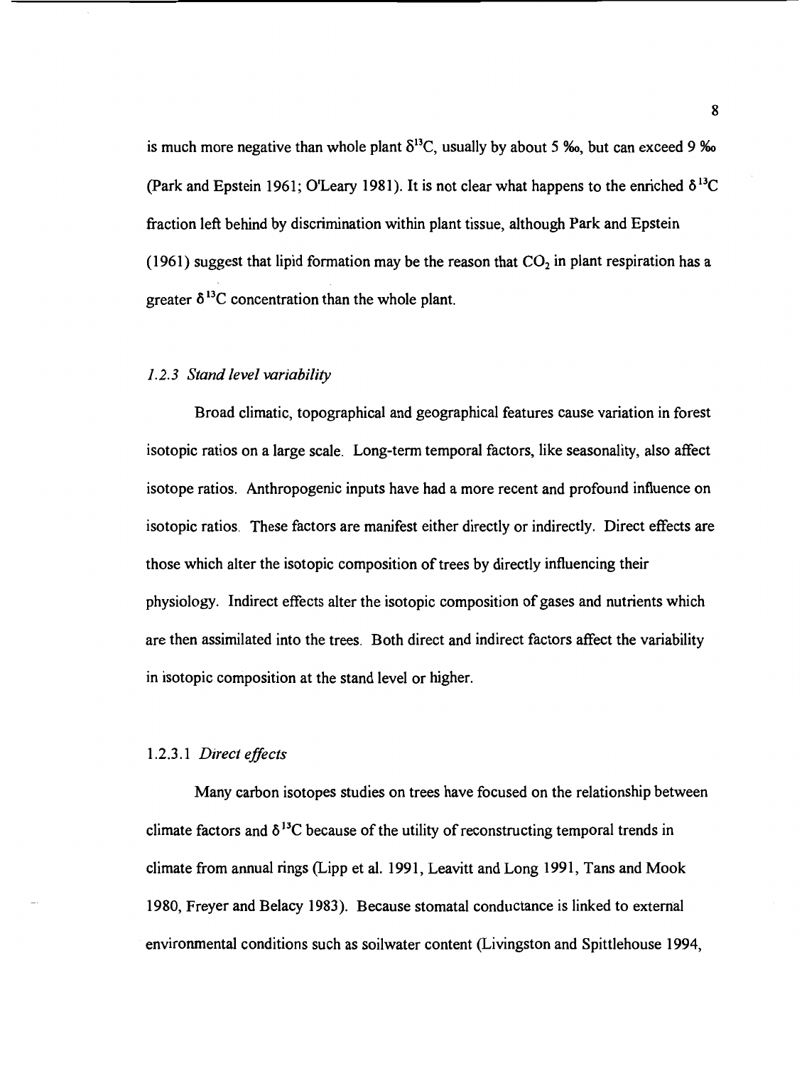is much more negative than whole plant $\delta^{13}C$, usually by about 5 ‰, but can exceed 9 ‰ (Park and Epstein 1961; O'Leary 1981). It is not clear what happens to the enriched $\delta^{13}C$ fraction left behind by discrimination within plant tissue, although Park and Epstein (1961) suggest that lipid formation may be the reason that $CO_2$ in plant respiration has a greater $\delta^{13}C$ concentration than the whole plant.

### 1.2.3 *Stand level variability*

Broad climatic, topographical and geographical features cause variation in forest isotopic ratios on a large scale. Long-term temporal factors, like seasonality, also affect isotope ratios. Anthropogenic inputs have had a more recent and profound influence on isotopic ratios. These factors are manifest either directly or indirectly. Direct effects are those which alter the isotopic composition of trees by directly influencing their physiology. Indirect effects alter the isotopic composition of gases and nutrients which are then assimilated into the trees. Both direct and indirect factors affect the variability in isotopic composition at the stand level or higher.

#### 1.2.3.1 *Direct effects*

Many carbon isotopes studies on trees have focused on the relationship between climate factors and $\delta^{13}C$ because of the utility of reconstructing temporal trends in climate from annual rings (Lipp et al. 1991, Leavitt and Long 1991, Tans and Mook 1980, Freyer and Belacy 1983). Because stomatal conductance is linked to external environmental conditions such as soilwater content (Livingston and Spittlehouse 1994,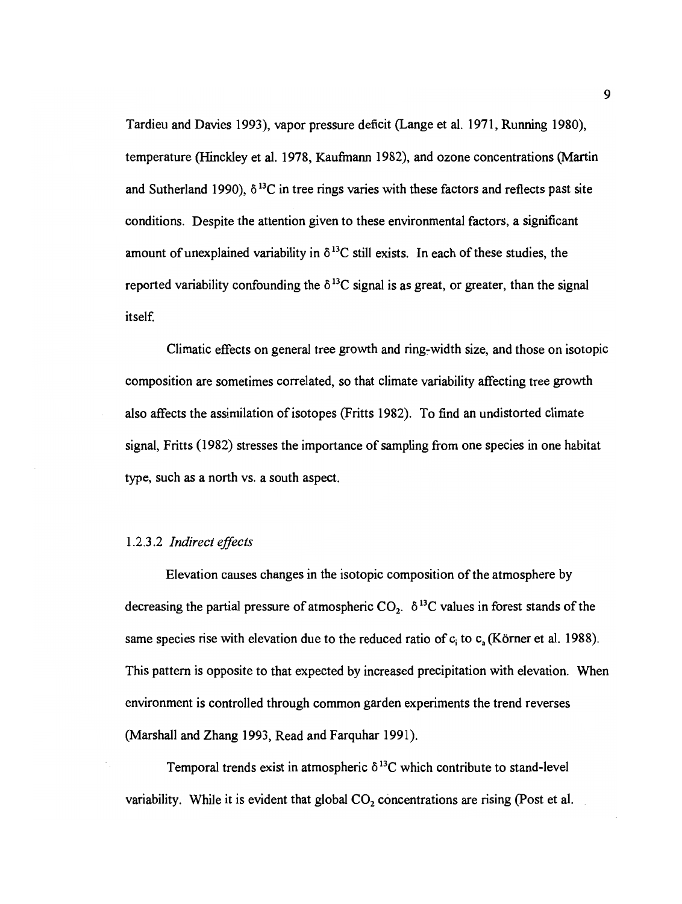Tardieu and Davies 1993), vapor pressure deficit (Lange et al. 1971, Running 1980), temperature (Hinckley et al. 1978, Kaufmann 1982), and ozone concentrations (Martin and Sutherland 1990), $\delta^{13}C$ in tree rings varies with these factors and reflects past site conditions. Despite the attention given to these environmental factors, a significant amount of unexplained variability in $\delta^{13}C$ still exists. In each of these studies, the reported variability confounding the $\delta^{13}C$ signal is as great, or greater, than the signal itself.

Climatic effects on general tree growth and ring-width size, and those on isotopic composition are sometimes correlated, so that climate variability affecting tree growth also affects the assimilation of isotopes (Fritts 1982). To find an undistorted climate signal, Fritts (1982) stresses the importance of sampling from one species in one habitat type, such as a north vs. a south aspect.

#### 1.2.3.2 *Indirect effects*

Elevation causes changes in the isotopic composition of the atmosphere by decreasing the partial pressure of atmospheric $CO_2$. $\delta^{13}C$ values in forest stands of the same species rise with elevation due to the reduced ratio of $c_i$ to $c_a$ (Körner et al. 1988). This pattern is opposite to that expected by increased precipitation with elevation. When environment is controlled through common garden experiments the trend reverses (Marshall and Zhang 1993, Read and Farquhar 1991).

Temporal trends exist in atmospheric $\delta^{13}C$ which contribute to stand-level variability. While it is evident that global $CO_2$ concentrations are rising (Post et al.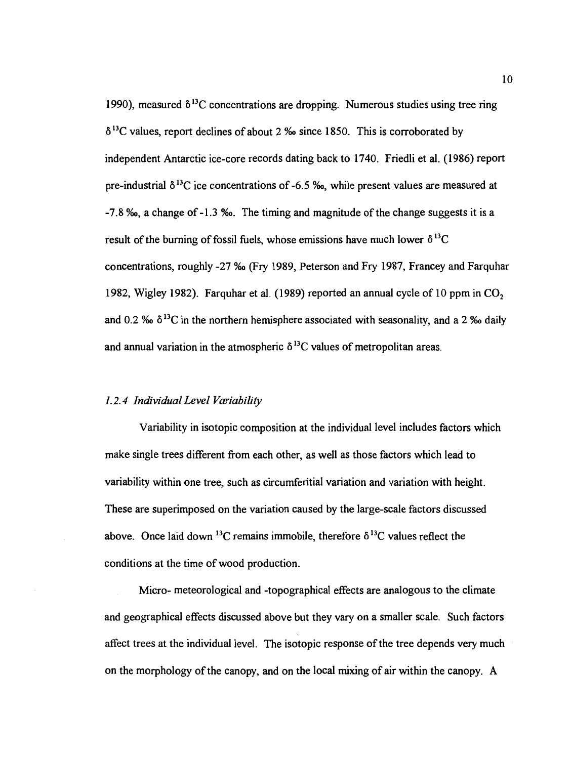1990), measured $\delta^{13}C$ concentrations are dropping. Numerous studies using tree ring $\delta^{13}C$ values, report declines of about 2 ‰ since 1850. This is corroborated by independent Antarctic ice-core records dating back to 1740. Friedli et al. (1986) report pre-industrial $\delta^{13}C$ ice concentrations of -6.5 ‰, while present values are measured at -7.8 ‰, a change of -1.3 ‰. The timing and magnitude of the change suggests it is a result of the burning of fossil fuels, whose emissions have much lower $\delta^{13}C$ concentrations, roughly -27 ‰ (Fry 1989, Peterson and Fry 1987, Francey and Farquhar 1982, Wigley 1982). Farquhar et al. (1989) reported an annual cycle of 10 ppm in $CO_2$ and 0.2 ‰ $\delta^{13}C$ in the northern hemisphere associated with seasonality, and a 2 ‰ daily and annual variation in the atmospheric $\delta^{13}C$ values of metropolitan areas.

### *1.2.4 Individual Level Variability*

Variability in isotopic composition at the individual level includes factors which make single trees different from each other, as well as those factors which lead to variability within one tree, such as circumferitial variation and variation with height. These are superimposed on the variation caused by the large-scale factors discussed above. Once laid down $^{13}C$ remains immobile, therefore $\delta^{13}C$ values reflect the conditions at the time of wood production.

Micro- meteorological and -topographical effects are analogous to the climate and geographical effects discussed above but they vary on a smaller scale. Such factors affect trees at the individual level. The isotopic response of the tree depends very much on the morphology of the canopy, and on the local mixing of air within the canopy. A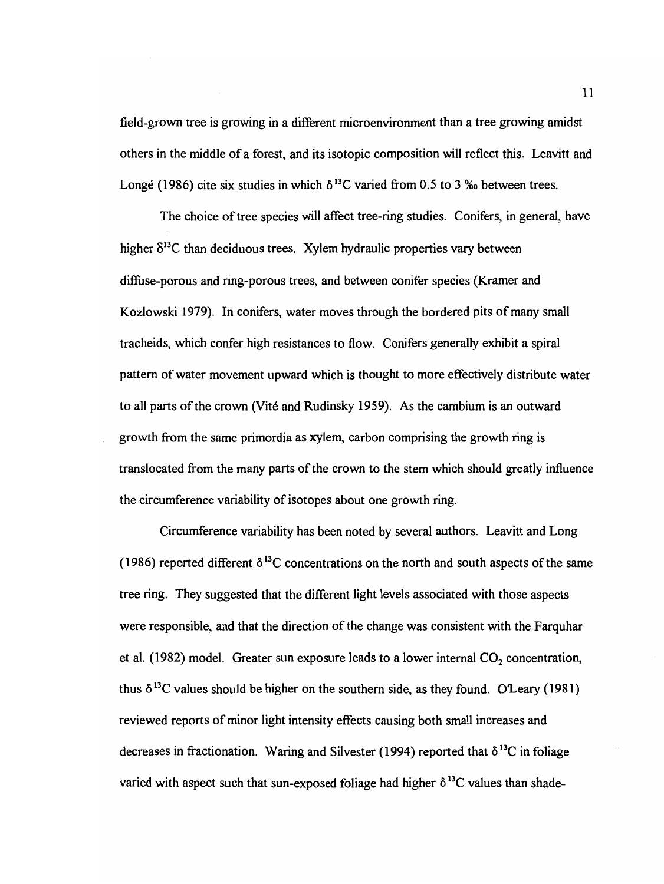field-grown tree is growing in a different microenvironment than a tree growing amidst others in the middle of a forest, and its isotopic composition will reflect this. Leavitt and Longé (1986) cite six studies in which $\delta^{13}C$ varied from 0.5 to 3 ‰ between trees.

The choice of tree species will affect tree-ring studies. Conifers, in general, have higher $\delta^{13}C$ than deciduous trees. Xylem hydraulic properties vary between diffuse-porous and ring-porous trees, and between conifer species (Kramer and Kozlowski 1979). In conifers, water moves through the bordered pits of many small tracheids, which confer high resistances to flow. Conifers generally exhibit a spiral pattern of water movement upward which is thought to more effectively distribute water to all parts of the crown (Vité and Rudinsky 1959). As the cambium is an outward growth from the same primordia as xylem, carbon comprising the growth ring is translocated from the many parts of the crown to the stem which should greatly influence the circumference variability of isotopes about one growth ring.

Circumference variability has been noted by several authors. Leavitt and Long (1986) reported different $\delta^{13}C$ concentrations on the north and south aspects of the same tree ring. They suggested that the different light levels associated with those aspects were responsible, and that the direction of the change was consistent with the Farquhar et al. (1982) model. Greater sun exposure leads to a lower internal $CO_2$ concentration, thus $\delta^{13}C$ values should be higher on the southern side, as they found. O'Leary (1981) reviewed reports of minor light intensity effects causing both small increases and decreases in fractionation. Waring and Silvester (1994) reported that $\delta^{13}C$ in foliage varied with aspect such that sun-exposed foliage had higher $\delta^{13}C$ values than shade-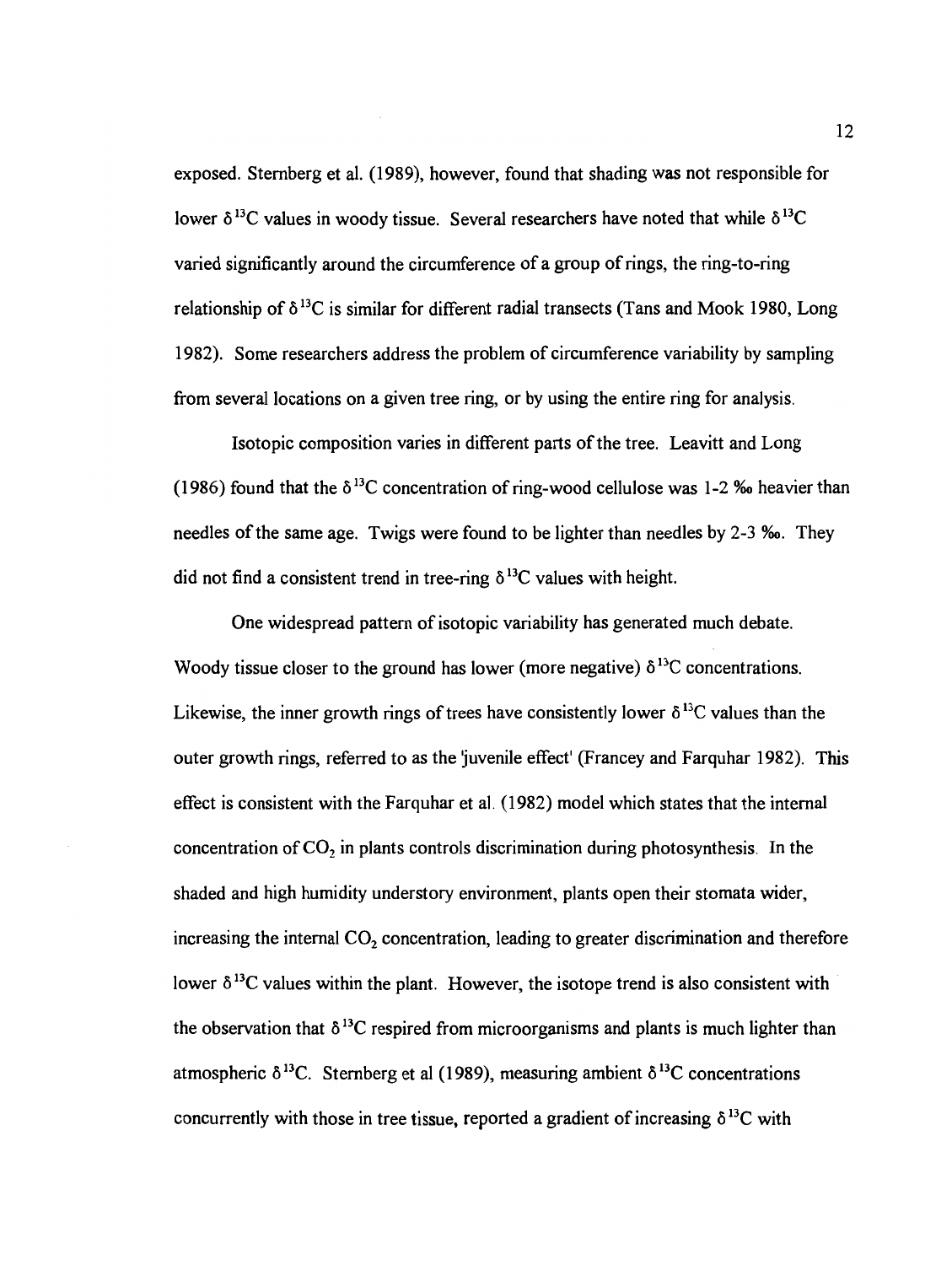exposed. Sternberg et al. (1989), however, found that shading was not responsible for lower $\delta^{13}C$ values in woody tissue. Several researchers have noted that while $\delta^{13}C$ varied significantly around the circumference of a group of rings, the ring-to-ring relationship of $\delta^{13}C$ is similar for different radial transects (Tans and Mook 1980, Long 1982). Some researchers address the problem of circumference variability by sampling from several locations on a given tree ring, or by using the entire ring for analysis.

Isotopic composition varies in different parts of the tree. Leavitt and Long (1986) found that the $\delta^{13}C$ concentration of ring-wood cellulose was 1-2 ‰ heavier than needles of the same age. Twigs were found to be lighter than needles by 2-3 ‰. They did not find a consistent trend in tree-ring $\delta^{13}C$ values with height.

One widespread pattern of isotopic variability has generated much debate. Woody tissue closer to the ground has lower (more negative) $\delta^{13}C$ concentrations. Likewise, the inner growth rings of trees have consistently lower $\delta^{13}C$ values than the outer growth rings, referred to as the 'juvenile effect' (Francey and Farquhar 1982). This effect is consistent with the Farquhar et al. (1982) model which states that the internal concentration of $CO_2$ in plants controls discrimination during photosynthesis. In the shaded and high humidity understory environment, plants open their stomata wider, increasing the internal $CO_2$ concentration, leading to greater discrimination and therefore lower $\delta^{13}C$ values within the plant. However, the isotope trend is also consistent with the observation that $\delta^{13}C$ respired from microorganisms and plants is much lighter than atmospheric $\delta^{13}C$. Sternberg et al (1989), measuring ambient $\delta^{13}C$ concentrations concurrently with those in tree tissue, reported a gradient of increasing $\delta^{13}C$ with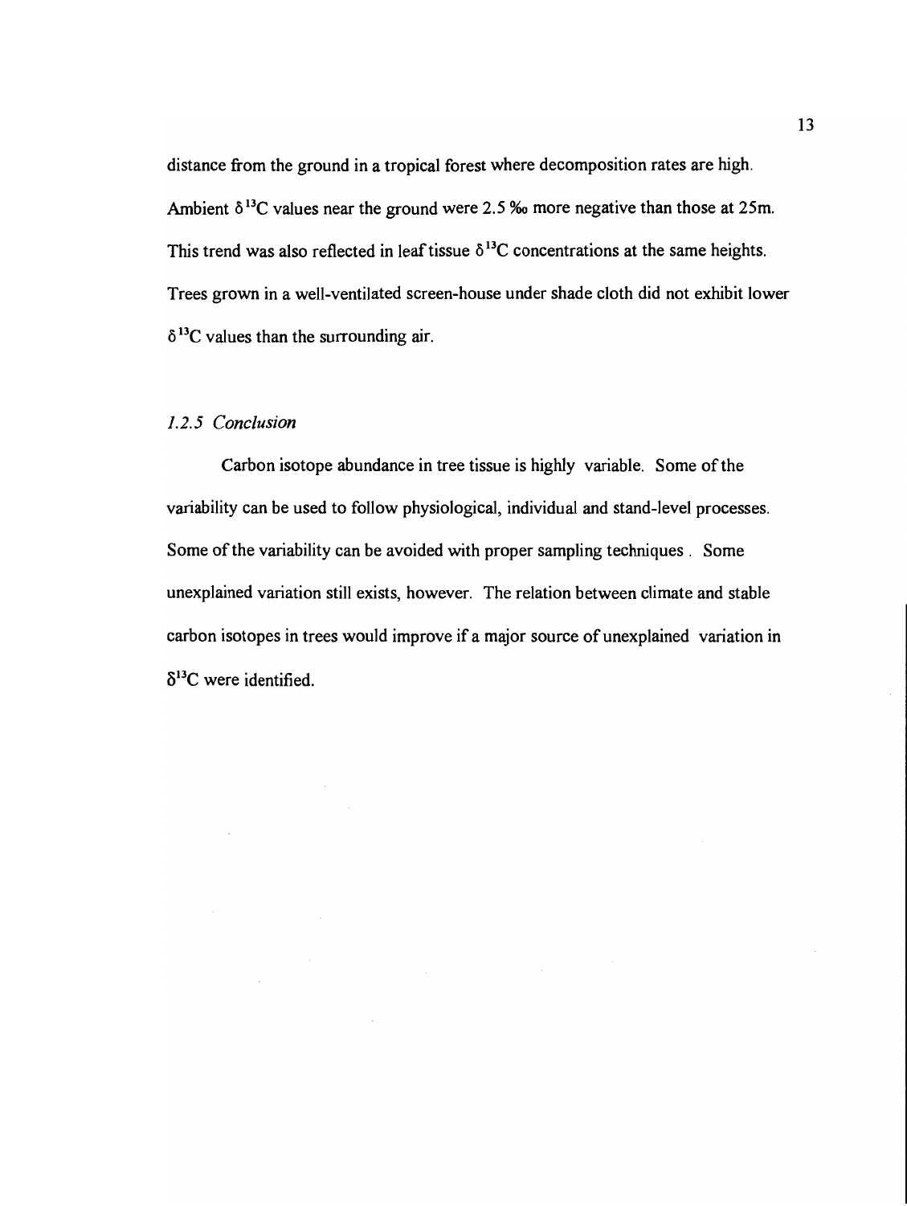distance from the ground in a tropical forest where decomposition rates are high. Ambient $\delta^{13}C$ values near the ground were 2.5 ‰ more negative than those at 25m. This trend was also reflected in leaf tissue $\delta^{13}C$ concentrations at the same heights. Trees grown in a well-ventilated screen-house under shade cloth did not exhibit lower $\delta^{13}C$ values than the surrounding air.

### *1.2.5 Conclusion*

Carbon isotope abundance in tree tissue is highly variable. Some of the variability can be used to follow physiological, individual and stand-level processes. Some of the variability can be avoided with proper sampling techniques. Some unexplained variation still exists, however. The relation between climate and stable carbon isotopes in trees would improve if a major source of unexplained variation in $\delta^{13}C$ were identified.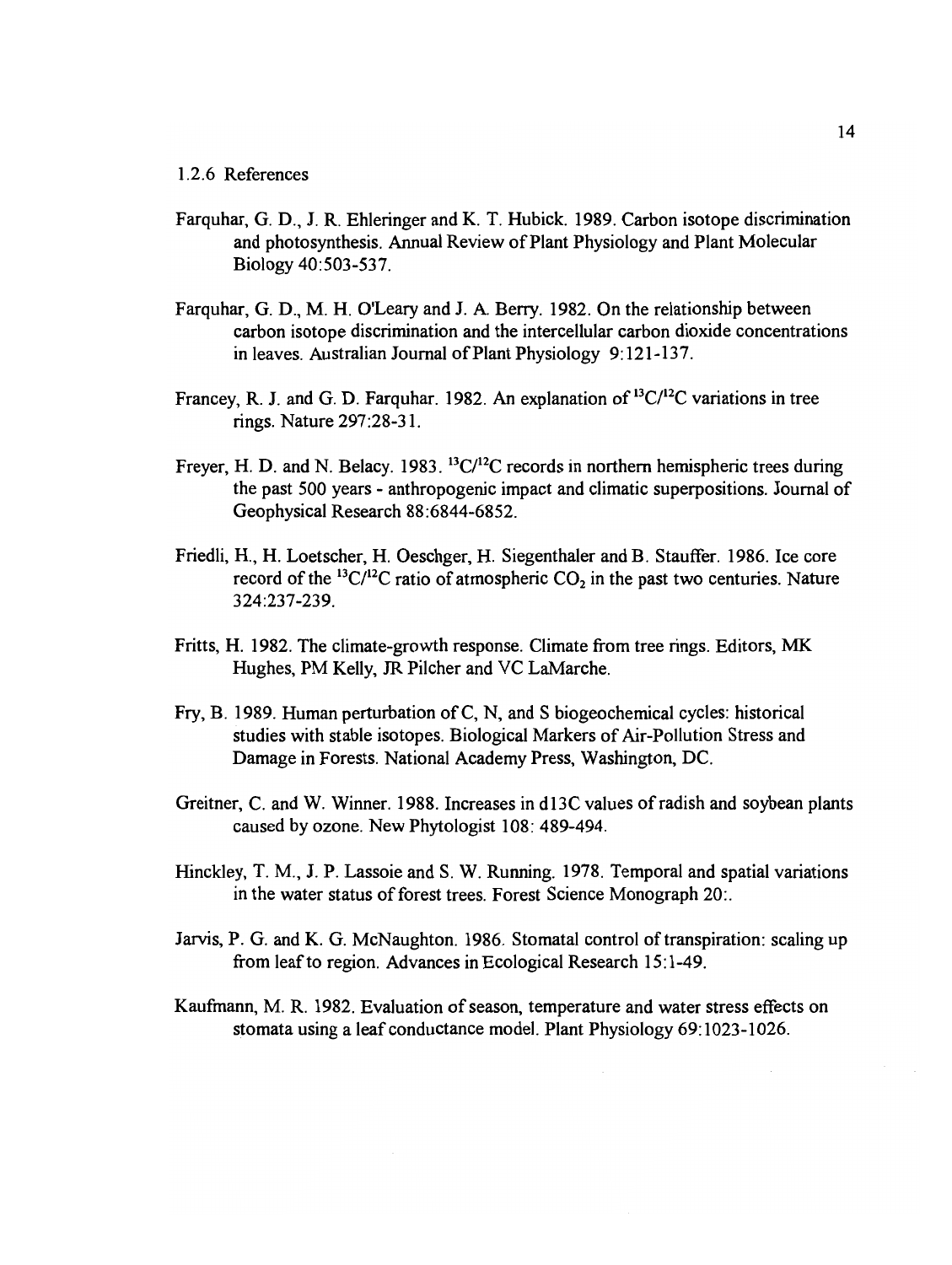### 1.2.6 References

Farquhar, G. D., J. R. Ehleringer and K. T. Hubick. 1989. Carbon isotope discrimination and photosynthesis. Annual Review of Plant Physiology and Plant Molecular Biology 40:503-537.

Farquhar, G. D., M. H. O'Leary and J. A. Berry. 1982. On the relationship between carbon isotope discrimination and the intercellular carbon dioxide concentrations in leaves. Australian Journal of Plant Physiology 9:121-137.

Francey, R. J. and G. D. Farquhar. 1982. An explanation of $^{13}C/^{12}C$ variations in tree rings. Nature 297:28-31.

Freyer, H. D. and N. Belacy. 1983. $^{13}C/^{12}C$ records in northern hemispheric trees during the past 500 years - anthropogenic impact and climatic superpositions. Journal of Geophysical Research 88:6844-6852.

Friedli, H., H. Loetscher, H. Oeschger, H. Siegenthaler and B. Stauffer. 1986. Ice core record of the $^{13}C/^{12}C$ ratio of atmospheric $CO_2$ in the past two centuries. Nature 324:237-239.

Fritts, H. 1982. The climate-growth response. Climate from tree rings. Editors, MK Hughes, PM Kelly, JR Pilcher and VC LaMarche.

Fry, B. 1989. Human perturbation of C, N, and S biogeochemical cycles: historical studies with stable isotopes. Biological Markers of Air-Pollution Stress and Damage in Forests. National Academy Press, Washington, DC.

Greitner, C. and W. Winner. 1988. Increases in d13C values of radish and soybean plants caused by ozone. New Phytologist 108: 489-494.

Hinckley, T. M., J. P. Lassoie and S. W. Running. 1978. Temporal and spatial variations in the water status of forest trees. Forest Science Monograph 20:.

Jarvis, P. G. and K. G. McNaughton. 1986. Stomatal control of transpiration: scaling up from leaf to region. Advances in Ecological Research 15:1-49.

Kaufmann, M. R. 1982. Evaluation of season, temperature and water stress effects on stomata using a leaf conductance model. Plant Physiology 69:1023-1026.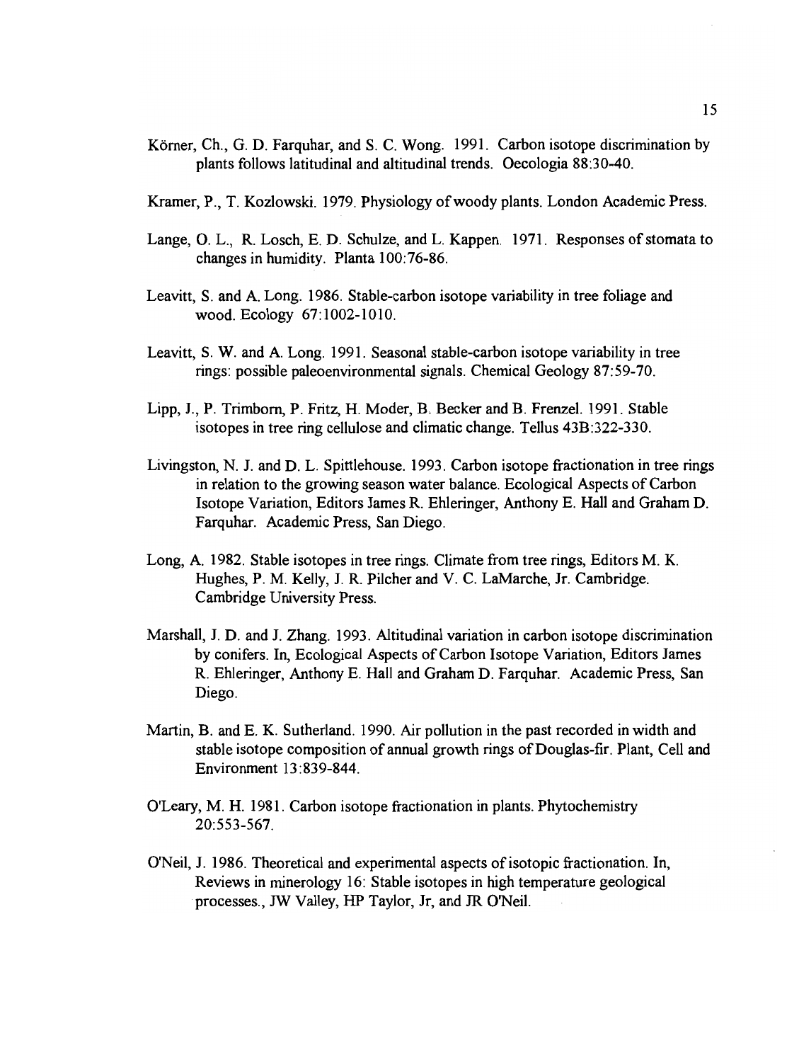Körner, Ch., G. D. Farquhar, and S. C. Wong. 1991. Carbon isotope discrimination by plants follows latitudinal and altitudinal trends. Oecologia 88:30-40.

Kramer, P., T. Kozlowski. 1979. Physiology of woody plants. London Academic Press.

Lange, O. L., R. Losch, E. D. Schulze, and L. Kappen. 1971. Responses of stomata to changes in humidity. Planta 100:76-86.

Leavitt, S. and A. Long. 1986. Stable-carbon isotope variability in tree foliage and wood. Ecology 67:1002-1010.

Leavitt, S. W. and A. Long. 1991. Seasonal stable-carbon isotope variability in tree rings: possible paleoenvironmental signals. Chemical Geology 87:59-70.

Lipp, J., P. Trimborn, P. Fritz, H. Moder, B. Becker and B. Frenzel. 1991. Stable isotopes in tree ring cellulose and climatic change. Tellus 43B:322-330.

Livingston, N. J. and D. L. Spittlehouse. 1993. Carbon isotope fractionation in tree rings in relation to the growing season water balance. Ecological Aspects of Carbon Isotope Variation, Editors James R. Ehleringer, Anthony E. Hall and Graham D. Farquhar. Academic Press, San Diego.

Long, A. 1982. Stable isotopes in tree rings. Climate from tree rings, Editors M. K. Hughes, P. M. Kelly, J. R. Pilcher and V. C. LaMarche, Jr. Cambridge. Cambridge University Press.

Marshall, J. D. and J. Zhang. 1993. Altitudinal variation in carbon isotope discrimination by conifers. In, Ecological Aspects of Carbon Isotope Variation, Editors James R. Ehleringer, Anthony E. Hall and Graham D. Farquhar. Academic Press, San Diego.

Martin, B. and E. K. Sutherland. 1990. Air pollution in the past recorded in width and stable isotope composition of annual growth rings of Douglas-fir. Plant, Cell and Environment 13:839-844.

O'Leary, M. H. 1981. Carbon isotope fractionation in plants. Phytochemistry 20:553-567.

O'Neil, J. 1986. Theoretical and experimental aspects of isotopic fractionation. In, Reviews in minerology 16: Stable isotopes in high temperature geological processes., JW Valley, HP Taylor, Jr, and JR O'Neil.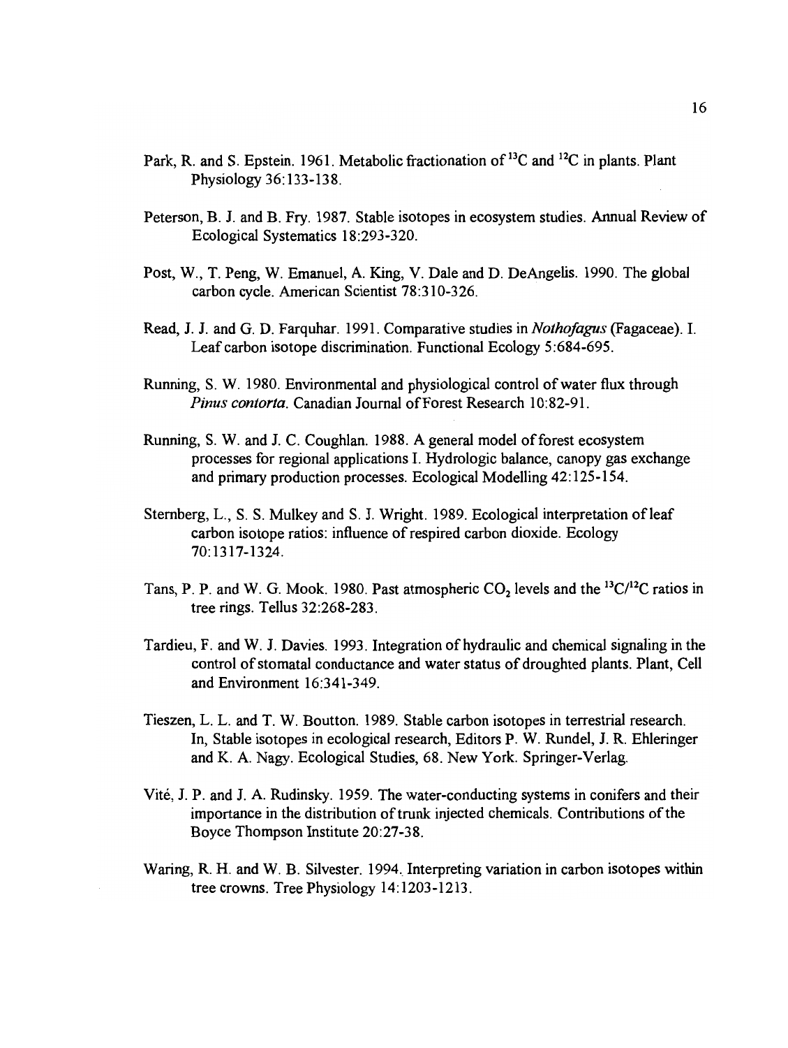Park, R. and S. Epstein. 1961. Metabolic fractionation of $^{13}C$ and $^{12}C$ in plants. Plant Physiology 36:133-138.

Peterson, B. J. and B. Fry. 1987. Stable isotopes in ecosystem studies. Annual Review of Ecological Systematics 18:293-320.

Post, W., T. Peng, W. Emanuel, A. King, V. Dale and D. DeAngelis. 1990. The global carbon cycle. American Scientist 78:310-326.

Read, J. J. and G. D. Farquhar. 1991. Comparative studies in *Nothofagus* (Fagaceae). I. Leaf carbon isotope discrimination. Functional Ecology 5:684-695.

Running, S. W. 1980. Environmental and physiological control of water flux through *Pinus contorta*. Canadian Journal of Forest Research 10:82-91.

Running, S. W. and J. C. Coughlan. 1988. A general model of forest ecosystem processes for regional applications I. Hydrologic balance, canopy gas exchange and primary production processes. Ecological Modelling 42:125-154.

Sternberg, L., S. S. Mulkey and S. J. Wright. 1989. Ecological interpretation of leaf carbon isotope ratios: influence of respired carbon dioxide. Ecology 70:1317-1324.

Tans, P. P. and W. G. Mook. 1980. Past atmospheric $CO_2$ levels and the $^{13}C/^{12}C$ ratios in tree rings. Tellus 32:268-283.

Tardieu, F. and W. J. Davies. 1993. Integration of hydraulic and chemical signaling in the control of stomatal conductance and water status of droughted plants. Plant, Cell and Environment 16:341-349.

Tieszen, L. L. and T. W. Boutton. 1989. Stable carbon isotopes in terrestrial research. In, Stable isotopes in ecological research, Editors P. W. Rundel, J. R. Ehleringer and K. A. Nagy. Ecological Studies, 68. New York. Springer-Verlag.

Vité, J. P. and J. A. Rudinsky. 1959. The water-conducting systems in conifers and their importance in the distribution of trunk injected chemicals. Contributions of the Boyce Thompson Institute 20:27-38.

Waring, R. H. and W. B. Silvester. 1994. Interpreting variation in carbon isotopes within tree crowns. Tree Physiology 14:1203-1213.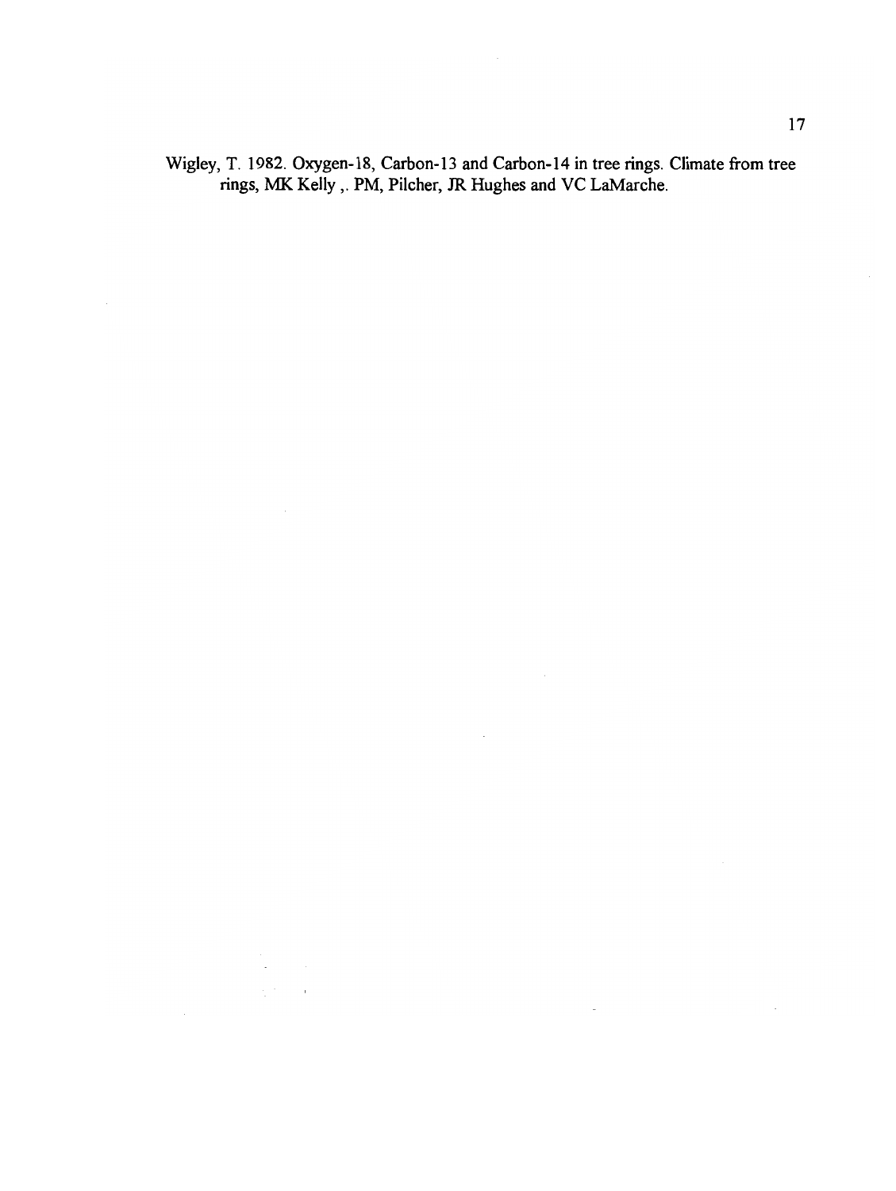Wigley, T. 1982. Oxygen-18, Carbon-13 and Carbon-14 in tree rings. Climate from tree rings, MK Kelly ,. PM, Pilcher, JR Hughes and VC LaMarche.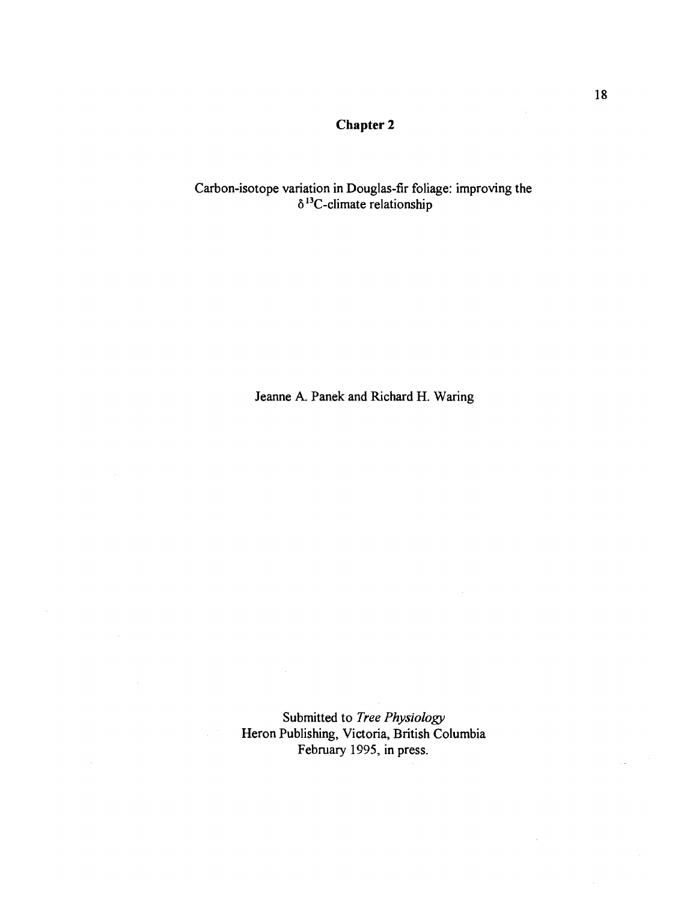# Chapter 2

Carbon-isotope variation in Douglas-fir foliage: improving the $\delta^{13}$C-climate relationship

Jeanne A. Panek and Richard H. Waring

Submitted to *Tree Physiology*
Heron Publishing, Victoria, British Columbia
February 1995, in press.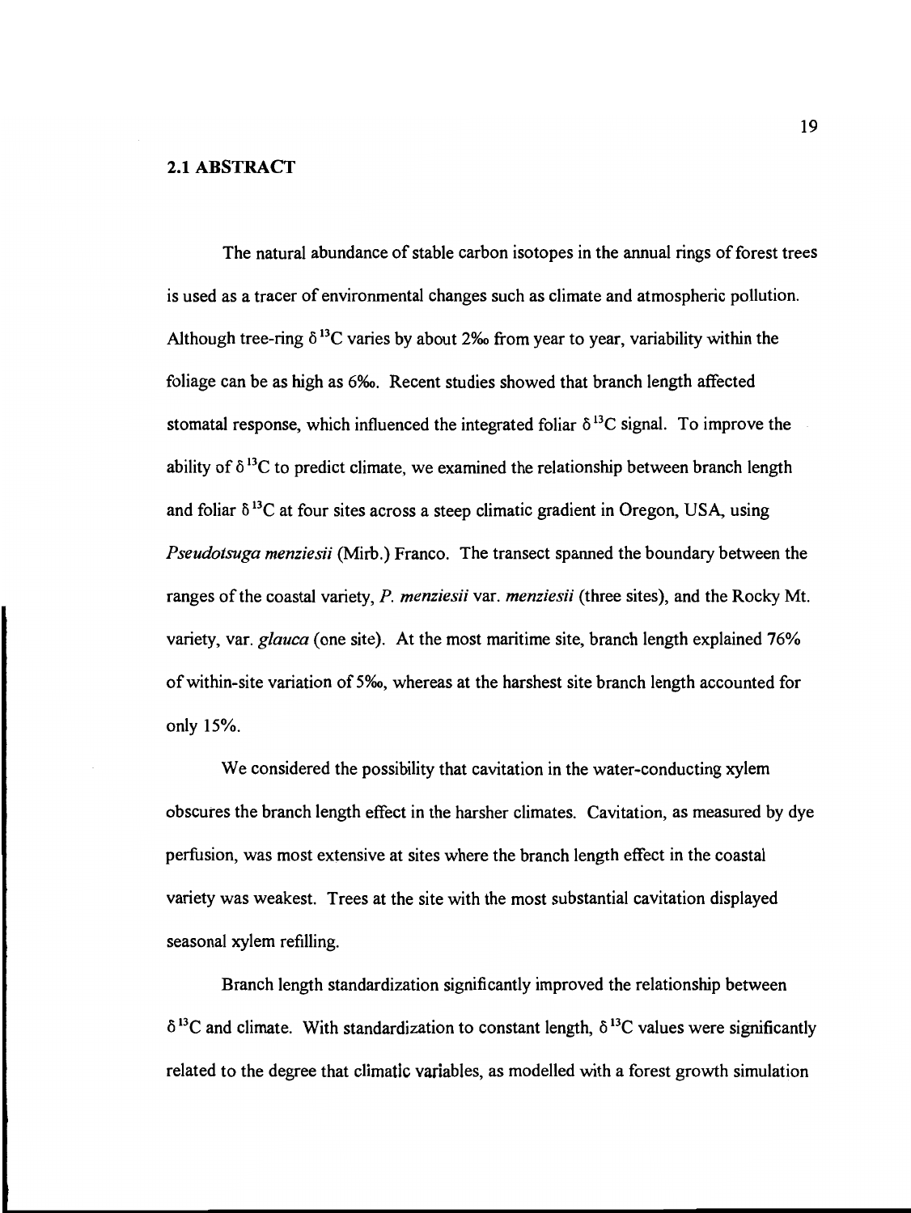## 2.1 ABSTRACT

The natural abundance of stable carbon isotopes in the annual rings of forest trees is used as a tracer of environmental changes such as climate and atmospheric pollution. Although tree-ring $\delta^{13}C$ varies by about 2‰ from year to year, variability within the foliage can be as high as 6‰. Recent studies showed that branch length affected stomatal response, which influenced the integrated foliar $\delta^{13}C$ signal. To improve the ability of $\delta^{13}C$ to predict climate, we examined the relationship between branch length and foliar $\delta^{13}C$ at four sites across a steep climatic gradient in Oregon, USA, using *Pseudotsuga menziesii* (Mirb.) Franco. The transect spanned the boundary between the ranges of the coastal variety, *P. menziesii* var. *menziesii* (three sites), and the Rocky Mt. variety, var. *glauca* (one site). At the most maritime site, branch length explained 76% of within-site variation of 5‰, whereas at the harshest site branch length accounted for only 15%.

We considered the possibility that cavitation in the water-conducting xylem obscures the branch length effect in the harsher climates. Cavitation, as measured by dye perfusion, was most extensive at sites where the branch length effect in the coastal variety was weakest. Trees at the site with the most substantial cavitation displayed seasonal xylem refilling.

Branch length standardization significantly improved the relationship between $\delta^{13}C$ and climate. With standardization to constant length, $\delta^{13}C$ values were significantly related to the degree that climatic variables, as modelled with a forest growth simulation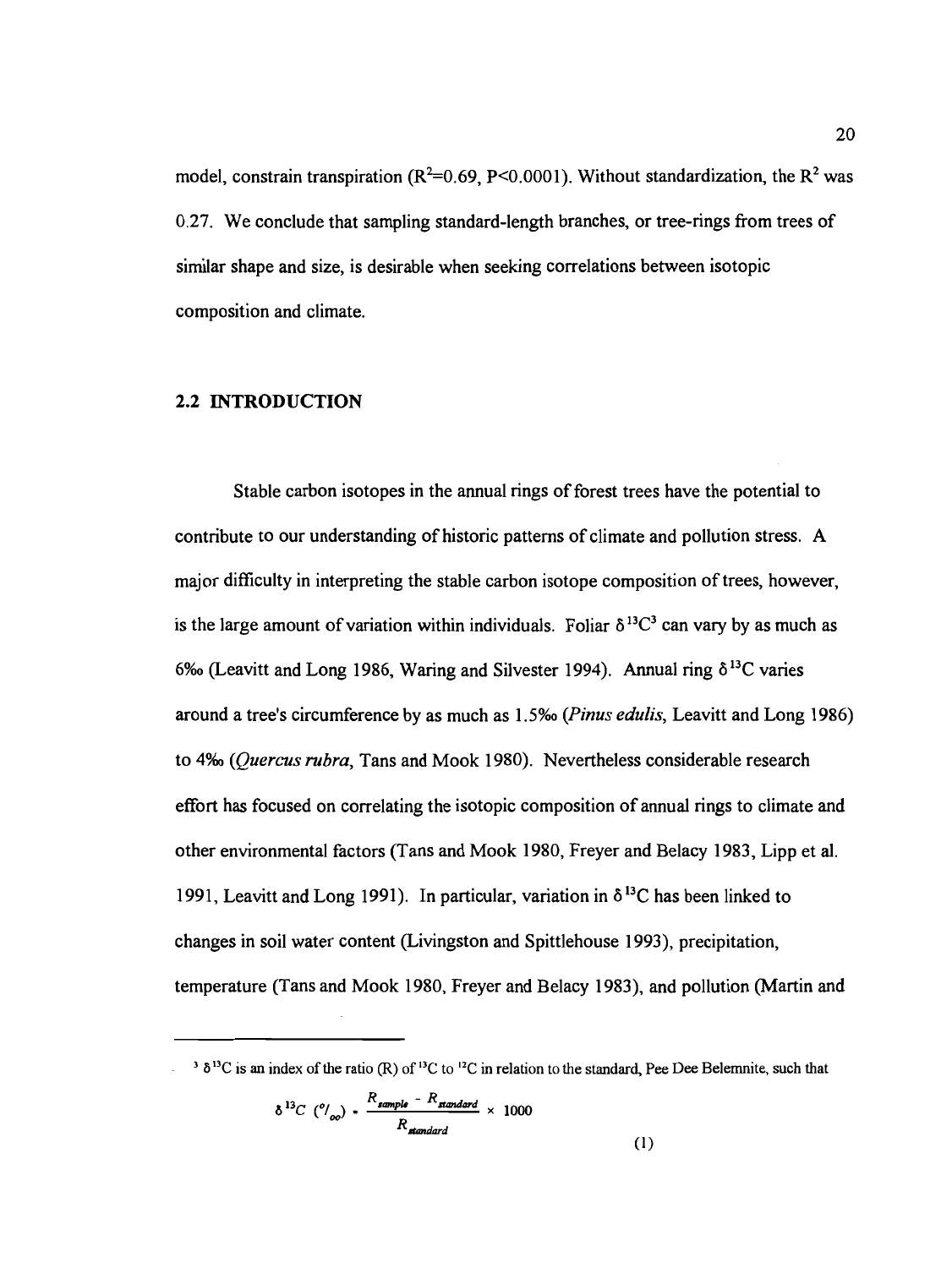model, constrain transpiration ($R^2$=0.69, $P<0.0001$). Without standardization, the $R^2$ was 0.27. We conclude that sampling standard-length branches, or tree-rings from trees of similar shape and size, is desirable when seeking correlations between isotopic composition and climate.

## 2.2 INTRODUCTION

Stable carbon isotopes in the annual rings of forest trees have the potential to contribute to our understanding of historic patterns of climate and pollution stress. A major difficulty in interpreting the stable carbon isotope composition of trees, however, is the large amount of variation within individuals. Foliar $\delta^{13}C$[3] can vary by as much as 6‰ (Leavitt and Long 1986, Waring and Silvester 1994). Annual ring $\delta^{13}C$ varies around a tree's circumference by as much as 1.5‰ (*Pinus edulis*, Leavitt and Long 1986) to 4‰ (*Quercus rubra*, Tans and Mook 1980). Nevertheless considerable research effort has focused on correlating the isotopic composition of annual rings to climate and other environmental factors (Tans and Mook 1980, Freyer and Belacy 1983, Lipp et al. 1991, Leavitt and Long 1991). In particular, variation in $\delta^{13}C$ has been linked to changes in soil water content (Livingston and Spittlehouse 1993), precipitation, temperature (Tans and Mook 1980, Freyer and Belacy 1983), and pollution (Martin and

---

[3] $\delta^{13}C$ is an index of the ratio (R) of $^{13}C$ to $^{12}C$ in relation to the standard, Pee Dee Belemnite, such that

$$\delta^{13}C \ (‰) = \frac{R_{sample} - R_{standard}}{R_{standard}} \times 1000 \qquad (1)$$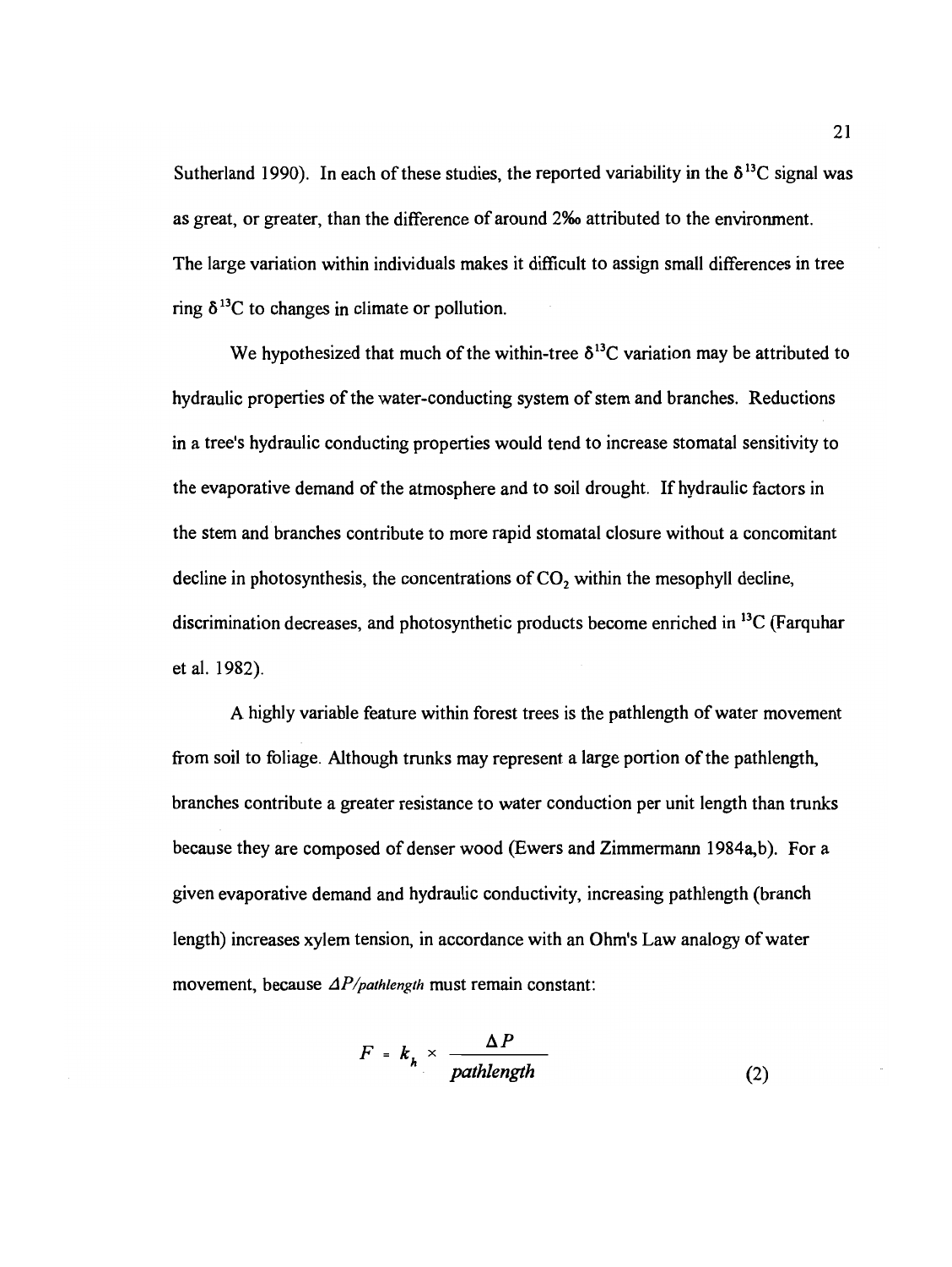Sutherland 1990). In each of these studies, the reported variability in the $\delta^{13}C$ signal was as great, or greater, than the difference of around 2‰ attributed to the environment. The large variation within individuals makes it difficult to assign small differences in tree ring $\delta^{13}C$ to changes in climate or pollution.

We hypothesized that much of the within-tree $\delta^{13}C$ variation may be attributed to hydraulic properties of the water-conducting system of stem and branches. Reductions in a tree's hydraulic conducting properties would tend to increase stomatal sensitivity to the evaporative demand of the atmosphere and to soil drought. If hydraulic factors in the stem and branches contribute to more rapid stomatal closure without a concomitant decline in photosynthesis, the concentrations of $CO_2$ within the mesophyll decline, discrimination decreases, and photosynthetic products become enriched in $^{13}C$ (Farquhar et al. 1982).

A highly variable feature within forest trees is the pathlength of water movement from soil to foliage. Although trunks may represent a large portion of the pathlength, branches contribute a greater resistance to water conduction per unit length than trunks because they are composed of denser wood (Ewers and Zimmermann 1984a,b). For a given evaporative demand and hydraulic conductivity, increasing pathlength (branch length) increases xylem tension, in accordance with an Ohm's Law analogy of water movement, because $\Delta P/pathlength$ must remain constant:

$$F = k_h \times \frac{\Delta P}{pathlength} \qquad (2)$$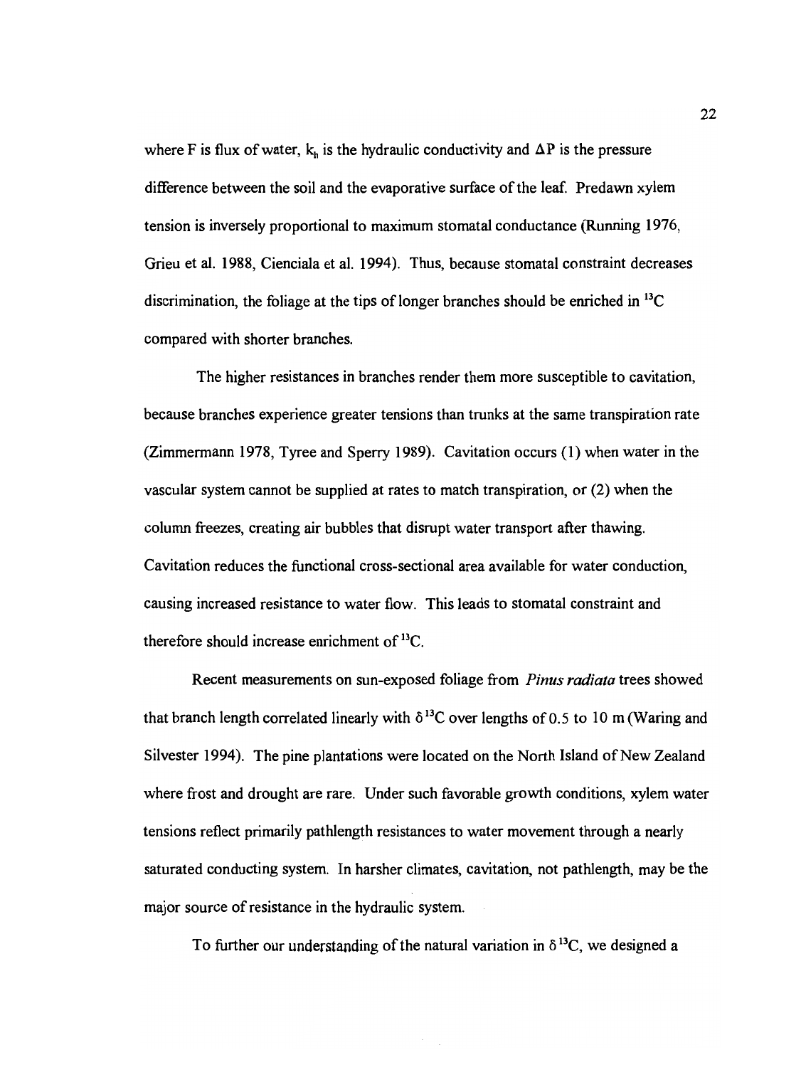where F is flux of water, $k_h$ is the hydraulic conductivity and $\Delta P$ is the pressure difference between the soil and the evaporative surface of the leaf. Predawn xylem tension is inversely proportional to maximum stomatal conductance (Running 1976, Grieu et al. 1988, Cienciala et al. 1994). Thus, because stomatal constraint decreases discrimination, the foliage at the tips of longer branches should be enriched in $^{13}C$ compared with shorter branches.

The higher resistances in branches render them more susceptible to cavitation, because branches experience greater tensions than trunks at the same transpiration rate (Zimmermann 1978, Tyree and Sperry 1989). Cavitation occurs (1) when water in the vascular system cannot be supplied at rates to match transpiration, or (2) when the column freezes, creating air bubbles that disrupt water transport after thawing. Cavitation reduces the functional cross-sectional area available for water conduction, causing increased resistance to water flow. This leads to stomatal constraint and therefore should increase enrichment of $^{13}C$.

Recent measurements on sun-exposed foliage from *Pinus radiata* trees showed that branch length correlated linearly with $\delta^{13}C$ over lengths of 0.5 to 10 m (Waring and Silvester 1994). The pine plantations were located on the North Island of New Zealand where frost and drought are rare. Under such favorable growth conditions, xylem water tensions reflect primarily pathlength resistances to water movement through a nearly saturated conducting system. In harsher climates, cavitation, not pathlength, may be the major source of resistance in the hydraulic system.

To further our understanding of the natural variation in $\delta^{13}C$, we designed a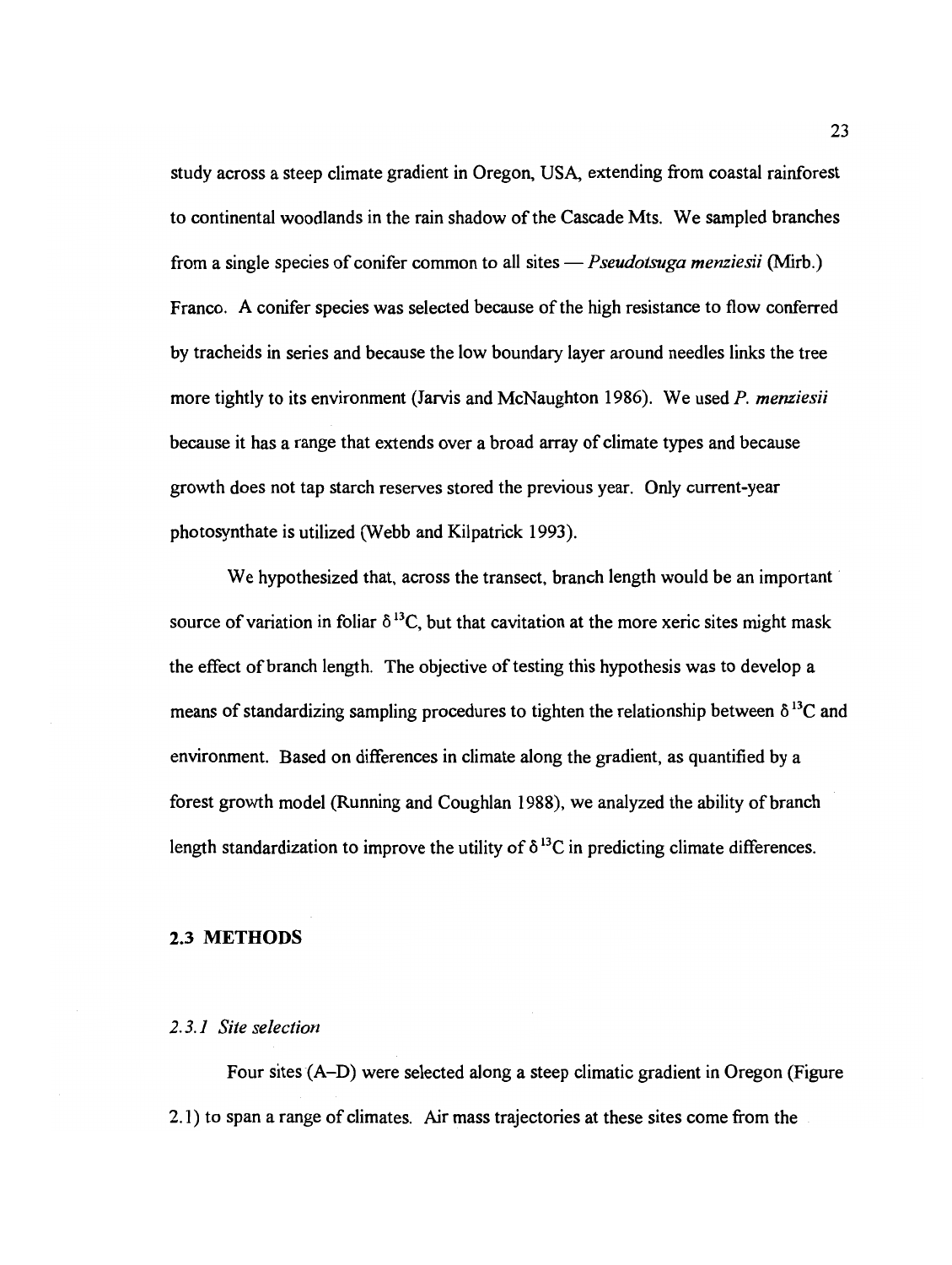study across a steep climate gradient in Oregon, USA, extending from coastal rainforest to continental woodlands in the rain shadow of the Cascade Mts. We sampled branches from a single species of conifer common to all sites — *Pseudotsuga menziesii* (Mirb.) Franco. A conifer species was selected because of the high resistance to flow conferred by tracheids in series and because the low boundary layer around needles links the tree more tightly to its environment (Jarvis and McNaughton 1986). We used *P. menziesii* because it has a range that extends over a broad array of climate types and because growth does not tap starch reserves stored the previous year. Only current-year photosynthate is utilized (Webb and Kilpatrick 1993).

We hypothesized that, across the transect, branch length would be an important source of variation in foliar $\delta^{13}C$, but that cavitation at the more xeric sites might mask the effect of branch length. The objective of testing this hypothesis was to develop a means of standardizing sampling procedures to tighten the relationship between $\delta^{13}C$ and environment. Based on differences in climate along the gradient, as quantified by a forest growth model (Running and Coughlan 1988), we analyzed the ability of branch length standardization to improve the utility of $\delta^{13}C$ in predicting climate differences.

## 2.3 METHODS

### *2.3.1 Site selection*

Four sites (A–D) were selected along a steep climatic gradient in Oregon (Figure 2.1) to span a range of climates. Air mass trajectories at these sites come from the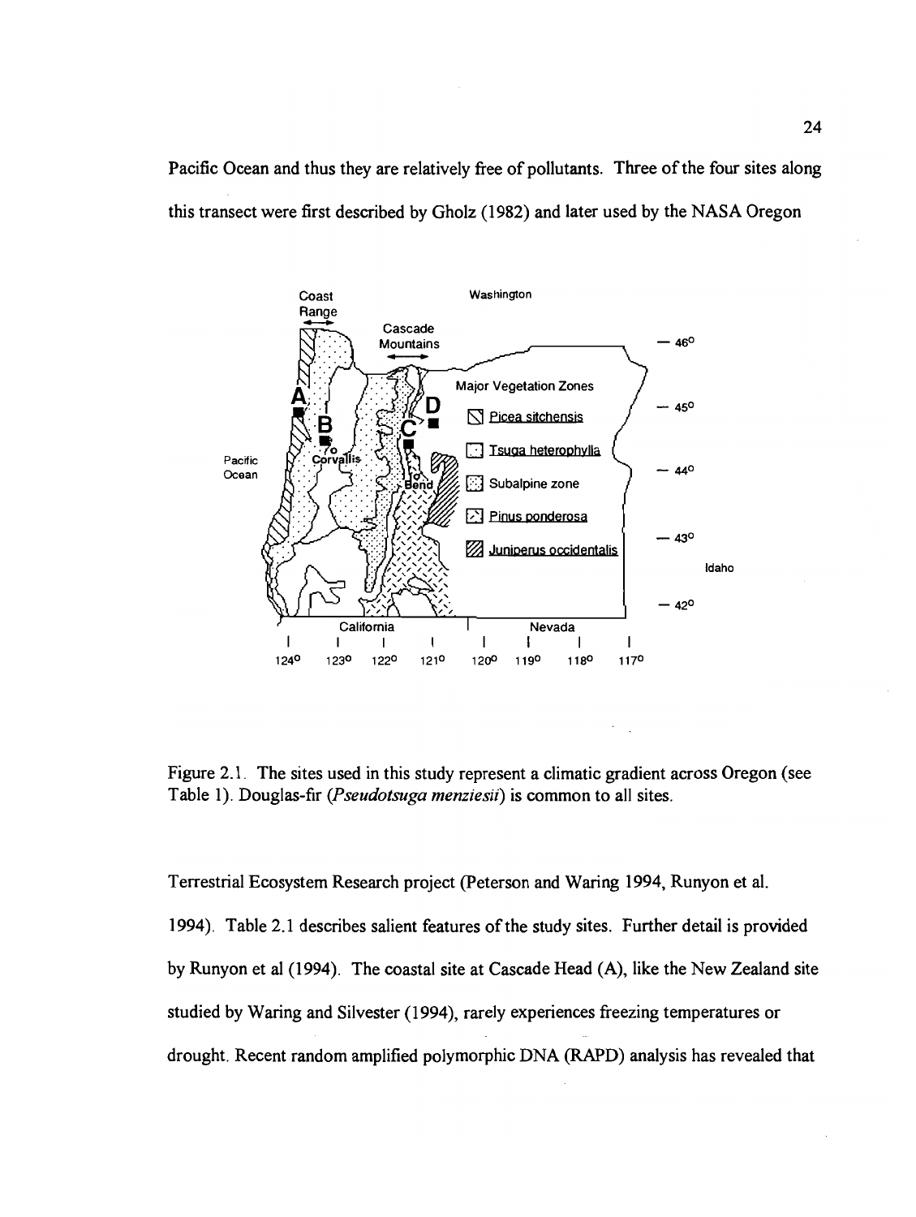Pacific Ocean and thus they are relatively free of pollutants. Three of the four sites along this transect were first described by Gholz (1982) and later used by the NASA Oregon

Figure 2.1. The sites used in this study represent a climatic gradient across Oregon (see Table 1). Douglas-fir (*Pseudotsuga menziesii*) is common to all sites.

Terrestrial Ecosystem Research project (Peterson and Waring 1994, Runyon et al. 1994). Table 2.1 describes salient features of the study sites. Further detail is provided by Runyon et al (1994). The coastal site at Cascade Head (A), like the New Zealand site studied by Waring and Silvester (1994), rarely experiences freezing temperatures or drought. Recent random amplified polymorphic DNA (RAPD) analysis has revealed that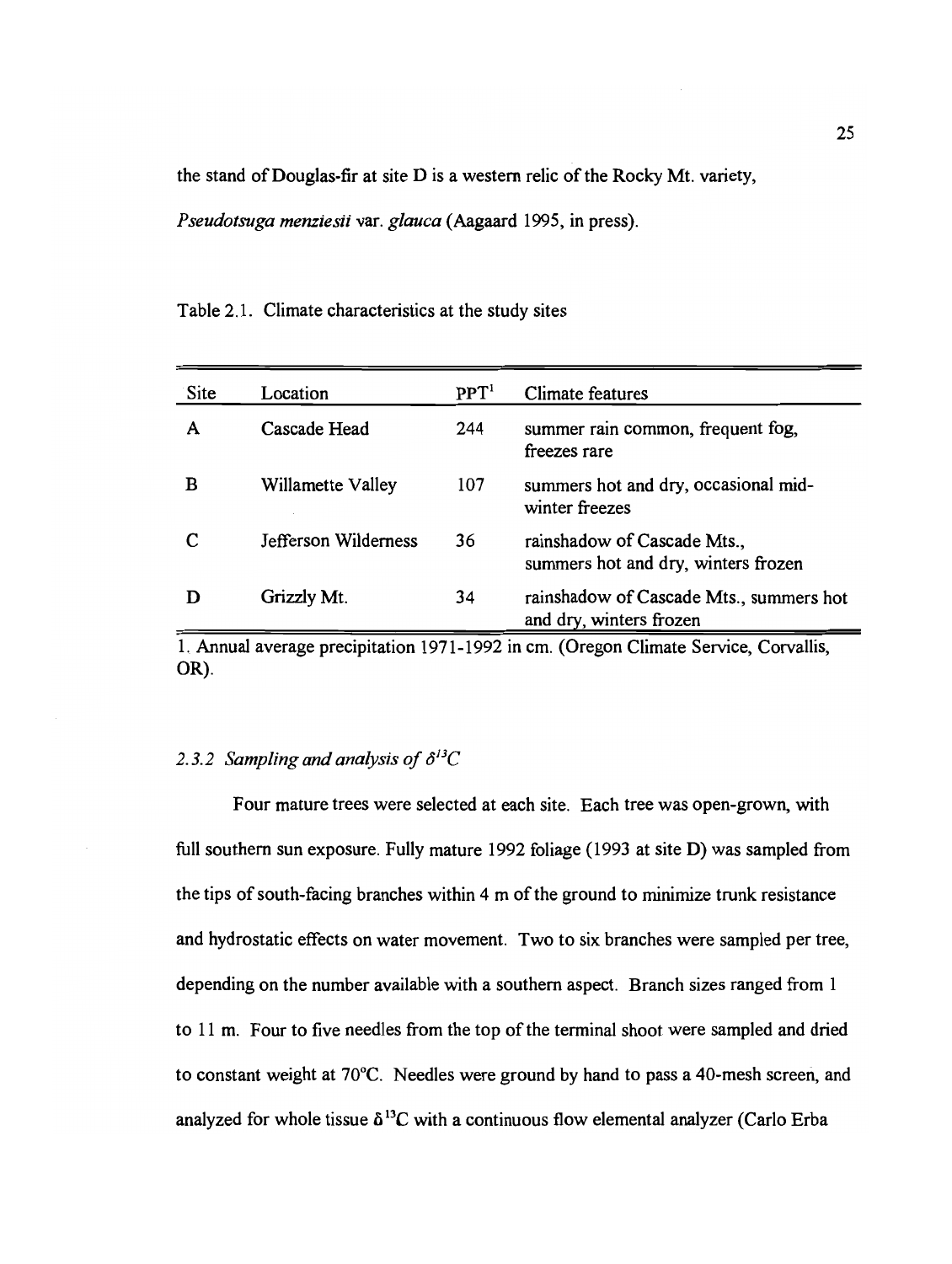the stand of Douglas-fir at site D is a western relic of the Rocky Mt. variety, *Pseudotsuga menziesii* var. *glauca* (Aagaard 1995, in press).

Table 2.1. Climate characteristics at the study sites

| Site | Location | PPT[1] | Climate features |
|---|---|---|---|
| A | Cascade Head | 244 | summer rain common, frequent fog, freezes rare |
| B | Willamette Valley | 107 | summers hot and dry, occasional mid-winter freezes |
| C | Jefferson Wilderness | 36 | rainshadow of Cascade Mts., summers hot and dry, winters frozen |
| D | Grizzly Mt. | 34 | rainshadow of Cascade Mts., summers hot and dry, winters frozen |

1. Annual average precipitation 1971-1992 in cm. (Oregon Climate Service, Corvallis, OR).

### *2.3.2 Sampling and analysis of $\delta^{13}C$*

Four mature trees were selected at each site. Each tree was open-grown, with full southern sun exposure. Fully mature 1992 foliage (1993 at site D) was sampled from the tips of south-facing branches within 4 m of the ground to minimize trunk resistance and hydrostatic effects on water movement. Two to six branches were sampled per tree, depending on the number available with a southern aspect. Branch sizes ranged from 1 to 11 m. Four to five needles from the top of the terminal shoot were sampled and dried to constant weight at 70°C. Needles were ground by hand to pass a 40-mesh screen, and analyzed for whole tissue $\delta^{13}C$ with a continuous flow elemental analyzer (Carlo Erba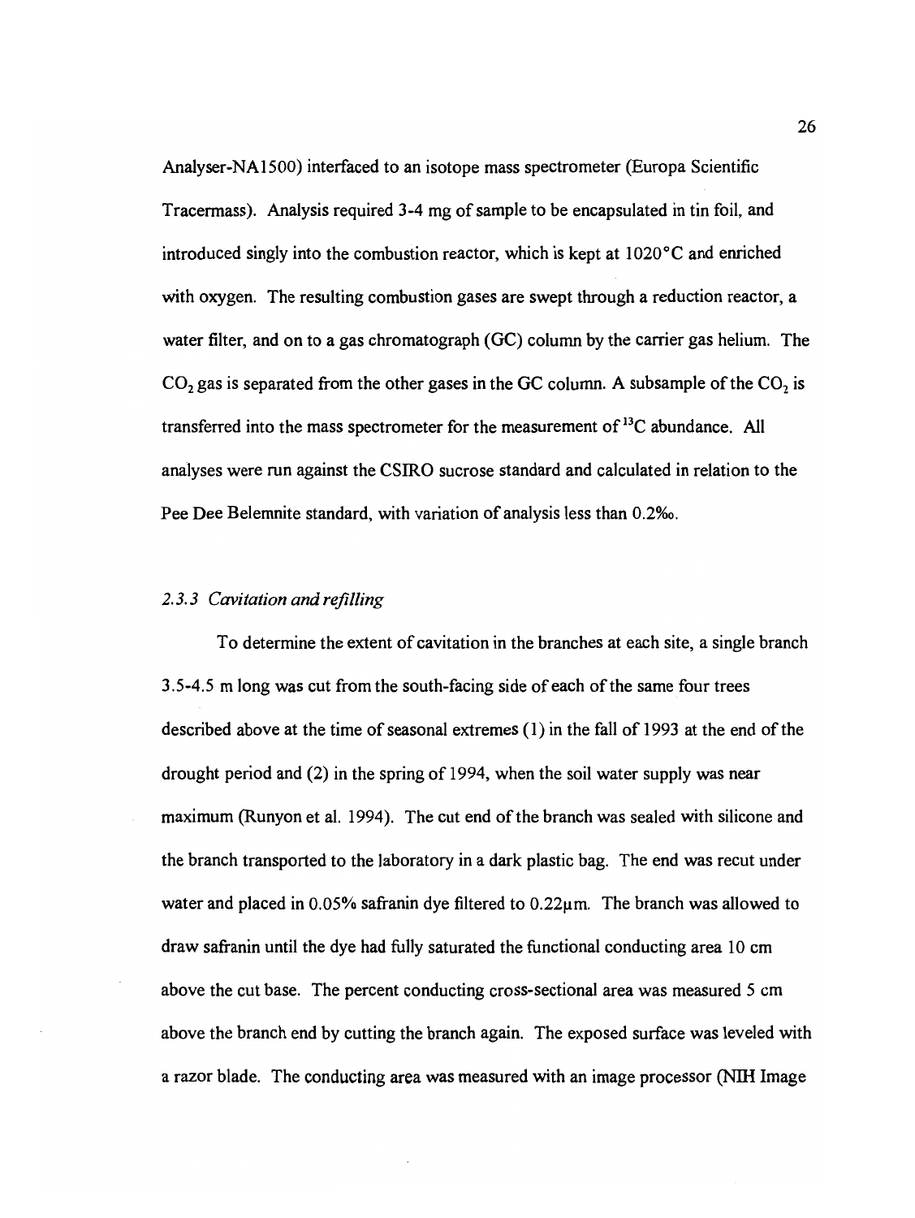Analyser-NA1500) interfaced to an isotope mass spectrometer (Europa Scientific Tracermass). Analysis required 3-4 mg of sample to be encapsulated in tin foil, and introduced singly into the combustion reactor, which is kept at 1020°C and enriched with oxygen. The resulting combustion gases are swept through a reduction reactor, a water filter, and on to a gas chromatograph (GC) column by the carrier gas helium. The $CO_2$ gas is separated from the other gases in the GC column. A subsample of the $CO_2$ is transferred into the mass spectrometer for the measurement of $^{13}C$ abundance. All analyses were run against the CSIRO sucrose standard and calculated in relation to the Pee Dee Belemnite standard, with variation of analysis less than 0.2‰.

### *2.3.3 Cavitation and refilling*

To determine the extent of cavitation in the branches at each site, a single branch 3.5-4.5 m long was cut from the south-facing side of each of the same four trees described above at the time of seasonal extremes (1) in the fall of 1993 at the end of the drought period and (2) in the spring of 1994, when the soil water supply was near maximum (Runyon et al. 1994). The cut end of the branch was sealed with silicone and the branch transported to the laboratory in a dark plastic bag. The end was recut under water and placed in 0.05% safranin dye filtered to 0.22µm. The branch was allowed to draw safranin until the dye had fully saturated the functional conducting area 10 cm above the cut base. The percent conducting cross-sectional area was measured 5 cm above the branch end by cutting the branch again. The exposed surface was leveled with a razor blade. The conducting area was measured with an image processor (NIH Image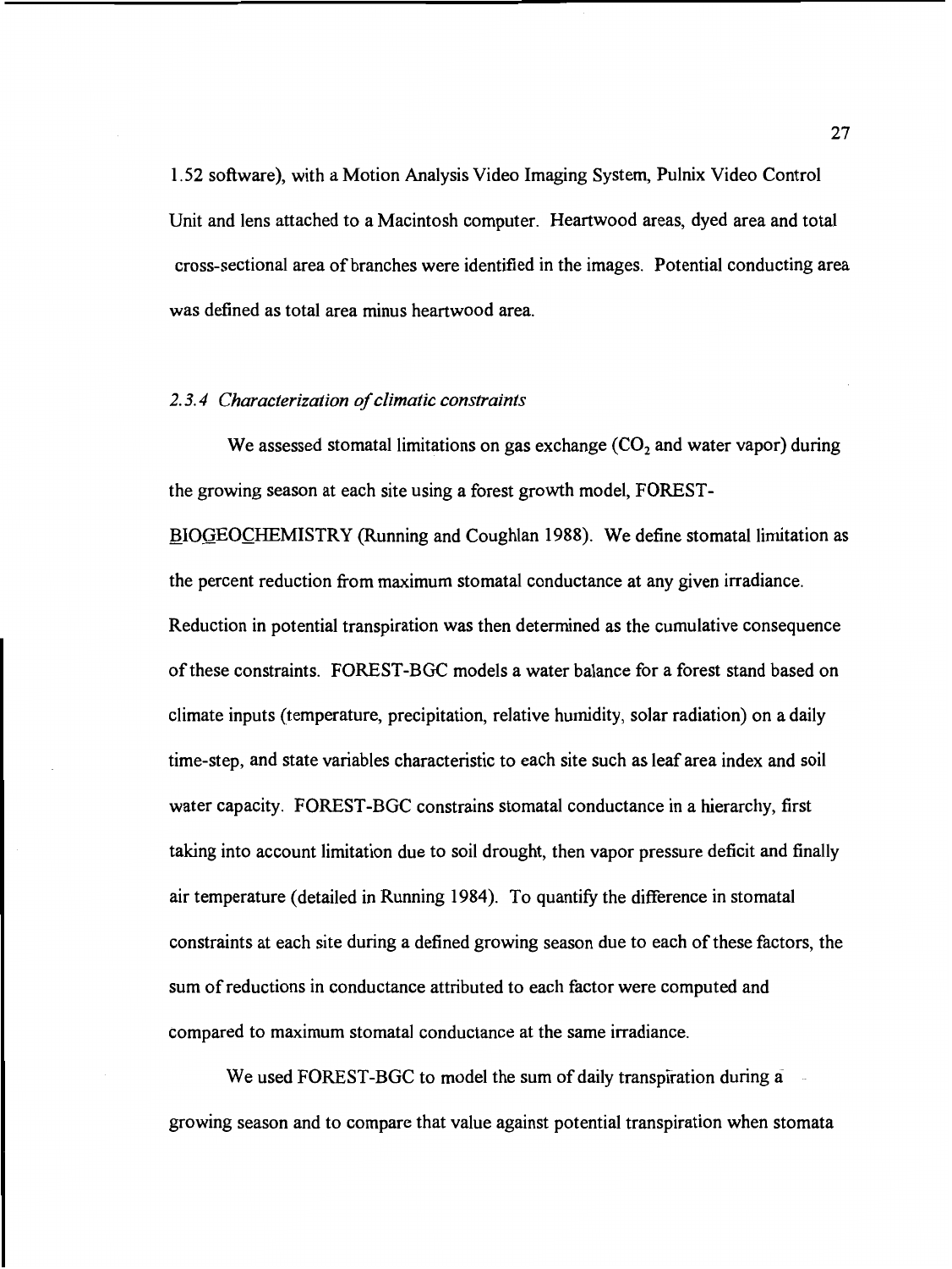1.52 software), with a Motion Analysis Video Imaging System, Pulnix Video Control Unit and lens attached to a Macintosh computer. Heartwood areas, dyed area and total cross-sectional area of branches were identified in the images. Potential conducting area was defined as total area minus heartwood area.

### *2.3.4 Characterization of climatic constraints*

We assessed stomatal limitations on gas exchange ($CO_2$ and water vapor) during the growing season at each site using a forest growth model, FOREST-BIOGEOCHEMISTRY (Running and Coughlan 1988). We define stomatal limitation as the percent reduction from maximum stomatal conductance at any given irradiance. Reduction in potential transpiration was then determined as the cumulative consequence of these constraints. FOREST-BGC models a water balance for a forest stand based on climate inputs (temperature, precipitation, relative humidity, solar radiation) on a daily time-step, and state variables characteristic to each site such as leaf area index and soil water capacity. FOREST-BGC constrains stomatal conductance in a hierarchy, first taking into account limitation due to soil drought, then vapor pressure deficit and finally air temperature (detailed in Running 1984). To quantify the difference in stomatal constraints at each site during a defined growing season due to each of these factors, the sum of reductions in conductance attributed to each factor were computed and compared to maximum stomatal conductance at the same irradiance.

We used FOREST-BGC to model the sum of daily transpiration during a growing season and to compare that value against potential transpiration when stomata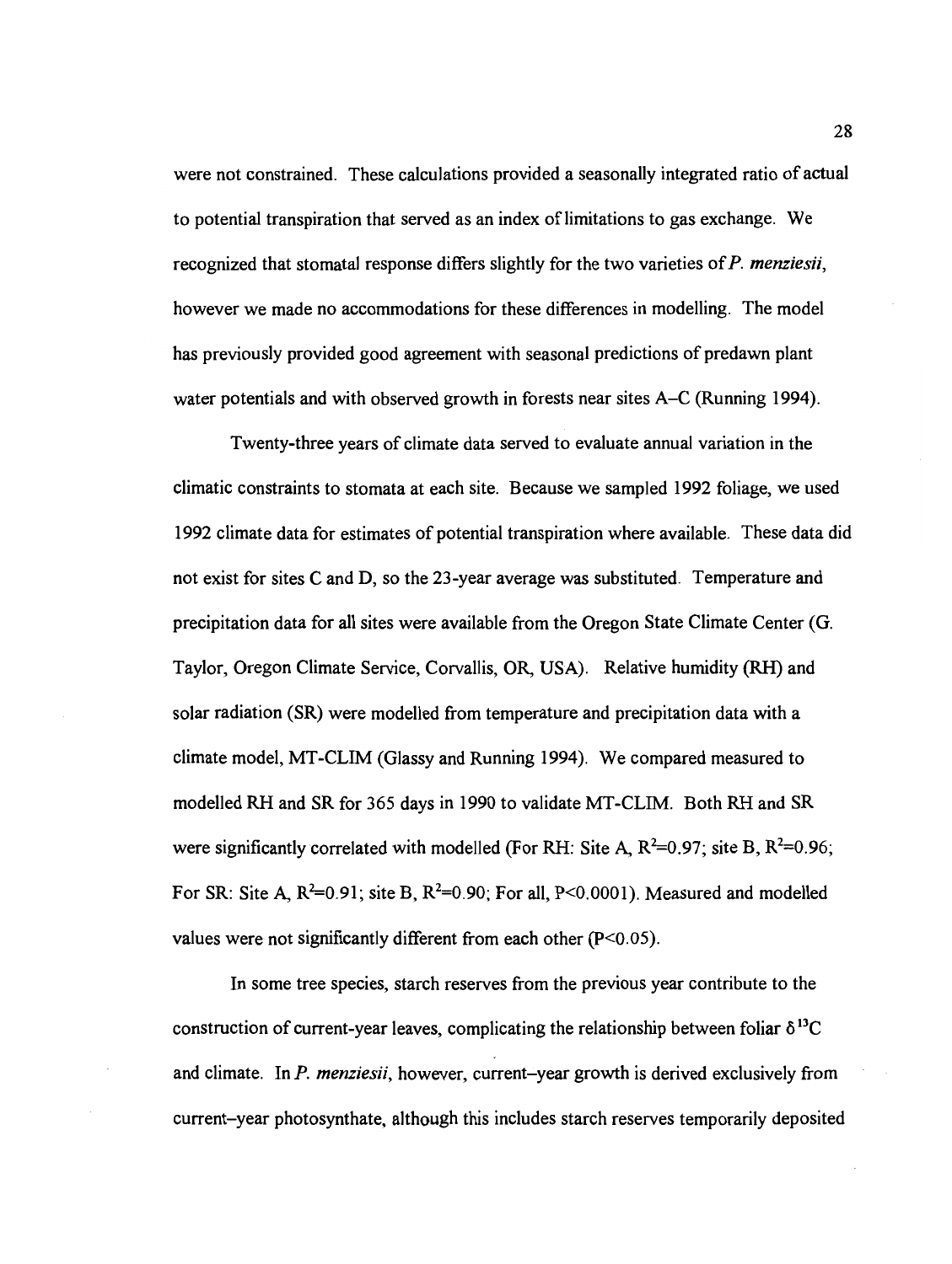were not constrained. These calculations provided a seasonally integrated ratio of actual to potential transpiration that served as an index of limitations to gas exchange. We recognized that stomatal response differs slightly for the two varieties of *P. menziesii*, however we made no accommodations for these differences in modelling. The model has previously provided good agreement with seasonal predictions of predawn plant water potentials and with observed growth in forests near sites A–C (Running 1994).

Twenty-three years of climate data served to evaluate annual variation in the climatic constraints to stomata at each site. Because we sampled 1992 foliage, we used 1992 climate data for estimates of potential transpiration where available. These data did not exist for sites C and D, so the 23-year average was substituted. Temperature and precipitation data for all sites were available from the Oregon State Climate Center (G. Taylor, Oregon Climate Service, Corvallis, OR, USA). Relative humidity (RH) and solar radiation (SR) were modelled from temperature and precipitation data with a climate model, MT-CLIM (Glassy and Running 1994). We compared measured to modelled RH and SR for 365 days in 1990 to validate MT-CLIM. Both RH and SR were significantly correlated with modelled (For RH: Site A, $R^2$=0.97; site B, $R^2$=0.96; For SR: Site A, $R^2$=0.91; site B, $R^2$=0.90; For all, $P<0.0001$). Measured and modelled values were not significantly different from each other ($P<0.05$).

In some tree species, starch reserves from the previous year contribute to the construction of current-year leaves, complicating the relationship between foliar $\delta^{13}C$ and climate. In *P. menziesii*, however, current–year growth is derived exclusively from current–year photosynthate, although this includes starch reserves temporarily deposited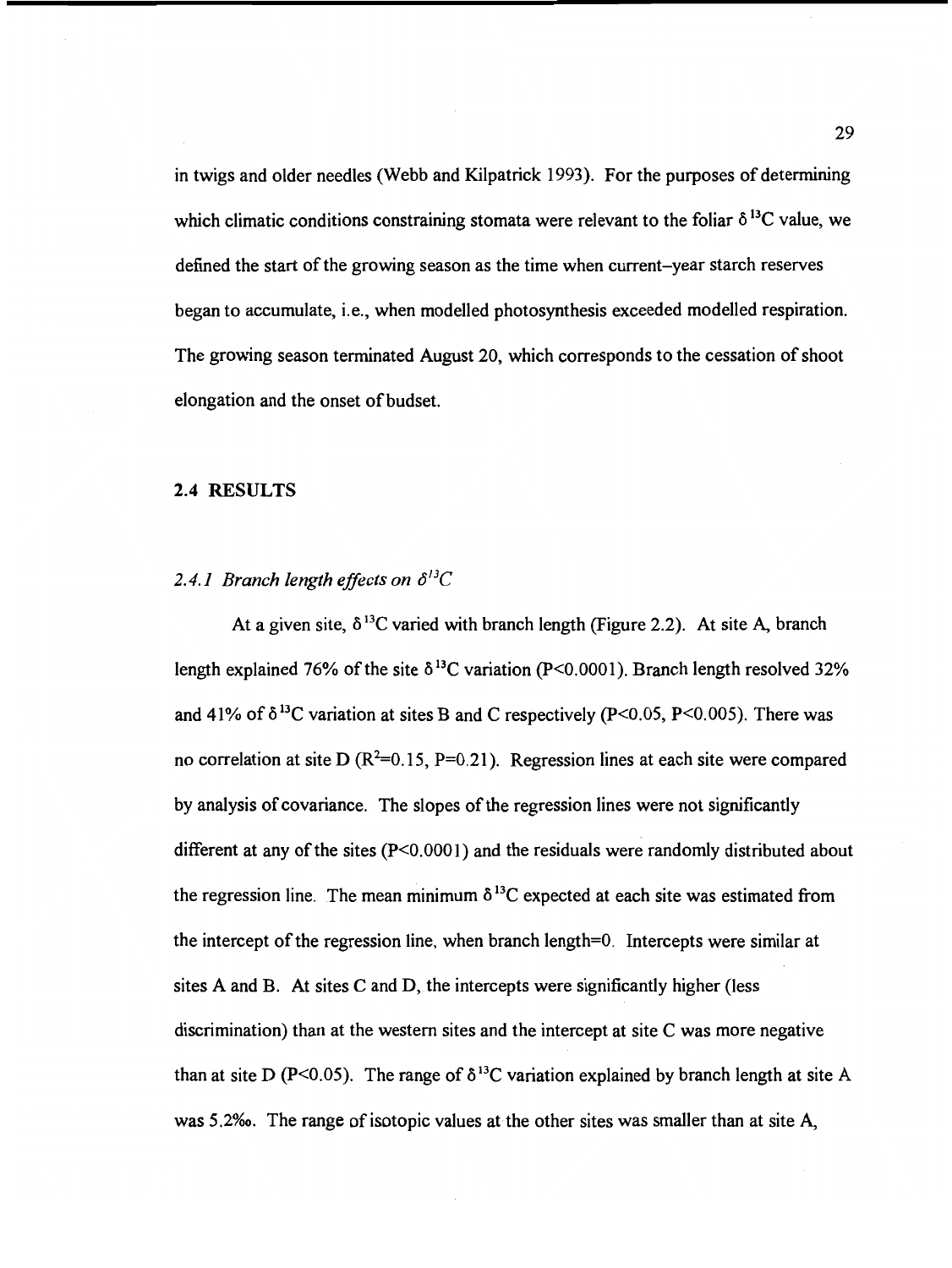in twigs and older needles (Webb and Kilpatrick 1993). For the purposes of determining which climatic conditions constraining stomata were relevant to the foliar $\delta^{13}C$ value, we defined the start of the growing season as the time when current–year starch reserves began to accumulate, i.e., when modelled photosynthesis exceeded modelled respiration. The growing season terminated August 20, which corresponds to the cessation of shoot elongation and the onset of budset.

## 2.4 RESULTS

### *2.4.1 Branch length effects on $\delta^{13}C$*

At a given site, $\delta^{13}C$ varied with branch length (Figure 2.2). At site A, branch length explained 76% of the site $\delta^{13}C$ variation ($P<0.0001$). Branch length resolved 32% and 41% of $\delta^{13}C$ variation at sites B and C respectively ($P<0.05$, $P<0.005$). There was no correlation at site D ($R^2=0.15$, $P=0.21$). Regression lines at each site were compared by analysis of covariance. The slopes of the regression lines were not significantly different at any of the sites ($P<0.0001$) and the residuals were randomly distributed about the regression line. The mean minimum $\delta^{13}C$ expected at each site was estimated from the intercept of the regression line, when branch length=0. Intercepts were similar at sites A and B. At sites C and D, the intercepts were significantly higher (less discrimination) than at the western sites and the intercept at site C was more negative than at site D ($P<0.05$). The range of $\delta^{13}C$ variation explained by branch length at site A was 5.2‰. The range of isotopic values at the other sites was smaller than at site A,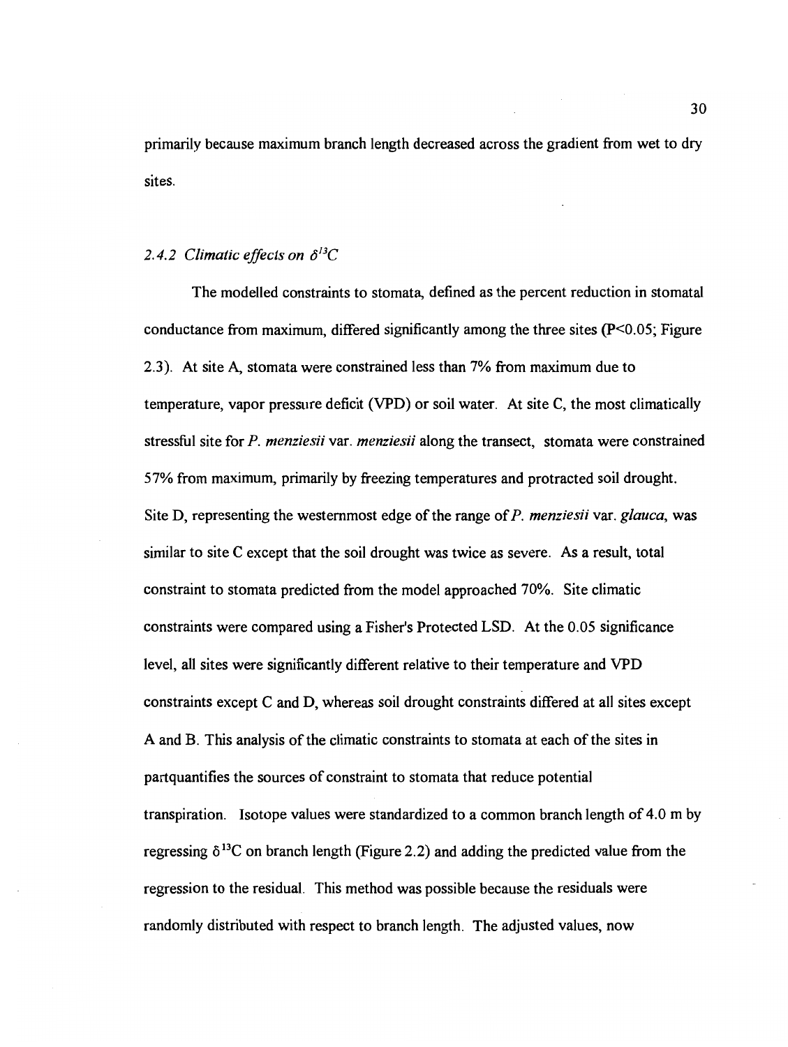primarily because maximum branch length decreased across the gradient from wet to dry sites.

### 2.4.2 *Climatic effects on $\delta^{13}C$*

The modelled constraints to stomata, defined as the percent reduction in stomatal conductance from maximum, differed significantly among the three sites ($P<0.05$; Figure 2.3). At site A, stomata were constrained less than 7% from maximum due to temperature, vapor pressure deficit (VPD) or soil water. At site C, the most climatically stressful site for *P. menziesii* var. *menziesii* along the transect, stomata were constrained 57% from maximum, primarily by freezing temperatures and protracted soil drought. Site D, representing the westernmost edge of the range of *P. menziesii* var. *glauca*, was similar to site C except that the soil drought was twice as severe. As a result, total constraint to stomata predicted from the model approached 70%. Site climatic constraints were compared using a Fisher's Protected LSD. At the 0.05 significance level, all sites were significantly different relative to their temperature and VPD constraints except C and D, whereas soil drought constraints differed at all sites except A and B. This analysis of the climatic constraints to stomata at each of the sites in partquantifies the sources of constraint to stomata that reduce potential transpiration. Isotope values were standardized to a common branch length of 4.0 m by regressing $\delta^{13}C$ on branch length (Figure 2.2) and adding the predicted value from the regression to the residual. This method was possible because the residuals were randomly distributed with respect to branch length. The adjusted values, now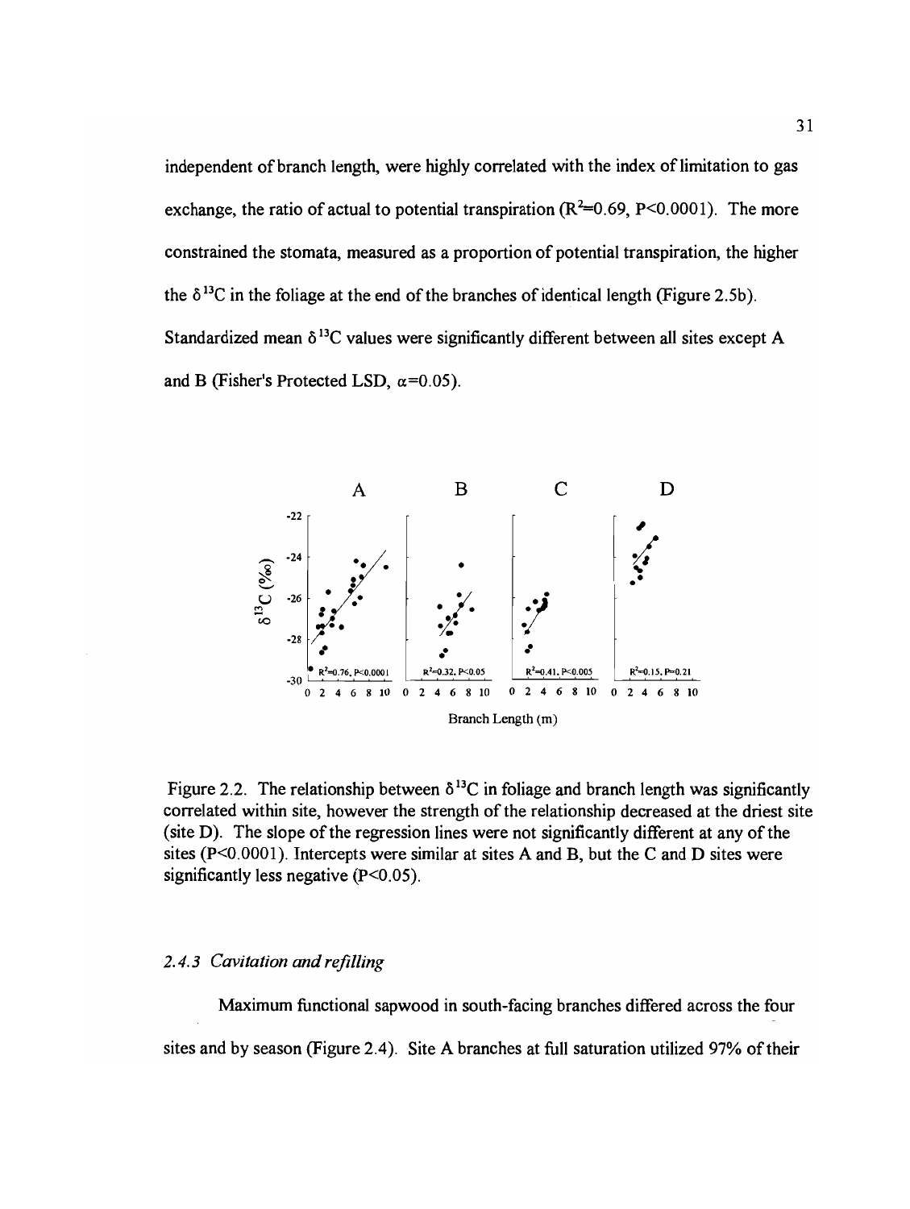independent of branch length, were highly correlated with the index of limitation to gas exchange, the ratio of actual to potential transpiration ($R^2$=0.69, P<0.0001). The more constrained the stomata, measured as a proportion of potential transpiration, the higher the $\delta^{13}C$ in the foliage at the end of the branches of identical length (Figure 2.5b). Standardized mean $\delta^{13}C$ values were significantly different between all sites except A and B (Fisher's Protected LSD, $\alpha$=0.05).

Figure 2.2. The relationship between $\delta^{13}C$ in foliage and branch length was significantly correlated within site, however the strength of the relationship decreased at the driest site (site D). The slope of the regression lines were not significantly different at any of the sites (P<0.0001). Intercepts were similar at sites A and B, but the C and D sites were significantly less negative (P<0.05).

### 2.4.3 *Cavitation and refilling*

Maximum functional sapwood in south-facing branches differed across the four sites and by season (Figure 2.4). Site A branches at full saturation utilized 97% of their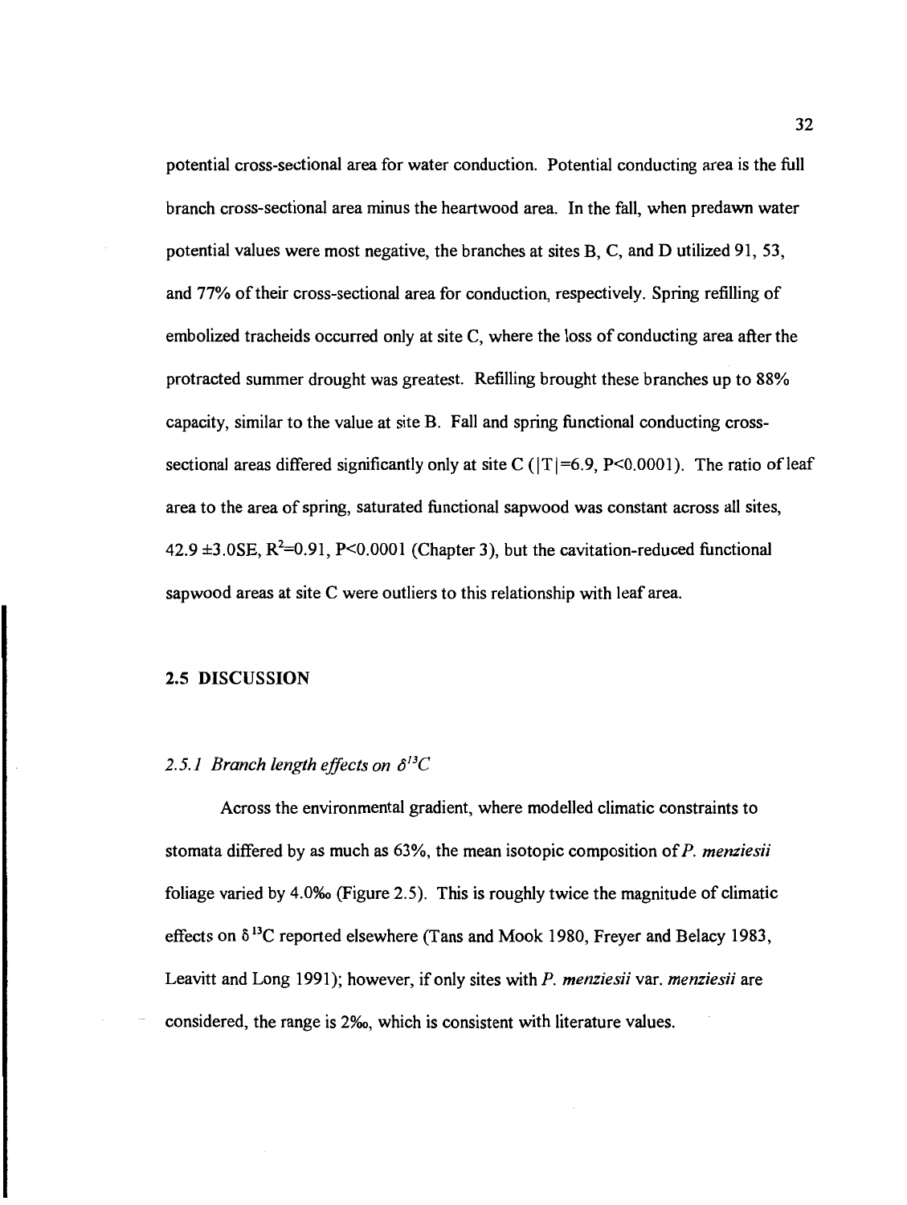potential cross-sectional area for water conduction. Potential conducting area is the full branch cross-sectional area minus the heartwood area. In the fall, when predawn water potential values were most negative, the branches at sites B, C, and D utilized 91, 53, and 77% of their cross-sectional area for conduction, respectively. Spring refilling of embolized tracheids occurred only at site C, where the loss of conducting area after the protracted summer drought was greatest. Refilling brought these branches up to 88% capacity, similar to the value at site B. Fall and spring functional conducting cross-sectional areas differed significantly only at site C ($|T|=6.9$, $P<0.0001$). The ratio of leaf area to the area of spring, saturated functional sapwood was constant across all sites, $42.9 \pm 3.0SE$, $R^2=0.91$, $P<0.0001$ (Chapter 3), but the cavitation-reduced functional sapwood areas at site C were outliers to this relationship with leaf area.

## 2.5 DISCUSSION

### *2.5.1 Branch length effects on $\delta^{13}C$*

Across the environmental gradient, where modelled climatic constraints to stomata differed by as much as 63%, the mean isotopic composition of *P. menziesii* foliage varied by 4.0‰ (Figure 2.5). This is roughly twice the magnitude of climatic effects on $\delta^{13}C$ reported elsewhere (Tans and Mook 1980, Freyer and Belacy 1983, Leavitt and Long 1991); however, if only sites with *P. menziesii* var. *menziesii* are considered, the range is 2‰, which is consistent with literature values.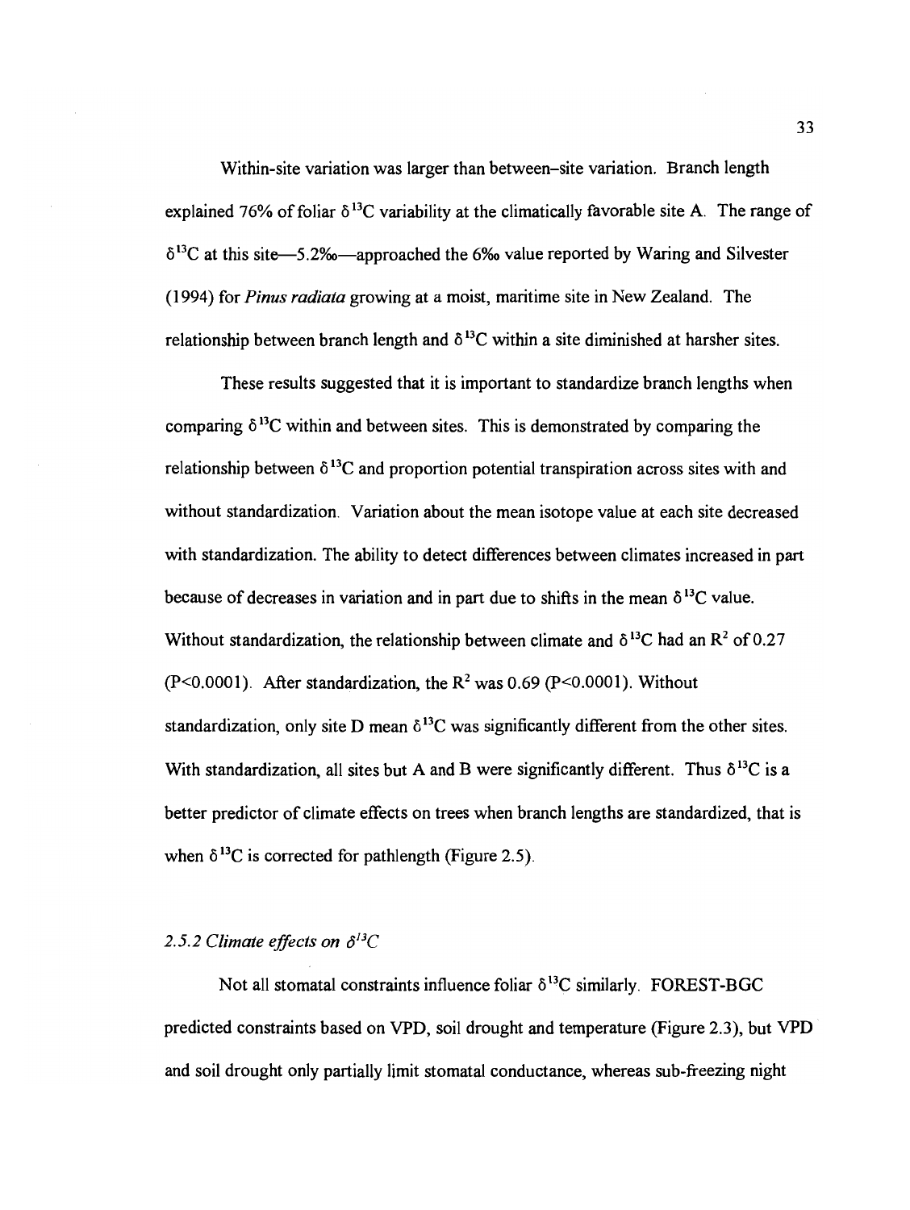Within-site variation was larger than between–site variation. Branch length explained 76% of foliar $\delta^{13}C$ variability at the climatically favorable site A. The range of $\delta^{13}C$ at this site—5.2‰—approached the 6‰ value reported by Waring and Silvester (1994) for *Pinus radiata* growing at a moist, maritime site in New Zealand. The relationship between branch length and $\delta^{13}C$ within a site diminished at harsher sites.

These results suggested that it is important to standardize branch lengths when comparing $\delta^{13}C$ within and between sites. This is demonstrated by comparing the relationship between $\delta^{13}C$ and proportion potential transpiration across sites with and without standardization. Variation about the mean isotope value at each site decreased with standardization. The ability to detect differences between climates increased in part because of decreases in variation and in part due to shifts in the mean $\delta^{13}C$ value. Without standardization, the relationship between climate and $\delta^{13}C$ had an $R^2$ of 0.27 ($P<0.0001$). After standardization, the $R^2$ was 0.69 ($P<0.0001$). Without standardization, only site D mean $\delta^{13}C$ was significantly different from the other sites. With standardization, all sites but A and B were significantly different. Thus $\delta^{13}C$ is a better predictor of climate effects on trees when branch lengths are standardized, that is when $\delta^{13}C$ is corrected for pathlength (Figure 2.5).

### *2.5.2 Climate effects on $\delta^{13}C$*

Not all stomatal constraints influence foliar $\delta^{13}C$ similarly. FOREST-BGC predicted constraints based on VPD, soil drought and temperature (Figure 2.3), but VPD and soil drought only partially limit stomatal conductance, whereas sub-freezing night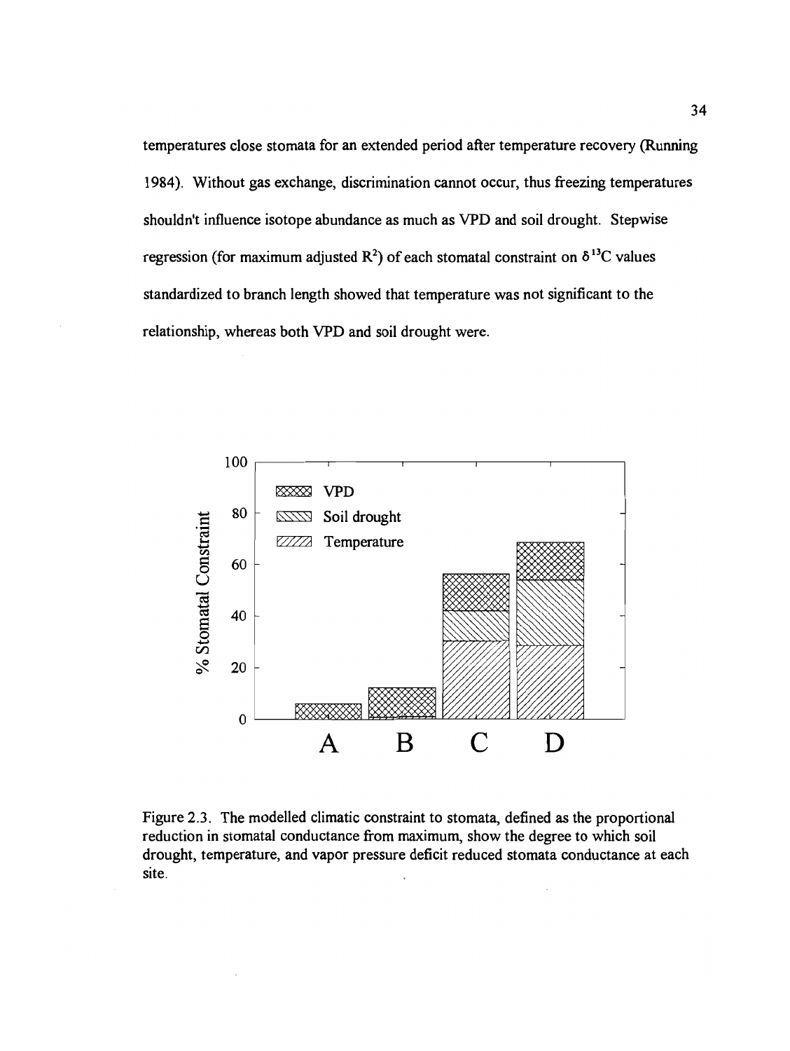temperatures close stomata for an extended period after temperature recovery (Running 1984). Without gas exchange, discrimination cannot occur, thus freezing temperatures shouldn't influence isotope abundance as much as VPD and soil drought. Stepwise regression (for maximum adjusted $R^2$) of each stomatal constraint on $\delta^{13}C$ values standardized to branch length showed that temperature was not significant to the relationship, whereas both VPD and soil drought were.

Figure 2.3. The modelled climatic constraint to stomata, defined as the proportional reduction in stomatal conductance from maximum, show the degree to which soil drought, temperature, and vapor pressure deficit reduced stomata conductance at each site.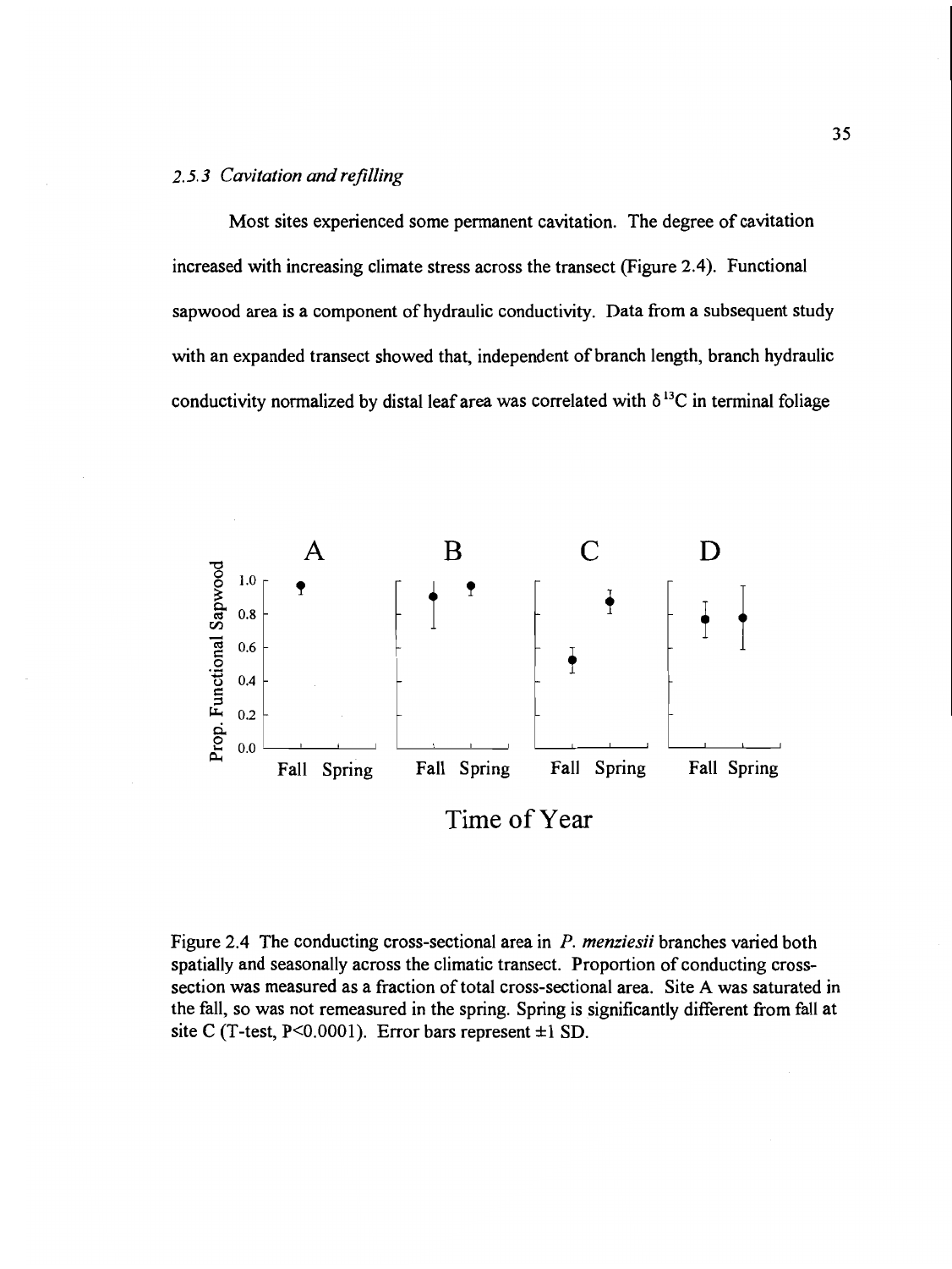### 2.5.3 *Cavitation and refilling*

Most sites experienced some permanent cavitation. The degree of cavitation increased with increasing climate stress across the transect (Figure 2.4). Functional sapwood area is a component of hydraulic conductivity. Data from a subsequent study with an expanded transect showed that, independent of branch length, branch hydraulic conductivity normalized by distal leaf area was correlated with $\delta^{13}C$ in terminal foliage

Figure 2.4 The conducting cross-sectional area in *P. menziesii* branches varied both spatially and seasonally across the climatic transect. Proportion of conducting cross-section was measured as a fraction of total cross-sectional area. Site A was saturated in the fall, so was not remeasured in the spring. Spring is significantly different from fall at site C (T-test, $P<0.0001$). Error bars represent $\pm 1$ SD.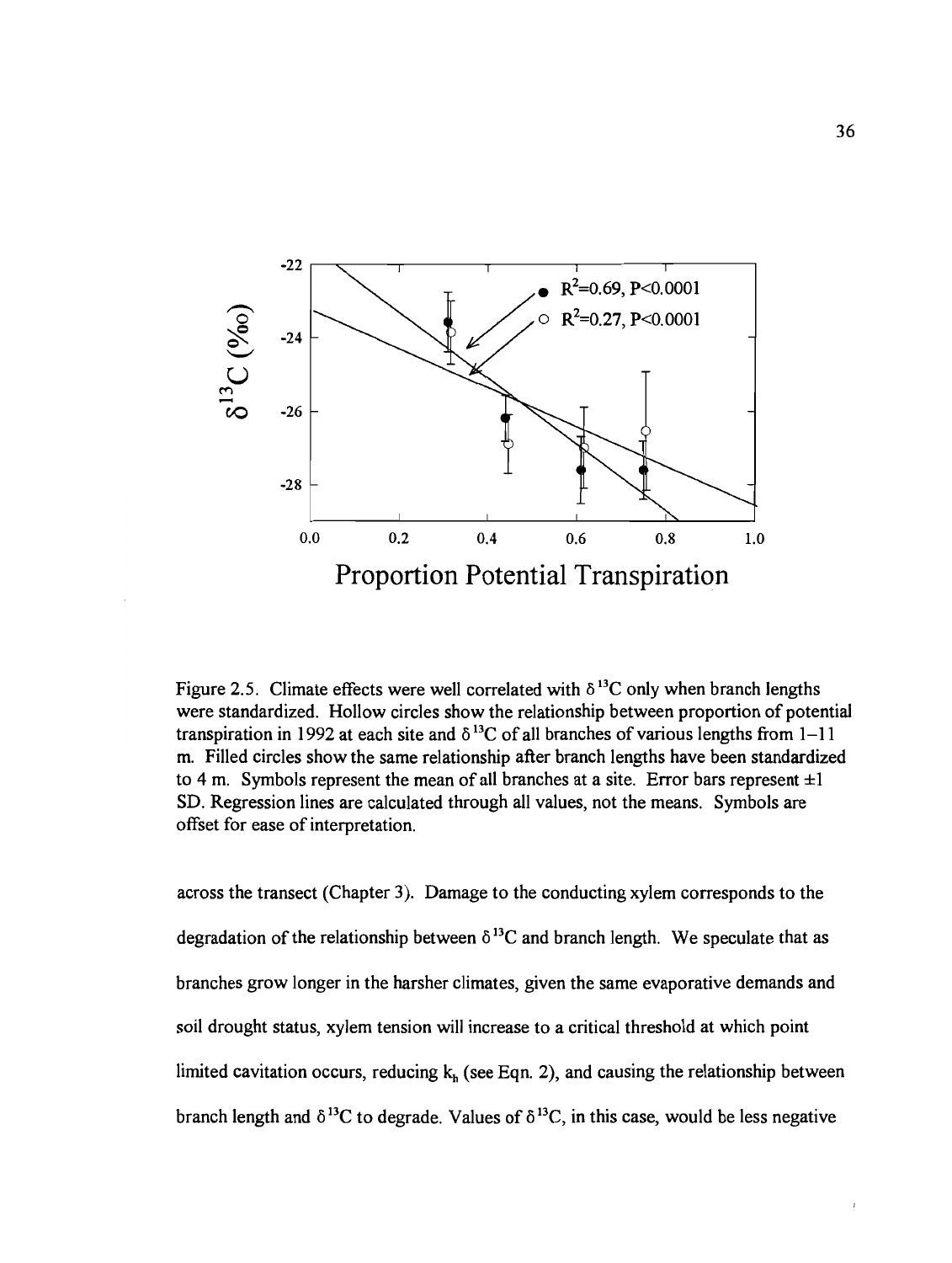Figure 2.5. Climate effects were well correlated with $\delta^{13}C$ only when branch lengths were standardized. Hollow circles show the relationship between proportion of potential transpiration in 1992 at each site and $\delta^{13}C$ of all branches of various lengths from 1–11 m. Filled circles show the same relationship after branch lengths have been standardized to 4 m. Symbols represent the mean of all branches at a site. Error bars represent ±1 SD. Regression lines are calculated through all values, not the means. Symbols are offset for ease of interpretation.

across the transect (Chapter 3). Damage to the conducting xylem corresponds to the degradation of the relationship between $\delta^{13}C$ and branch length. We speculate that as branches grow longer in the harsher climates, given the same evaporative demands and soil drought status, xylem tension will increase to a critical threshold at which point limited cavitation occurs, reducing $k_h$ (see Eqn. 2), and causing the relationship between branch length and $\delta^{13}C$ to degrade. Values of $\delta^{13}C$, in this case, would be less negative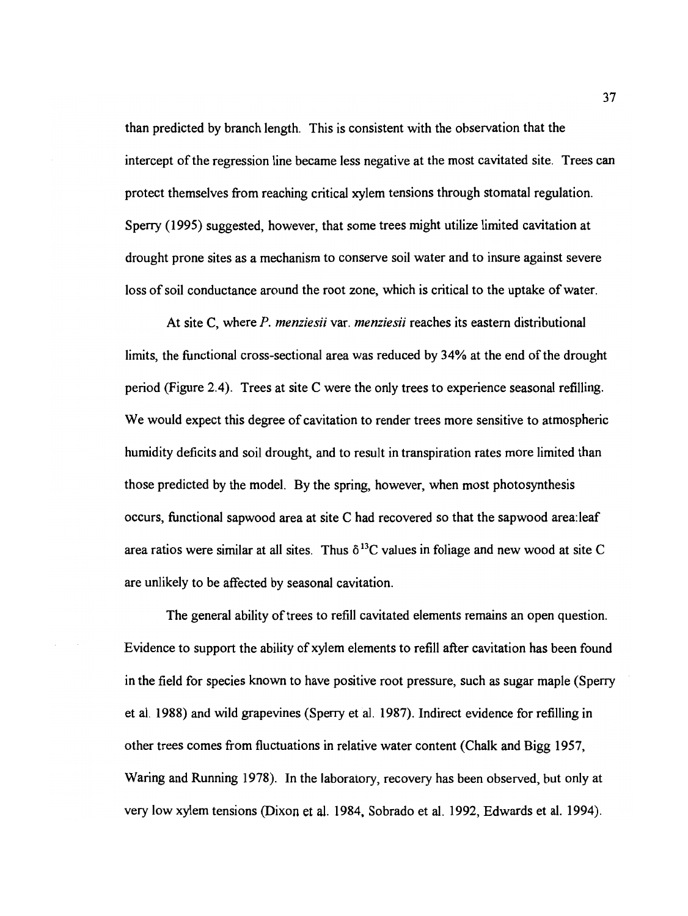than predicted by branch length. This is consistent with the observation that the intercept of the regression line became less negative at the most cavitated site. Trees can protect themselves from reaching critical xylem tensions through stomatal regulation. Sperry (1995) suggested, however, that some trees might utilize limited cavitation at drought prone sites as a mechanism to conserve soil water and to insure against severe loss of soil conductance around the root zone, which is critical to the uptake of water.

At site C, where *P. menziesii* var. *menziesii* reaches its eastern distributional limits, the functional cross-sectional area was reduced by 34% at the end of the drought period (Figure 2.4). Trees at site C were the only trees to experience seasonal refilling. We would expect this degree of cavitation to render trees more sensitive to atmospheric humidity deficits and soil drought, and to result in transpiration rates more limited than those predicted by the model. By the spring, however, when most photosynthesis occurs, functional sapwood area at site C had recovered so that the sapwood area:leaf area ratios were similar at all sites. Thus $\delta^{13}C$ values in foliage and new wood at site C are unlikely to be affected by seasonal cavitation.

The general ability of trees to refill cavitated elements remains an open question. Evidence to support the ability of xylem elements to refill after cavitation has been found in the field for species known to have positive root pressure, such as sugar maple (Sperry et al. 1988) and wild grapevines (Sperry et al. 1987). Indirect evidence for refilling in other trees comes from fluctuations in relative water content (Chalk and Bigg 1957, Waring and Running 1978). In the laboratory, recovery has been observed, but only at very low xylem tensions (Dixon et al. 1984, Sobrado et al. 1992, Edwards et al. 1994).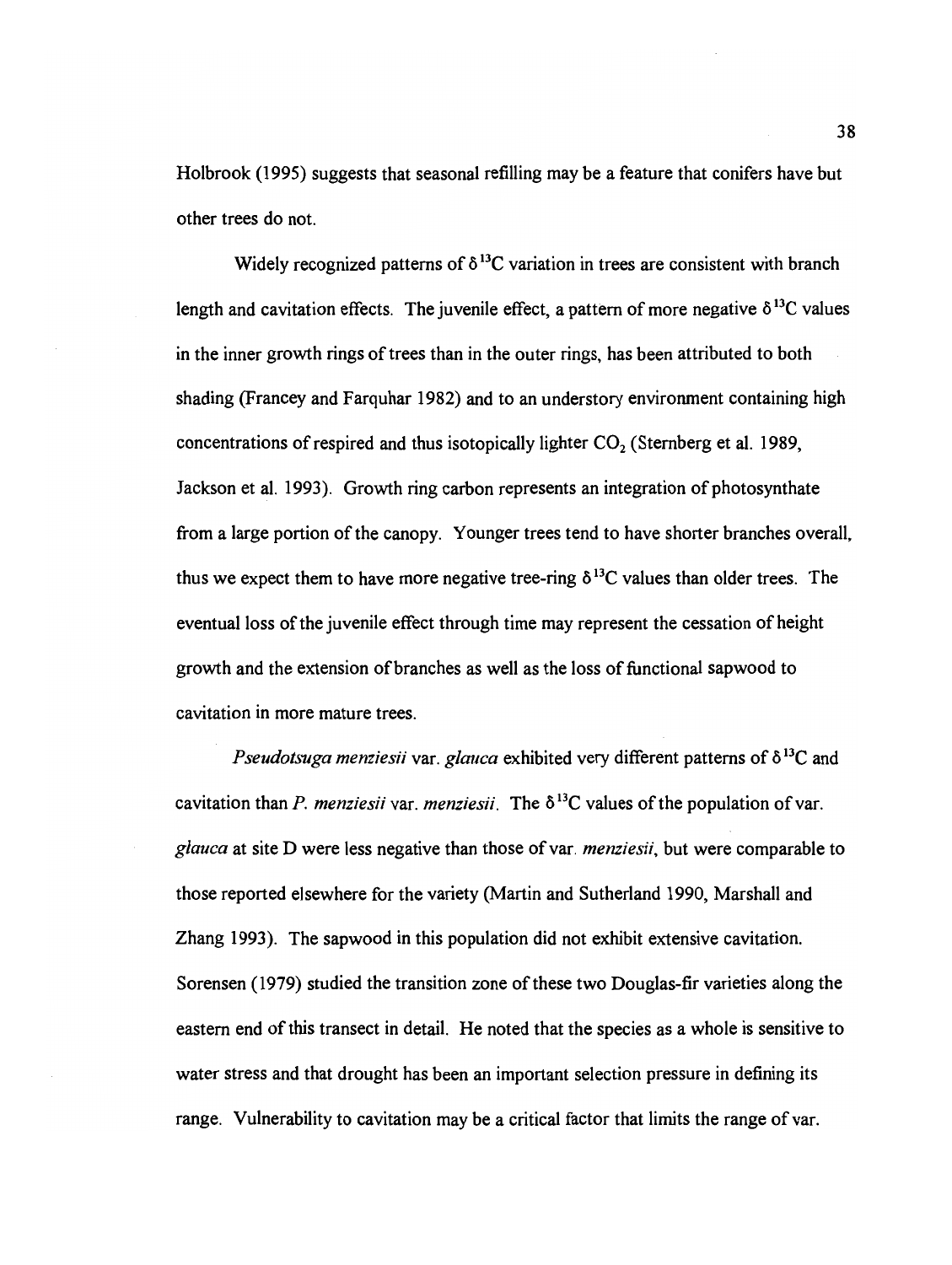Holbrook (1995) suggests that seasonal refilling may be a feature that conifers have but other trees do not.

Widely recognized patterns of $\delta^{13}C$ variation in trees are consistent with branch length and cavitation effects. The juvenile effect, a pattern of more negative $\delta^{13}C$ values in the inner growth rings of trees than in the outer rings, has been attributed to both shading (Francey and Farquhar 1982) and to an understory environment containing high concentrations of respired and thus isotopically lighter $CO_2$ (Sternberg et al. 1989, Jackson et al. 1993). Growth ring carbon represents an integration of photosynthate from a large portion of the canopy. Younger trees tend to have shorter branches overall, thus we expect them to have more negative tree-ring $\delta^{13}C$ values than older trees. The eventual loss of the juvenile effect through time may represent the cessation of height growth and the extension of branches as well as the loss of functional sapwood to cavitation in more mature trees.

*Pseudotsuga menziesii* var. *glauca* exhibited very different patterns of $\delta^{13}C$ and cavitation than *P. menziesii* var. *menziesii*. The $\delta^{13}C$ values of the population of var. *glauca* at site D were less negative than those of var. *menziesii*, but were comparable to those reported elsewhere for the variety (Martin and Sutherland 1990, Marshall and Zhang 1993). The sapwood in this population did not exhibit extensive cavitation. Sorensen (1979) studied the transition zone of these two Douglas-fir varieties along the eastern end of this transect in detail. He noted that the species as a whole is sensitive to water stress and that drought has been an important selection pressure in defining its range. Vulnerability to cavitation may be a critical factor that limits the range of var.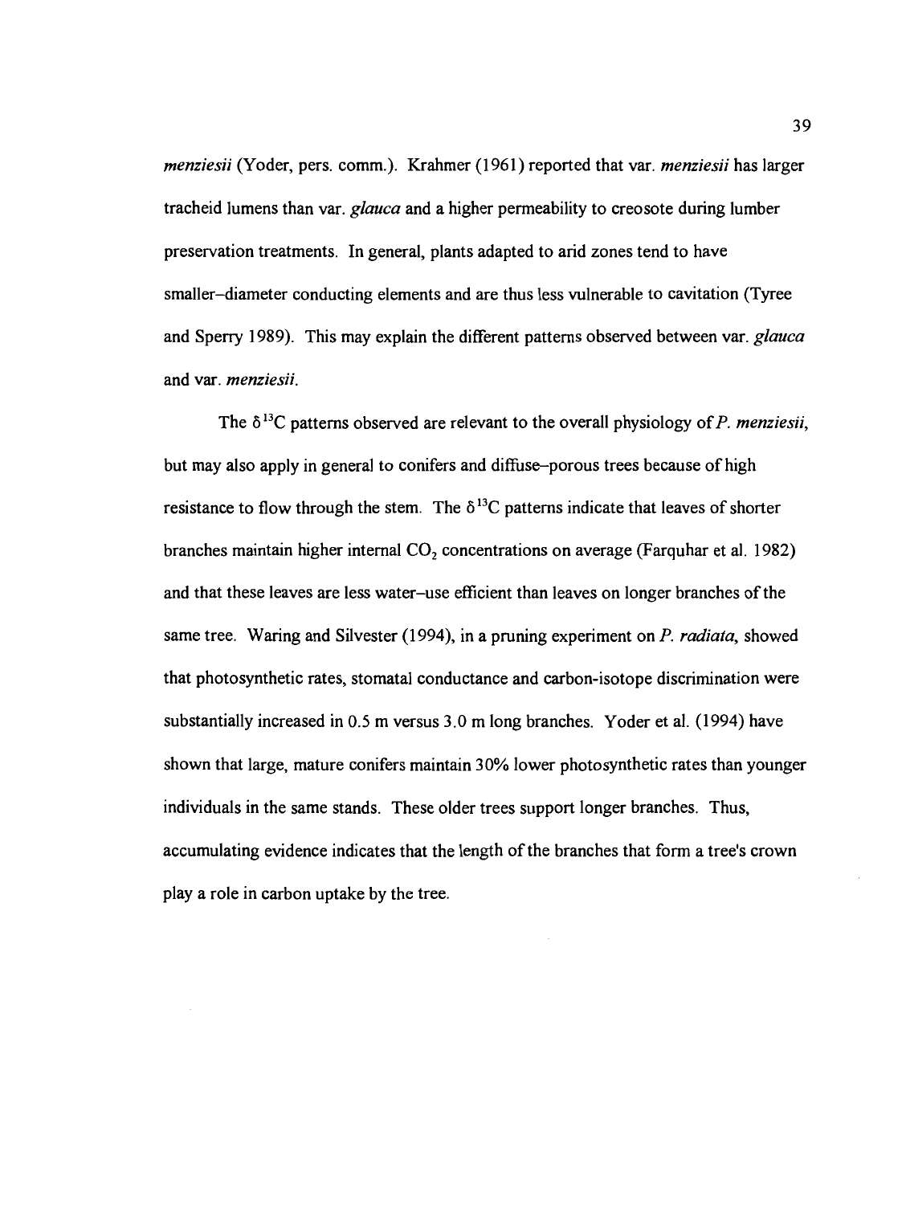*menziesii* (Yoder, pers. comm.). Krahmer (1961) reported that var. *menziesii* has larger tracheid lumens than var. *glauca* and a higher permeability to creosote during lumber preservation treatments. In general, plants adapted to arid zones tend to have smaller–diameter conducting elements and are thus less vulnerable to cavitation (Tyree and Sperry 1989). This may explain the different patterns observed between var. *glauca* and var. *menziesii*.

The $\delta^{13}C$ patterns observed are relevant to the overall physiology of *P. menziesii*, but may also apply in general to conifers and diffuse–porous trees because of high resistance to flow through the stem. The $\delta^{13}C$ patterns indicate that leaves of shorter branches maintain higher internal $CO_2$ concentrations on average (Farquhar et al. 1982) and that these leaves are less water–use efficient than leaves on longer branches of the same tree. Waring and Silvester (1994), in a pruning experiment on *P. radiata*, showed that photosynthetic rates, stomatal conductance and carbon-isotope discrimination were substantially increased in 0.5 m versus 3.0 m long branches. Yoder et al. (1994) have shown that large, mature conifers maintain 30% lower photosynthetic rates than younger individuals in the same stands. These older trees support longer branches. Thus, accumulating evidence indicates that the length of the branches that form a tree's crown play a role in carbon uptake by the tree.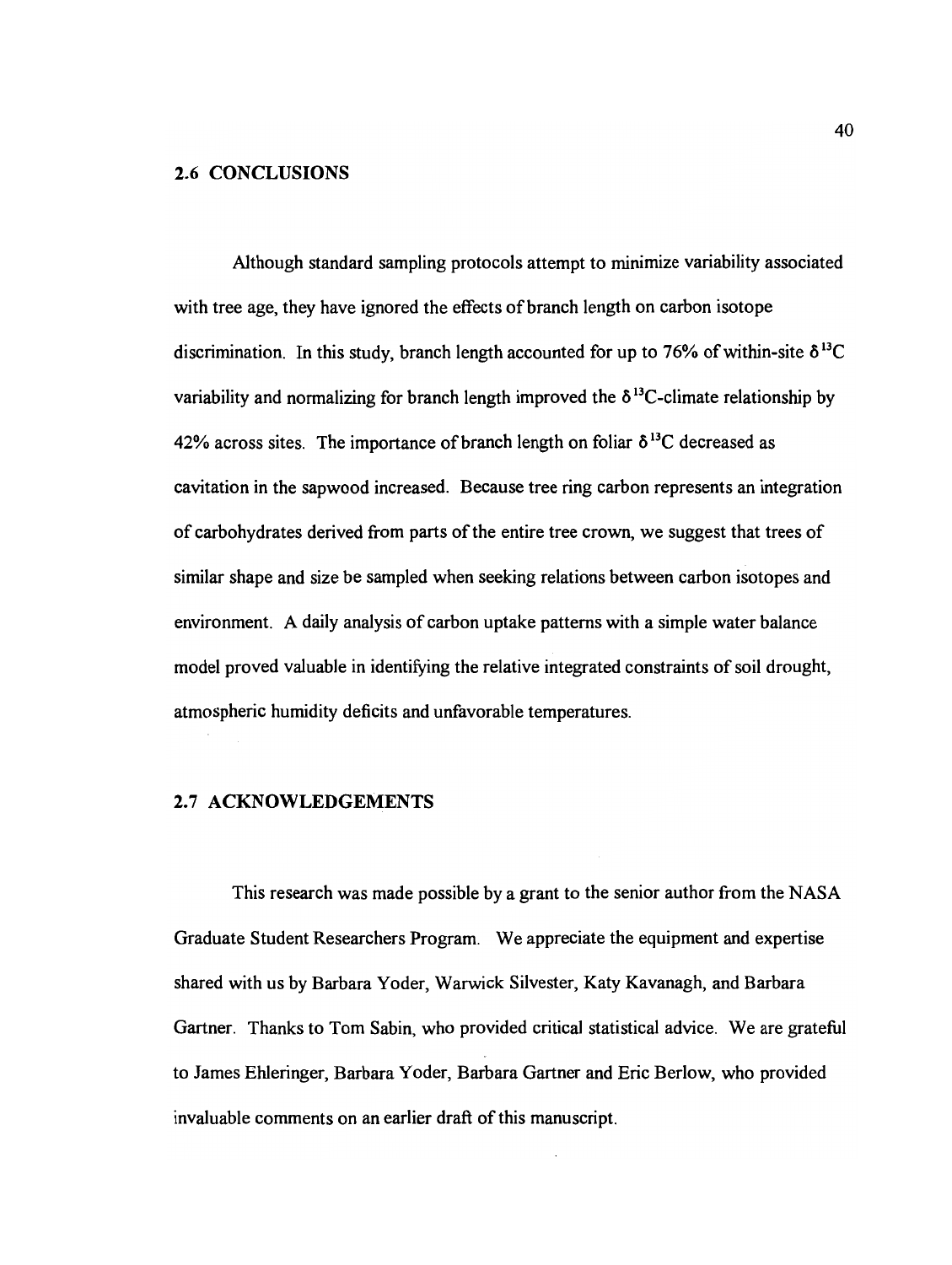## 2.6 CONCLUSIONS

Although standard sampling protocols attempt to minimize variability associated with tree age, they have ignored the effects of branch length on carbon isotope discrimination. In this study, branch length accounted for up to 76% of within-site $\delta^{13}C$ variability and normalizing for branch length improved the $\delta^{13}C$-climate relationship by 42% across sites. The importance of branch length on foliar $\delta^{13}C$ decreased as cavitation in the sapwood increased. Because tree ring carbon represents an integration of carbohydrates derived from parts of the entire tree crown, we suggest that trees of similar shape and size be sampled when seeking relations between carbon isotopes and environment. A daily analysis of carbon uptake patterns with a simple water balance model proved valuable in identifying the relative integrated constraints of soil drought, atmospheric humidity deficits and unfavorable temperatures.

## 2.7 ACKNOWLEDGEMENTS

This research was made possible by a grant to the senior author from the NASA Graduate Student Researchers Program. We appreciate the equipment and expertise shared with us by Barbara Yoder, Warwick Silvester, Katy Kavanagh, and Barbara Gartner. Thanks to Tom Sabin, who provided critical statistical advice. We are grateful to James Ehleringer, Barbara Yoder, Barbara Gartner and Eric Berlow, who provided invaluable comments on an earlier draft of this manuscript.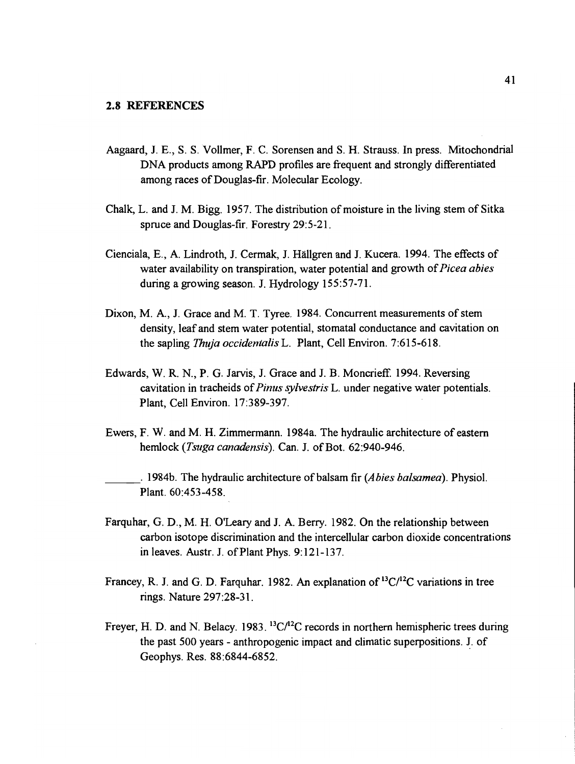## 2.8 REFERENCES

Aagaard, J. E., S. S. Vollmer, F. C. Sorensen and S. H. Strauss. In press. Mitochondrial DNA products among RAPD profiles are frequent and strongly differentiated among races of Douglas-fir. Molecular Ecology.

Chalk, L. and J. M. Bigg. 1957. The distribution of moisture in the living stem of Sitka spruce and Douglas-fir. Forestry 29:5-21.

Cienciala, E., A. Lindroth, J. Cermak, J. Hällgren and J. Kucera. 1994. The effects of water availability on transpiration, water potential and growth of *Picea abies* during a growing season. J. Hydrology 155:57-71.

Dixon, M. A., J. Grace and M. T. Tyree. 1984. Concurrent measurements of stem density, leaf and stem water potential, stomatal conductance and cavitation on the sapling *Thuja occidentalis* L. Plant, Cell Environ. 7:615-618.

Edwards, W. R. N., P. G. Jarvis, J. Grace and J. B. Moncrieff. 1994. Reversing cavitation in tracheids of *Pinus sylvestris* L. under negative water potentials. Plant, Cell Environ. 17:389-397.

Ewers, F. W. and M. H. Zimmermann. 1984a. The hydraulic architecture of eastern hemlock (*Tsuga canadensis*). Can. J. of Bot. 62:940-946.

______. 1984b. The hydraulic architecture of balsam fir (*Abies balsamea*). Physiol. Plant. 60:453-458.

Farquhar, G. D., M. H. O'Leary and J. A. Berry. 1982. On the relationship between carbon isotope discrimination and the intercellular carbon dioxide concentrations in leaves. Austr. J. of Plant Phys. 9:121-137.

Francey, R. J. and G. D. Farquhar. 1982. An explanation of $^{13}C/^{12}C$ variations in tree rings. Nature 297:28-31.

Freyer, H. D. and N. Belacy. 1983. $^{13}C/^{12}C$ records in northern hemispheric trees during the past 500 years - anthropogenic impact and climatic superpositions. J. of Geophys. Res. 88:6844-6852.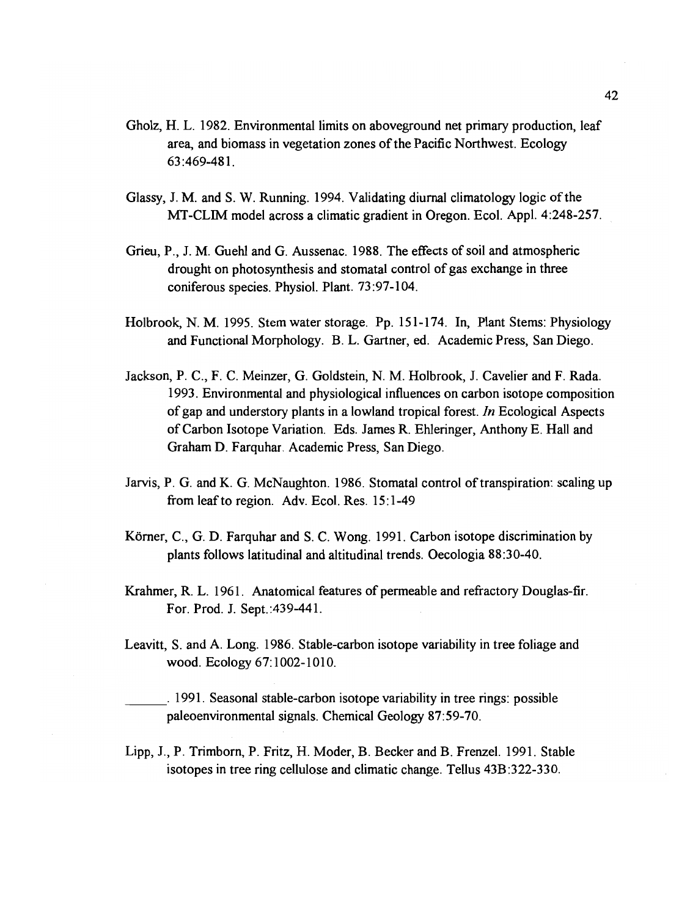Gholz, H. L. 1982. Environmental limits on aboveground net primary production, leaf area, and biomass in vegetation zones of the Pacific Northwest. Ecology 63:469-481.

Glassy, J. M. and S. W. Running. 1994. Validating diurnal climatology logic of the MT-CLIM model across a climatic gradient in Oregon. Ecol. Appl. 4:248-257.

Grieu, P., J. M. Guehl and G. Aussenac. 1988. The effects of soil and atmospheric drought on photosynthesis and stomatal control of gas exchange in three coniferous species. Physiol. Plant. 73:97-104.

Holbrook, N. M. 1995. Stem water storage. Pp. 151-174. In, Plant Stems: Physiology and Functional Morphology. B. L. Gartner, ed. Academic Press, San Diego.

Jackson, P. C., F. C. Meinzer, G. Goldstein, N. M. Holbrook, J. Cavelier and F. Rada. 1993. Environmental and physiological influences on carbon isotope composition of gap and understory plants in a lowland tropical forest. *In* Ecological Aspects of Carbon Isotope Variation. Eds. James R. Ehleringer, Anthony E. Hall and Graham D. Farquhar. Academic Press, San Diego.

Jarvis, P. G. and K. G. McNaughton. 1986. Stomatal control of transpiration: scaling up from leaf to region. Adv. Ecol. Res. 15:1-49

Körner, C., G. D. Farquhar and S. C. Wong. 1991. Carbon isotope discrimination by plants follows latitudinal and altitudinal trends. Oecologia 88:30-40.

Krahmer, R. L. 1961. Anatomical features of permeable and refractory Douglas-fir. For. Prod. J. Sept.:439-441.

Leavitt, S. and A. Long. 1986. Stable-carbon isotope variability in tree foliage and wood. Ecology 67:1002-1010.

______. 1991. Seasonal stable-carbon isotope variability in tree rings: possible paleoenvironmental signals. Chemical Geology 87:59-70.

Lipp, J., P. Trimborn, P. Fritz, H. Moder, B. Becker and B. Frenzel. 1991. Stable isotopes in tree ring cellulose and climatic change. Tellus 43B:322-330.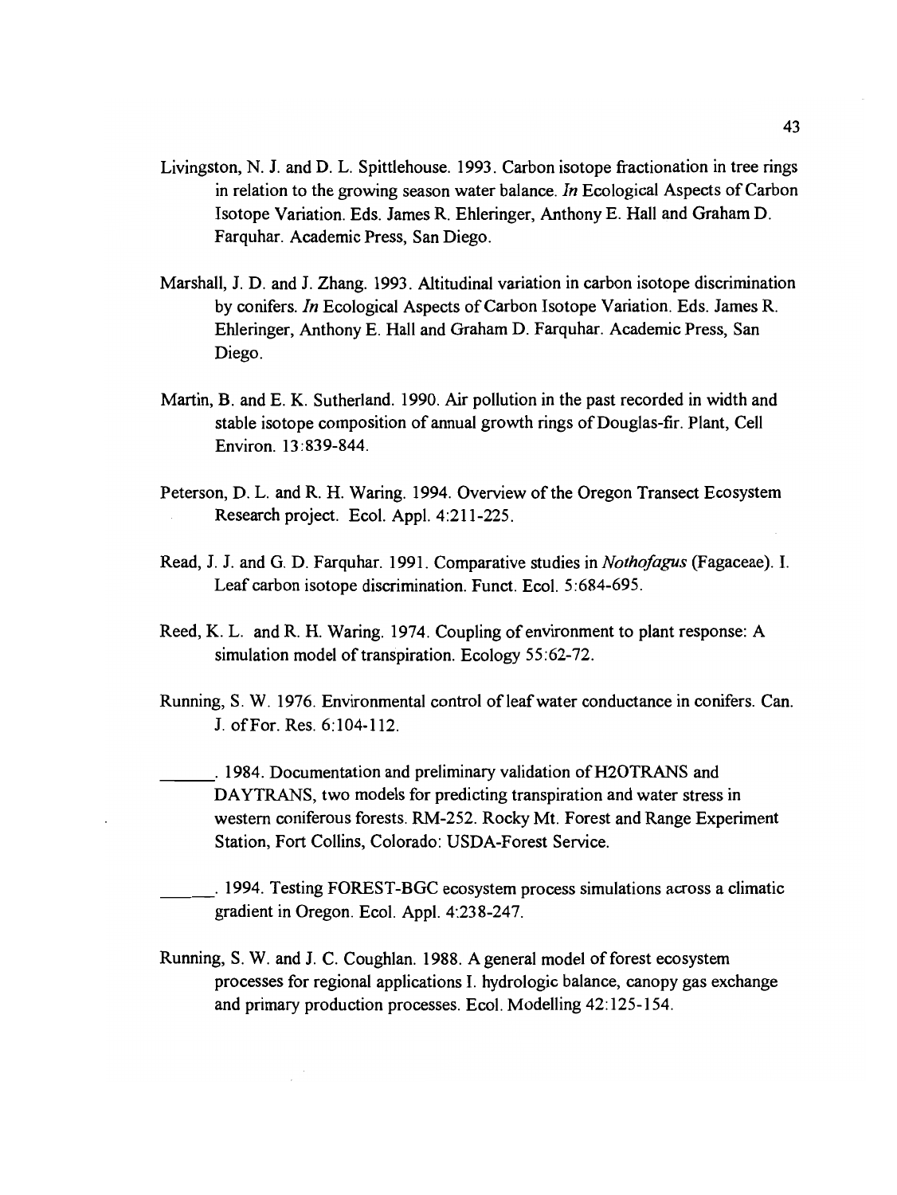Livingston, N. J. and D. L. Spittlehouse. 1993. Carbon isotope fractionation in tree rings in relation to the growing season water balance. *In* Ecological Aspects of Carbon Isotope Variation. Eds. James R. Ehleringer, Anthony E. Hall and Graham D. Farquhar. Academic Press, San Diego.

Marshall, J. D. and J. Zhang. 1993. Altitudinal variation in carbon isotope discrimination by conifers. *In* Ecological Aspects of Carbon Isotope Variation. Eds. James R. Ehleringer, Anthony E. Hall and Graham D. Farquhar. Academic Press, San Diego.

Martin, B. and E. K. Sutherland. 1990. Air pollution in the past recorded in width and stable isotope composition of annual growth rings of Douglas-fir. Plant, Cell Environ. 13:839-844.

Peterson, D. L. and R. H. Waring. 1994. Overview of the Oregon Transect Ecosystem Research project. Ecol. Appl. 4:211-225.

Read, J. J. and G. D. Farquhar. 1991. Comparative studies in *Nothofagus* (Fagaceae). I. Leaf carbon isotope discrimination. Funct. Ecol. 5:684-695.

Reed, K. L. and R. H. Waring. 1974. Coupling of environment to plant response: A simulation model of transpiration. Ecology 55:62-72.

Running, S. W. 1976. Environmental control of leaf water conductance in conifers. Can. J. of For. Res. 6:104-112.

______. 1984. Documentation and preliminary validation of H2OTRANS and DAYTRANS, two models for predicting transpiration and water stress in western coniferous forests. RM-252. Rocky Mt. Forest and Range Experiment Station, Fort Collins, Colorado: USDA-Forest Service.

______. 1994. Testing FOREST-BGC ecosystem process simulations across a climatic gradient in Oregon. Ecol. Appl. 4:238-247.

Running, S. W. and J. C. Coughlan. 1988. A general model of forest ecosystem processes for regional applications I. hydrologic balance, canopy gas exchange and primary production processes. Ecol. Modelling 42:125-154.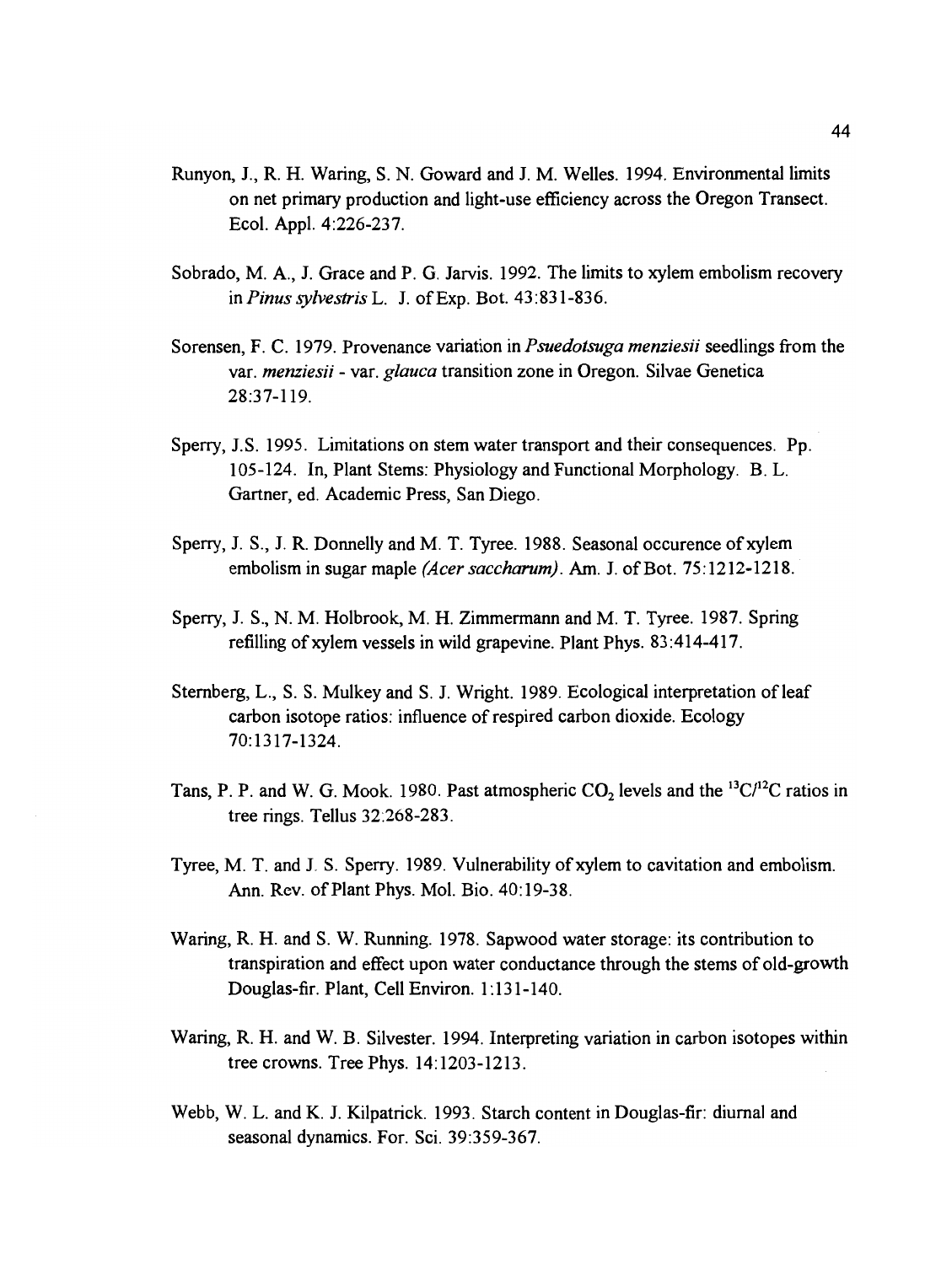Runyon, J., R. H. Waring, S. N. Goward and J. M. Welles. 1994. Environmental limits on net primary production and light-use efficiency across the Oregon Transect. Ecol. Appl. 4:226-237.

Sobrado, M. A., J. Grace and P. G. Jarvis. 1992. The limits to xylem embolism recovery in *Pinus sylvestris* L. J. of Exp. Bot. 43:831-836.

Sorensen, F. C. 1979. Provenance variation in *Psuedotsuga menziesii* seedlings from the var. *menziesii* - var. *glauca* transition zone in Oregon. Silvae Genetica 28:37-119.

Sperry, J.S. 1995. Limitations on stem water transport and their consequences. Pp. 105-124. In, Plant Stems: Physiology and Functional Morphology. B. L. Gartner, ed. Academic Press, San Diego.

Sperry, J. S., J. R. Donnelly and M. T. Tyree. 1988. Seasonal occurence of xylem embolism in sugar maple *(Acer saccharum)*. Am. J. of Bot. 75:1212-1218.

Sperry, J. S., N. M. Holbrook, M. H. Zimmermann and M. T. Tyree. 1987. Spring refilling of xylem vessels in wild grapevine. Plant Phys. 83:414-417.

Sternberg, L., S. S. Mulkey and S. J. Wright. 1989. Ecological interpretation of leaf carbon isotope ratios: influence of respired carbon dioxide. Ecology 70:1317-1324.

Tans, P. P. and W. G. Mook. 1980. Past atmospheric $CO_2$ levels and the $^{13}C/^{12}C$ ratios in tree rings. Tellus 32:268-283.

Tyree, M. T. and J. S. Sperry. 1989. Vulnerability of xylem to cavitation and embolism. Ann. Rev. of Plant Phys. Mol. Bio. 40:19-38.

Waring, R. H. and S. W. Running. 1978. Sapwood water storage: its contribution to transpiration and effect upon water conductance through the stems of old-growth Douglas-fir. Plant, Cell Environ. 1:131-140.

Waring, R. H. and W. B. Silvester. 1994. Interpreting variation in carbon isotopes within tree crowns. Tree Phys. 14:1203-1213.

Webb, W. L. and K. J. Kilpatrick. 1993. Starch content in Douglas-fir: diurnal and seasonal dynamics. For. Sci. 39:359-367.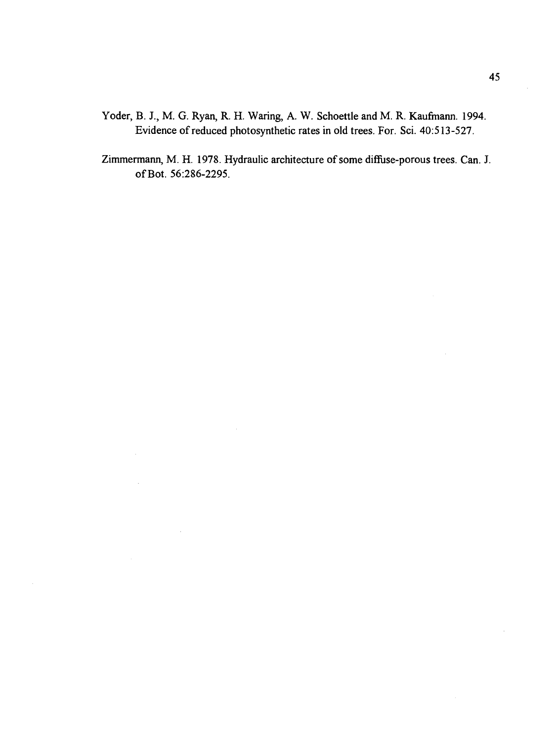Yoder, B. J., M. G. Ryan, R. H. Waring, A. W. Schoettle and M. R. Kaufmann. 1994. Evidence of reduced photosynthetic rates in old trees. For. Sci. 40:513-527.

Zimmermann, M. H. 1978. Hydraulic architecture of some diffuse-porous trees. Can. J. of Bot. 56:286-2295.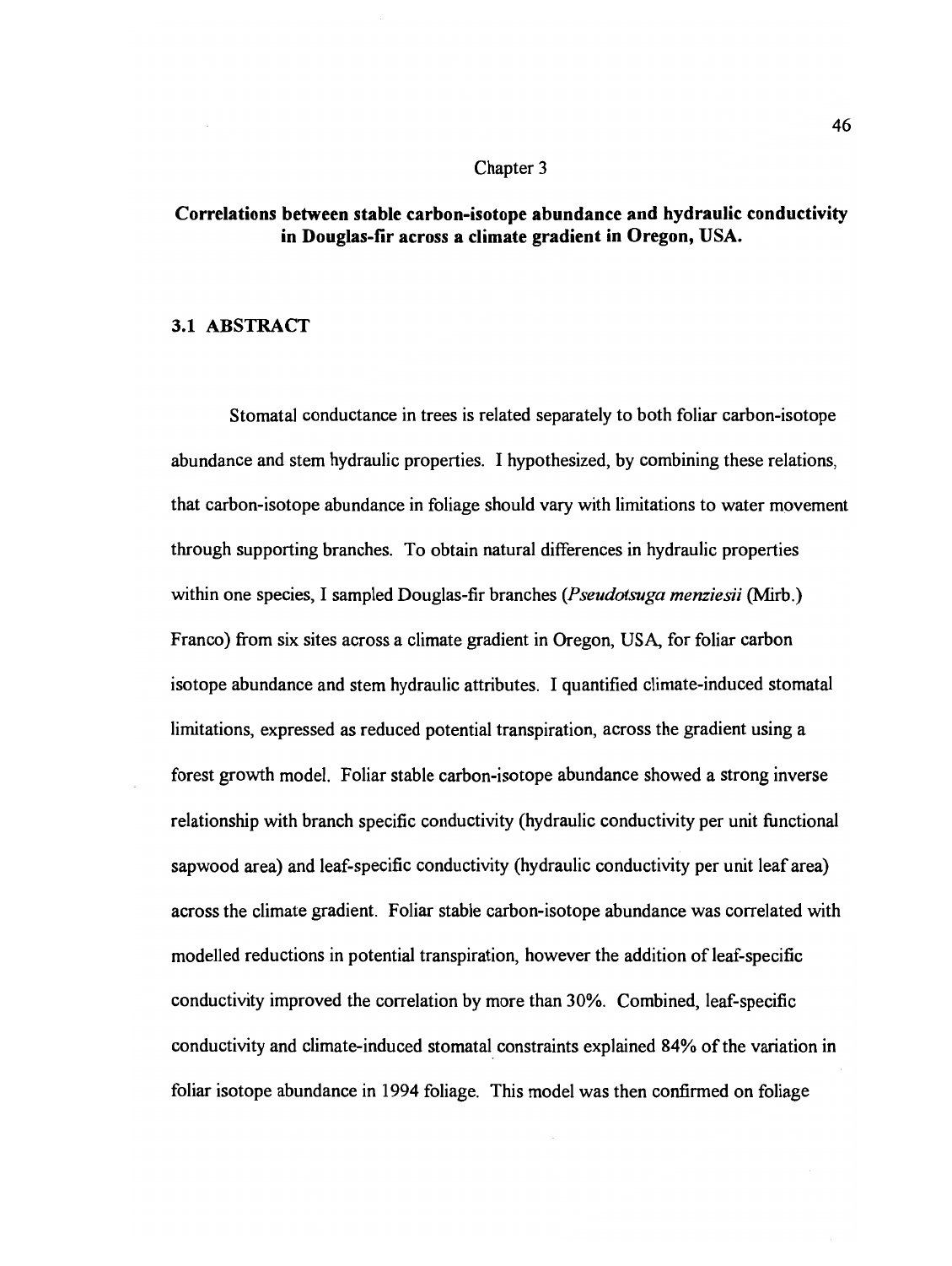Chapter 3

# Correlations between stable carbon-isotope abundance and hydraulic conductivity in Douglas-fir across a climate gradient in Oregon, USA.

## 3.1 ABSTRACT

Stomatal conductance in trees is related separately to both foliar carbon-isotope abundance and stem hydraulic properties. I hypothesized, by combining these relations, that carbon-isotope abundance in foliage should vary with limitations to water movement through supporting branches. To obtain natural differences in hydraulic properties within one species, I sampled Douglas-fir branches (*Pseudotsuga menziesii* (Mirb.) Franco) from six sites across a climate gradient in Oregon, USA, for foliar carbon isotope abundance and stem hydraulic attributes. I quantified climate-induced stomatal limitations, expressed as reduced potential transpiration, across the gradient using a forest growth model. Foliar stable carbon-isotope abundance showed a strong inverse relationship with branch specific conductivity (hydraulic conductivity per unit functional sapwood area) and leaf-specific conductivity (hydraulic conductivity per unit leaf area) across the climate gradient. Foliar stable carbon-isotope abundance was correlated with modelled reductions in potential transpiration, however the addition of leaf-specific conductivity improved the correlation by more than 30%. Combined, leaf-specific conductivity and climate-induced stomatal constraints explained 84% of the variation in foliar isotope abundance in 1994 foliage. This model was then confirmed on foliage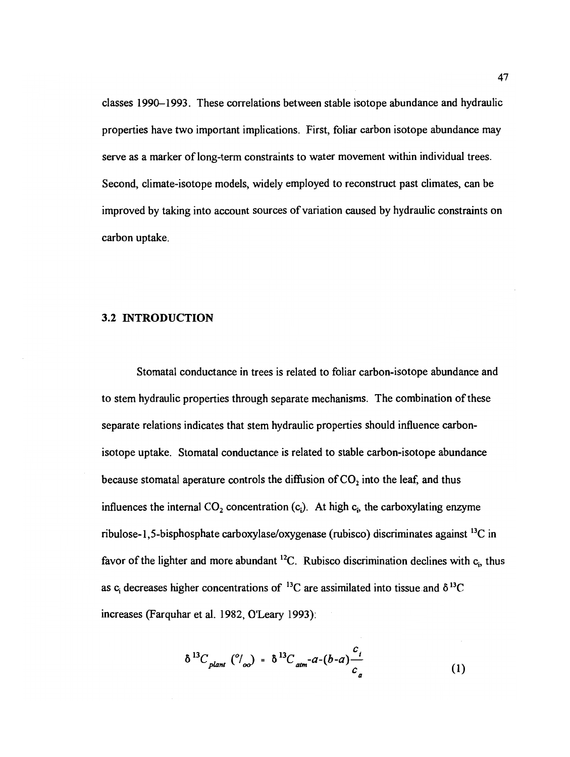classes 1990–1993. These correlations between stable isotope abundance and hydraulic properties have two important implications. First, foliar carbon isotope abundance may serve as a marker of long-term constraints to water movement within individual trees. Second, climate-isotope models, widely employed to reconstruct past climates, can be improved by taking into account sources of variation caused by hydraulic constraints on carbon uptake.

## 3.2 INTRODUCTION

Stomatal conductance in trees is related to foliar carbon-isotope abundance and to stem hydraulic properties through separate mechanisms. The combination of these separate relations indicates that stem hydraulic properties should influence carbon-isotope uptake. Stomatal conductance is related to stable carbon-isotope abundance because stomatal aperature controls the diffusion of $CO_2$ into the leaf, and thus influences the internal $CO_2$ concentration ($c_i$). At high $c_i$, the carboxylating enzyme ribulose-1,5-bisphosphate carboxylase/oxygenase (rubisco) discriminates against $^{13}C$ in favor of the lighter and more abundant $^{12}C$. Rubisco discrimination declines with $c_i$, thus as $c_i$ decreases higher concentrations of $^{13}C$ are assimilated into tissue and $\delta^{13}C$ increases (Farquhar et al. 1982, O'Leary 1993):

$$\delta^{13}C_{plant}\ (^{o}/_{oo}) = \delta^{13}C_{atm} - a - (b-a)\frac{c_i}{c_a} \tag{1}$$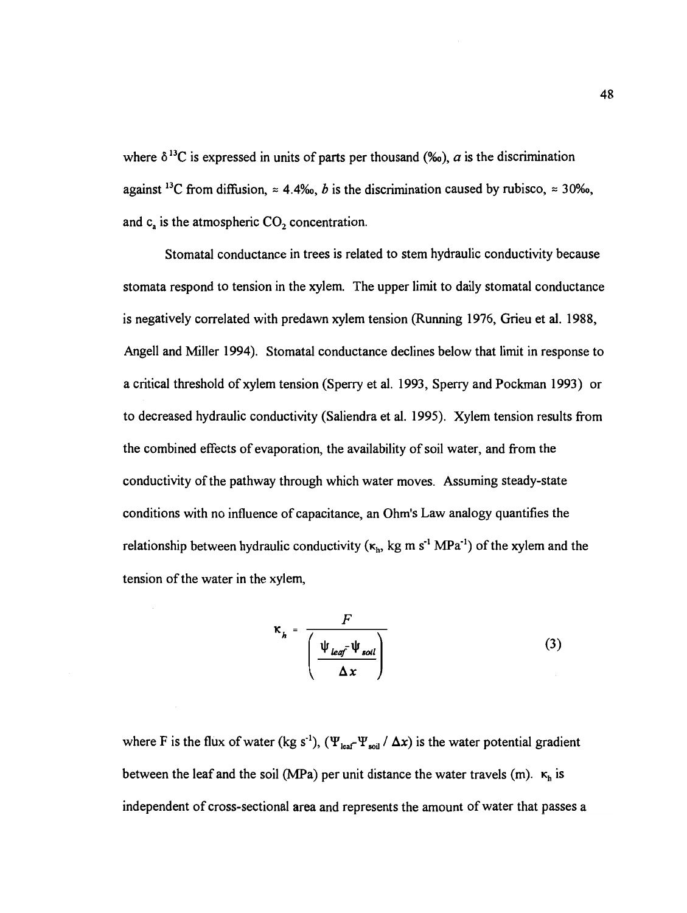where $\delta^{13}C$ is expressed in units of parts per thousand (‰), $a$ is the discrimination against $^{13}C$ from diffusion, ≈ 4.4‰, $b$ is the discrimination caused by rubisco, ≈ 30‰, and $c_a$ is the atmospheric $CO_2$ concentration.

Stomatal conductance in trees is related to stem hydraulic conductivity because stomata respond to tension in the xylem. The upper limit to daily stomatal conductance is negatively correlated with predawn xylem tension (Running 1976, Grieu et al. 1988, Angell and Miller 1994). Stomatal conductance declines below that limit in response to a critical threshold of xylem tension (Sperry et al. 1993, Sperry and Pockman 1993) or to decreased hydraulic conductivity (Saliendra et al. 1995). Xylem tension results from the combined effects of evaporation, the availability of soil water, and from the conductivity of the pathway through which water moves. Assuming steady-state conditions with no influence of capacitance, an Ohm's Law analogy quantifies the relationship between hydraulic conductivity ($\kappa_h$, kg m $s^{-1}$ $MPa^{-1}$) of the xylem and the tension of the water in the xylem,

$$\kappa_h = \frac{F}{\left( \dfrac{\psi_{leaf} - \psi_{soil}}{\Delta x} \right)} \tag{3}$$

where F is the flux of water (kg $s^{-1}$), ($\Psi_{leaf}$-$\Psi_{soil}$ / $\Delta x$) is the water potential gradient between the leaf and the soil (MPa) per unit distance the water travels (m). $\kappa_h$ is independent of cross-sectional area and represents the amount of water that passes a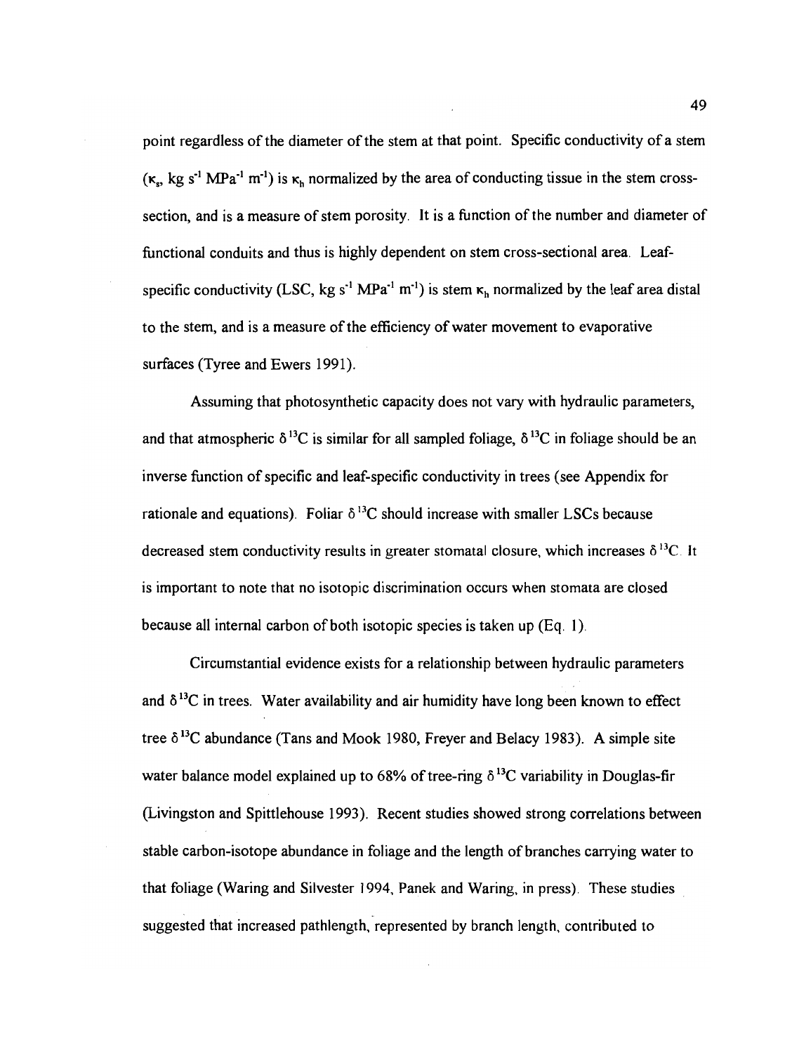point regardless of the diameter of the stem at that point. Specific conductivity of a stem ($\kappa_s$, kg s$^{-1}$ MPa$^{-1}$ m$^{-1}$) is $\kappa_h$ normalized by the area of conducting tissue in the stem cross-section, and is a measure of stem porosity. It is a function of the number and diameter of functional conduits and thus is highly dependent on stem cross-sectional area. Leaf-specific conductivity (LSC, kg s$^{-1}$ MPa$^{-1}$ m$^{-1}$) is stem $\kappa_h$ normalized by the leaf area distal to the stem, and is a measure of the efficiency of water movement to evaporative surfaces (Tyree and Ewers 1991).

Assuming that photosynthetic capacity does not vary with hydraulic parameters, and that atmospheric $\delta^{13}C$ is similar for all sampled foliage, $\delta^{13}C$ in foliage should be an inverse function of specific and leaf-specific conductivity in trees (see Appendix for rationale and equations). Foliar $\delta^{13}C$ should increase with smaller LSCs because decreased stem conductivity results in greater stomatal closure, which increases $\delta^{13}C$. It is important to note that no isotopic discrimination occurs when stomata are closed because all internal carbon of both isotopic species is taken up (Eq. 1).

Circumstantial evidence exists for a relationship between hydraulic parameters and $\delta^{13}C$ in trees. Water availability and air humidity have long been known to effect tree $\delta^{13}C$ abundance (Tans and Mook 1980, Freyer and Belacy 1983). A simple site water balance model explained up to 68% of tree-ring $\delta^{13}C$ variability in Douglas-fir (Livingston and Spittlehouse 1993). Recent studies showed strong correlations between stable carbon-isotope abundance in foliage and the length of branches carrying water to that foliage (Waring and Silvester 1994, Panek and Waring, in press). These studies suggested that increased pathlength, represented by branch length, contributed to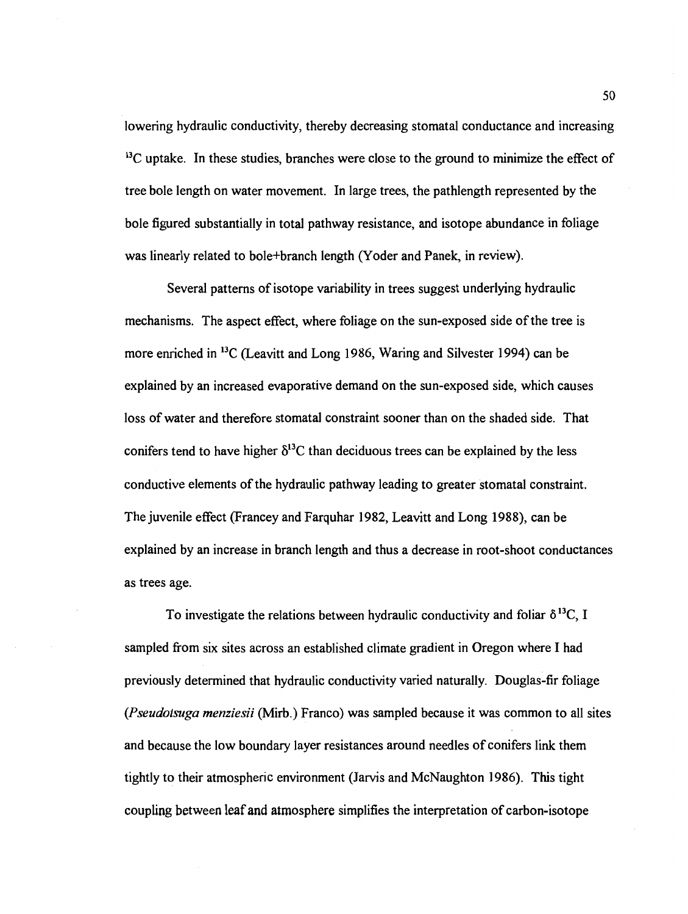lowering hydraulic conductivity, thereby decreasing stomatal conductance and increasing $^{13}C$ uptake. In these studies, branches were close to the ground to minimize the effect of tree bole length on water movement. In large trees, the pathlength represented by the bole figured substantially in total pathway resistance, and isotope abundance in foliage was linearly related to bole+branch length (Yoder and Panek, in review).

Several patterns of isotope variability in trees suggest underlying hydraulic mechanisms. The aspect effect, where foliage on the sun-exposed side of the tree is more enriched in $^{13}C$ (Leavitt and Long 1986, Waring and Silvester 1994) can be explained by an increased evaporative demand on the sun-exposed side, which causes loss of water and therefore stomatal constraint sooner than on the shaded side. That conifers tend to have higher $\delta^{13}C$ than deciduous trees can be explained by the less conductive elements of the hydraulic pathway leading to greater stomatal constraint. The juvenile effect (Francey and Farquhar 1982, Leavitt and Long 1988), can be explained by an increase in branch length and thus a decrease in root-shoot conductances as trees age.

To investigate the relations between hydraulic conductivity and foliar $\delta^{13}C$, I sampled from six sites across an established climate gradient in Oregon where I had previously determined that hydraulic conductivity varied naturally. Douglas-fir foliage (*Pseudotsuga menziesii* (Mirb.) Franco) was sampled because it was common to all sites and because the low boundary layer resistances around needles of conifers link them tightly to their atmospheric environment (Jarvis and McNaughton 1986). This tight coupling between leaf and atmosphere simplifies the interpretation of carbon-isotope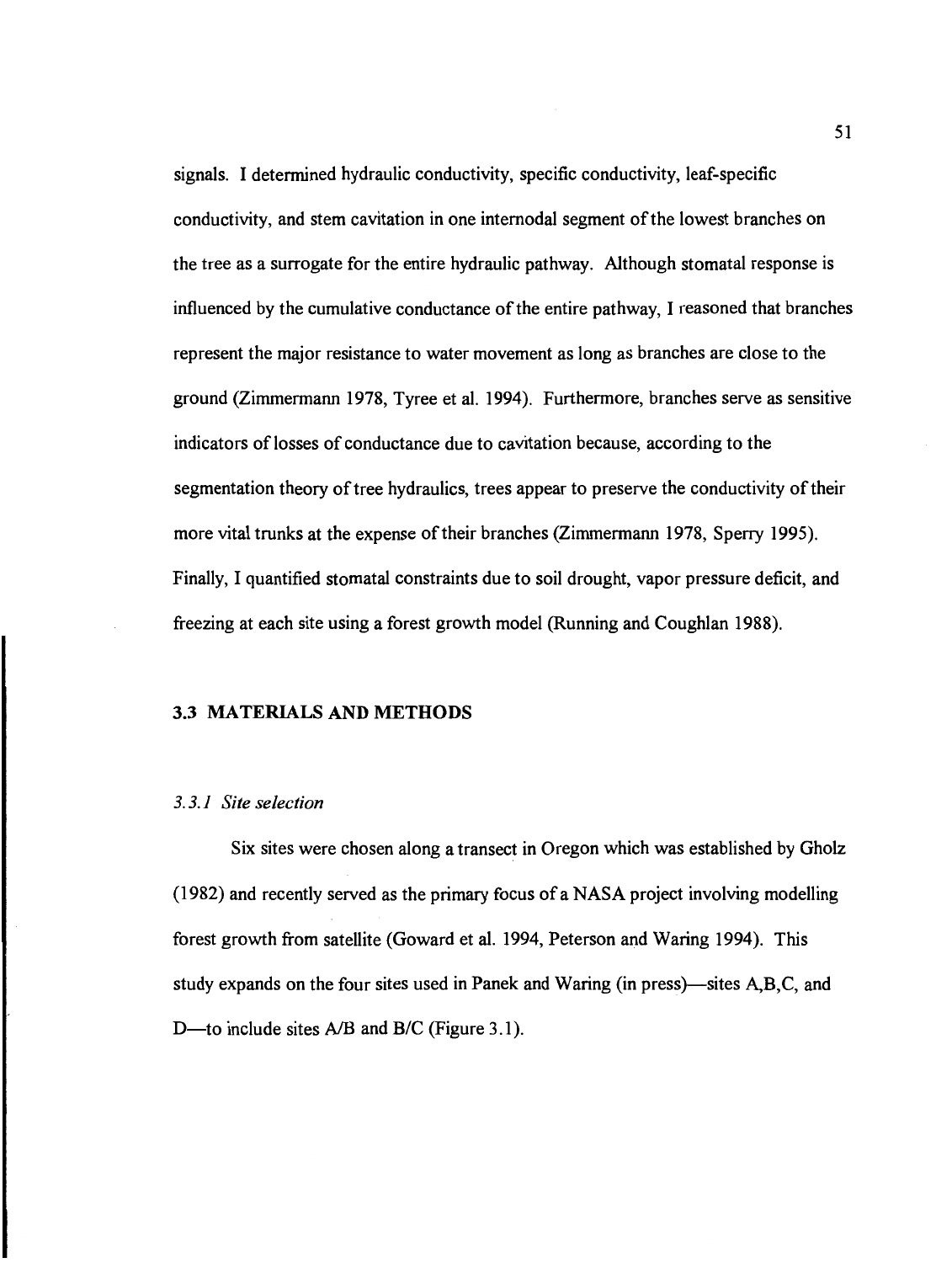signals. I determined hydraulic conductivity, specific conductivity, leaf-specific conductivity, and stem cavitation in one internodal segment of the lowest branches on the tree as a surrogate for the entire hydraulic pathway. Although stomatal response is influenced by the cumulative conductance of the entire pathway, I reasoned that branches represent the major resistance to water movement as long as branches are close to the ground (Zimmermann 1978, Tyree et al. 1994). Furthermore, branches serve as sensitive indicators of losses of conductance due to cavitation because, according to the segmentation theory of tree hydraulics, trees appear to preserve the conductivity of their more vital trunks at the expense of their branches (Zimmermann 1978, Sperry 1995). Finally, I quantified stomatal constraints due to soil drought, vapor pressure deficit, and freezing at each site using a forest growth model (Running and Coughlan 1988).

## 3.3 MATERIALS AND METHODS

### *3.3.1 Site selection*

Six sites were chosen along a transect in Oregon which was established by Gholz (1982) and recently served as the primary focus of a NASA project involving modelling forest growth from satellite (Goward et al. 1994, Peterson and Waring 1994). This study expands on the four sites used in Panek and Waring (in press)—sites A,B,C, and D—to include sites A/B and B/C (Figure 3.1).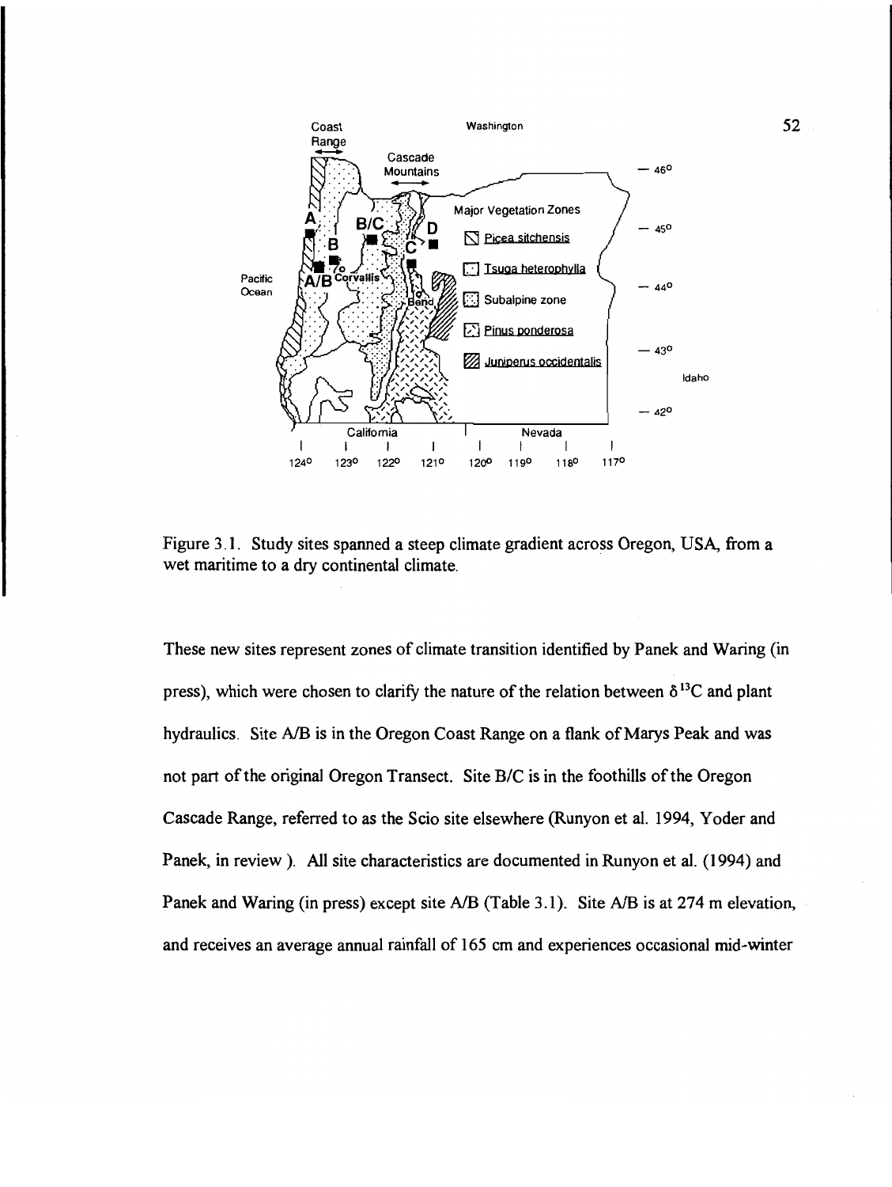Figure 3.1. Study sites spanned a steep climate gradient across Oregon, USA, from a wet maritime to a dry continental climate.

These new sites represent zones of climate transition identified by Panek and Waring (in press), which were chosen to clarify the nature of the relation between $\delta^{13}C$ and plant hydraulics. Site A/B is in the Oregon Coast Range on a flank of Marys Peak and was not part of the original Oregon Transect. Site B/C is in the foothills of the Oregon Cascade Range, referred to as the Scio site elsewhere (Runyon et al. 1994, Yoder and Panek, in review ). All site characteristics are documented in Runyon et al. (1994) and Panek and Waring (in press) except site A/B (Table 3.1). Site A/B is at 274 m elevation, and receives an average annual rainfall of 165 cm and experiences occasional mid-winter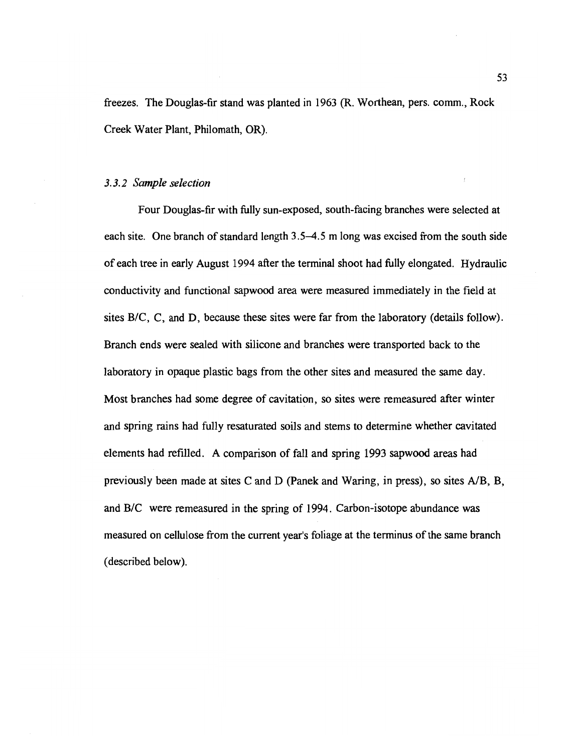freezes. The Douglas-fir stand was planted in 1963 (R. Worthean, pers. comm., Rock Creek Water Plant, Philomath, OR).

### *3.3.2 Sample selection*

Four Douglas-fir with fully sun-exposed, south-facing branches were selected at each site. One branch of standard length 3.5–4.5 m long was excised from the south side of each tree in early August 1994 after the terminal shoot had fully elongated. Hydraulic conductivity and functional sapwood area were measured immediately in the field at sites B/C, C, and D, because these sites were far from the laboratory (details follow). Branch ends were sealed with silicone and branches were transported back to the laboratory in opaque plastic bags from the other sites and measured the same day. Most branches had some degree of cavitation, so sites were remeasured after winter and spring rains had fully resaturated soils and stems to determine whether cavitated elements had refilled. A comparison of fall and spring 1993 sapwood areas had previously been made at sites C and D (Panek and Waring, in press), so sites A/B, B, and B/C were remeasured in the spring of 1994. Carbon-isotope abundance was measured on cellulose from the current year's foliage at the terminus of the same branch (described below).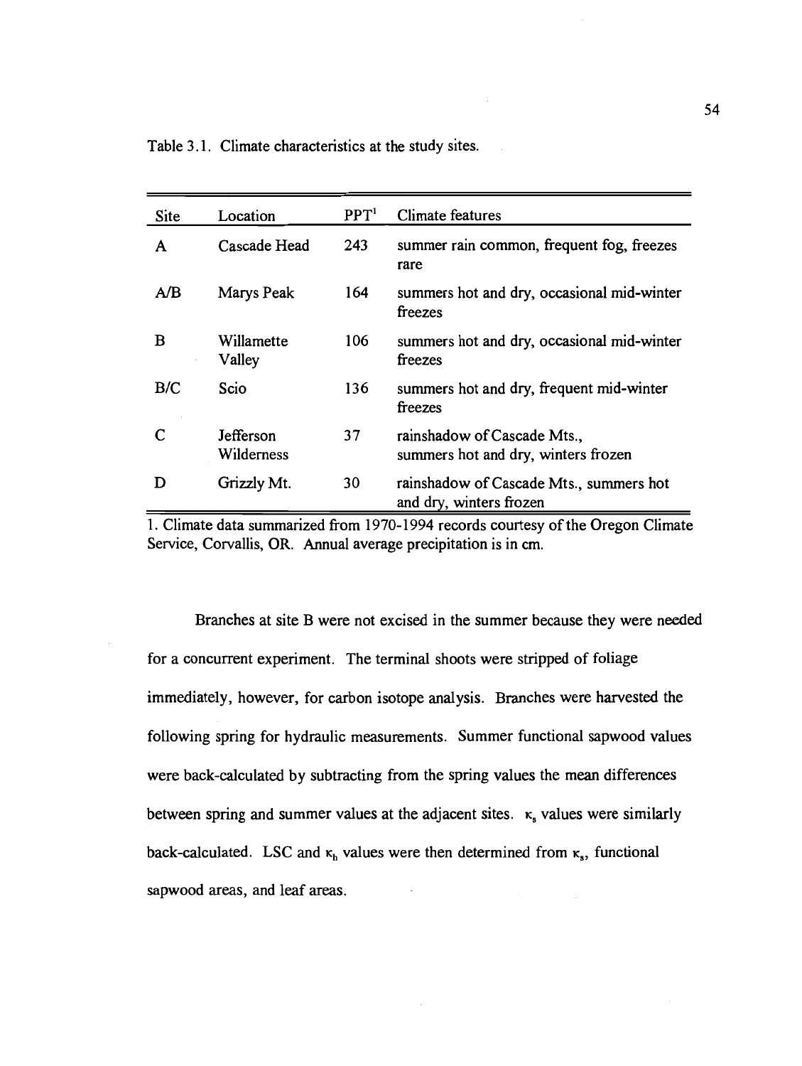Table 3.1. Climate characteristics at the study sites.

| Site | Location | PPT[1] | Climate features |
|---|---|---|---|
| A | Cascade Head | 243 | summer rain common, frequent fog, freezes rare |
| A/B | Marys Peak | 164 | summers hot and dry, occasional mid-winter freezes |
| B | Willamette Valley | 106 | summers hot and dry, occasional mid-winter freezes |
| B/C | Scio | 136 | summers hot and dry, frequent mid-winter freezes |
| C | Jefferson Wilderness | 37 | rainshadow of Cascade Mts., summers hot and dry, winters frozen |
| D | Grizzly Mt. | 30 | rainshadow of Cascade Mts., summers hot and dry, winters frozen |

1. Climate data summarized from 1970-1994 records courtesy of the Oregon Climate Service, Corvallis, OR. Annual average precipitation is in cm.

Branches at site B were not excised in the summer because they were needed for a concurrent experiment. The terminal shoots were stripped of foliage immediately, however, for carbon isotope analysis. Branches were harvested the following spring for hydraulic measurements. Summer functional sapwood values were back-calculated by subtracting from the spring values the mean differences between spring and summer values at the adjacent sites. $\kappa_s$ values were similarly back-calculated. LSC and $\kappa_h$ values were then determined from $\kappa_s$, functional sapwood areas, and leaf areas.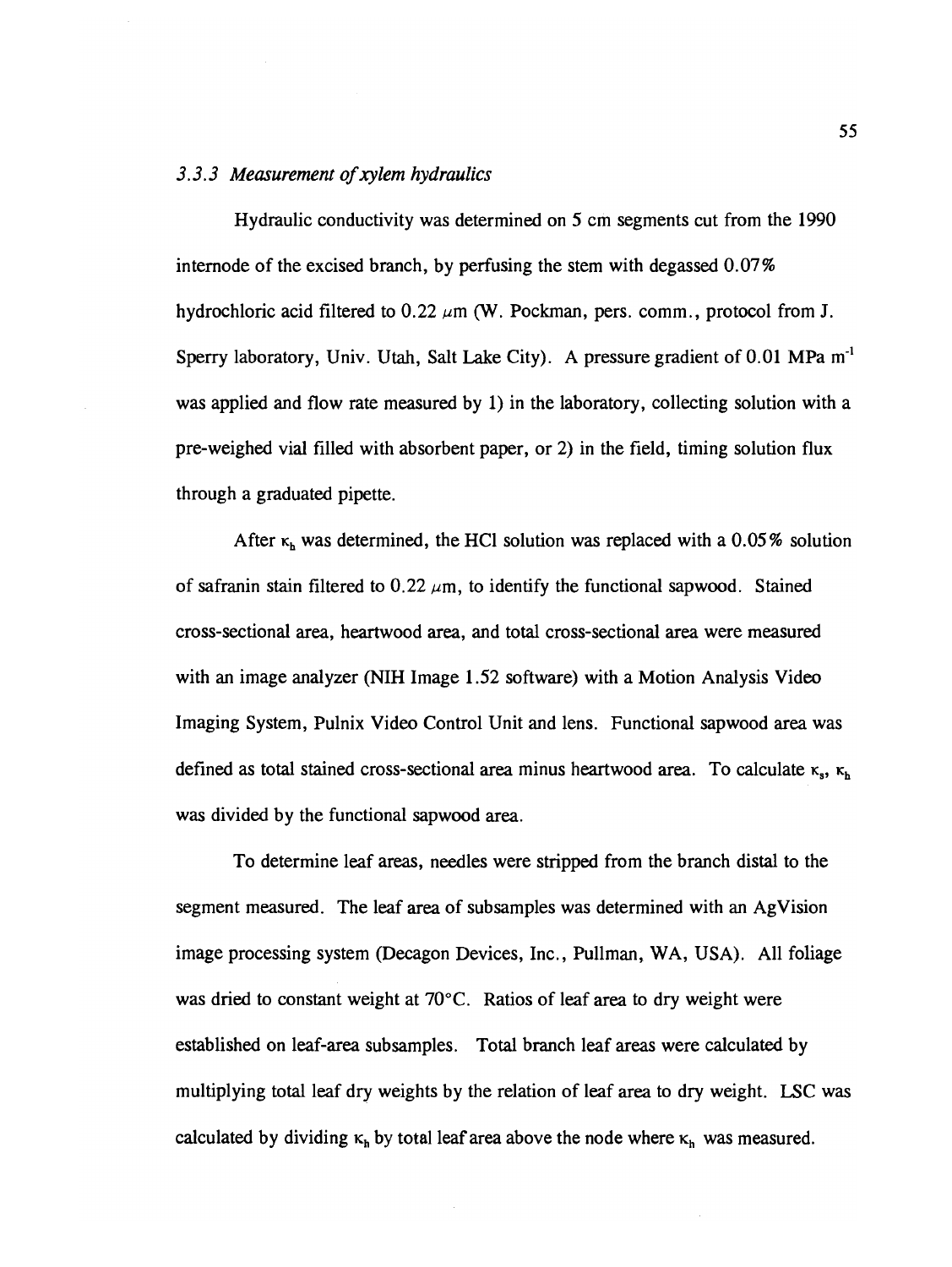### *3.3.3 Measurement of xylem hydraulics*

Hydraulic conductivity was determined on 5 cm segments cut from the 1990 internode of the excised branch, by perfusing the stem with degassed 0.07% hydrochloric acid filtered to 0.22 $\mu$m (W. Pockman, pers. comm., protocol from J. Sperry laboratory, Univ. Utah, Salt Lake City). A pressure gradient of 0.01 MPa $m^{-1}$ was applied and flow rate measured by 1) in the laboratory, collecting solution with a pre-weighed vial filled with absorbent paper, or 2) in the field, timing solution flux through a graduated pipette.

After $\kappa_h$ was determined, the HCl solution was replaced with a 0.05% solution of safranin stain filtered to 0.22 $\mu$m, to identify the functional sapwood. Stained cross-sectional area, heartwood area, and total cross-sectional area were measured with an image analyzer (NIH Image 1.52 software) with a Motion Analysis Video Imaging System, Pulnix Video Control Unit and lens. Functional sapwood area was defined as total stained cross-sectional area minus heartwood area. To calculate $\kappa_s$, $\kappa_h$ was divided by the functional sapwood area.

To determine leaf areas, needles were stripped from the branch distal to the segment measured. The leaf area of subsamples was determined with an AgVision image processing system (Decagon Devices, Inc., Pullman, WA, USA). All foliage was dried to constant weight at 70°C. Ratios of leaf area to dry weight were established on leaf-area subsamples. Total branch leaf areas were calculated by multiplying total leaf dry weights by the relation of leaf area to dry weight. LSC was calculated by dividing $\kappa_h$ by total leaf area above the node where $\kappa_h$ was measured.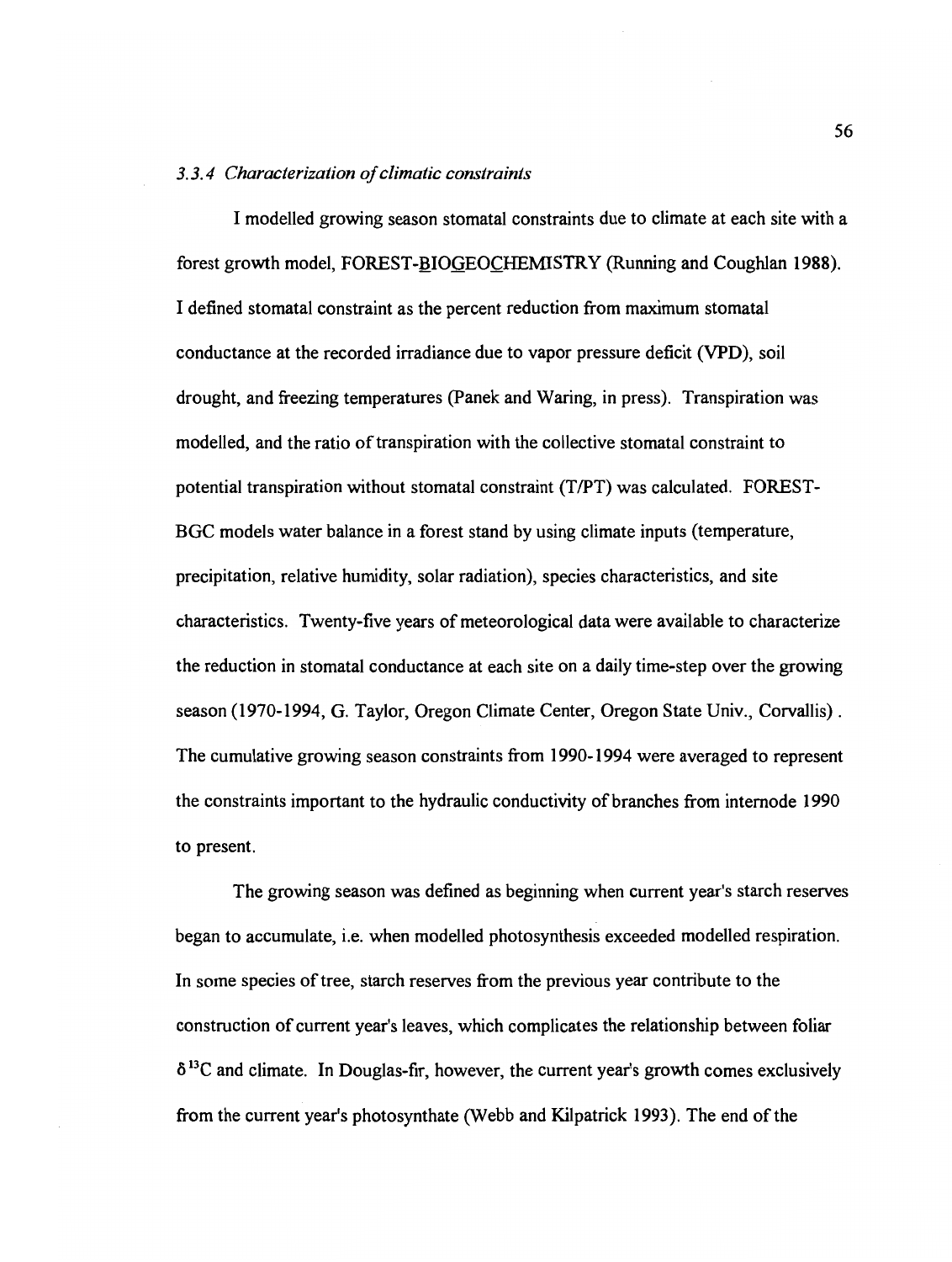### *3.3.4 Characterization of climatic constraints*

I modelled growing season stomatal constraints due to climate at each site with a forest growth model, FOREST-BIOGEOCHEMISTRY (Running and Coughlan 1988). I defined stomatal constraint as the percent reduction from maximum stomatal conductance at the recorded irradiance due to vapor pressure deficit (VPD), soil drought, and freezing temperatures (Panek and Waring, in press). Transpiration was modelled, and the ratio of transpiration with the collective stomatal constraint to potential transpiration without stomatal constraint (T/PT) was calculated. FOREST-BGC models water balance in a forest stand by using climate inputs (temperature, precipitation, relative humidity, solar radiation), species characteristics, and site characteristics. Twenty-five years of meteorological data were available to characterize the reduction in stomatal conductance at each site on a daily time-step over the growing season (1970-1994, G. Taylor, Oregon Climate Center, Oregon State Univ., Corvallis). The cumulative growing season constraints from 1990-1994 were averaged to represent the constraints important to the hydraulic conductivity of branches from internode 1990 to present.

The growing season was defined as beginning when current year's starch reserves began to accumulate, i.e. when modelled photosynthesis exceeded modelled respiration. In some species of tree, starch reserves from the previous year contribute to the construction of current year's leaves, which complicates the relationship between foliar $\delta^{13}C$ and climate. In Douglas-fir, however, the current year's growth comes exclusively from the current year's photosynthate (Webb and Kilpatrick 1993). The end of the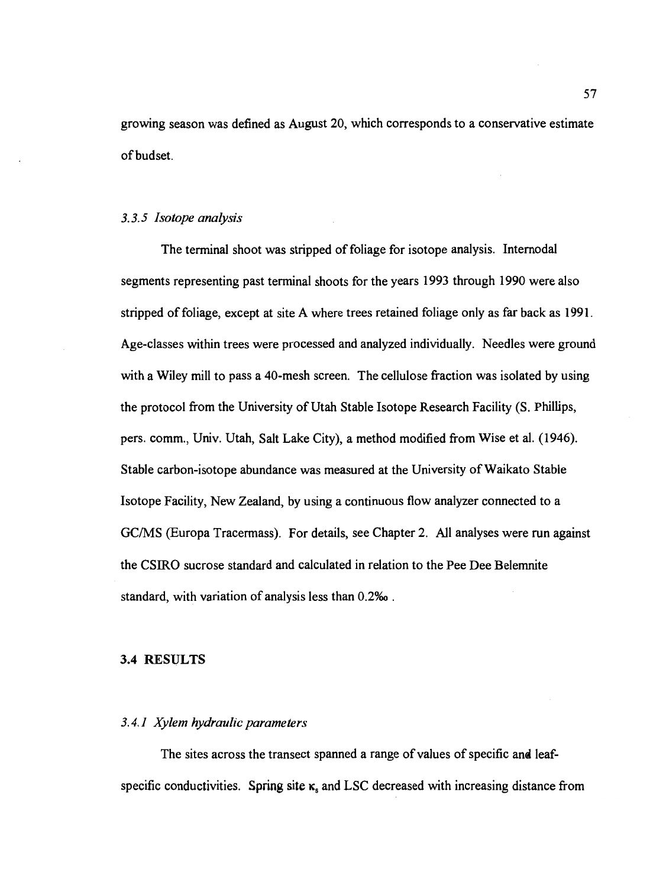growing season was defined as August 20, which corresponds to a conservative estimate of budset.

### *3.3.5 Isotope analysis*

The terminal shoot was stripped of foliage for isotope analysis. Internodal segments representing past terminal shoots for the years 1993 through 1990 were also stripped of foliage, except at site A where trees retained foliage only as far back as 1991. Age-classes within trees were processed and analyzed individually. Needles were ground with a Wiley mill to pass a 40-mesh screen. The cellulose fraction was isolated by using the protocol from the University of Utah Stable Isotope Research Facility (S. Phillips, pers. comm., Univ. Utah, Salt Lake City), a method modified from Wise et al. (1946). Stable carbon-isotope abundance was measured at the University of Waikato Stable Isotope Facility, New Zealand, by using a continuous flow analyzer connected to a GC/MS (Europa Tracermass). For details, see Chapter 2. All analyses were run against the CSIRO sucrose standard and calculated in relation to the Pee Dee Belemnite standard, with variation of analysis less than 0.2‰ .

## 3.4 RESULTS

### *3.4.1 Xylem hydraulic parameters*

The sites across the transect spanned a range of values of specific and leaf-specific conductivities. Spring site $\kappa_s$ and LSC decreased with increasing distance from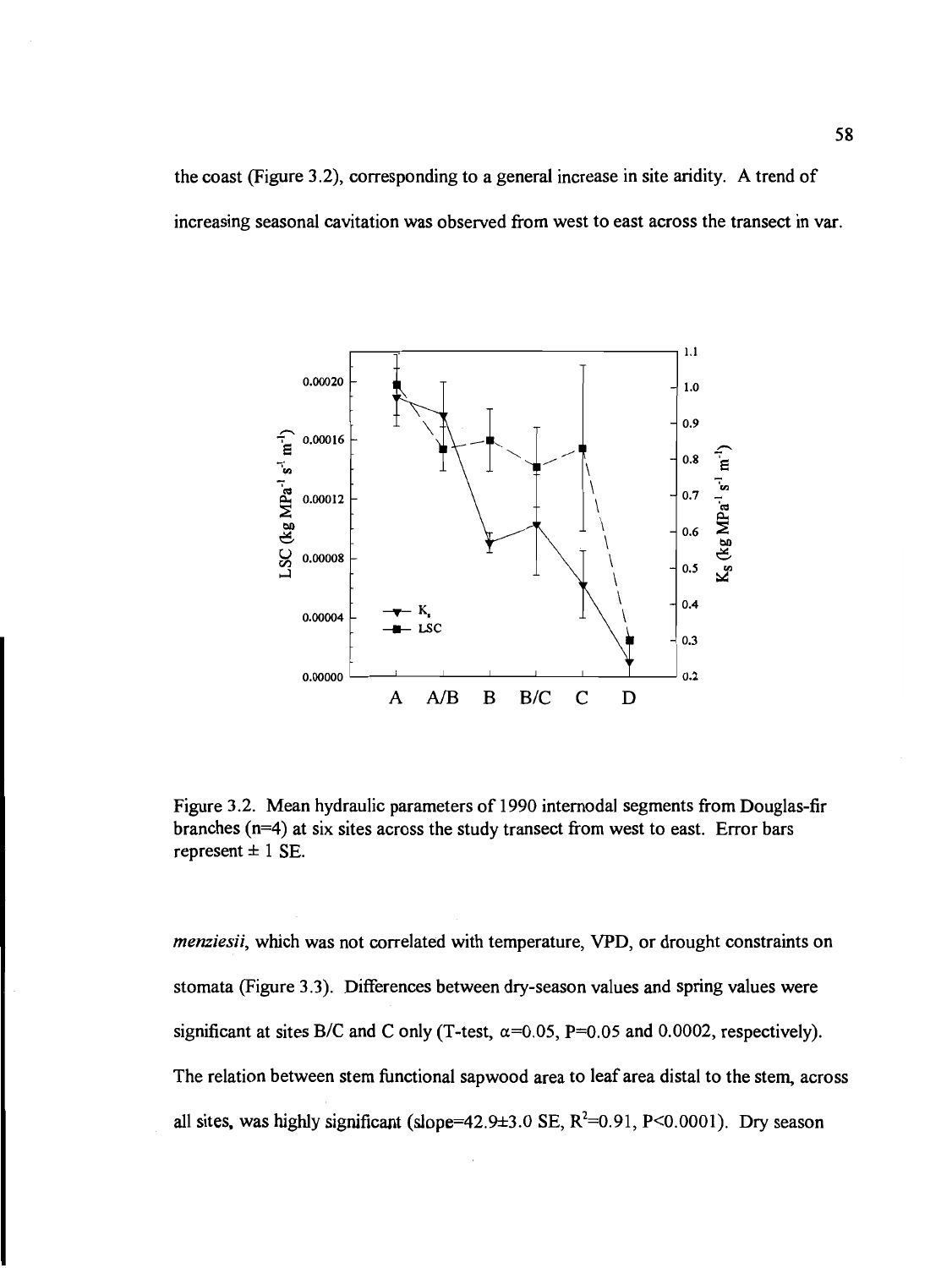the coast (Figure 3.2), corresponding to a general increase in site aridity. A trend of increasing seasonal cavitation was observed from west to east across the transect in var.

Figure 3.2. Mean hydraulic parameters of 1990 internodal segments from Douglas-fir branches (n=4) at six sites across the study transect from west to east. Error bars represent ± 1 SE.

*menziesii*, which was not correlated with temperature, VPD, or drought constraints on stomata (Figure 3.3). Differences between dry-season values and spring values were significant at sites B/C and C only (T-test, $\alpha$=0.05, P=0.05 and 0.0002, respectively). The relation between stem functional sapwood area to leaf area distal to the stem, across all sites, was highly significant (slope=42.9±3.0 SE, $R^2$=0.91, P<0.0001). Dry season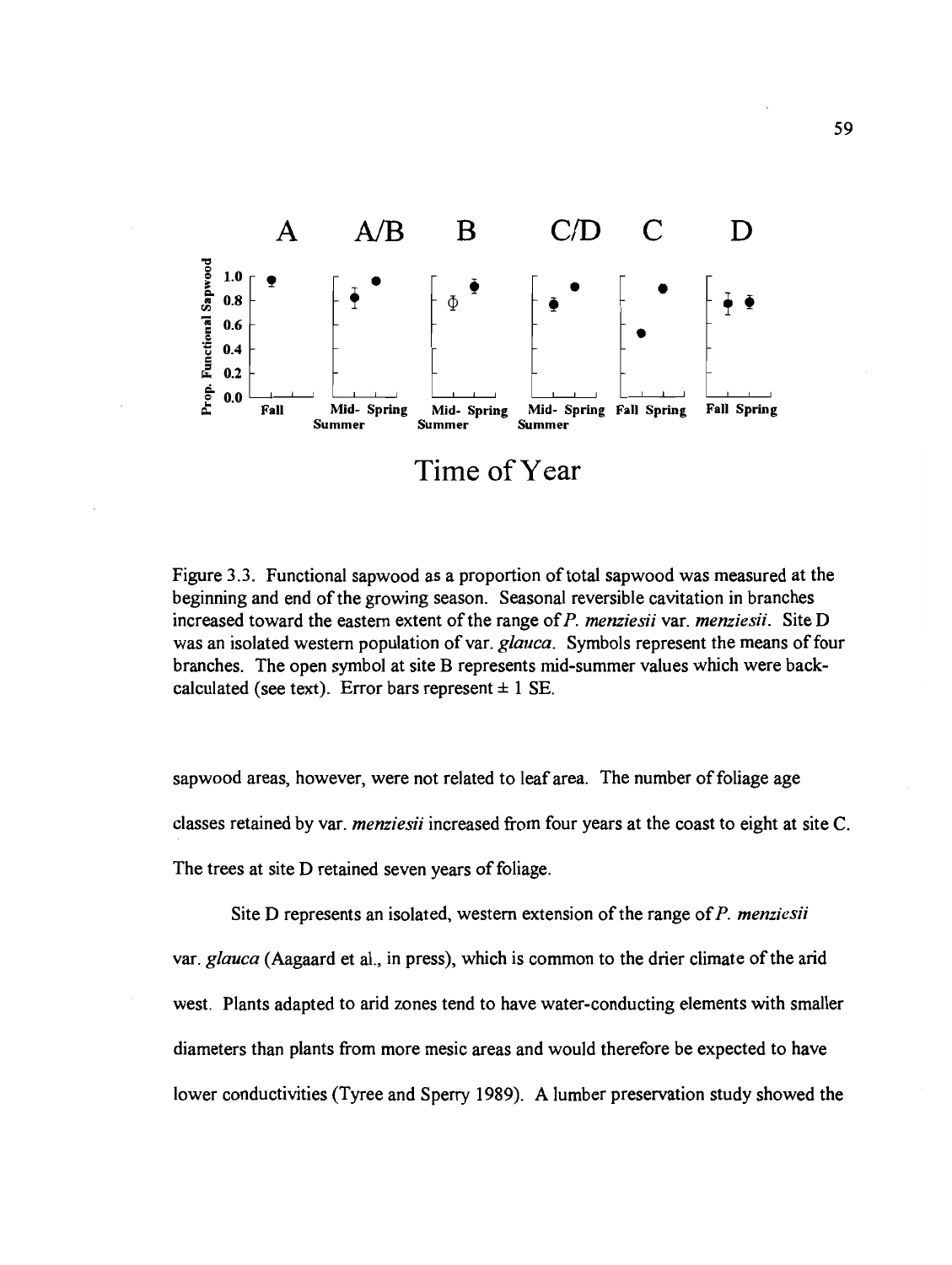Figure 3.3. Functional sapwood as a proportion of total sapwood was measured at the beginning and end of the growing season. Seasonal reversible cavitation in branches increased toward the eastern extent of the range of *P. menziesii* var. *menziesii*. Site D was an isolated western population of var. *glauca*. Symbols represent the means of four branches. The open symbol at site B represents mid-summer values which were back-calculated (see text). Error bars represent ± 1 SE.

sapwood areas, however, were not related to leaf area. The number of foliage age classes retained by var. *menziesii* increased from four years at the coast to eight at site C. The trees at site D retained seven years of foliage.

Site D represents an isolated, western extension of the range of *P. menziesii* var. *glauca* (Aagaard et al., in press), which is common to the drier climate of the arid west. Plants adapted to arid zones tend to have water-conducting elements with smaller diameters than plants from more mesic areas and would therefore be expected to have lower conductivities (Tyree and Sperry 1989). A lumber preservation study showed the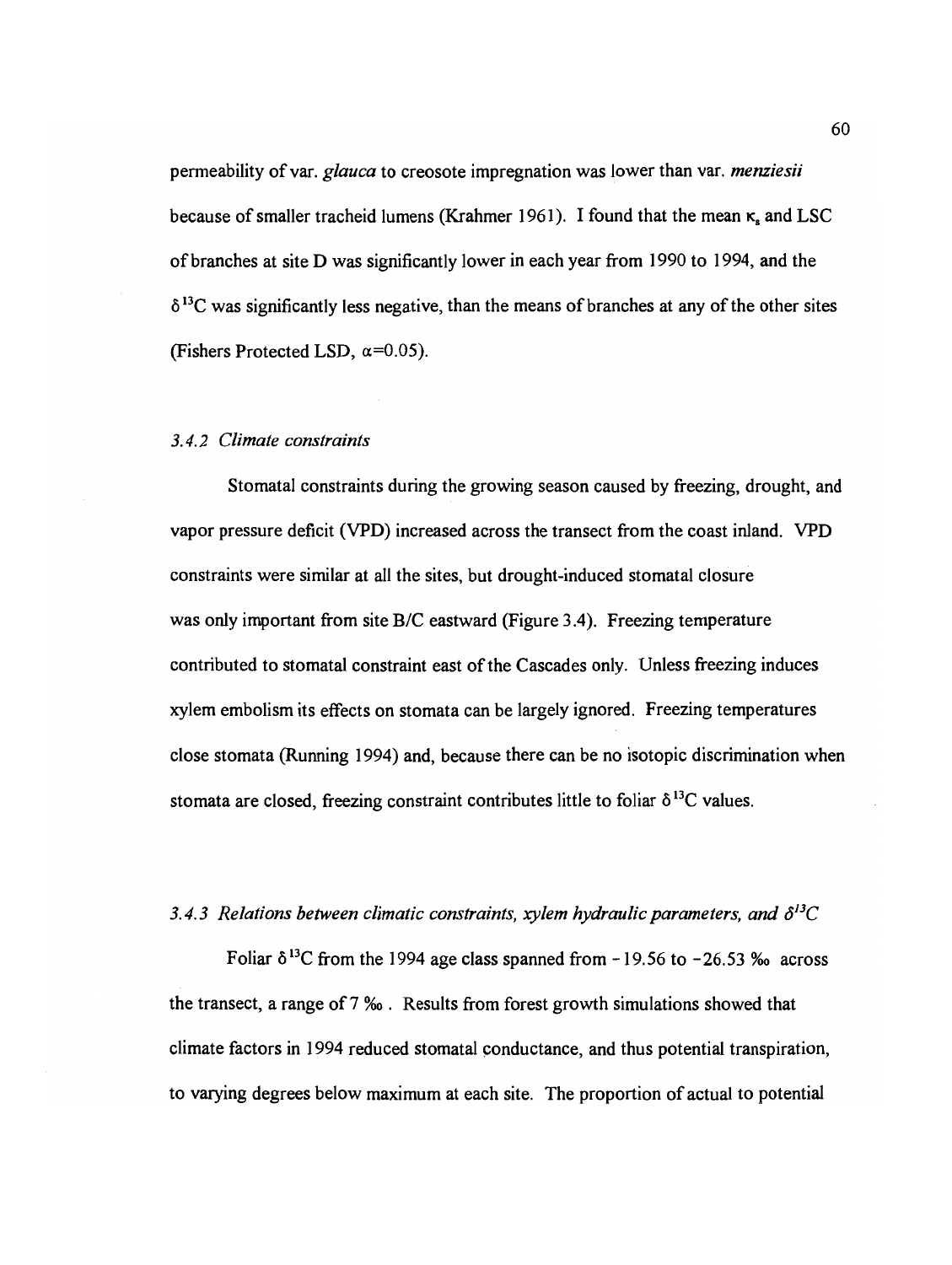permeability of var. *glauca* to creosote impregnation was lower than var. *menziesii* because of smaller tracheid lumens (Krahmer 1961). I found that the mean $\kappa_s$ and LSC of branches at site D was significantly lower in each year from 1990 to 1994, and the $\delta^{13}C$ was significantly less negative, than the means of branches at any of the other sites (Fishers Protected LSD, $\alpha=0.05$).

### *3.4.2 Climate constraints*

Stomatal constraints during the growing season caused by freezing, drought, and vapor pressure deficit (VPD) increased across the transect from the coast inland. VPD constraints were similar at all the sites, but drought-induced stomatal closure was only important from site B/C eastward (Figure 3.4). Freezing temperature contributed to stomatal constraint east of the Cascades only. Unless freezing induces xylem embolism its effects on stomata can be largely ignored. Freezing temperatures close stomata (Running 1994) and, because there can be no isotopic discrimination when stomata are closed, freezing constraint contributes little to foliar $\delta^{13}C$ values.

### *3.4.3 Relations between climatic constraints, xylem hydraulic parameters, and $\delta^{13}C$*

Foliar $\delta^{13}C$ from the 1994 age class spanned from −19.56 to −26.53 ‰ across the transect, a range of 7 ‰. Results from forest growth simulations showed that climate factors in 1994 reduced stomatal conductance, and thus potential transpiration, to varying degrees below maximum at each site. The proportion of actual to potential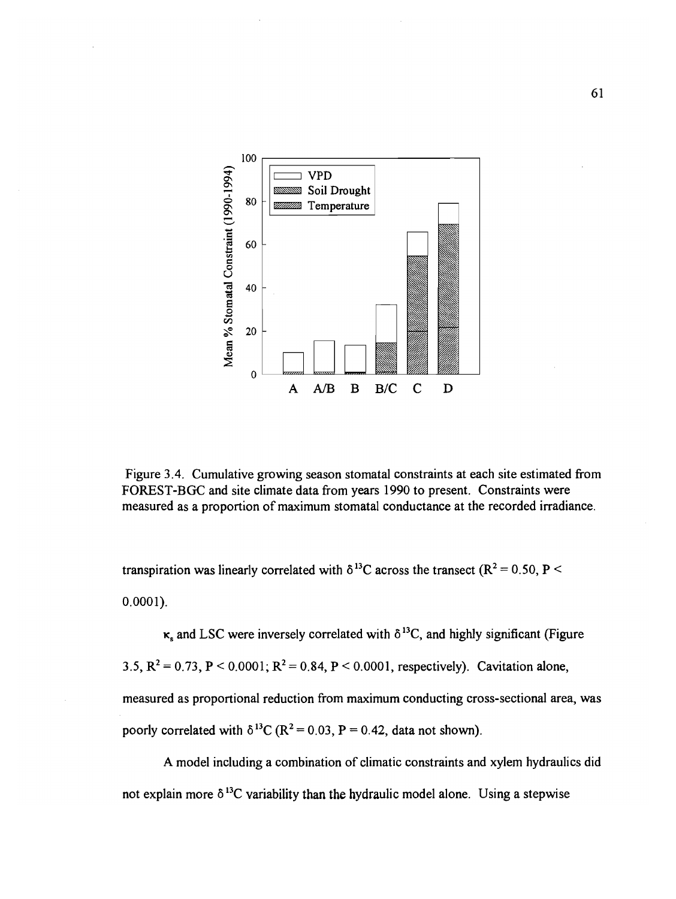Figure 3.4. Cumulative growing season stomatal constraints at each site estimated from FOREST-BGC and site climate data from years 1990 to present. Constraints were measured as a proportion of maximum stomatal conductance at the recorded irradiance.

transpiration was linearly correlated with $\delta^{13}C$ across the transect ($R^2 = 0.50$, $P < 0.0001$).

$\kappa_s$ and LSC were inversely correlated with $\delta^{13}C$, and highly significant (Figure 3.5, $R^2 = 0.73$, $P < 0.0001$; $R^2 = 0.84$, $P < 0.0001$, respectively). Cavitation alone, measured as proportional reduction from maximum conducting cross-sectional area, was poorly correlated with $\delta^{13}C$ ($R^2 = 0.03$, $P = 0.42$, data not shown).

A model including a combination of climatic constraints and xylem hydraulics did not explain more $\delta^{13}C$ variability than the hydraulic model alone. Using a stepwise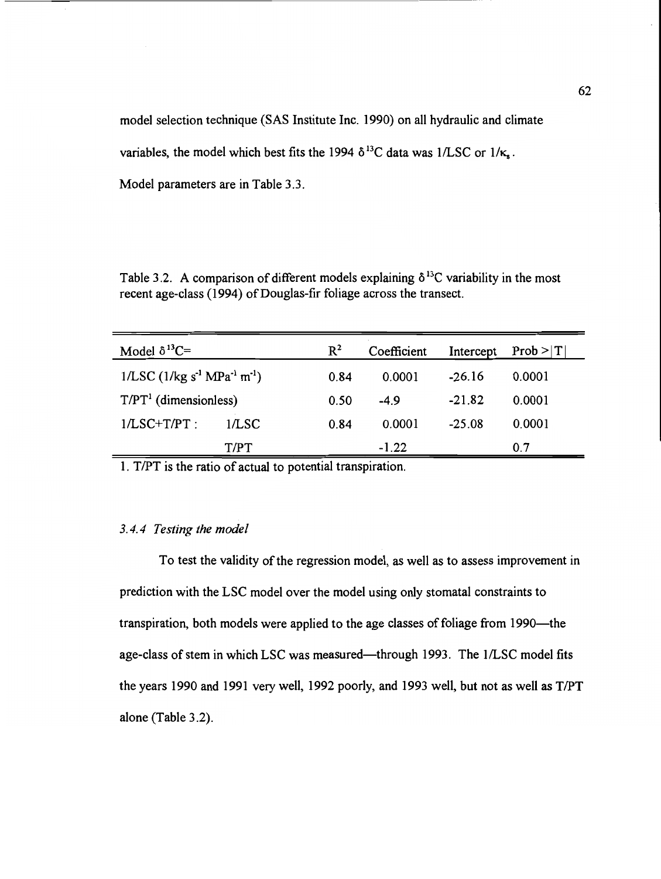model selection technique (SAS Institute Inc. 1990) on all hydraulic and climate variables, the model which best fits the 1994 $\delta^{13}C$ data was 1/LSC or $1/\kappa_s$. Model parameters are in Table 3.3.

Table 3.2. A comparison of different models explaining $\delta^{13}C$ variability in the most recent age-class (1994) of Douglas-fir foliage across the transect.

| Model $\delta^{13}C$= | | $R^2$ | Coefficient | Intercept | Prob >\|T\| |
|---|---|---|---|---|---|
| 1/LSC (1/kg $s^{-1}$ $MPa^{-1}$ $m^{-1}$) | | 0.84 | 0.0001 | -26.16 | 0.0001 |
| T/PT[1] (dimensionless) | | 0.50 | -4.9 | -21.82 | 0.0001 |
| 1/LSC+T/PT : | 1/LSC | 0.84 | 0.0001 | -25.08 | 0.0001 |
| | T/PT | | -1.22 | | 0.7 |

1. T/PT is the ratio of actual to potential transpiration.

### *3.4.4 Testing the model*

To test the validity of the regression model, as well as to assess improvement in prediction with the LSC model over the model using only stomatal constraints to transpiration, both models were applied to the age classes of foliage from 1990—the age-class of stem in which LSC was measured—through 1993. The 1/LSC model fits the years 1990 and 1991 very well, 1992 poorly, and 1993 well, but not as well as T/PT alone (Table 3.2).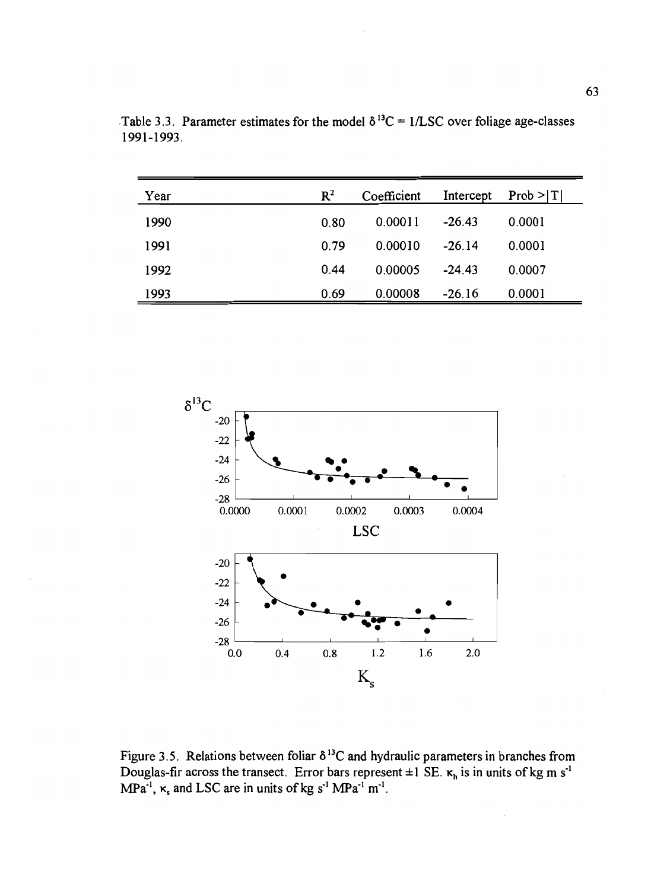Table 3.3. Parameter estimates for the model $\delta^{13}C = 1/LSC$ over foliage age-classes 1991-1993.

| Year | $R^2$ | Coefficient | Intercept | Prob >\|T\| |
|---|---|---|---|---|
| 1990 | 0.80 | 0.00011 | -26.43 | 0.0001 |
| 1991 | 0.79 | 0.00010 | -26.14 | 0.0001 |
| 1992 | 0.44 | 0.00005 | -24.43 | 0.0007 |
| 1993 | 0.69 | 0.00008 | -26.16 | 0.0001 |

Figure 3.5. Relations between foliar $\delta^{13}C$ and hydraulic parameters in branches from Douglas-fir across the transect. Error bars represent ±1 SE. $\kappa_h$ is in units of kg m $s^{-1}$ $MPa^{-1}$, $\kappa_s$ and LSC are in units of kg $s^{-1}$ $MPa^{-1}$ $m^{-1}$.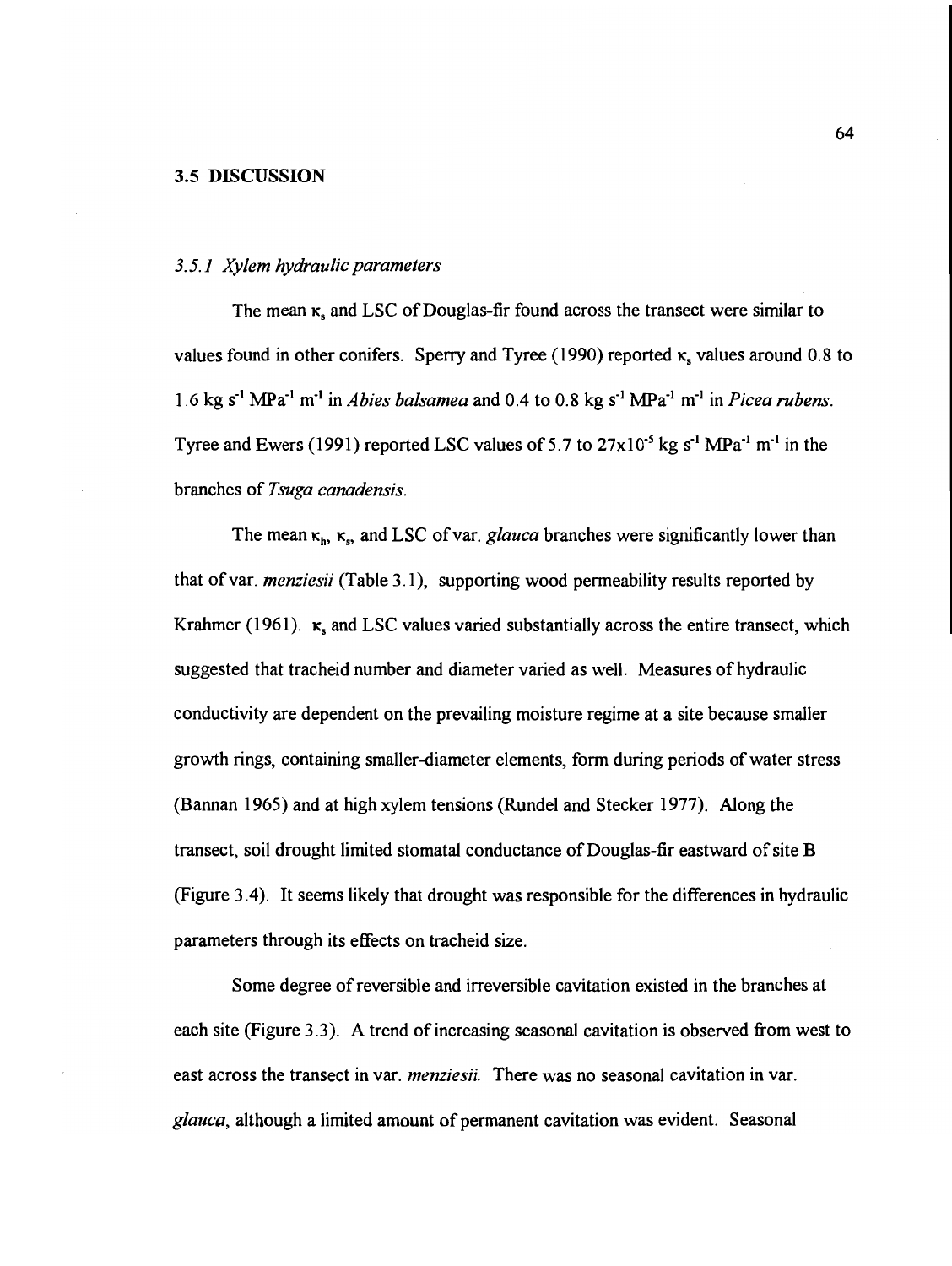## 3.5 DISCUSSION

### *3.5.1 Xylem hydraulic parameters*

The mean $\kappa_s$ and LSC of Douglas-fir found across the transect were similar to values found in other conifers. Sperry and Tyree (1990) reported $\kappa_s$ values around 0.8 to 1.6 kg $s^{-1}$ $MPa^{-1}$ $m^{-1}$ in *Abies balsamea* and 0.4 to 0.8 kg $s^{-1}$ $MPa^{-1}$ $m^{-1}$ in *Picea rubens*. Tyree and Ewers (1991) reported LSC values of 5.7 to $27 \times 10^{-5}$ kg $s^{-1}$ $MPa^{-1}$ $m^{-1}$ in the branches of *Tsuga canadensis*.

The mean $\kappa_h$, $\kappa_s$, and LSC of var. *glauca* branches were significantly lower than that of var. *menziesii* (Table 3.1), supporting wood permeability results reported by Krahmer (1961). $\kappa_s$ and LSC values varied substantially across the entire transect, which suggested that tracheid number and diameter varied as well. Measures of hydraulic conductivity are dependent on the prevailing moisture regime at a site because smaller growth rings, containing smaller-diameter elements, form during periods of water stress (Bannan 1965) and at high xylem tensions (Rundel and Stecker 1977). Along the transect, soil drought limited stomatal conductance of Douglas-fir eastward of site B (Figure 3.4). It seems likely that drought was responsible for the differences in hydraulic parameters through its effects on tracheid size.

Some degree of reversible and irreversible cavitation existed in the branches at each site (Figure 3.3). A trend of increasing seasonal cavitation is observed from west to east across the transect in var. *menziesii*. There was no seasonal cavitation in var. *glauca*, although a limited amount of permanent cavitation was evident. Seasonal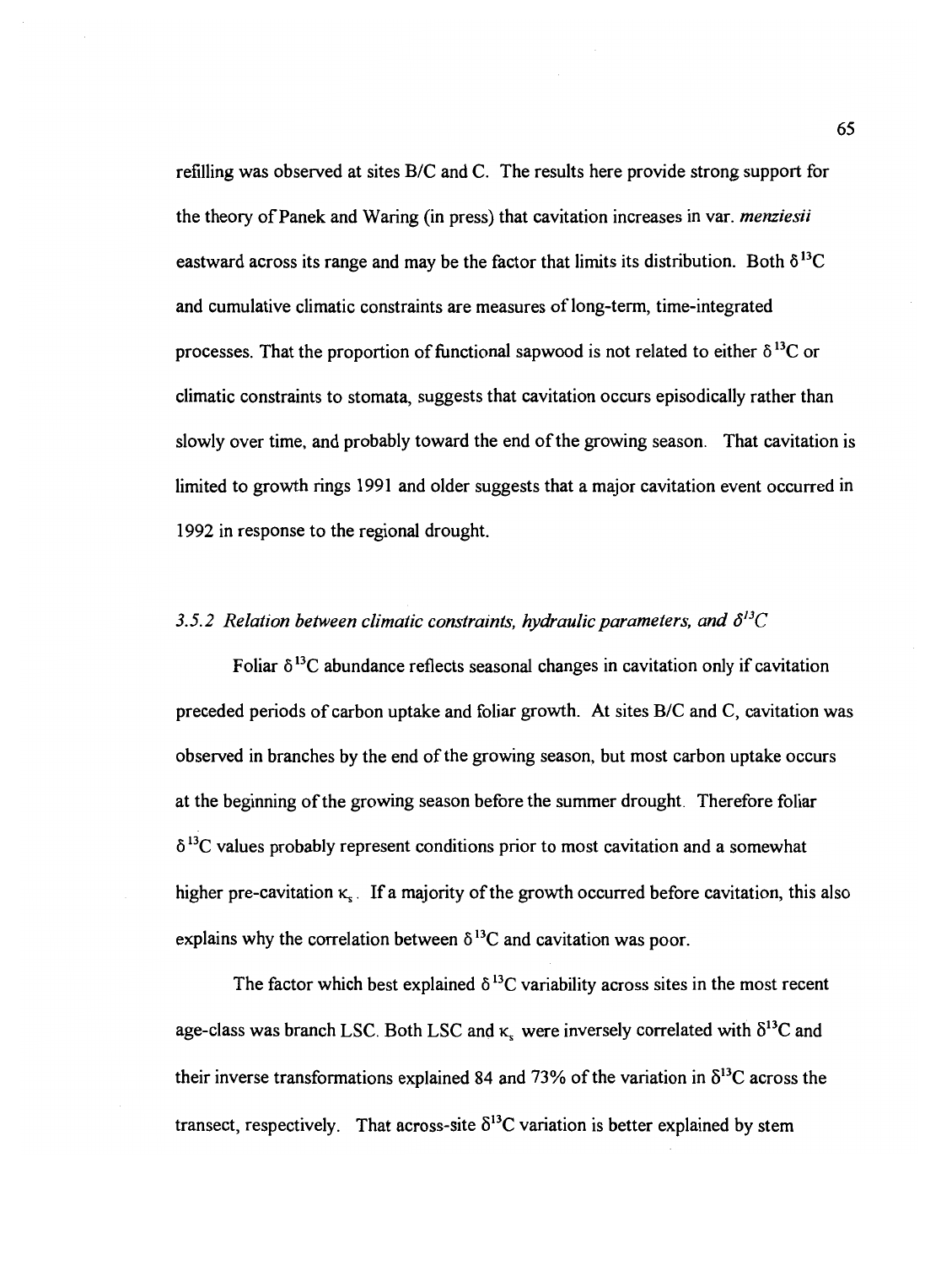refilling was observed at sites B/C and C. The results here provide strong support for the theory of Panek and Waring (in press) that cavitation increases in var. *menziesii* eastward across its range and may be the factor that limits its distribution. Both $\delta^{13}C$ and cumulative climatic constraints are measures of long-term, time-integrated processes. That the proportion of functional sapwood is not related to either $\delta^{13}C$ or climatic constraints to stomata, suggests that cavitation occurs episodically rather than slowly over time, and probably toward the end of the growing season. That cavitation is limited to growth rings 1991 and older suggests that a major cavitation event occurred in 1992 in response to the regional drought.

### *3.5.2 Relation between climatic constraints, hydraulic parameters, and $\delta^{13}C$*

Foliar $\delta^{13}C$ abundance reflects seasonal changes in cavitation only if cavitation preceded periods of carbon uptake and foliar growth. At sites B/C and C, cavitation was observed in branches by the end of the growing season, but most carbon uptake occurs at the beginning of the growing season before the summer drought. Therefore foliar $\delta^{13}C$ values probably represent conditions prior to most cavitation and a somewhat higher pre-cavitation $\kappa_s$. If a majority of the growth occurred before cavitation, this also explains why the correlation between $\delta^{13}C$ and cavitation was poor.

The factor which best explained $\delta^{13}C$ variability across sites in the most recent age-class was branch LSC. Both LSC and $\kappa_s$ were inversely correlated with $\delta^{13}C$ and their inverse transformations explained 84 and 73% of the variation in $\delta^{13}C$ across the transect, respectively. That across-site $\delta^{13}C$ variation is better explained by stem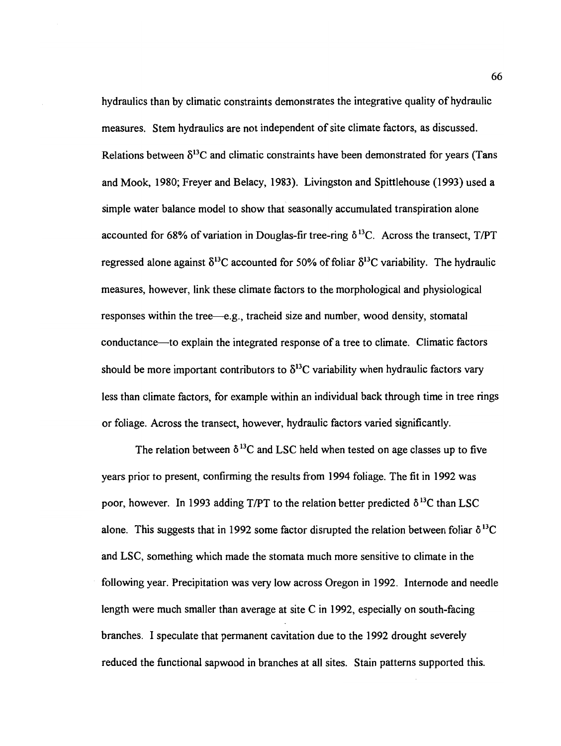hydraulics than by climatic constraints demonstrates the integrative quality of hydraulic measures. Stem hydraulics are not independent of site climate factors, as discussed. Relations between $\delta^{13}C$ and climatic constraints have been demonstrated for years (Tans and Mook, 1980; Freyer and Belacy, 1983). Livingston and Spittlehouse (1993) used a simple water balance model to show that seasonally accumulated transpiration alone accounted for 68% of variation in Douglas-fir tree-ring $\delta^{13}C$. Across the transect, T/PT regressed alone against $\delta^{13}C$ accounted for 50% of foliar $\delta^{13}C$ variability. The hydraulic measures, however, link these climate factors to the morphological and physiological responses within the tree—e.g., tracheid size and number, wood density, stomatal conductance—to explain the integrated response of a tree to climate. Climatic factors should be more important contributors to $\delta^{13}C$ variability when hydraulic factors vary less than climate factors, for example within an individual back through time in tree rings or foliage. Across the transect, however, hydraulic factors varied significantly.

The relation between $\delta^{13}C$ and LSC held when tested on age classes up to five years prior to present, confirming the results from 1994 foliage. The fit in 1992 was poor, however. In 1993 adding T/PT to the relation better predicted $\delta^{13}C$ than LSC alone. This suggests that in 1992 some factor disrupted the relation between foliar $\delta^{13}C$ and LSC, something which made the stomata much more sensitive to climate in the following year. Precipitation was very low across Oregon in 1992. Internode and needle length were much smaller than average at site C in 1992, especially on south-facing branches. I speculate that permanent cavitation due to the 1992 drought severely reduced the functional sapwood in branches at all sites. Stain patterns supported this.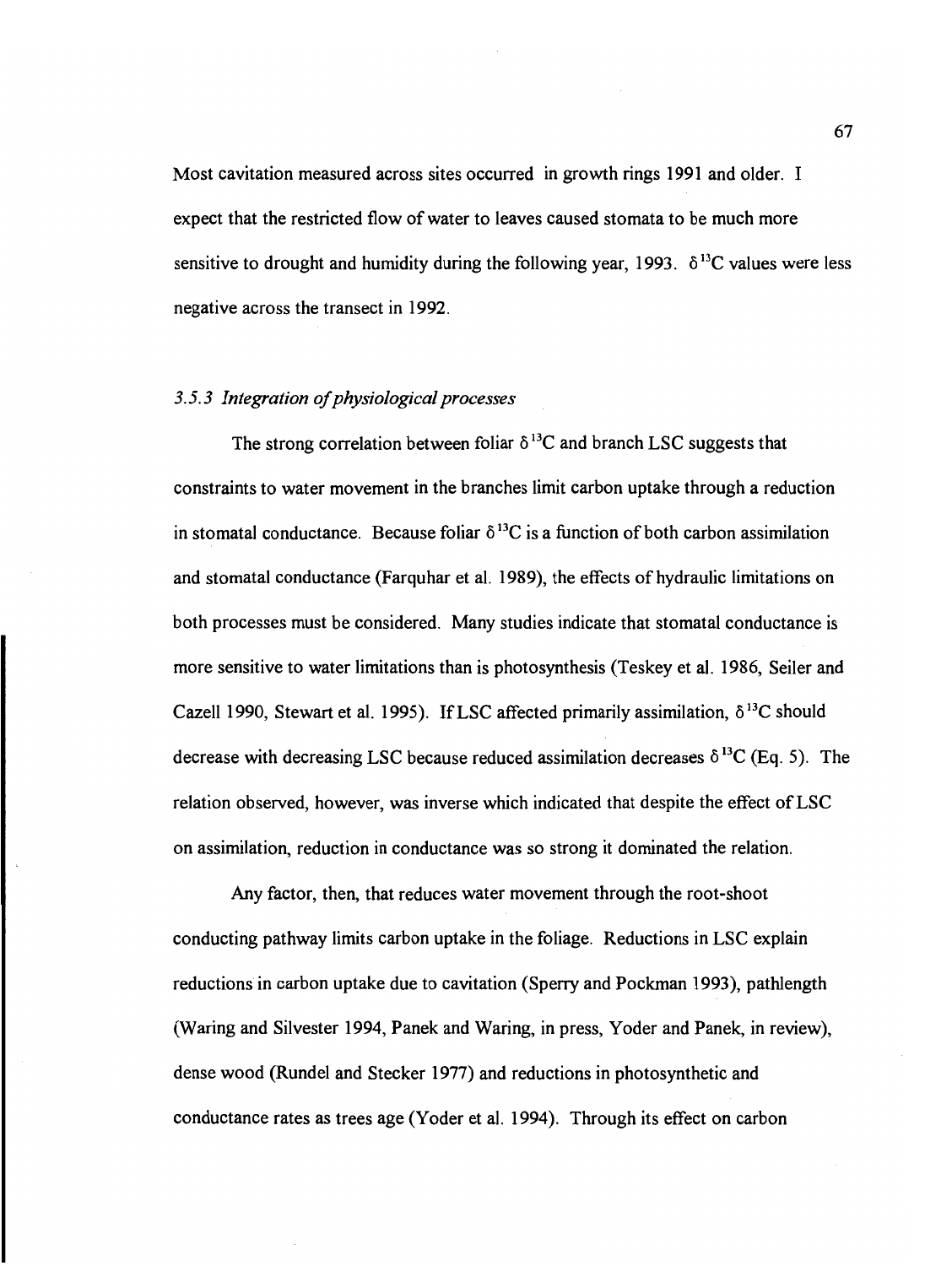Most cavitation measured across sites occurred in growth rings 1991 and older. I expect that the restricted flow of water to leaves caused stomata to be much more sensitive to drought and humidity during the following year, 1993. $\delta^{13}C$ values were less negative across the transect in 1992.

### *3.5.3 Integration of physiological processes*

The strong correlation between foliar $\delta^{13}C$ and branch LSC suggests that constraints to water movement in the branches limit carbon uptake through a reduction in stomatal conductance. Because foliar $\delta^{13}C$ is a function of both carbon assimilation and stomatal conductance (Farquhar et al. 1989), the effects of hydraulic limitations on both processes must be considered. Many studies indicate that stomatal conductance is more sensitive to water limitations than is photosynthesis (Teskey et al. 1986, Seiler and Cazell 1990, Stewart et al. 1995). If LSC affected primarily assimilation, $\delta^{13}C$ should decrease with decreasing LSC because reduced assimilation decreases $\delta^{13}C$ (Eq. 5). The relation observed, however, was inverse which indicated that despite the effect of LSC on assimilation, reduction in conductance was so strong it dominated the relation.

Any factor, then, that reduces water movement through the root-shoot conducting pathway limits carbon uptake in the foliage. Reductions in LSC explain reductions in carbon uptake due to cavitation (Sperry and Pockman 1993), pathlength (Waring and Silvester 1994, Panek and Waring, in press, Yoder and Panek, in review), dense wood (Rundel and Stecker 1977) and reductions in photosynthetic and conductance rates as trees age (Yoder et al. 1994). Through its effect on carbon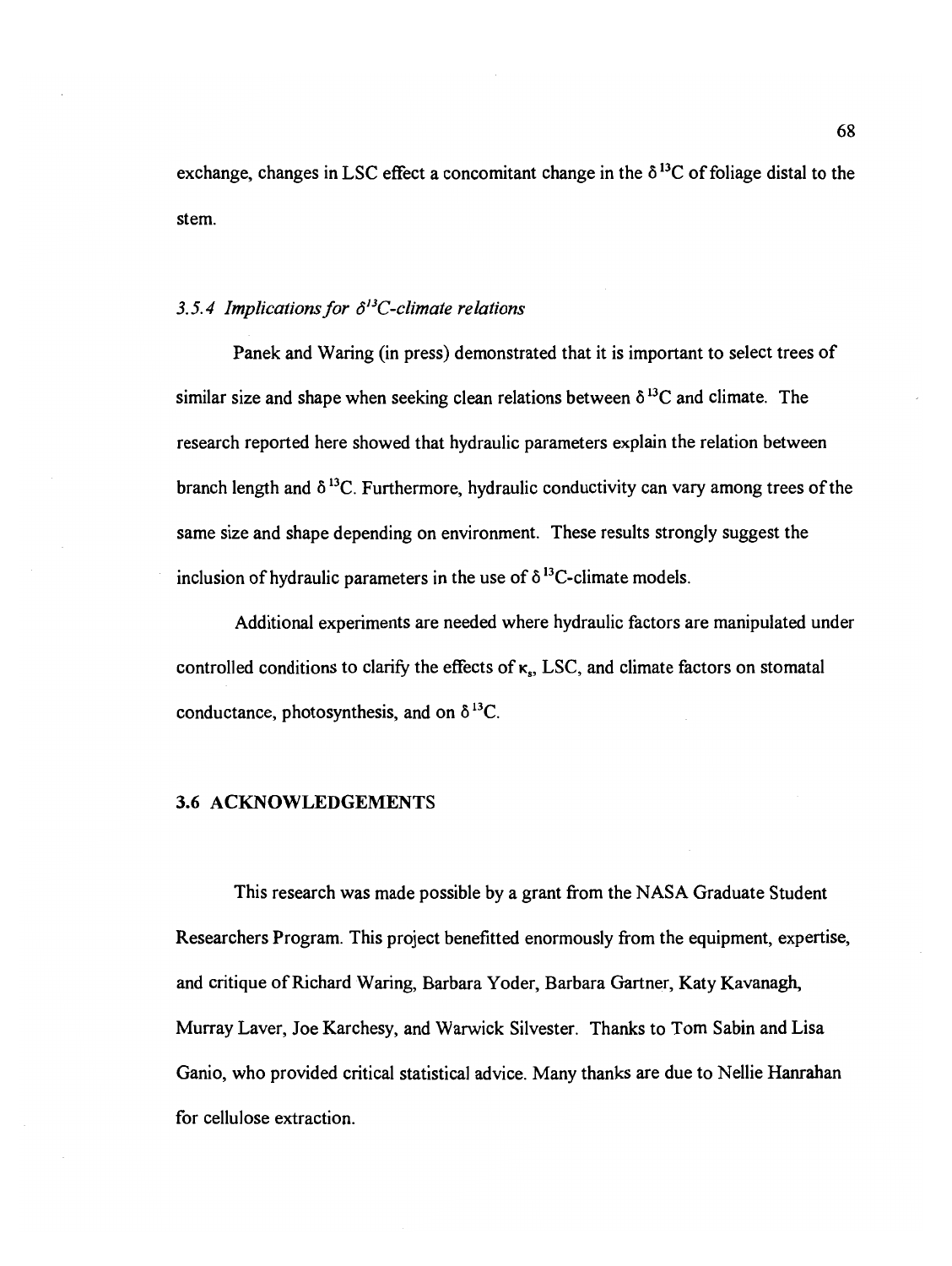exchange, changes in LSC effect a concomitant change in the $\delta^{13}C$ of foliage distal to the stem.

### *3.5.4 Implications for $\delta^{13}C$-climate relations*

Panek and Waring (in press) demonstrated that it is important to select trees of similar size and shape when seeking clean relations between $\delta^{13}C$ and climate. The research reported here showed that hydraulic parameters explain the relation between branch length and $\delta^{13}C$. Furthermore, hydraulic conductivity can vary among trees of the same size and shape depending on environment. These results strongly suggest the inclusion of hydraulic parameters in the use of $\delta^{13}C$-climate models.

Additional experiments are needed where hydraulic factors are manipulated under controlled conditions to clarify the effects of $\kappa_s$, LSC, and climate factors on stomatal conductance, photosynthesis, and on $\delta^{13}C$.

## 3.6 ACKNOWLEDGEMENTS

This research was made possible by a grant from the NASA Graduate Student Researchers Program. This project benefitted enormously from the equipment, expertise, and critique of Richard Waring, Barbara Yoder, Barbara Gartner, Katy Kavanagh, Murray Laver, Joe Karchesy, and Warwick Silvester. Thanks to Tom Sabin and Lisa Ganio, who provided critical statistical advice. Many thanks are due to Nellie Hanrahan for cellulose extraction.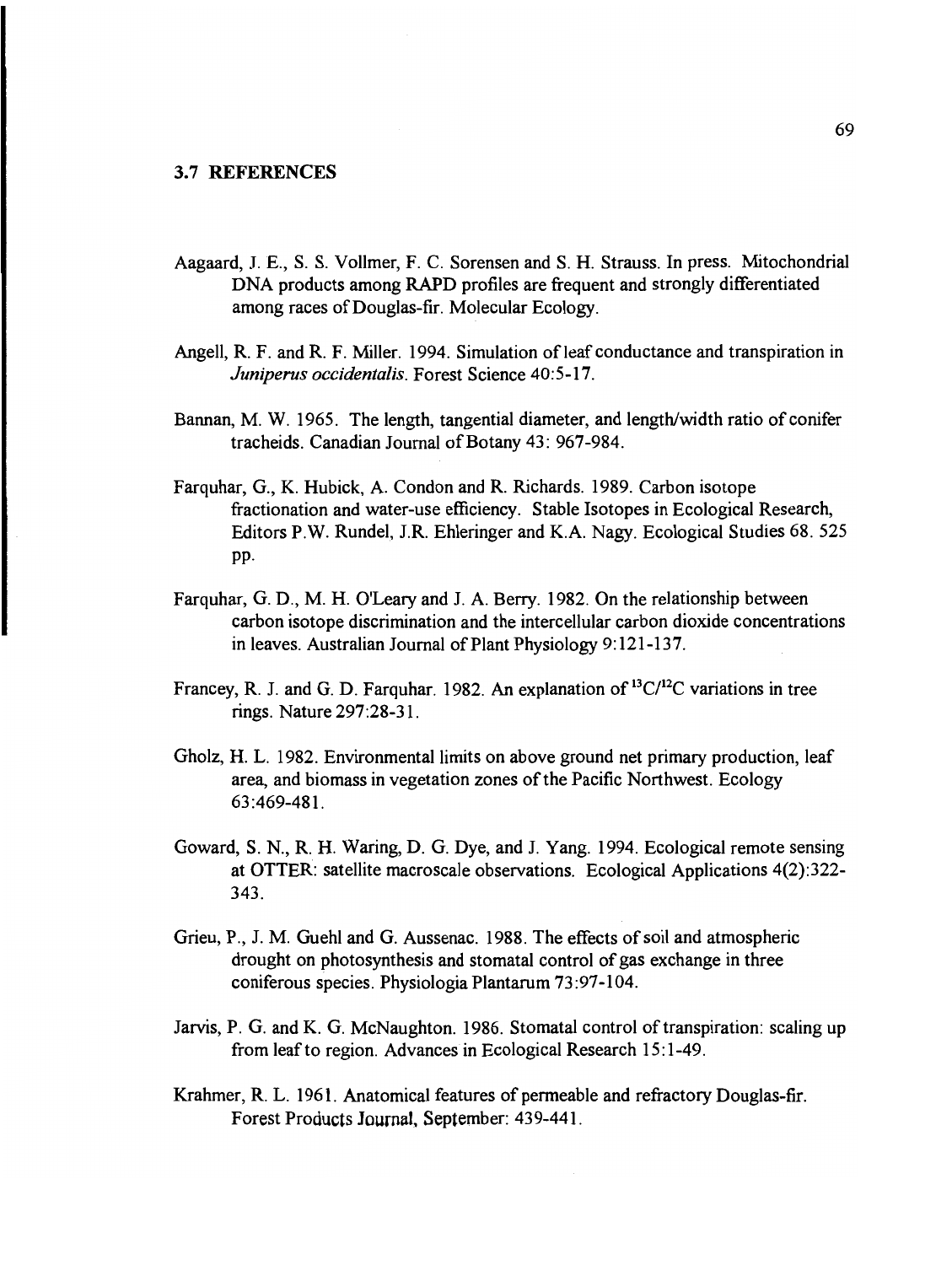### 3.7 REFERENCES

Aagaard, J. E., S. S. Vollmer, F. C. Sorensen and S. H. Strauss. In press. Mitochondrial DNA products among RAPD profiles are frequent and strongly differentiated among races of Douglas-fir. Molecular Ecology.

Angell, R. F. and R. F. Miller. 1994. Simulation of leaf conductance and transpiration in *Juniperus occidentalis*. Forest Science 40:5-17.

Bannan, M. W. 1965. The length, tangential diameter, and length/width ratio of conifer tracheids. Canadian Journal of Botany 43: 967-984.

Farquhar, G., K. Hubick, A. Condon and R. Richards. 1989. Carbon isotope fractionation and water-use efficiency. Stable Isotopes in Ecological Research, Editors P.W. Rundel, J.R. Ehleringer and K.A. Nagy. Ecological Studies 68. 525 pp.

Farquhar, G. D., M. H. O'Leary and J. A. Berry. 1982. On the relationship between carbon isotope discrimination and the intercellular carbon dioxide concentrations in leaves. Australian Journal of Plant Physiology 9:121-137.

Francey, R. J. and G. D. Farquhar. 1982. An explanation of $^{13}C/^{12}C$ variations in tree rings. Nature 297:28-31.

Gholz, H. L. 1982. Environmental limits on above ground net primary production, leaf area, and biomass in vegetation zones of the Pacific Northwest. Ecology 63:469-481.

Goward, S. N., R. H. Waring, D. G. Dye, and J. Yang. 1994. Ecological remote sensing at OTTER: satellite macroscale observations. Ecological Applications 4(2):322-343.

Grieu, P., J. M. Guehl and G. Aussenac. 1988. The effects of soil and atmospheric drought on photosynthesis and stomatal control of gas exchange in three coniferous species. Physiologia Plantarum 73:97-104.

Jarvis, P. G. and K. G. McNaughton. 1986. Stomatal control of transpiration: scaling up from leaf to region. Advances in Ecological Research 15:1-49.

Krahmer, R. L. 1961. Anatomical features of permeable and refractory Douglas-fir. Forest Products Journal, September: 439-441.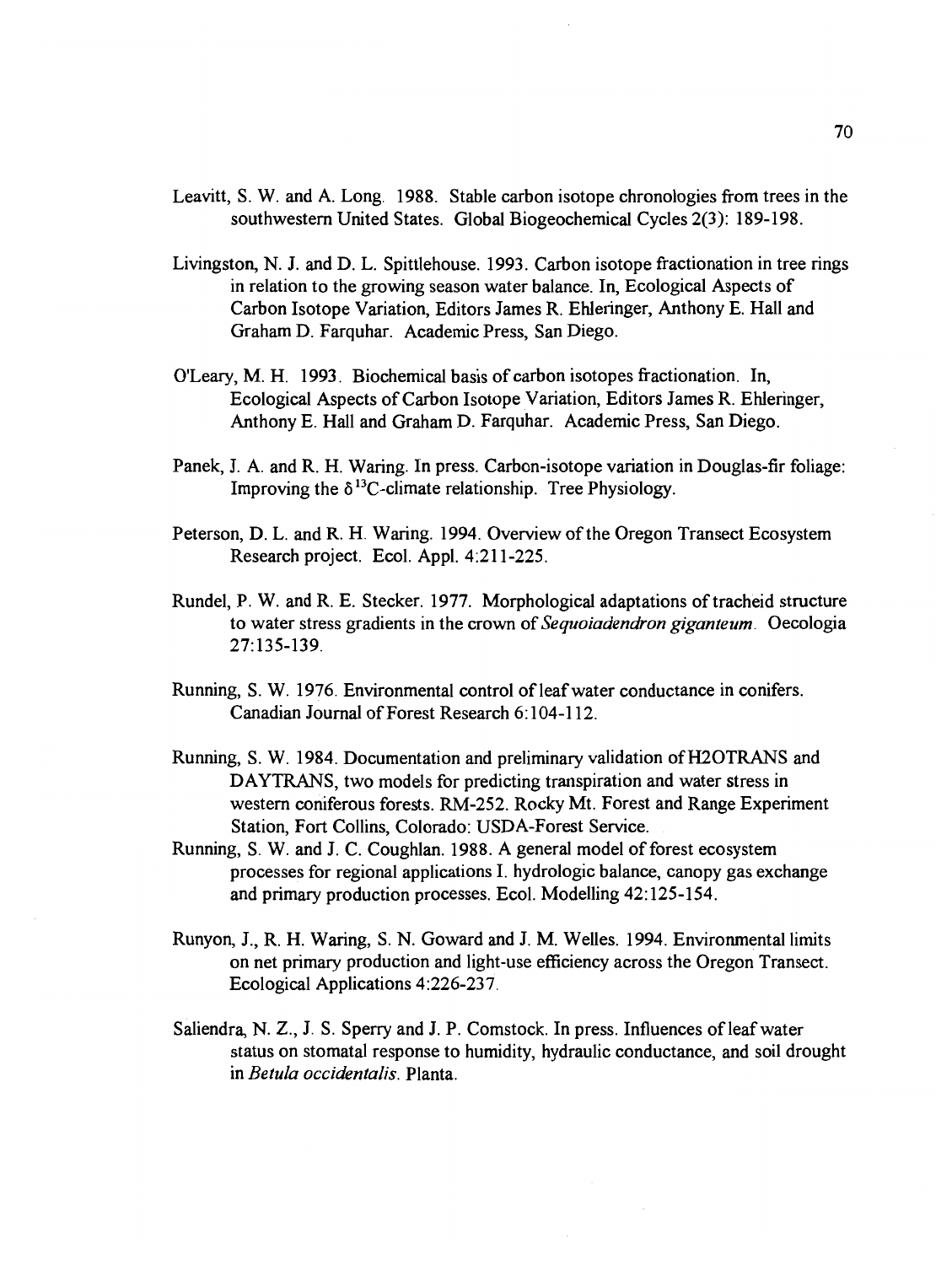Leavitt, S. W. and A. Long. 1988. Stable carbon isotope chronologies from trees in the southwestern United States. Global Biogeochemical Cycles 2(3): 189-198.

Livingston, N. J. and D. L. Spittlehouse. 1993. Carbon isotope fractionation in tree rings in relation to the growing season water balance. In, Ecological Aspects of Carbon Isotope Variation, Editors James R. Ehleringer, Anthony E. Hall and Graham D. Farquhar. Academic Press, San Diego.

O'Leary, M. H. 1993. Biochemical basis of carbon isotopes fractionation. In, Ecological Aspects of Carbon Isotope Variation, Editors James R. Ehleringer, Anthony E. Hall and Graham D. Farquhar. Academic Press, San Diego.

Panek, J. A. and R. H. Waring. In press. Carbon-isotope variation in Douglas-fir foliage: Improving the $\delta^{13}C$-climate relationship. Tree Physiology.

Peterson, D. L. and R. H. Waring. 1994. Overview of the Oregon Transect Ecosystem Research project. Ecol. Appl. 4:211-225.

Rundel, P. W. and R. E. Stecker. 1977. Morphological adaptations of tracheid structure to water stress gradients in the crown of *Sequoiadendron giganteum*. Oecologia 27:135-139.

Running, S. W. 1976. Environmental control of leaf water conductance in conifers. Canadian Journal of Forest Research 6:104-112.

Running, S. W. 1984. Documentation and preliminary validation of H2OTRANS and DAYTRANS, two models for predicting transpiration and water stress in western coniferous forests. RM-252. Rocky Mt. Forest and Range Experiment Station, Fort Collins, Colorado: USDA-Forest Service.

Running, S. W. and J. C. Coughlan. 1988. A general model of forest ecosystem processes for regional applications I. hydrologic balance, canopy gas exchange and primary production processes. Ecol. Modelling 42:125-154.

Runyon, J., R. H. Waring, S. N. Goward and J. M. Welles. 1994. Environmental limits on net primary production and light-use efficiency across the Oregon Transect. Ecological Applications 4:226-237.

Saliendra, N. Z., J. S. Sperry and J. P. Comstock. In press. Influences of leaf water status on stomatal response to humidity, hydraulic conductance, and soil drought in *Betula occidentalis*. Planta.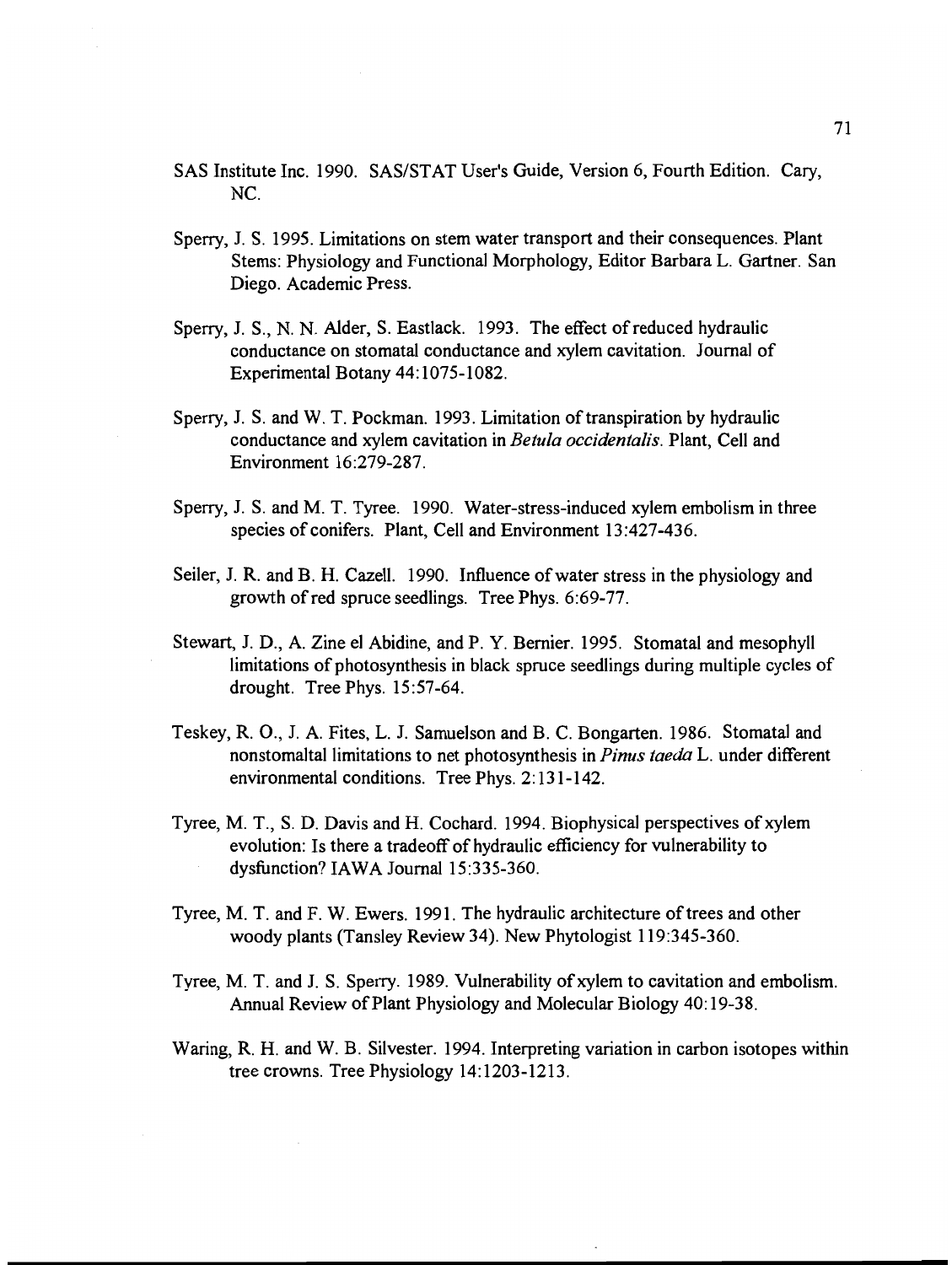SAS Institute Inc. 1990. SAS/STAT User's Guide, Version 6, Fourth Edition. Cary, NC.

Sperry, J. S. 1995. Limitations on stem water transport and their consequences. Plant Stems: Physiology and Functional Morphology, Editor Barbara L. Gartner. San Diego. Academic Press.

Sperry, J. S., N. N. Alder, S. Eastlack. 1993. The effect of reduced hydraulic conductance on stomatal conductance and xylem cavitation. Journal of Experimental Botany 44:1075-1082.

Sperry, J. S. and W. T. Pockman. 1993. Limitation of transpiration by hydraulic conductance and xylem cavitation in *Betula occidentalis*. Plant, Cell and Environment 16:279-287.

Sperry, J. S. and M. T. Tyree. 1990. Water-stress-induced xylem embolism in three species of conifers. Plant, Cell and Environment 13:427-436.

Seiler, J. R. and B. H. Cazell. 1990. Influence of water stress in the physiology and growth of red spruce seedlings. Tree Phys. 6:69-77.

Stewart, J. D., A. Zine el Abidine, and P. Y. Bernier. 1995. Stomatal and mesophyll limitations of photosynthesis in black spruce seedlings during multiple cycles of drought. Tree Phys. 15:57-64.

Teskey, R. O., J. A. Fites, L. J. Samuelson and B. C. Bongarten. 1986. Stomatal and nonstomaltal limitations to net photosynthesis in *Pinus taeda* L. under different environmental conditions. Tree Phys. 2:131-142.

Tyree, M. T., S. D. Davis and H. Cochard. 1994. Biophysical perspectives of xylem evolution: Is there a tradeoff of hydraulic efficiency for vulnerability to dysfunction? IAWA Journal 15:335-360.

Tyree, M. T. and F. W. Ewers. 1991. The hydraulic architecture of trees and other woody plants (Tansley Review 34). New Phytologist 119:345-360.

Tyree, M. T. and J. S. Sperry. 1989. Vulnerability of xylem to cavitation and embolism. Annual Review of Plant Physiology and Molecular Biology 40:19-38.

Waring, R. H. and W. B. Silvester. 1994. Interpreting variation in carbon isotopes within tree crowns. Tree Physiology 14:1203-1213.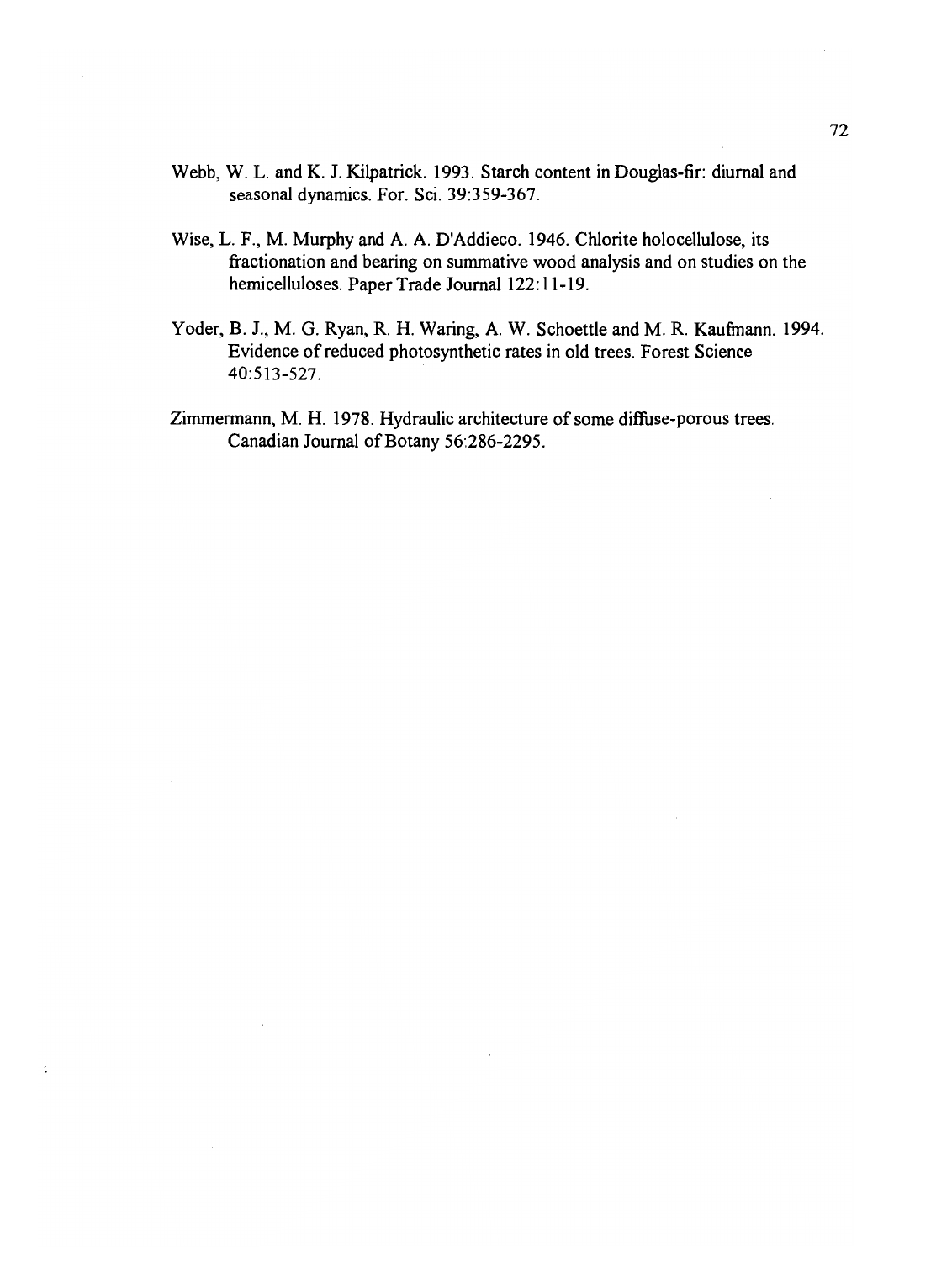Webb, W. L. and K. J. Kilpatrick. 1993. Starch content in Douglas-fir: diurnal and seasonal dynamics. For. Sci. 39:359-367.

Wise, L. F., M. Murphy and A. A. D'Addieco. 1946. Chlorite holocellulose, its fractionation and bearing on summative wood analysis and on studies on the hemicelluloses. Paper Trade Journal 122:11-19.

Yoder, B. J., M. G. Ryan, R. H. Waring, A. W. Schoettle and M. R. Kaufmann. 1994. Evidence of reduced photosynthetic rates in old trees. Forest Science 40:513-527.

Zimmermann, M. H. 1978. Hydraulic architecture of some diffuse-porous trees. Canadian Journal of Botany 56:286-2295.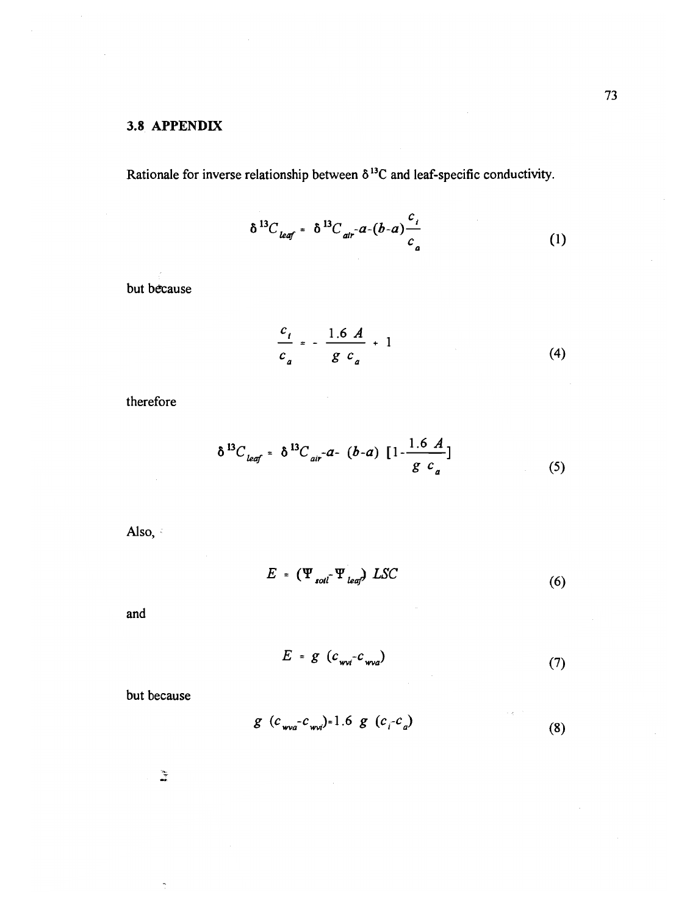## 3.8 APPENDIX

Rationale for inverse relationship between $\delta^{13}C$ and leaf-specific conductivity.

$$\delta^{13}C_{leaf} = \delta^{13}C_{air} - a - (b-a)\frac{c_i}{c_a} \tag{1}$$

but because

$$\frac{c_i}{c_a} = -\frac{1.6\ A}{g\ c_a} + 1 \tag{4}$$

therefore

$$\delta^{13}C_{leaf} = \delta^{13}C_{air} - a - (b-a)\ [1 - \frac{1.6\ A}{g\ c_a}] \tag{5}$$

Also,

$$E = (\Psi_{soil} - \Psi_{leaf})\ LSC \tag{6}$$

and

$$E = g\ (c_{wvi} - c_{wva}) \tag{7}$$

but because

$$g\ (c_{wva} - c_{wvi}) = 1.6\ g\ (c_i - c_a) \tag{8}$$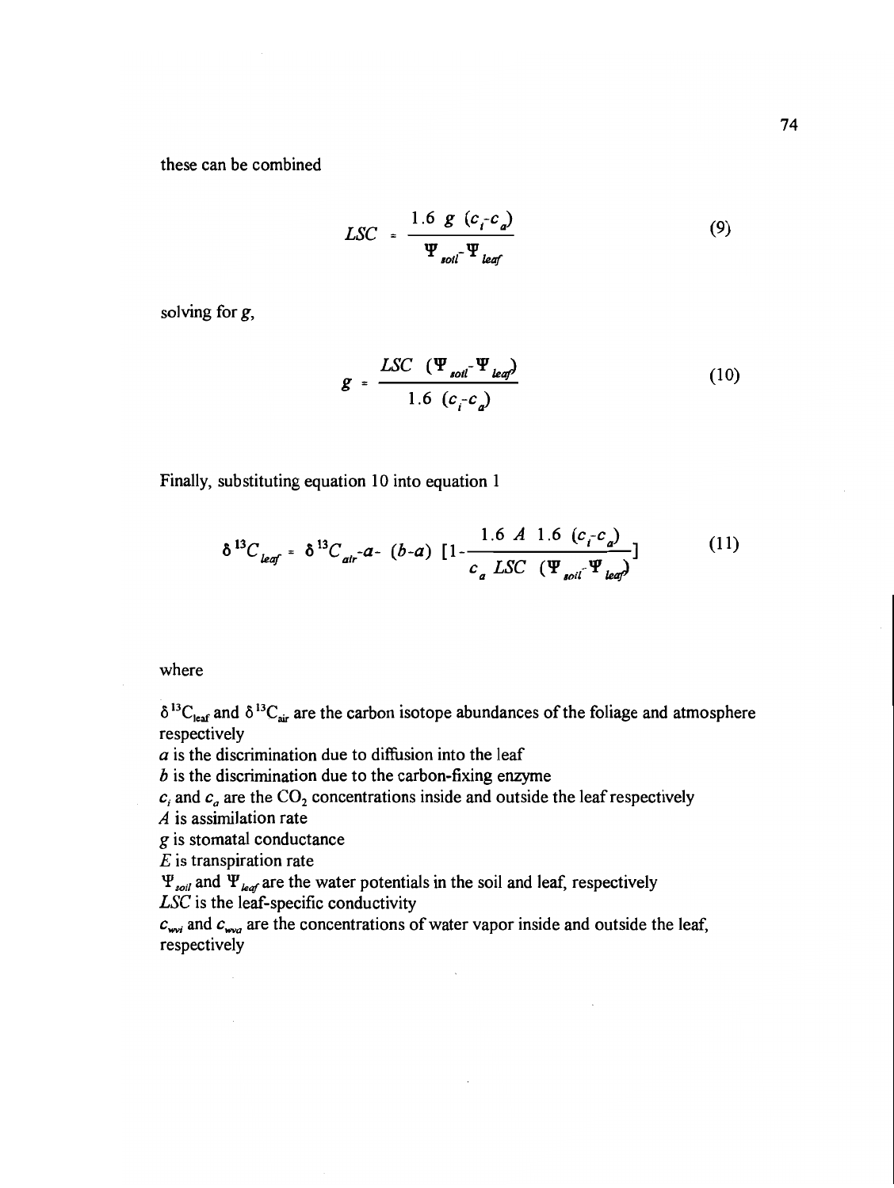these can be combined

$$LSC = \frac{1.6 \ g \ (c_i - c_a)}{\Psi_{soil} - \Psi_{leaf}} \tag{9}$$

solving for $g$,

$$g = \frac{LSC \ (\Psi_{soil} - \Psi_{leaf})}{1.6 \ (c_i - c_a)} \tag{10}$$

Finally, substituting equation 10 into equation 1

$$\delta^{13}C_{leaf} = \delta^{13}C_{air} - a - (b-a) \ [1 - \frac{1.6 \ A \ 1.6 \ (c_i - c_a)}{c_a \ LSC \ (\Psi_{soil} - \Psi_{leaf})}] \tag{11}$$

where

$\delta^{13}C_{leaf}$ and $\delta^{13}C_{air}$ are the carbon isotope abundances of the foliage and atmosphere respectively  
$a$ is the discrimination due to diffusion into the leaf  
$b$ is the discrimination due to the carbon-fixing enzyme  
$c_i$ and $c_a$ are the $CO_2$ concentrations inside and outside the leaf respectively  
$A$ is assimilation rate  
$g$ is stomatal conductance  
$E$ is transpiration rate  
$\Psi_{soil}$ and $\Psi_{leaf}$ are the water potentials in the soil and leaf, respectively  
$LSC$ is the leaf-specific conductivity  
$c_{wvi}$ and $c_{wva}$ are the concentrations of water vapor inside and outside the leaf, respectively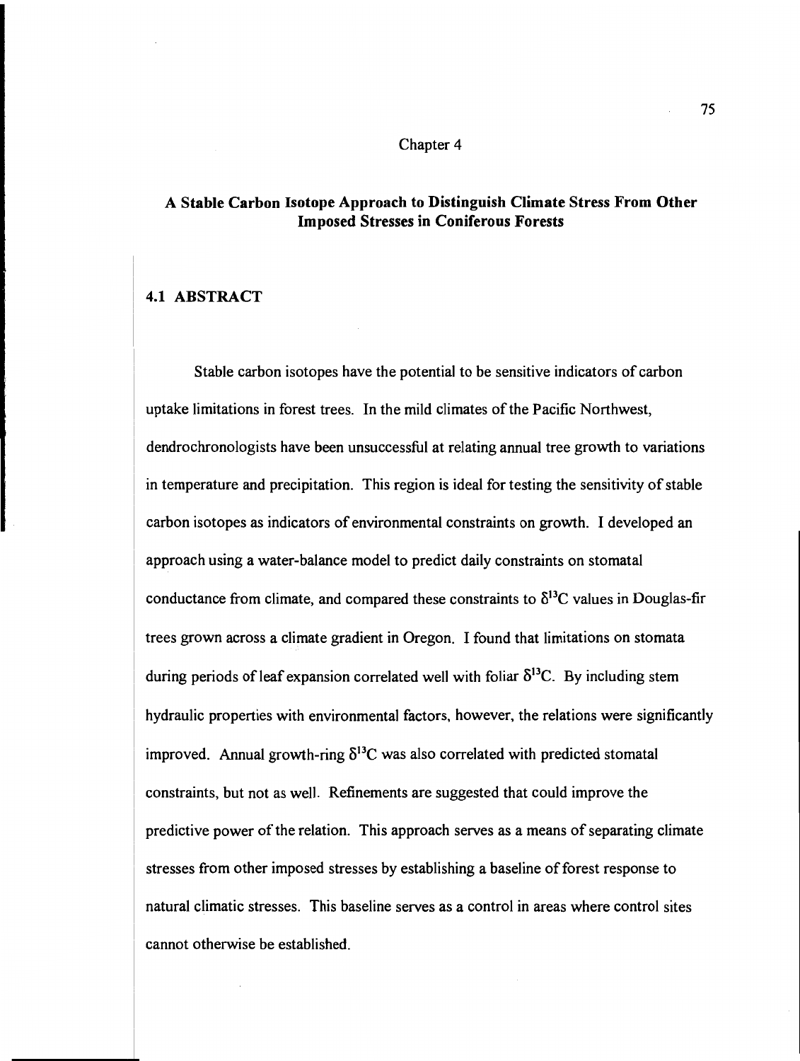Chapter 4

# A Stable Carbon Isotope Approach to Distinguish Climate Stress From Other Imposed Stresses in Coniferous Forests

## 4.1 ABSTRACT

Stable carbon isotopes have the potential to be sensitive indicators of carbon uptake limitations in forest trees. In the mild climates of the Pacific Northwest, dendrochronologists have been unsuccessful at relating annual tree growth to variations in temperature and precipitation. This region is ideal for testing the sensitivity of stable carbon isotopes as indicators of environmental constraints on growth. I developed an approach using a water-balance model to predict daily constraints on stomatal conductance from climate, and compared these constraints to $\delta^{13}C$ values in Douglas-fir trees grown across a climate gradient in Oregon. I found that limitations on stomata during periods of leaf expansion correlated well with foliar $\delta^{13}C$. By including stem hydraulic properties with environmental factors, however, the relations were significantly improved. Annual growth-ring $\delta^{13}C$ was also correlated with predicted stomatal constraints, but not as well. Refinements are suggested that could improve the predictive power of the relation. This approach serves as a means of separating climate stresses from other imposed stresses by establishing a baseline of forest response to natural climatic stresses. This baseline serves as a control in areas where control sites cannot otherwise be established.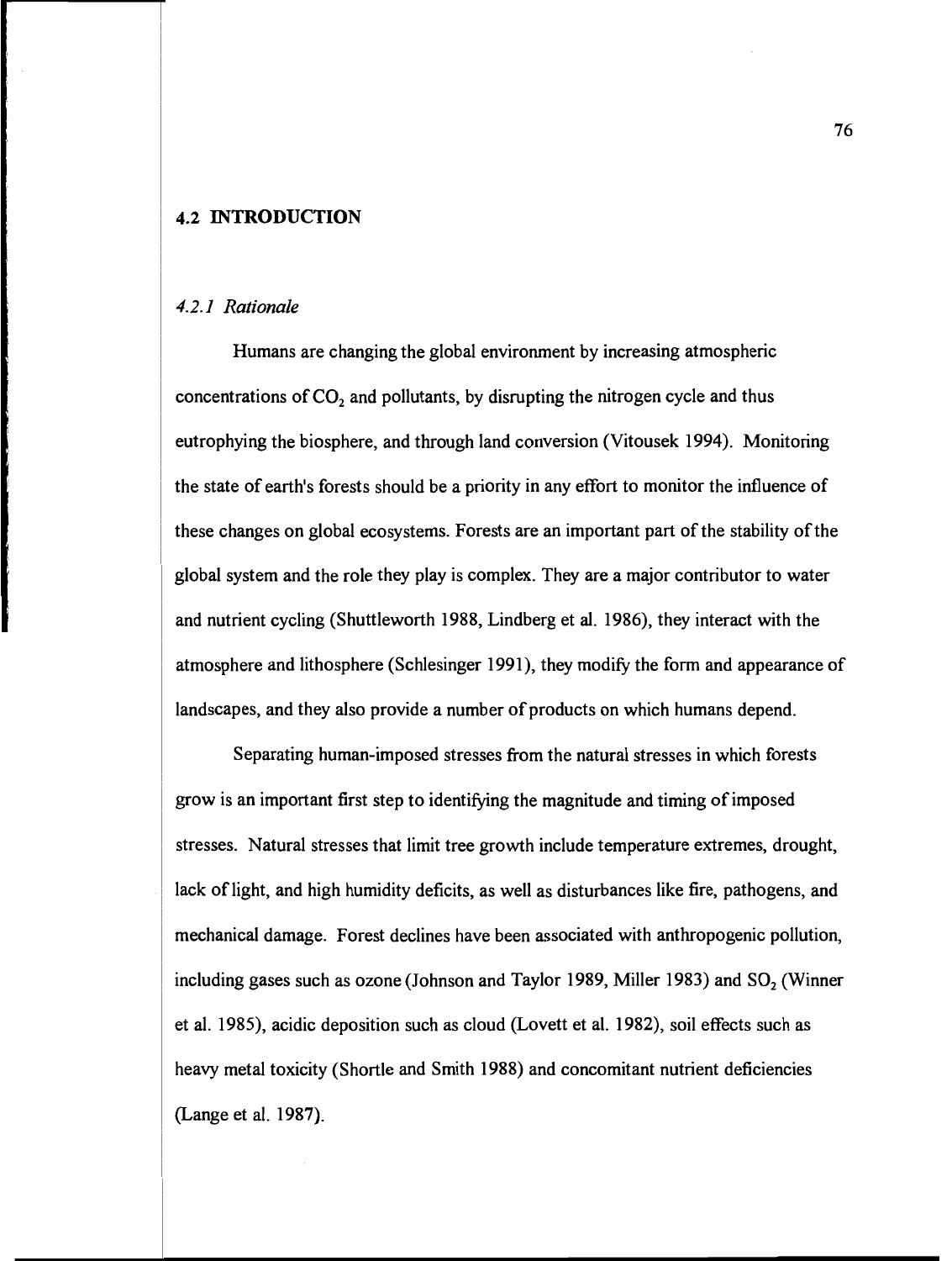## 4.2 INTRODUCTION

### *4.2.1 Rationale*

Humans are changing the global environment by increasing atmospheric concentrations of $CO_2$ and pollutants, by disrupting the nitrogen cycle and thus eutrophying the biosphere, and through land conversion (Vitousek 1994). Monitoring the state of earth's forests should be a priority in any effort to monitor the influence of these changes on global ecosystems. Forests are an important part of the stability of the global system and the role they play is complex. They are a major contributor to water and nutrient cycling (Shuttleworth 1988, Lindberg et al. 1986), they interact with the atmosphere and lithosphere (Schlesinger 1991), they modify the form and appearance of landscapes, and they also provide a number of products on which humans depend.

Separating human-imposed stresses from the natural stresses in which forests grow is an important first step to identifying the magnitude and timing of imposed stresses. Natural stresses that limit tree growth include temperature extremes, drought, lack of light, and high humidity deficits, as well as disturbances like fire, pathogens, and mechanical damage. Forest declines have been associated with anthropogenic pollution, including gases such as ozone (Johnson and Taylor 1989, Miller 1983) and $SO_2$ (Winner et al. 1985), acidic deposition such as cloud (Lovett et al. 1982), soil effects such as heavy metal toxicity (Shortle and Smith 1988) and concomitant nutrient deficiencies (Lange et al. 1987).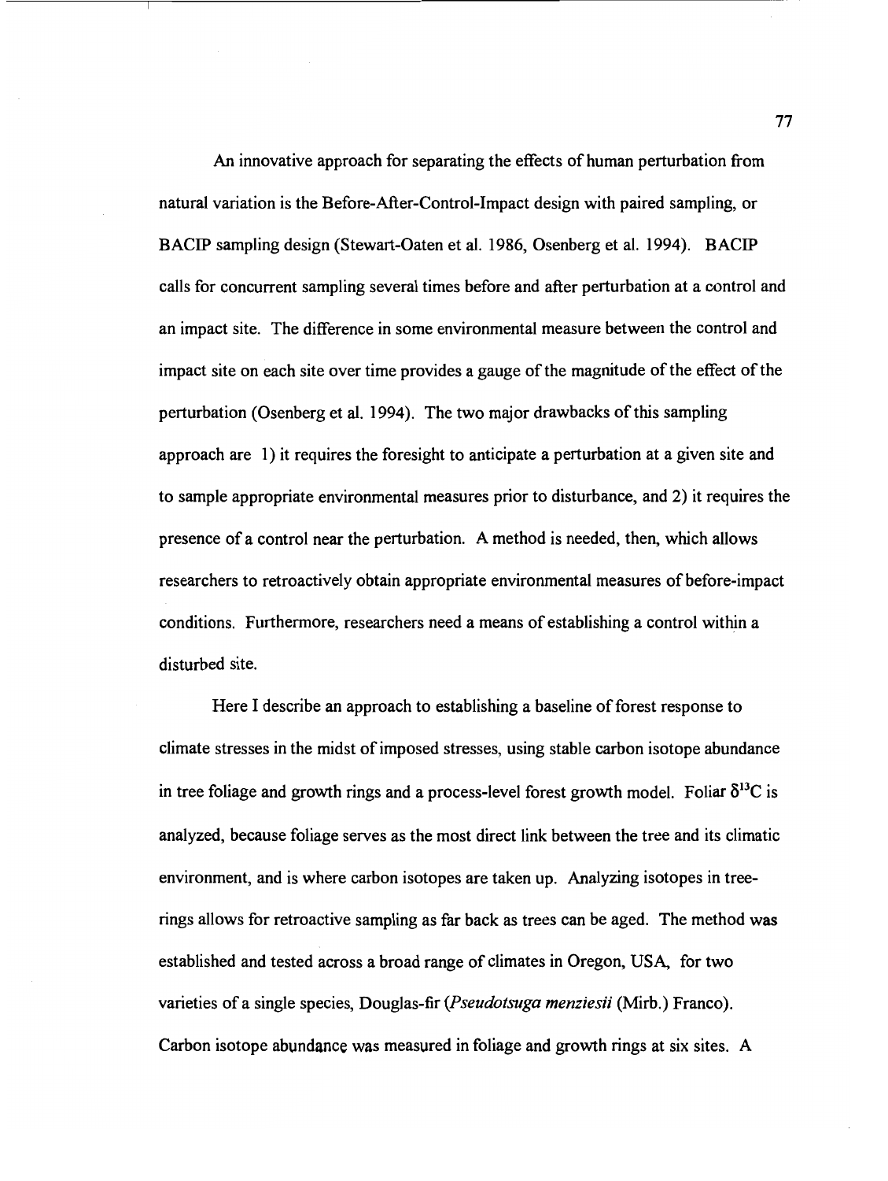An innovative approach for separating the effects of human perturbation from natural variation is the Before-After-Control-Impact design with paired sampling, or BACIP sampling design (Stewart-Oaten et al. 1986, Osenberg et al. 1994). BACIP calls for concurrent sampling several times before and after perturbation at a control and an impact site. The difference in some environmental measure between the control and impact site on each site over time provides a gauge of the magnitude of the effect of the perturbation (Osenberg et al. 1994). The two major drawbacks of this sampling approach are 1) it requires the foresight to anticipate a perturbation at a given site and to sample appropriate environmental measures prior to disturbance, and 2) it requires the presence of a control near the perturbation. A method is needed, then, which allows researchers to retroactively obtain appropriate environmental measures of before-impact conditions. Furthermore, researchers need a means of establishing a control within a disturbed site.

Here I describe an approach to establishing a baseline of forest response to climate stresses in the midst of imposed stresses, using stable carbon isotope abundance in tree foliage and growth rings and a process-level forest growth model. Foliar $\delta^{13}C$ is analyzed, because foliage serves as the most direct link between the tree and its climatic environment, and is where carbon isotopes are taken up. Analyzing isotopes in tree-rings allows for retroactive sampling as far back as trees can be aged. The method was established and tested across a broad range of climates in Oregon, USA, for two varieties of a single species, Douglas-fir (*Pseudotsuga menziesii* (Mirb.) Franco). Carbon isotope abundance was measured in foliage and growth rings at six sites. A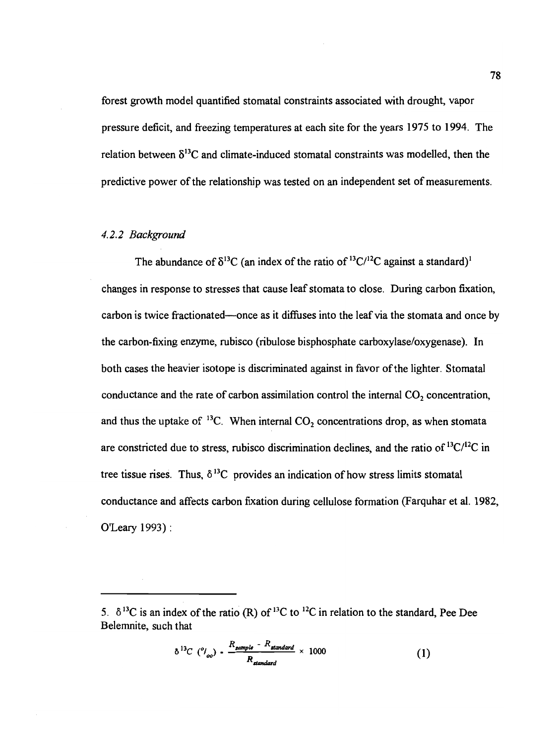forest growth model quantified stomatal constraints associated with drought, vapor pressure deficit, and freezing temperatures at each site for the years 1975 to 1994. The relation between $\delta^{13}C$ and climate-induced stomatal constraints was modelled, then the predictive power of the relationship was tested on an independent set of measurements.

### *4.2.2 Background*

The abundance of $\delta^{13}C$ (an index of the ratio of $^{13}C/^{12}C$ against a standard)[1] changes in response to stresses that cause leaf stomata to close. During carbon fixation, carbon is twice fractionated—once as it diffuses into the leaf via the stomata and once by the carbon-fixing enzyme, rubisco (ribulose bisphosphate carboxylase/oxygenase). In both cases the heavier isotope is discriminated against in favor of the lighter. Stomatal conductance and the rate of carbon assimilation control the internal $CO_2$ concentration, and thus the uptake of $^{13}C$. When internal $CO_2$ concentrations drop, as when stomata are constricted due to stress, rubisco discrimination declines, and the ratio of $^{13}C/^{12}C$ in tree tissue rises. Thus, $\delta^{13}C$ provides an indication of how stress limits stomatal conductance and affects carbon fixation during cellulose formation (Farquhar et al. 1982, O'Leary 1993) :

---

5. $\delta^{13}C$ is an index of the ratio (R) of $^{13}C$ to $^{12}C$ in relation to the standard, Pee Dee Belemnite, such that

$$\delta^{13}C\ (^{o}/_{oo}) = \frac{R_{sample} - R_{standard}}{R_{standard}} \times 1000 \qquad (1)$$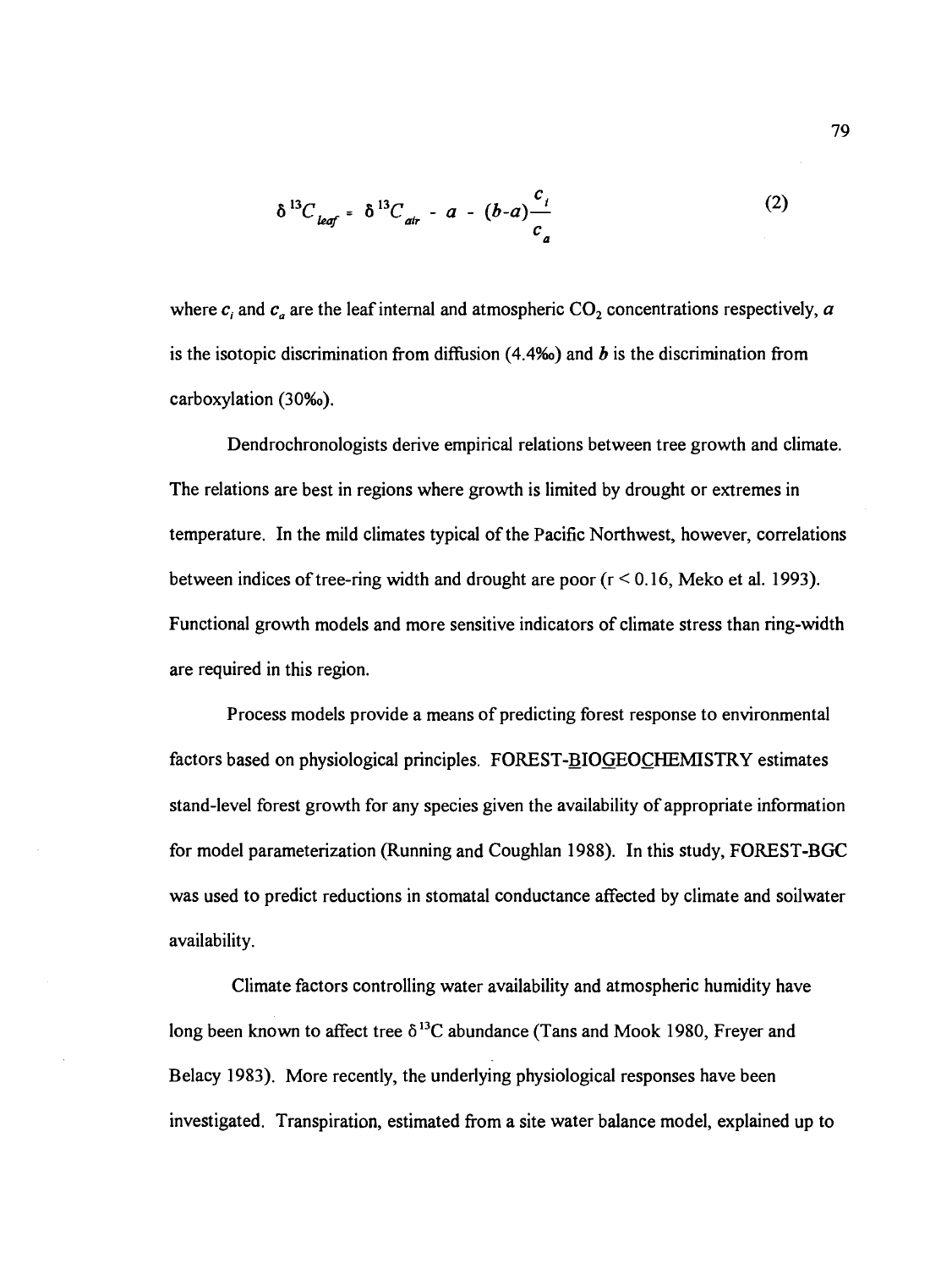$$\delta^{13}C_{leaf} = \delta^{13}C_{air} - a - (b-a)\frac{c_i}{c_a} \tag{2}$$

where $c_i$ and $c_a$ are the leaf internal and atmospheric $CO_2$ concentrations respectively, $a$ is the isotopic discrimination from diffusion (4.4‰) and $b$ is the discrimination from carboxylation (30‰).

Dendrochronologists derive empirical relations between tree growth and climate. The relations are best in regions where growth is limited by drought or extremes in temperature. In the mild climates typical of the Pacific Northwest, however, correlations between indices of tree-ring width and drought are poor ($r < 0.16$, Meko et al. 1993). Functional growth models and more sensitive indicators of climate stress than ring-width are required in this region.

Process models provide a means of predicting forest response to environmental factors based on physiological principles. FOREST-BIOGEOCHEMISTRY estimates stand-level forest growth for any species given the availability of appropriate information for model parameterization (Running and Coughlan 1988). In this study, FOREST-BGC was used to predict reductions in stomatal conductance affected by climate and soilwater availability.

Climate factors controlling water availability and atmospheric humidity have long been known to affect tree $\delta^{13}C$ abundance (Tans and Mook 1980, Freyer and Belacy 1983). More recently, the underlying physiological responses have been investigated. Transpiration, estimated from a site water balance model, explained up to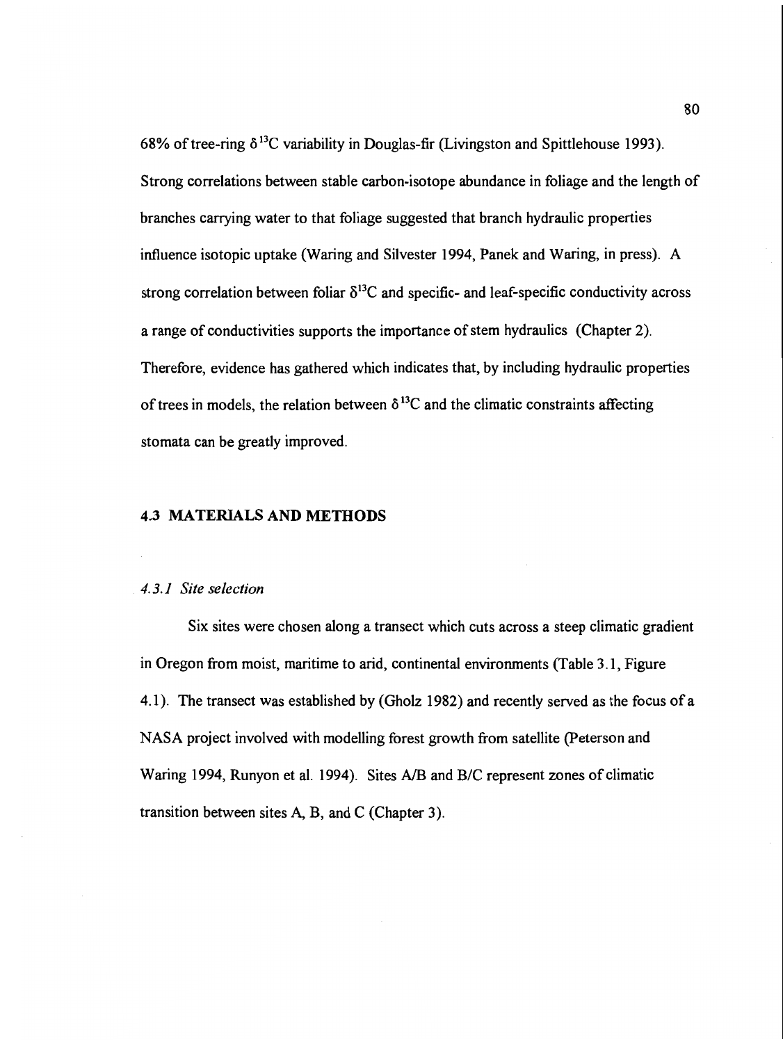68% of tree-ring $\delta^{13}C$ variability in Douglas-fir (Livingston and Spittlehouse 1993). Strong correlations between stable carbon-isotope abundance in foliage and the length of branches carrying water to that foliage suggested that branch hydraulic properties influence isotopic uptake (Waring and Silvester 1994, Panek and Waring, in press). A strong correlation between foliar $\delta^{13}C$ and specific- and leaf-specific conductivity across a range of conductivities supports the importance of stem hydraulics (Chapter 2). Therefore, evidence has gathered which indicates that, by including hydraulic properties of trees in models, the relation between $\delta^{13}C$ and the climatic constraints affecting stomata can be greatly improved.

## 4.3 MATERIALS AND METHODS

### *4.3.1 Site selection*

Six sites were chosen along a transect which cuts across a steep climatic gradient in Oregon from moist, maritime to arid, continental environments (Table 3.1, Figure 4.1). The transect was established by (Gholz 1982) and recently served as the focus of a NASA project involved with modelling forest growth from satellite (Peterson and Waring 1994, Runyon et al. 1994). Sites A/B and B/C represent zones of climatic transition between sites A, B, and C (Chapter 3).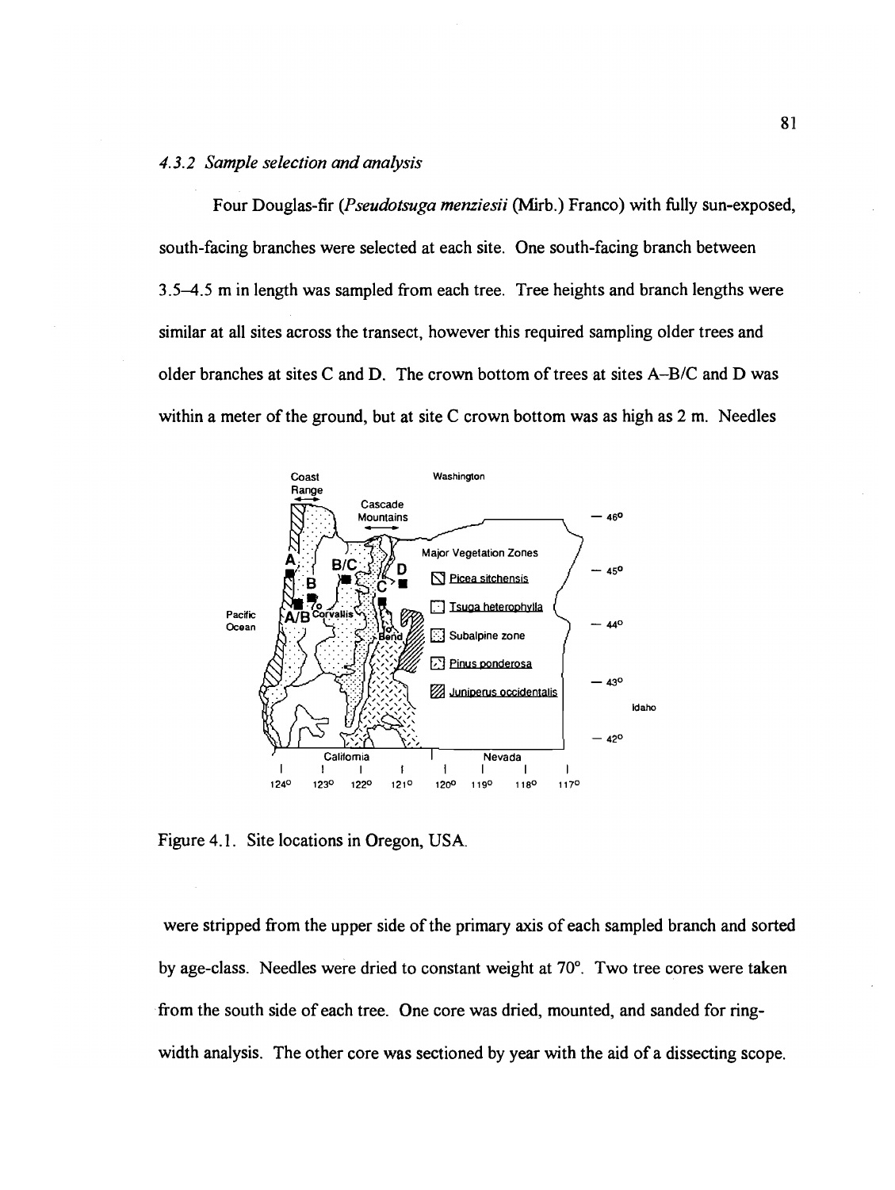### *4.3.2 Sample selection and analysis*

Four Douglas-fir (*Pseudotsuga menziesii* (Mirb.) Franco) with fully sun-exposed, south-facing branches were selected at each site. One south-facing branch between 3.5–4.5 m in length was sampled from each tree. Tree heights and branch lengths were similar at all sites across the transect, however this required sampling older trees and older branches at sites C and D. The crown bottom of trees at sites A–B/C and D was within a meter of the ground, but at site C crown bottom was as high as 2 m. Needles were stripped from the upper side of the primary axis of each sampled branch and sorted by age-class. Needles were dried to constant weight at 70°. Two tree cores were taken from the south side of each tree. One core was dried, mounted, and sanded for ring-width analysis. The other core was sectioned by year with the aid of a dissecting scope.

Figure 4.1. Site locations in Oregon, USA.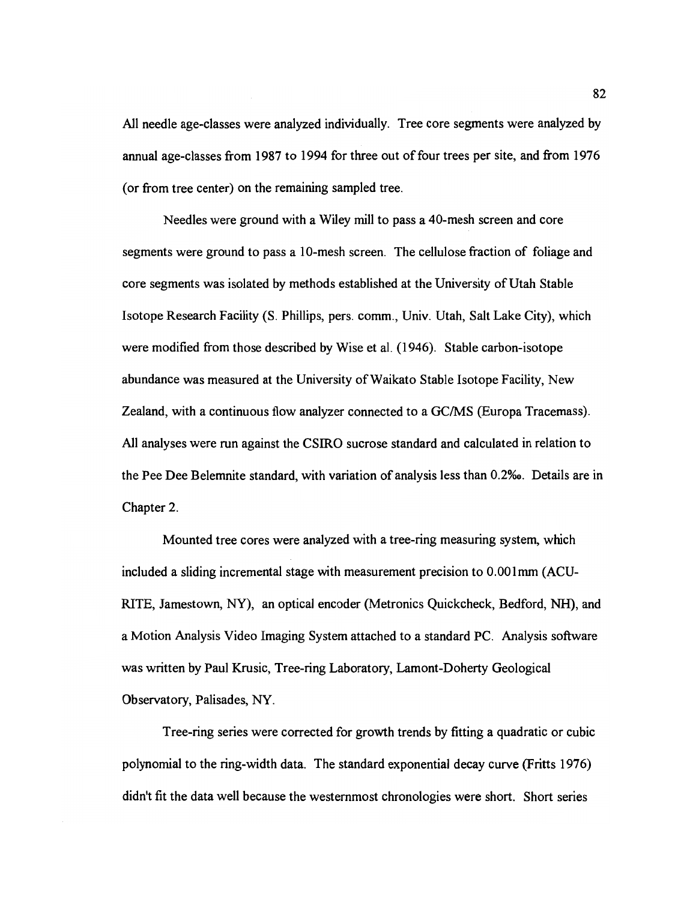All needle age-classes were analyzed individually. Tree core segments were analyzed by annual age-classes from 1987 to 1994 for three out of four trees per site, and from 1976 (or from tree center) on the remaining sampled tree.

Needles were ground with a Wiley mill to pass a 40-mesh screen and core segments were ground to pass a 10-mesh screen. The cellulose fraction of foliage and core segments was isolated by methods established at the University of Utah Stable Isotope Research Facility (S. Phillips, pers. comm., Univ. Utah, Salt Lake City), which were modified from those described by Wise et al. (1946). Stable carbon-isotope abundance was measured at the University of Waikato Stable Isotope Facility, New Zealand, with a continuous flow analyzer connected to a GC/MS (Europa Tracemass). All analyses were run against the CSIRO sucrose standard and calculated in relation to the Pee Dee Belemnite standard, with variation of analysis less than 0.2‰. Details are in Chapter 2.

Mounted tree cores were analyzed with a tree-ring measuring system, which included a sliding incremental stage with measurement precision to 0.001mm (ACU-RITE, Jamestown, NY), an optical encoder (Metronics Quickcheck, Bedford, NH), and a Motion Analysis Video Imaging System attached to a standard PC. Analysis software was written by Paul Krusic, Tree-ring Laboratory, Lamont-Doherty Geological Observatory, Palisades, NY.

Tree-ring series were corrected for growth trends by fitting a quadratic or cubic polynomial to the ring-width data. The standard exponential decay curve (Fritts 1976) didn't fit the data well because the westernmost chronologies were short. Short series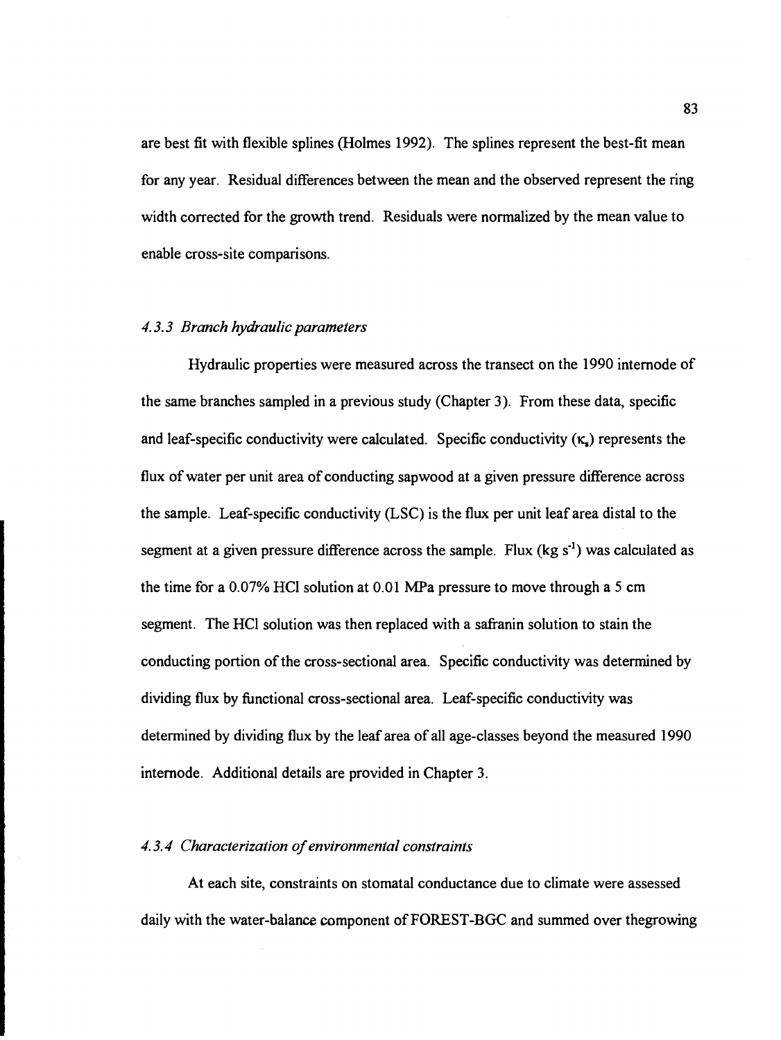are best fit with flexible splines (Holmes 1992). The splines represent the best-fit mean for any year. Residual differences between the mean and the observed represent the ring width corrected for the growth trend. Residuals were normalized by the mean value to enable cross-site comparisons.

### *4.3.3 Branch hydraulic parameters*

Hydraulic properties were measured across the transect on the 1990 internode of the same branches sampled in a previous study (Chapter 3). From these data, specific and leaf-specific conductivity were calculated. Specific conductivity ($\kappa_s$) represents the flux of water per unit area of conducting sapwood at a given pressure difference across the sample. Leaf-specific conductivity (LSC) is the flux per unit leaf area distal to the segment at a given pressure difference across the sample. Flux (kg $s^{-1}$) was calculated as the time for a 0.07% HCl solution at 0.01 MPa pressure to move through a 5 cm segment. The HCl solution was then replaced with a safranin solution to stain the conducting portion of the cross-sectional area. Specific conductivity was determined by dividing flux by functional cross-sectional area. Leaf-specific conductivity was determined by dividing flux by the leaf area of all age-classes beyond the measured 1990 internode. Additional details are provided in Chapter 3.

### *4.3.4 Characterization of environmental constraints*

At each site, constraints on stomatal conductance due to climate were assessed daily with the water-balance component of FOREST-BGC and summed over thegrowing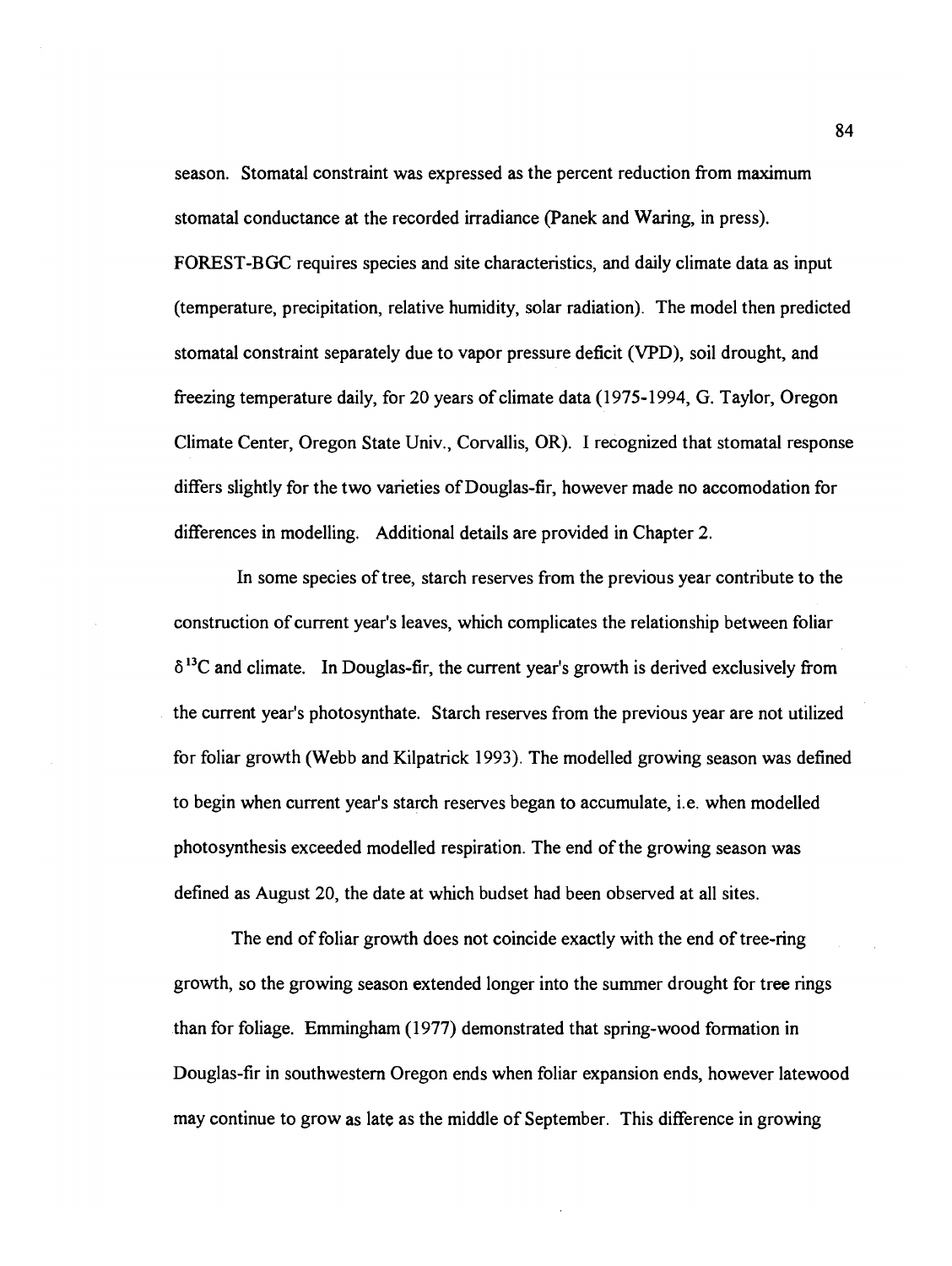season. Stomatal constraint was expressed as the percent reduction from maximum stomatal conductance at the recorded irradiance (Panek and Waring, in press). FOREST-BGC requires species and site characteristics, and daily climate data as input (temperature, precipitation, relative humidity, solar radiation). The model then predicted stomatal constraint separately due to vapor pressure deficit (VPD), soil drought, and freezing temperature daily, for 20 years of climate data (1975-1994, G. Taylor, Oregon Climate Center, Oregon State Univ., Corvallis, OR). I recognized that stomatal response differs slightly for the two varieties of Douglas-fir, however made no accomodation for differences in modelling. Additional details are provided in Chapter 2.

In some species of tree, starch reserves from the previous year contribute to the construction of current year's leaves, which complicates the relationship between foliar $\delta^{13}C$ and climate. In Douglas-fir, the current year's growth is derived exclusively from the current year's photosynthate. Starch reserves from the previous year are not utilized for foliar growth (Webb and Kilpatrick 1993). The modelled growing season was defined to begin when current year's starch reserves began to accumulate, i.e. when modelled photosynthesis exceeded modelled respiration. The end of the growing season was defined as August 20, the date at which budset had been observed at all sites.

The end of foliar growth does not coincide exactly with the end of tree-ring growth, so the growing season extended longer into the summer drought for tree rings than for foliage. Emmingham (1977) demonstrated that spring-wood formation in Douglas-fir in southwestern Oregon ends when foliar expansion ends, however latewood may continue to grow as late as the middle of September. This difference in growing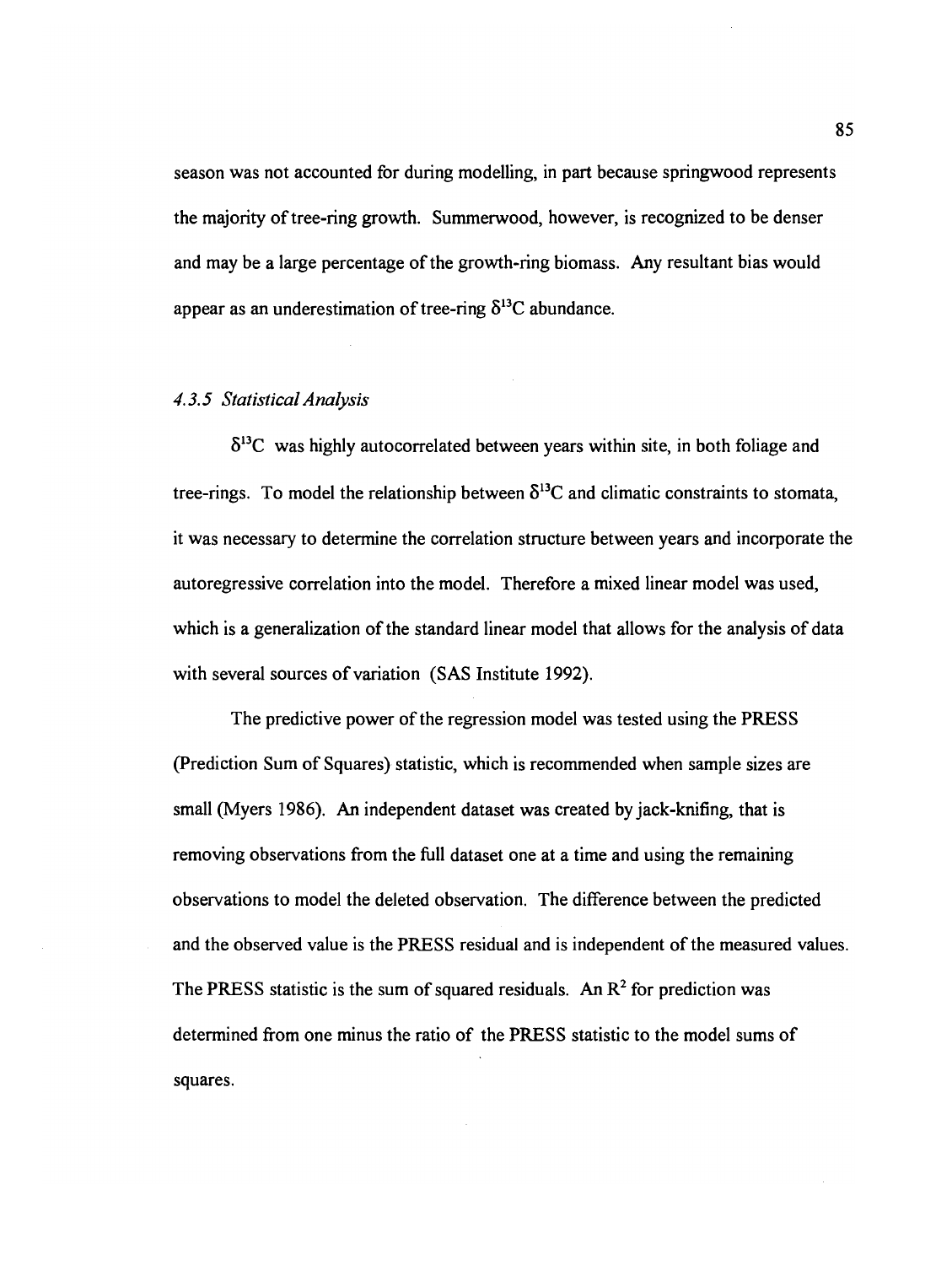season was not accounted for during modelling, in part because springwood represents the majority of tree-ring growth. Summerwood, however, is recognized to be denser and may be a large percentage of the growth-ring biomass. Any resultant bias would appear as an underestimation of tree-ring $\delta^{13}C$ abundance.

### *4.3.5 Statistical Analysis*

$\delta^{13}C$ was highly autocorrelated between years within site, in both foliage and tree-rings. To model the relationship between $\delta^{13}C$ and climatic constraints to stomata, it was necessary to determine the correlation structure between years and incorporate the autoregressive correlation into the model. Therefore a mixed linear model was used, which is a generalization of the standard linear model that allows for the analysis of data with several sources of variation (SAS Institute 1992).

The predictive power of the regression model was tested using the PRESS (Prediction Sum of Squares) statistic, which is recommended when sample sizes are small (Myers 1986). An independent dataset was created by jack-knifing, that is removing observations from the full dataset one at a time and using the remaining observations to model the deleted observation. The difference between the predicted and the observed value is the PRESS residual and is independent of the measured values. The PRESS statistic is the sum of squared residuals. An $R^2$ for prediction was determined from one minus the ratio of the PRESS statistic to the model sums of squares.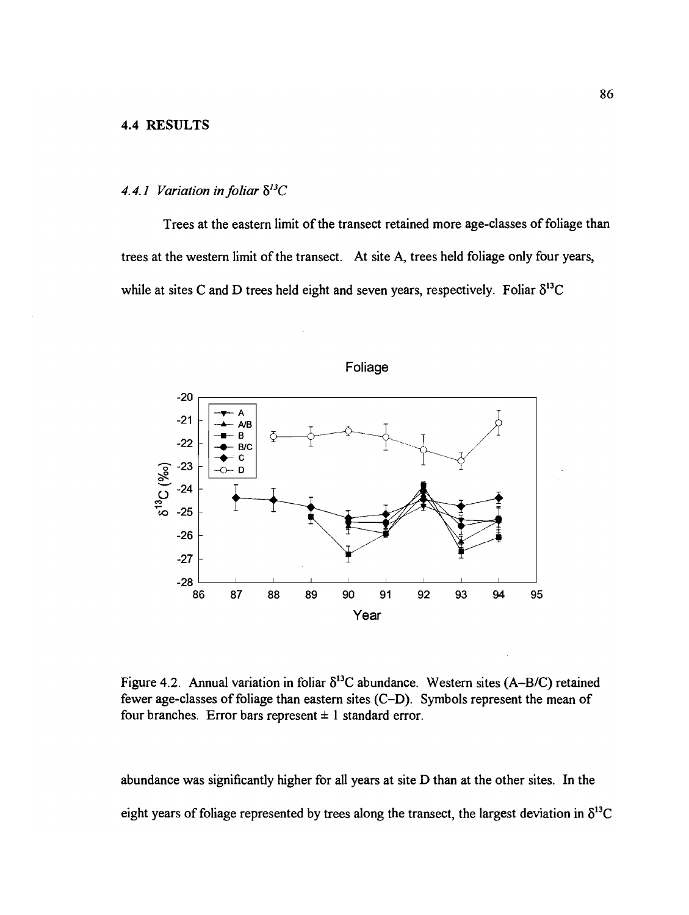## 4.4 RESULTS

### *4.4.1 Variation in foliar $\delta^{13}C$*

Trees at the eastern limit of the transect retained more age-classes of foliage than trees at the western limit of the transect. At site A, trees held foliage only four years, while at sites C and D trees held eight and seven years, respectively. Foliar $\delta^{13}C$

Figure 4.2. Annual variation in foliar $\delta^{13}C$ abundance. Western sites (A–B/C) retained fewer age-classes of foliage than eastern sites (C–D). Symbols represent the mean of four branches. Error bars represent ± 1 standard error.

abundance was significantly higher for all years at site D than at the other sites. In the eight years of foliage represented by trees along the transect, the largest deviation in $\delta^{13}C$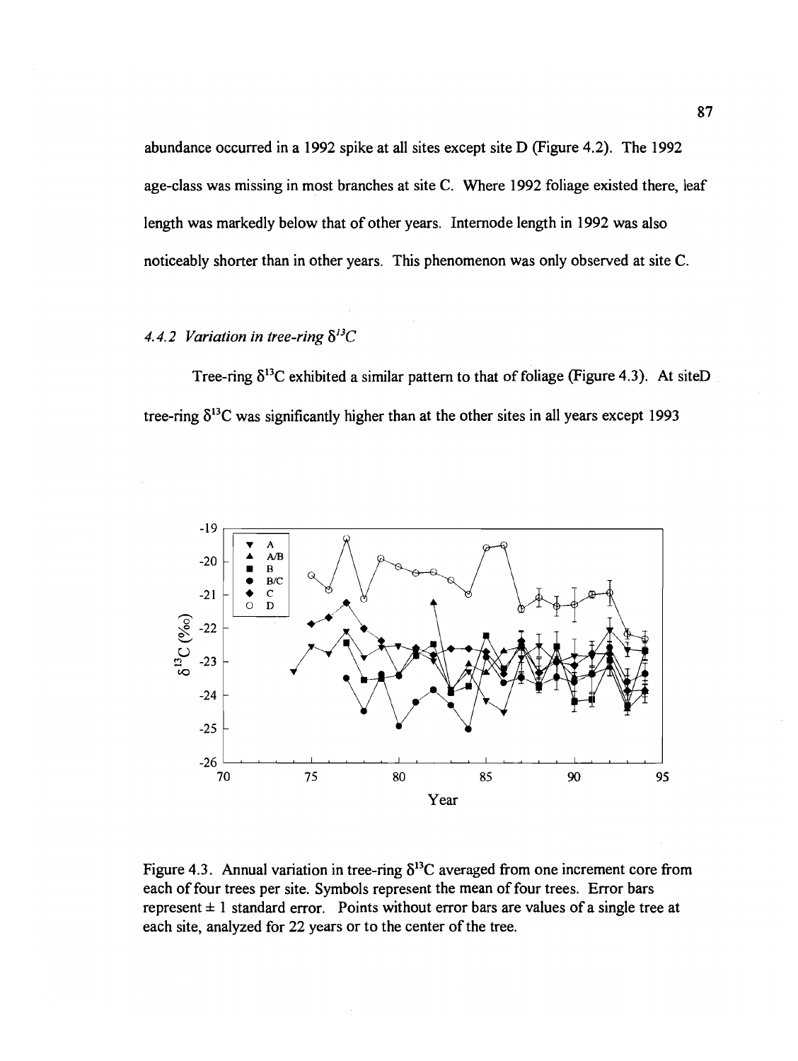abundance occurred in a 1992 spike at all sites except site D (Figure 4.2). The 1992 age-class was missing in most branches at site C. Where 1992 foliage existed there, leaf length was markedly below that of other years. Internode length in 1992 was also noticeably shorter than in other years. This phenomenon was only observed at site C.

### *4.4.2 Variation in tree-ring* $\delta^{13}C$

Tree-ring $\delta^{13}C$ exhibited a similar pattern to that of foliage (Figure 4.3). At siteD tree-ring $\delta^{13}C$ was significantly higher than at the other sites in all years except 1993

Figure 4.3. Annual variation in tree-ring $\delta^{13}C$ averaged from one increment core from each of four trees per site. Symbols represent the mean of four trees. Error bars represent ± 1 standard error. Points without error bars are values of a single tree at each site, analyzed for 22 years or to the center of the tree.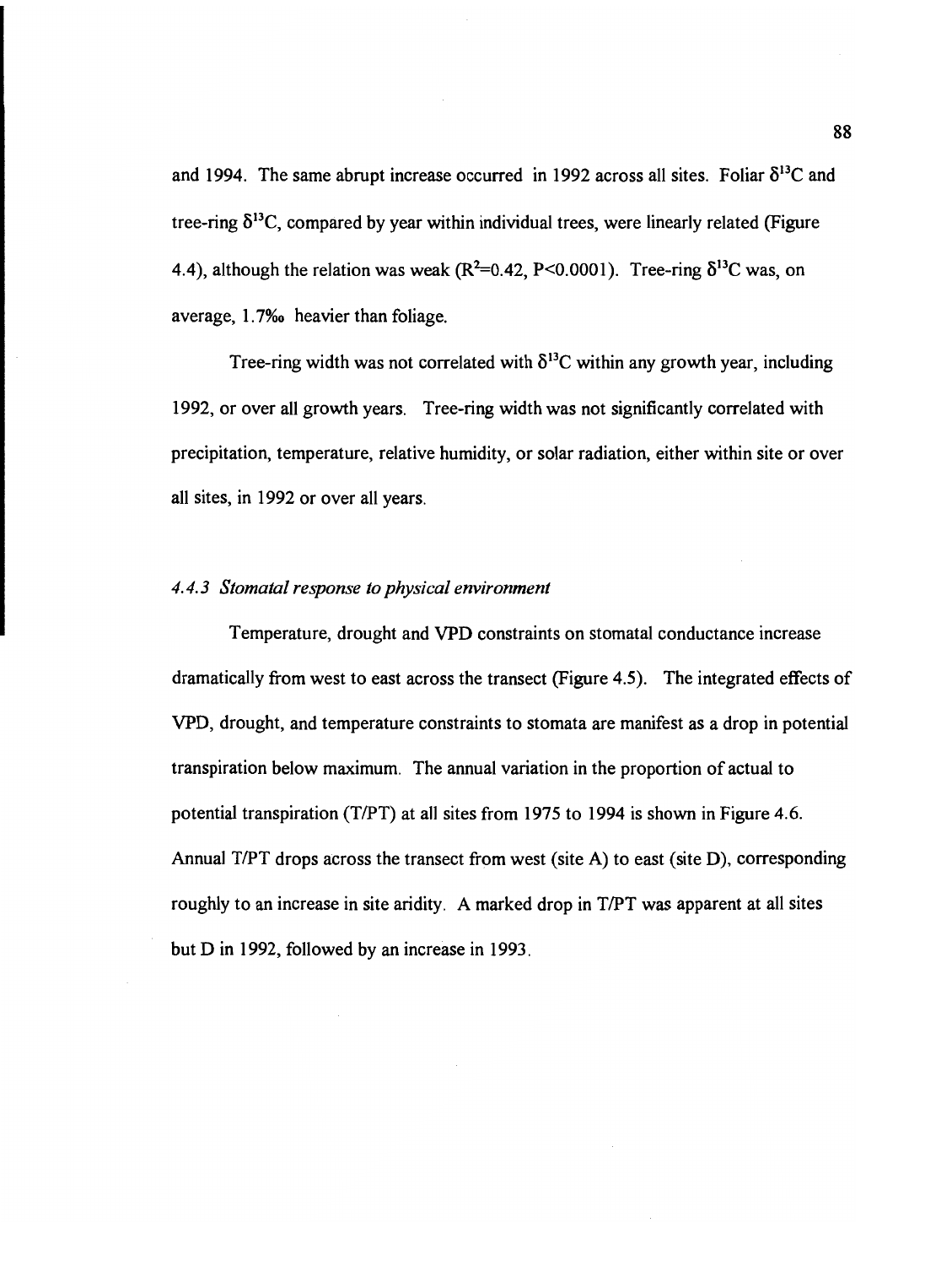and 1994. The same abrupt increase occurred in 1992 across all sites. Foliar $\delta^{13}C$ and tree-ring $\delta^{13}C$, compared by year within individual trees, were linearly related (Figure 4.4), although the relation was weak ($R^2$=0.42, P<0.0001). Tree-ring $\delta^{13}C$ was, on average, 1.7‰ heavier than foliage.

Tree-ring width was not correlated with $\delta^{13}C$ within any growth year, including 1992, or over all growth years. Tree-ring width was not significantly correlated with precipitation, temperature, relative humidity, or solar radiation, either within site or over all sites, in 1992 or over all years.

#### *4.4.3 Stomatal response to physical environment*

Temperature, drought and VPD constraints on stomatal conductance increase dramatically from west to east across the transect (Figure 4.5). The integrated effects of VPD, drought, and temperature constraints to stomata are manifest as a drop in potential transpiration below maximum. The annual variation in the proportion of actual to potential transpiration (T/PT) at all sites from 1975 to 1994 is shown in Figure 4.6. Annual T/PT drops across the transect from west (site A) to east (site D), corresponding roughly to an increase in site aridity. A marked drop in T/PT was apparent at all sites but D in 1992, followed by an increase in 1993.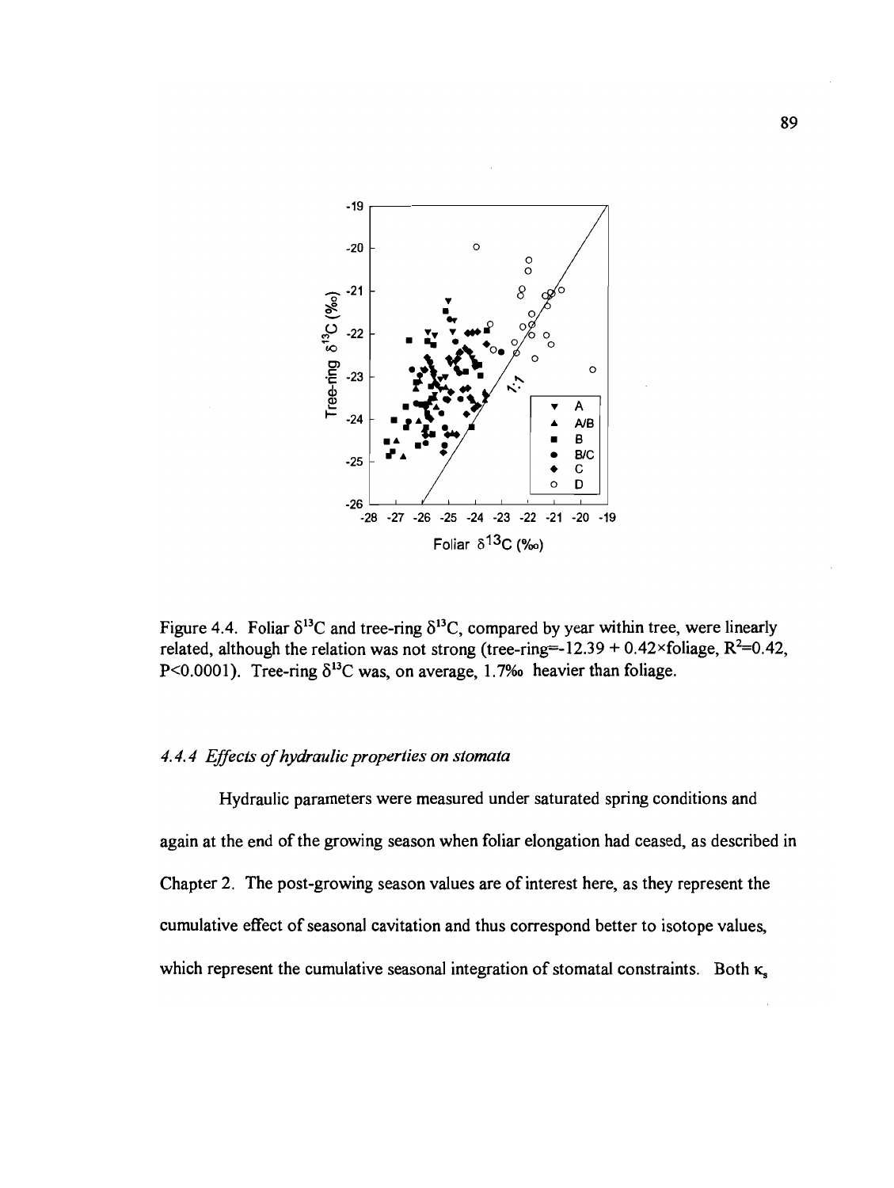Figure 4.4. Foliar $\delta^{13}C$ and tree-ring $\delta^{13}C$, compared by year within tree, were linearly related, although the relation was not strong (tree-ring=-12.39 + 0.42×foliage, $R^2$=0.42, $P<0.0001$). Tree-ring $\delta^{13}C$ was, on average, 1.7‰ heavier than foliage.

#### *4.4.4 Effects of hydraulic properties on stomata*

Hydraulic parameters were measured under saturated spring conditions and again at the end of the growing season when foliar elongation had ceased, as described in Chapter 2. The post-growing season values are of interest here, as they represent the cumulative effect of seasonal cavitation and thus correspond better to isotope values, which represent the cumulative seasonal integration of stomatal constraints. Both $\kappa_s$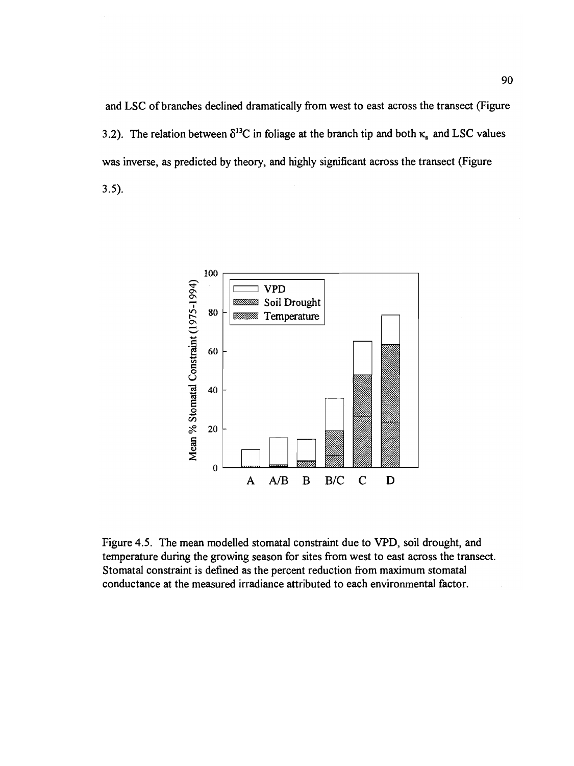and LSC of branches declined dramatically from west to east across the transect (Figure 3.2). The relation between $\delta^{13}C$ in foliage at the branch tip and both $\kappa_s$ and LSC values was inverse, as predicted by theory, and highly significant across the transect (Figure 3.5).

Figure 4.5. The mean modelled stomatal constraint due to VPD, soil drought, and temperature during the growing season for sites from west to east across the transect. Stomatal constraint is defined as the percent reduction from maximum stomatal conductance at the measured irradiance attributed to each environmental factor.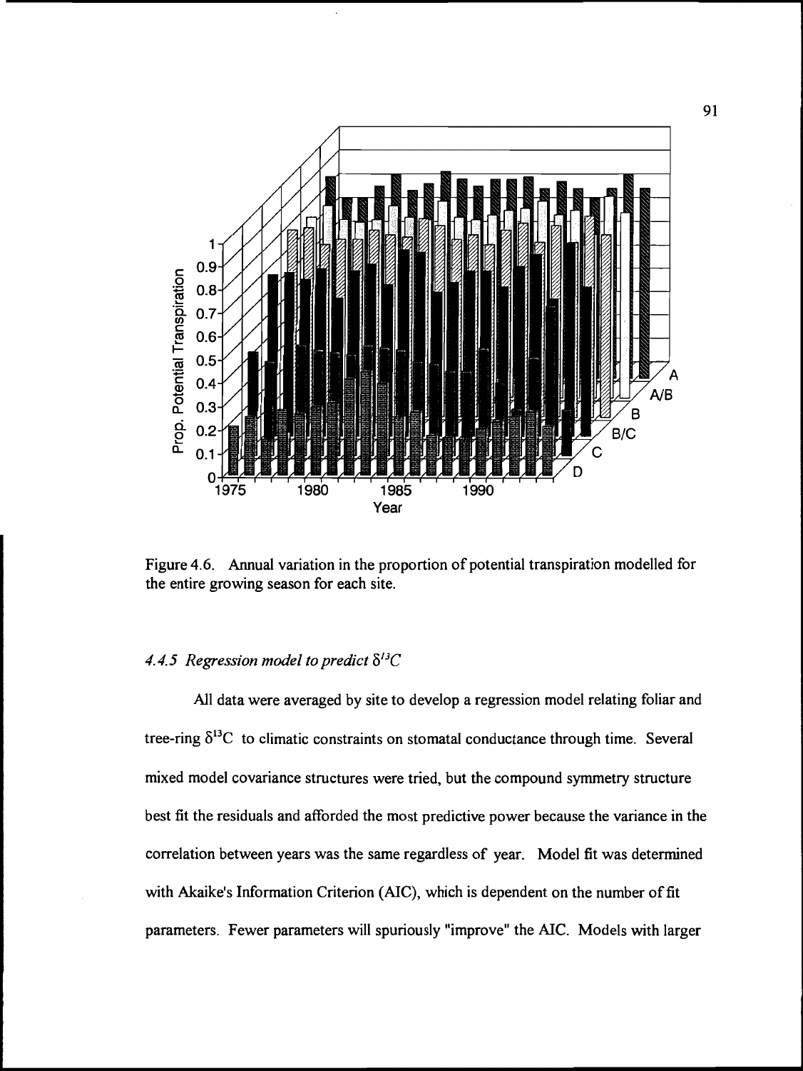Figure 4.6. Annual variation in the proportion of potential transpiration modelled for the entire growing season for each site.

### *4.4.5 Regression model to predict $\delta^{13}C$*

All data were averaged by site to develop a regression model relating foliar and tree-ring $\delta^{13}C$ to climatic constraints on stomatal conductance through time. Several mixed model covariance structures were tried, but the compound symmetry structure best fit the residuals and afforded the most predictive power because the variance in the correlation between years was the same regardless of year. Model fit was determined with Akaike's Information Criterion (AIC), which is dependent on the number of fit parameters. Fewer parameters will spuriously "improve" the AIC. Models with larger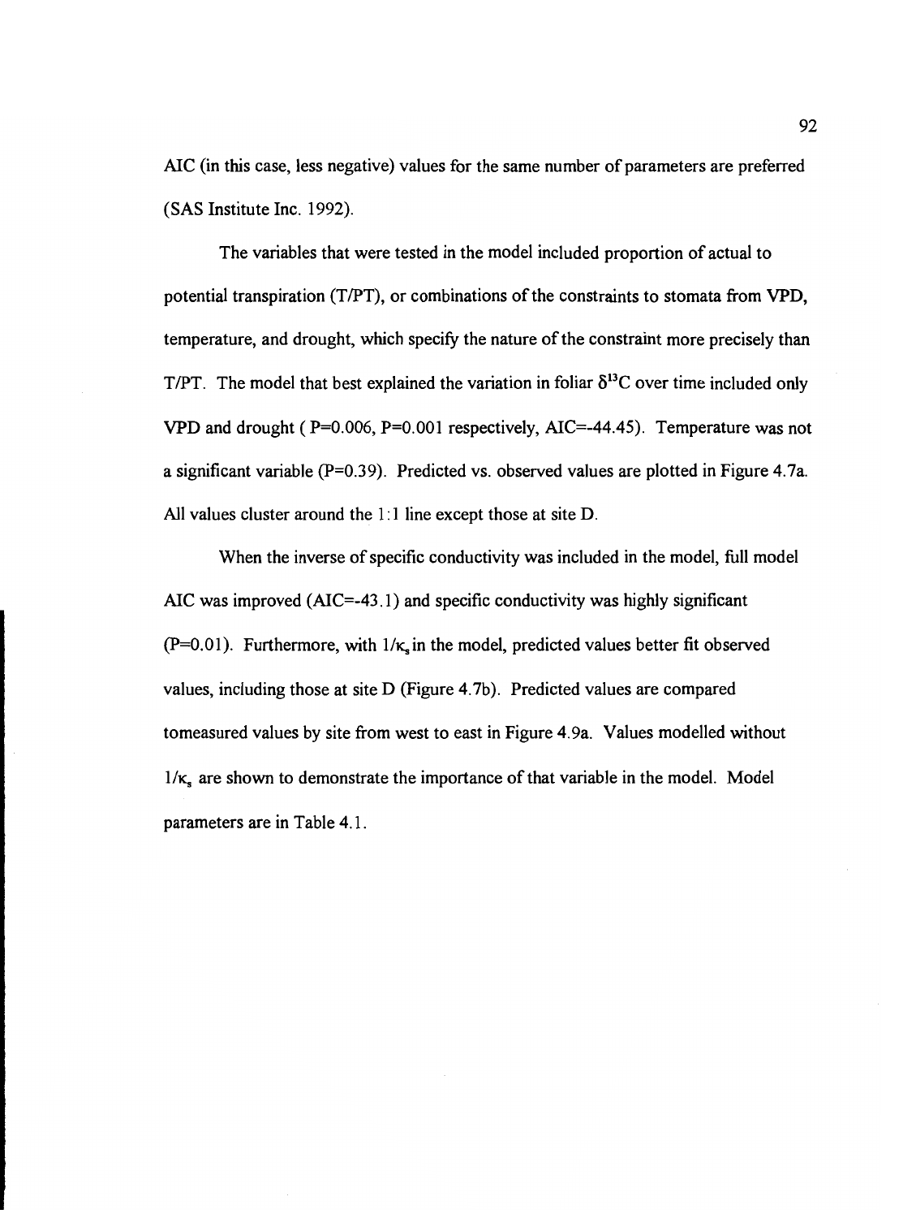AIC (in this case, less negative) values for the same number of parameters are preferred (SAS Institute Inc. 1992).

The variables that were tested in the model included proportion of actual to potential transpiration (T/PT), or combinations of the constraints to stomata from VPD, temperature, and drought, which specify the nature of the constraint more precisely than T/PT. The model that best explained the variation in foliar $\delta^{13}C$ over time included only VPD and drought ( P=0.006, P=0.001 respectively, AIC=-44.45). Temperature was not a significant variable (P=0.39). Predicted vs. observed values are plotted in Figure 4.7a. All values cluster around the 1:1 line except those at site D.

When the inverse of specific conductivity was included in the model, full model AIC was improved (AIC=-43.1) and specific conductivity was highly significant (P=0.01). Furthermore, with $1/\kappa_s$ in the model, predicted values better fit observed values, including those at site D (Figure 4.7b). Predicted values are compared tomeasured values by site from west to east in Figure 4.9a. Values modelled without $1/\kappa_s$ are shown to demonstrate the importance of that variable in the model. Model parameters are in Table 4.1.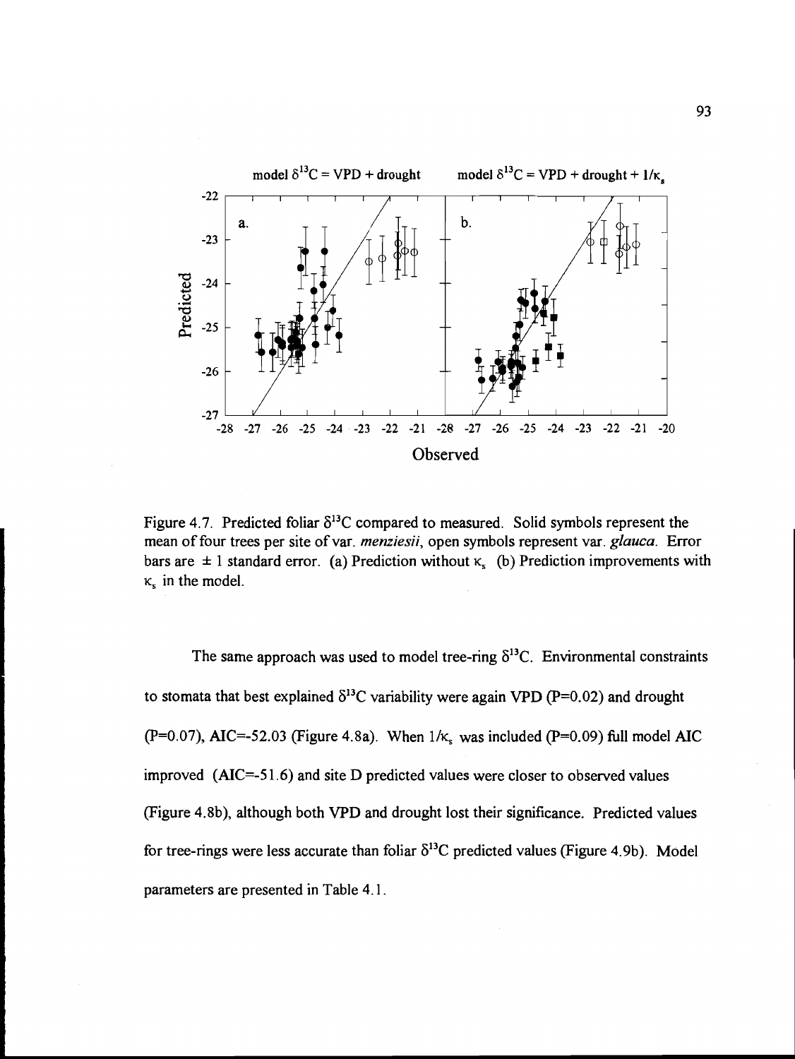Figure 4.7. Predicted foliar $\delta^{13}C$ compared to measured. Solid symbols represent the mean of four trees per site of var. *menziesii*, open symbols represent var. *glauca*. Error bars are $\pm$ 1 standard error. (a) Prediction without $\kappa_s$ (b) Prediction improvements with $\kappa_s$ in the model.

The same approach was used to model tree-ring $\delta^{13}C$. Environmental constraints to stomata that best explained $\delta^{13}C$ variability were again VPD (P=0.02) and drought (P=0.07), AIC=-52.03 (Figure 4.8a). When $1/\kappa_s$ was included (P=0.09) full model AIC improved (AIC=-51.6) and site D predicted values were closer to observed values (Figure 4.8b), although both VPD and drought lost their significance. Predicted values for tree-rings were less accurate than foliar $\delta^{13}C$ predicted values (Figure 4.9b). Model parameters are presented in Table 4.1.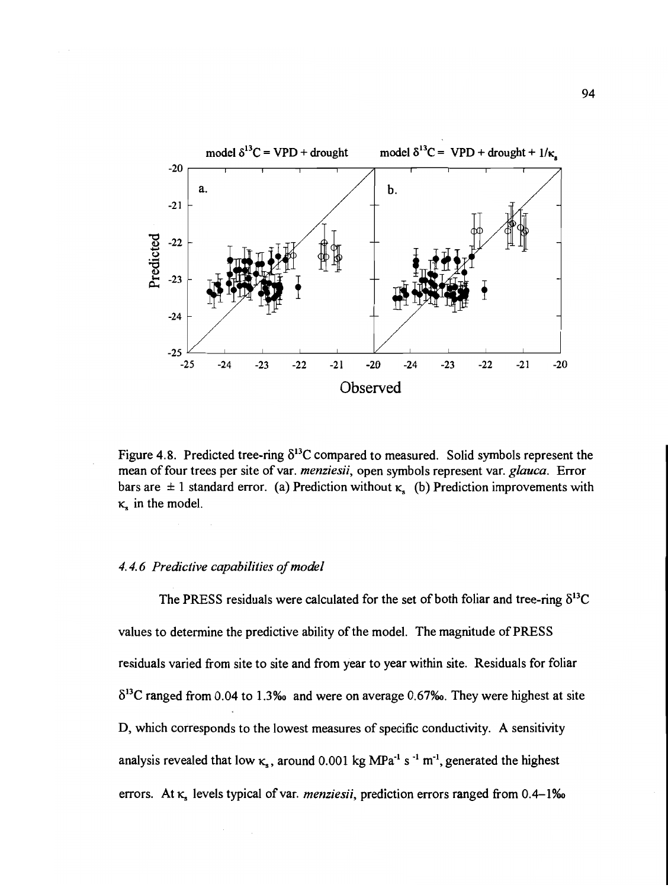Figure 4.8. Predicted tree-ring $\delta^{13}C$ compared to measured. Solid symbols represent the mean of four trees per site of var. *menziesii*, open symbols represent var. *glauca*. Error bars are ± 1 standard error. (a) Prediction without $\kappa_s$ (b) Prediction improvements with $\kappa_s$ in the model.

### *4.4.6 Predictive capabilities of model*

The PRESS residuals were calculated for the set of both foliar and tree-ring $\delta^{13}C$ values to determine the predictive ability of the model. The magnitude of PRESS residuals varied from site to site and from year to year within site. Residuals for foliar $\delta^{13}C$ ranged from 0.04 to 1.3‰ and were on average 0.67‰. They were highest at site D, which corresponds to the lowest measures of specific conductivity. A sensitivity analysis revealed that low $\kappa_s$, around 0.001 kg $MPa^{-1}$ $s^{-1}$ $m^{-1}$, generated the highest errors. At $\kappa_s$ levels typical of var. *menziesii*, prediction errors ranged from 0.4–1‰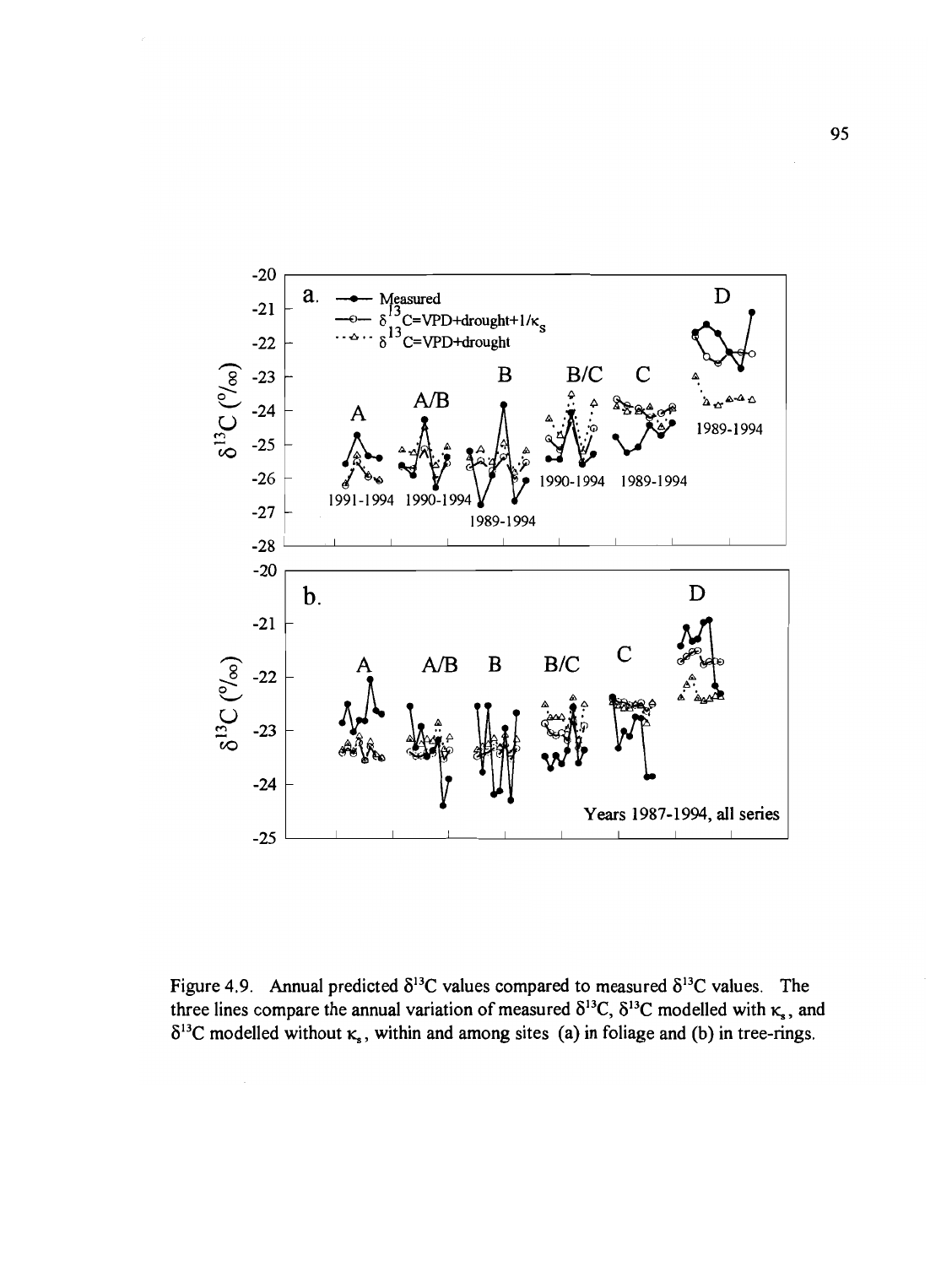Figure 4.9. Annual predicted $\delta^{13}C$ values compared to measured $\delta^{13}C$ values. The three lines compare the annual variation of measured $\delta^{13}C$, $\delta^{13}C$ modelled with $\kappa_s$, and $\delta^{13}C$ modelled without $\kappa_s$, within and among sites (a) in foliage and (b) in tree-rings.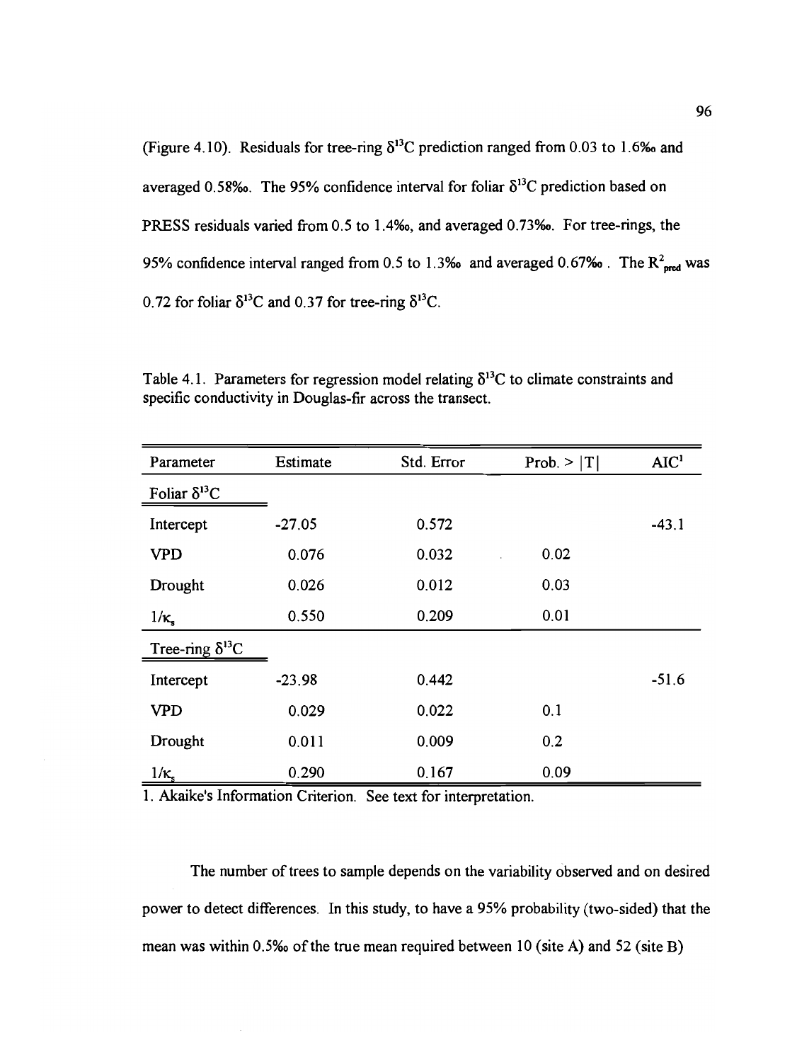(Figure 4.10). Residuals for tree-ring $\delta^{13}C$ prediction ranged from 0.03 to 1.6‰ and averaged 0.58‰. The 95% confidence interval for foliar $\delta^{13}C$ prediction based on PRESS residuals varied from 0.5 to 1.4‰, and averaged 0.73‰. For tree-rings, the 95% confidence interval ranged from 0.5 to 1.3‰ and averaged 0.67‰. The $R^2_{pred}$ was 0.72 for foliar $\delta^{13}C$ and 0.37 for tree-ring $\delta^{13}C$.

Table 4.1. Parameters for regression model relating $\delta^{13}C$ to climate constraints and specific conductivity in Douglas-fir across the transect.

| Parameter | Estimate | Std. Error | Prob. > \|T\| | AIC[1] |
|---|---|---|---|---|
| Foliar $\delta^{13}C$ | | | | |
| Intercept | -27.05 | 0.572 | | -43.1 |
| VPD | 0.076 | 0.032 | 0.02 | |
| Drought | 0.026 | 0.012 | 0.03 | |
| $1/\kappa_s$ | 0.550 | 0.209 | 0.01 | |
| Tree-ring $\delta^{13}C$ | | | | |
| Intercept | -23.98 | 0.442 | | -51.6 |
| VPD | 0.029 | 0.022 | 0.1 | |
| Drought | 0.011 | 0.009 | 0.2 | |
| $1/\kappa_s$ | 0.290 | 0.167 | 0.09 | |

1. Akaike's Information Criterion. See text for interpretation.

The number of trees to sample depends on the variability observed and on desired power to detect differences. In this study, to have a 95% probability (two-sided) that the mean was within 0.5‰ of the true mean required between 10 (site A) and 52 (site B)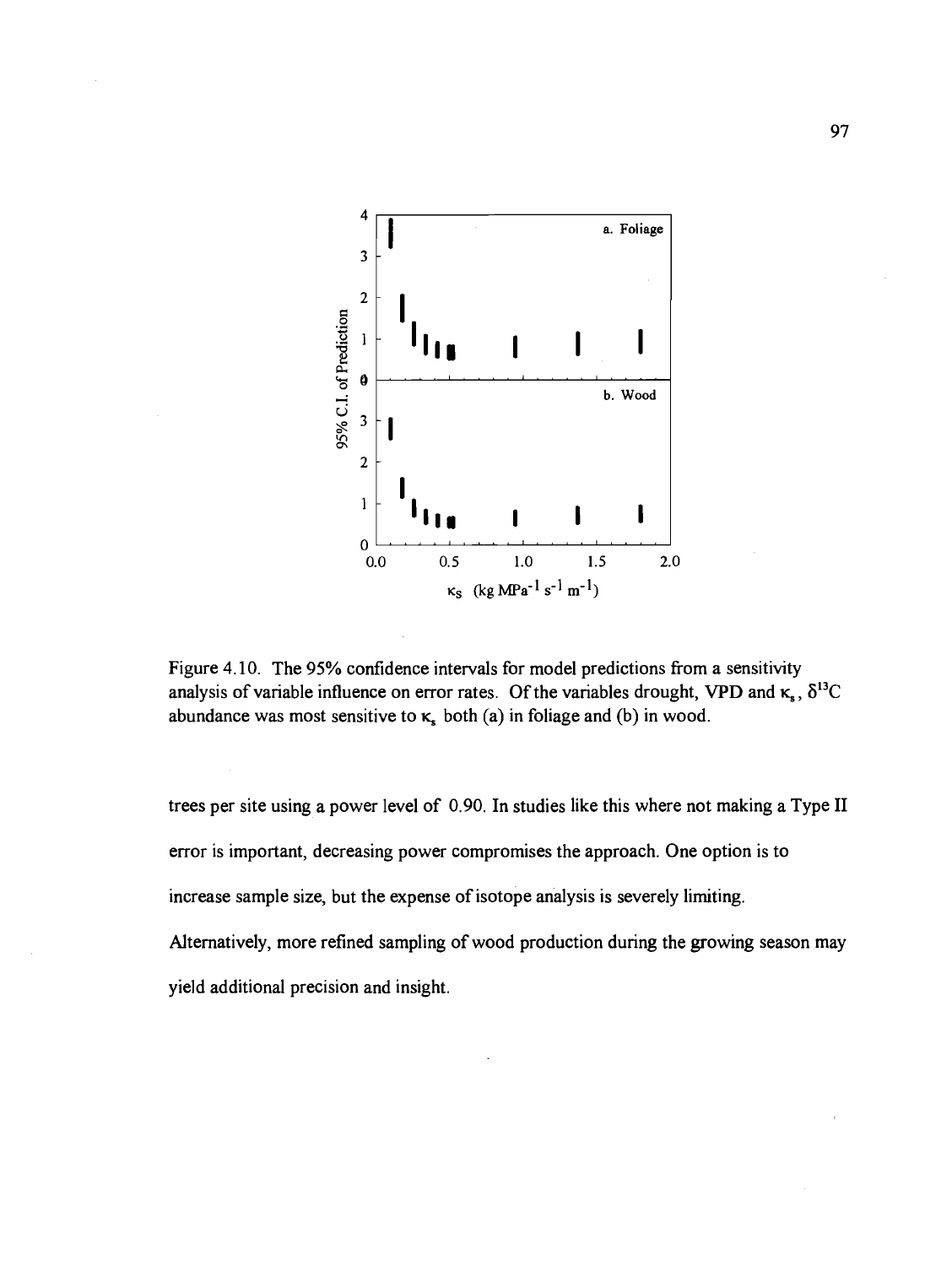Figure 4.10. The 95% confidence intervals for model predictions from a sensitivity analysis of variable influence on error rates. Of the variables drought, VPD and $\kappa_s$, $\delta^{13}C$ abundance was most sensitive to $\kappa_s$ both (a) in foliage and (b) in wood.

trees per site using a power level of 0.90. In studies like this where not making a Type II error is important, decreasing power compromises the approach. One option is to increase sample size, but the expense of isotope analysis is severely limiting. Alternatively, more refined sampling of wood production during the growing season may yield additional precision and insight.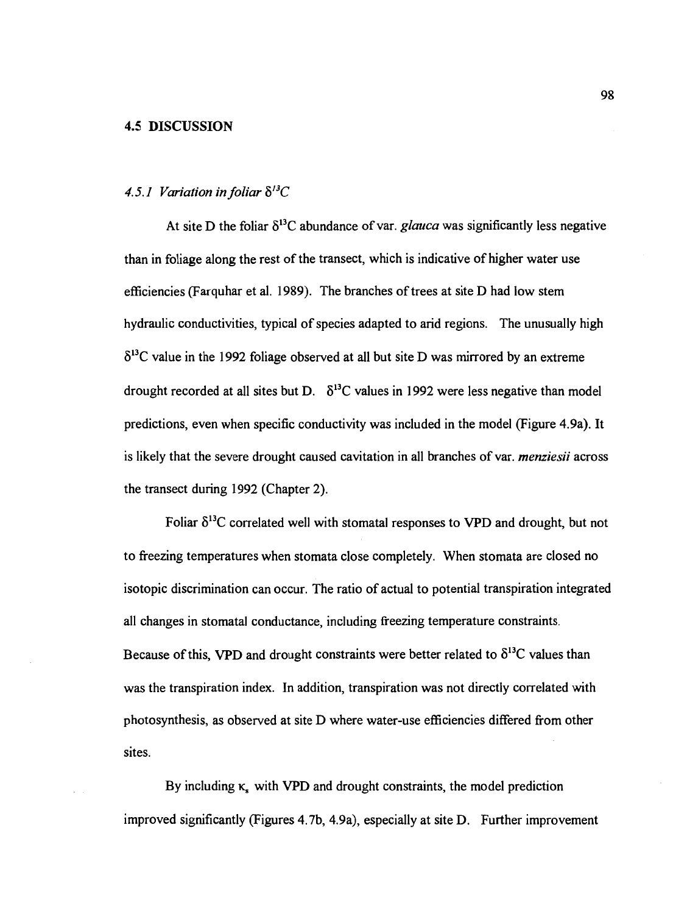## 4.5 DISCUSSION

### *4.5.1 Variation in foliar $\delta^{13}C$*

At site D the foliar $\delta^{13}C$ abundance of var. *glauca* was significantly less negative than in foliage along the rest of the transect, which is indicative of higher water use efficiencies (Farquhar et al. 1989). The branches of trees at site D had low stem hydraulic conductivities, typical of species adapted to arid regions. The unusually high $\delta^{13}C$ value in the 1992 foliage observed at all but site D was mirrored by an extreme drought recorded at all sites but D. $\delta^{13}C$ values in 1992 were less negative than model predictions, even when specific conductivity was included in the model (Figure 4.9a). It is likely that the severe drought caused cavitation in all branches of var. *menziesii* across the transect during 1992 (Chapter 2).

Foliar $\delta^{13}C$ correlated well with stomatal responses to VPD and drought, but not to freezing temperatures when stomata close completely. When stomata are closed no isotopic discrimination can occur. The ratio of actual to potential transpiration integrated all changes in stomatal conductance, including freezing temperature constraints. Because of this, VPD and drought constraints were better related to $\delta^{13}C$ values than was the transpiration index. In addition, transpiration was not directly correlated with photosynthesis, as observed at site D where water-use efficiencies differed from other sites.

By including $\kappa_s$ with VPD and drought constraints, the model prediction improved significantly (Figures 4.7b, 4.9a), especially at site D. Further improvement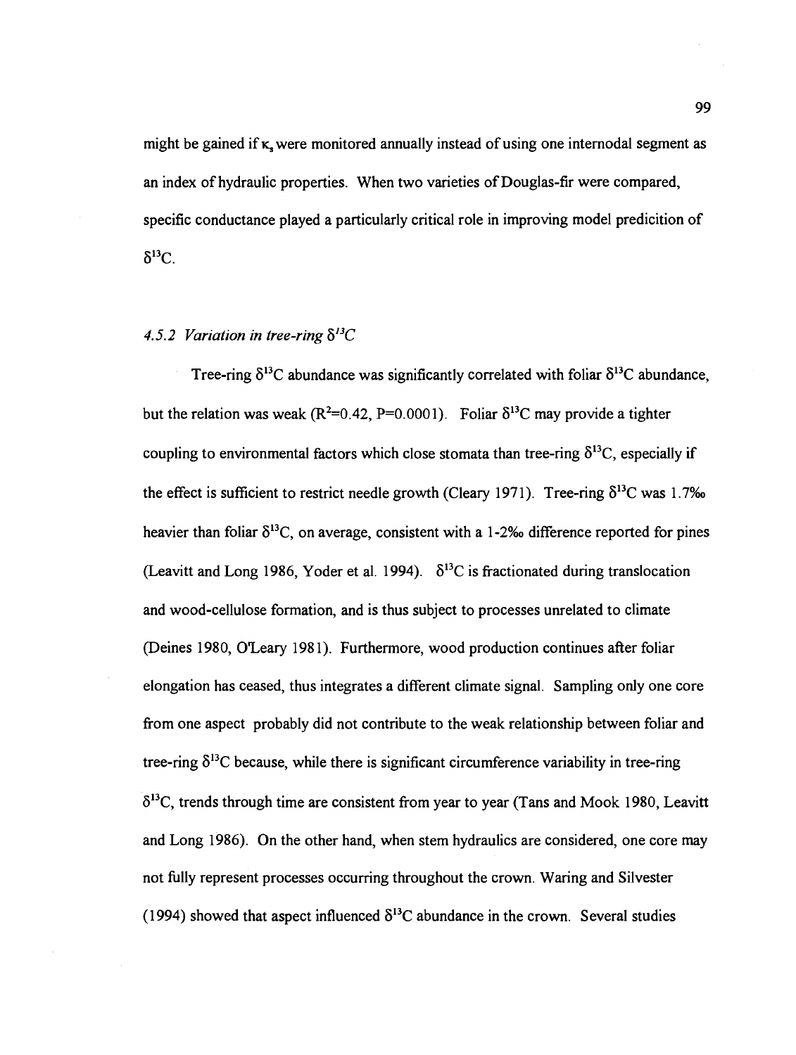might be gained if $\kappa_s$ were monitored annually instead of using one internodal segment as an index of hydraulic properties. When two varieties of Douglas-fir were compared, specific conductance played a particularly critical role in improving model predicition of $\delta^{13}C$.

### *4.5.2 Variation in tree-ring $\delta^{13}C$*

Tree-ring $\delta^{13}C$ abundance was significantly correlated with foliar $\delta^{13}C$ abundance, but the relation was weak ($R^2$=0.42, P=0.0001). Foliar $\delta^{13}C$ may provide a tighter coupling to environmental factors which close stomata than tree-ring $\delta^{13}C$, especially if the effect is sufficient to restrict needle growth (Cleary 1971). Tree-ring $\delta^{13}C$ was 1.7‰ heavier than foliar $\delta^{13}C$, on average, consistent with a 1-2‰ difference reported for pines (Leavitt and Long 1986, Yoder et al. 1994). $\delta^{13}C$ is fractionated during translocation and wood-cellulose formation, and is thus subject to processes unrelated to climate (Deines 1980, O'Leary 1981). Furthermore, wood production continues after foliar elongation has ceased, thus integrates a different climate signal. Sampling only one core from one aspect probably did not contribute to the weak relationship between foliar and tree-ring $\delta^{13}C$ because, while there is significant circumference variability in tree-ring $\delta^{13}C$, trends through time are consistent from year to year (Tans and Mook 1980, Leavitt and Long 1986). On the other hand, when stem hydraulics are considered, one core may not fully represent processes occurring throughout the crown. Waring and Silvester (1994) showed that aspect influenced $\delta^{13}C$ abundance in the crown. Several studies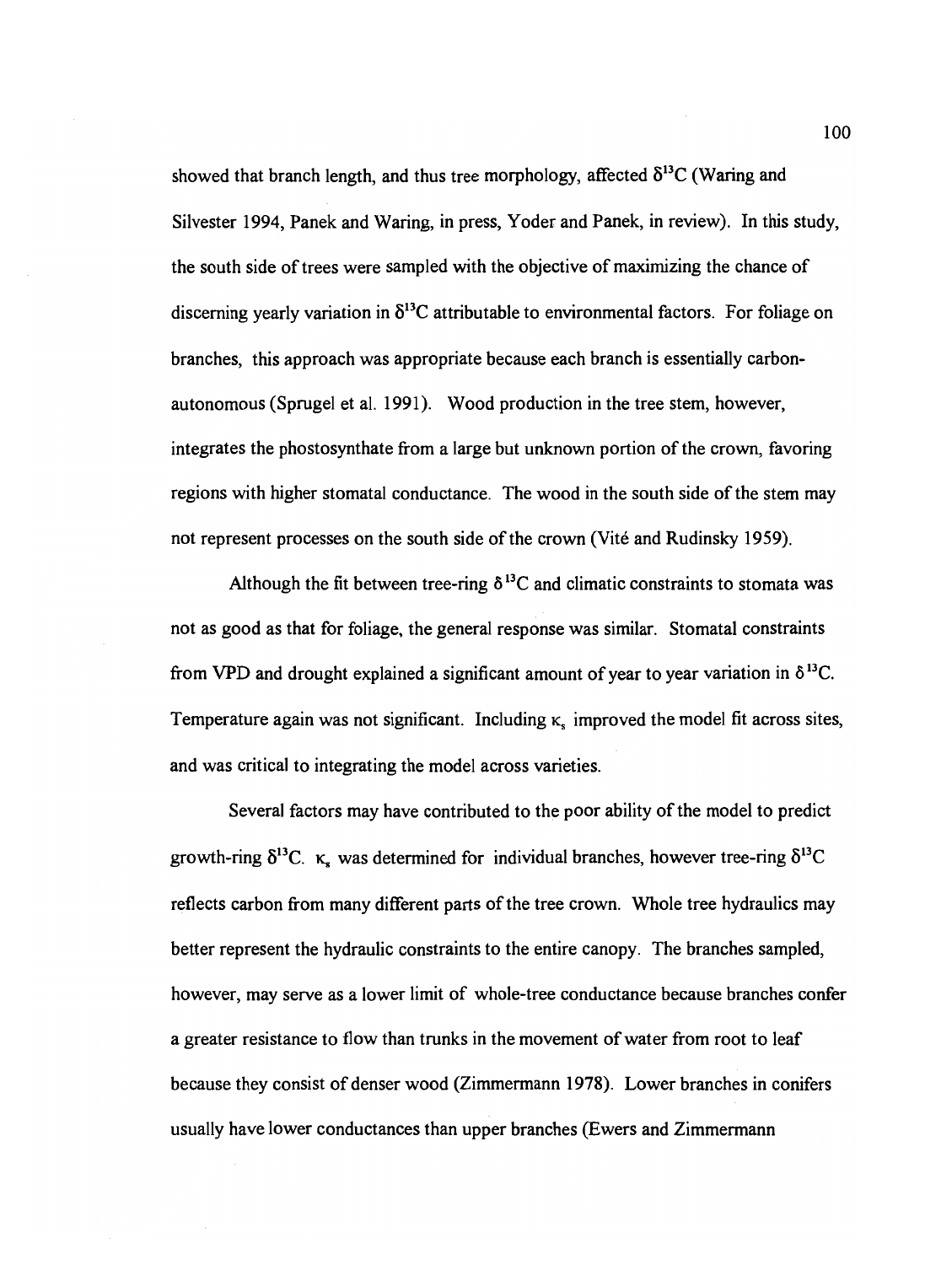showed that branch length, and thus tree morphology, affected $\delta^{13}C$ (Waring and Silvester 1994, Panek and Waring, in press, Yoder and Panek, in review). In this study, the south side of trees were sampled with the objective of maximizing the chance of discerning yearly variation in $\delta^{13}C$ attributable to environmental factors. For foliage on branches, this approach was appropriate because each branch is essentially carbon-autonomous (Sprugel et al. 1991). Wood production in the tree stem, however, integrates the phostosynthate from a large but unknown portion of the crown, favoring regions with higher stomatal conductance. The wood in the south side of the stem may not represent processes on the south side of the crown (Vité and Rudinsky 1959).

Although the fit between tree-ring $\delta^{13}C$ and climatic constraints to stomata was not as good as that for foliage, the general response was similar. Stomatal constraints from VPD and drought explained a significant amount of year to year variation in $\delta^{13}C$. Temperature again was not significant. Including $\kappa_s$ improved the model fit across sites, and was critical to integrating the model across varieties.

Several factors may have contributed to the poor ability of the model to predict growth-ring $\delta^{13}C$. $\kappa_s$ was determined for individual branches, however tree-ring $\delta^{13}C$ reflects carbon from many different parts of the tree crown. Whole tree hydraulics may better represent the hydraulic constraints to the entire canopy. The branches sampled, however, may serve as a lower limit of whole-tree conductance because branches confer a greater resistance to flow than trunks in the movement of water from root to leaf because they consist of denser wood (Zimmermann 1978). Lower branches in conifers usually have lower conductances than upper branches (Ewers and Zimmermann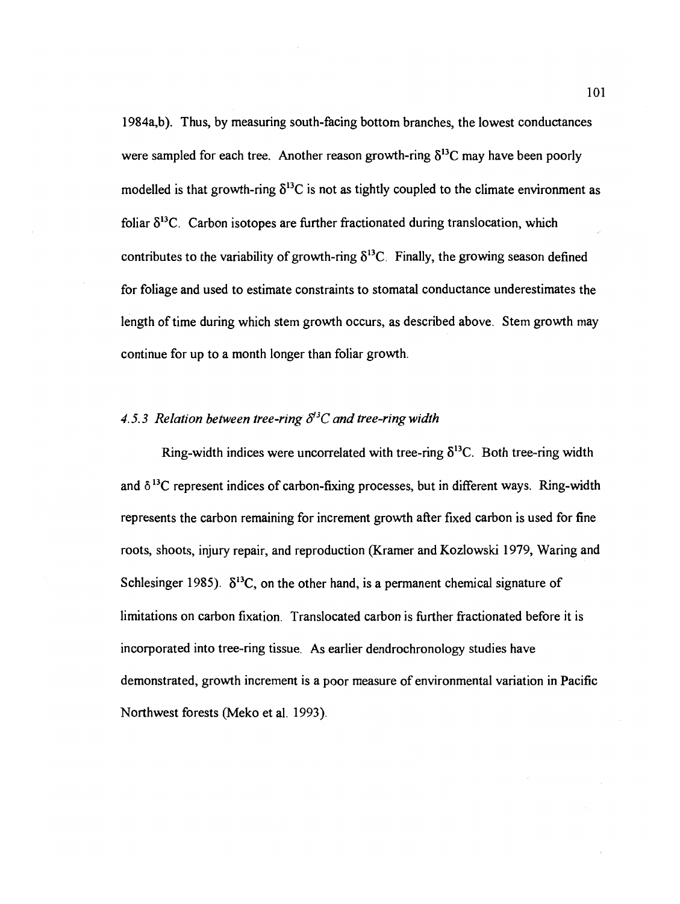1984a,b). Thus, by measuring south-facing bottom branches, the lowest conductances were sampled for each tree. Another reason growth-ring $\delta^{13}C$ may have been poorly modelled is that growth-ring $\delta^{13}C$ is not as tightly coupled to the climate environment as foliar $\delta^{13}C$. Carbon isotopes are further fractionated during translocation, which contributes to the variability of growth-ring $\delta^{13}C$. Finally, the growing season defined for foliage and used to estimate constraints to stomatal conductance underestimates the length of time during which stem growth occurs, as described above. Stem growth may continue for up to a month longer than foliar growth.

### *4.5.3 Relation between tree-ring $\delta^{13}C$ and tree-ring width*

Ring-width indices were uncorrelated with tree-ring $\delta^{13}C$. Both tree-ring width and $\delta^{13}C$ represent indices of carbon-fixing processes, but in different ways. Ring-width represents the carbon remaining for increment growth after fixed carbon is used for fine roots, shoots, injury repair, and reproduction (Kramer and Kozlowski 1979, Waring and Schlesinger 1985). $\delta^{13}C$, on the other hand, is a permanent chemical signature of limitations on carbon fixation. Translocated carbon is further fractionated before it is incorporated into tree-ring tissue. As earlier dendrochronology studies have demonstrated, growth increment is a poor measure of environmental variation in Pacific Northwest forests (Meko et al. 1993).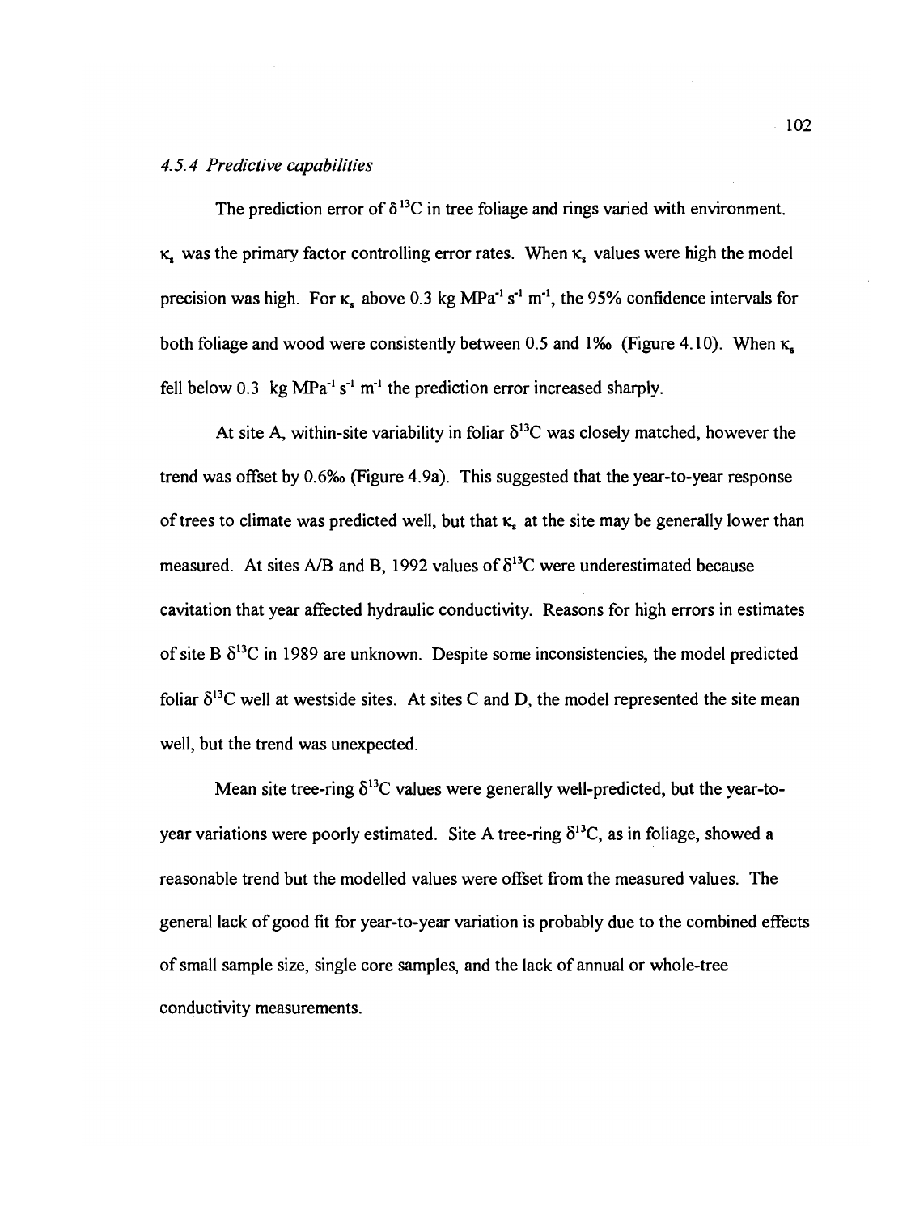### *4.5.4 Predictive capabilities*

The prediction error of $\delta^{13}C$ in tree foliage and rings varied with environment. $\kappa_s$ was the primary factor controlling error rates. When $\kappa_s$ values were high the model precision was high. For $\kappa_s$ above 0.3 kg $MPa^{-1}$ $s^{-1}$ $m^{-1}$, the 95% confidence intervals for both foliage and wood were consistently between 0.5 and 1‰ (Figure 4.10). When $\kappa_s$ fell below 0.3 kg $MPa^{-1}$ $s^{-1}$ $m^{-1}$ the prediction error increased sharply.

At site A, within-site variability in foliar $\delta^{13}C$ was closely matched, however the trend was offset by 0.6‰ (Figure 4.9a). This suggested that the year-to-year response of trees to climate was predicted well, but that $\kappa_s$ at the site may be generally lower than measured. At sites A/B and B, 1992 values of $\delta^{13}C$ were underestimated because cavitation that year affected hydraulic conductivity. Reasons for high errors in estimates of site B $\delta^{13}C$ in 1989 are unknown. Despite some inconsistencies, the model predicted foliar $\delta^{13}C$ well at westside sites. At sites C and D, the model represented the site mean well, but the trend was unexpected.

Mean site tree-ring $\delta^{13}C$ values were generally well-predicted, but the year-to-year variations were poorly estimated. Site A tree-ring $\delta^{13}C$, as in foliage, showed a reasonable trend but the modelled values were offset from the measured values. The general lack of good fit for year-to-year variation is probably due to the combined effects of small sample size, single core samples, and the lack of annual or whole-tree conductivity measurements.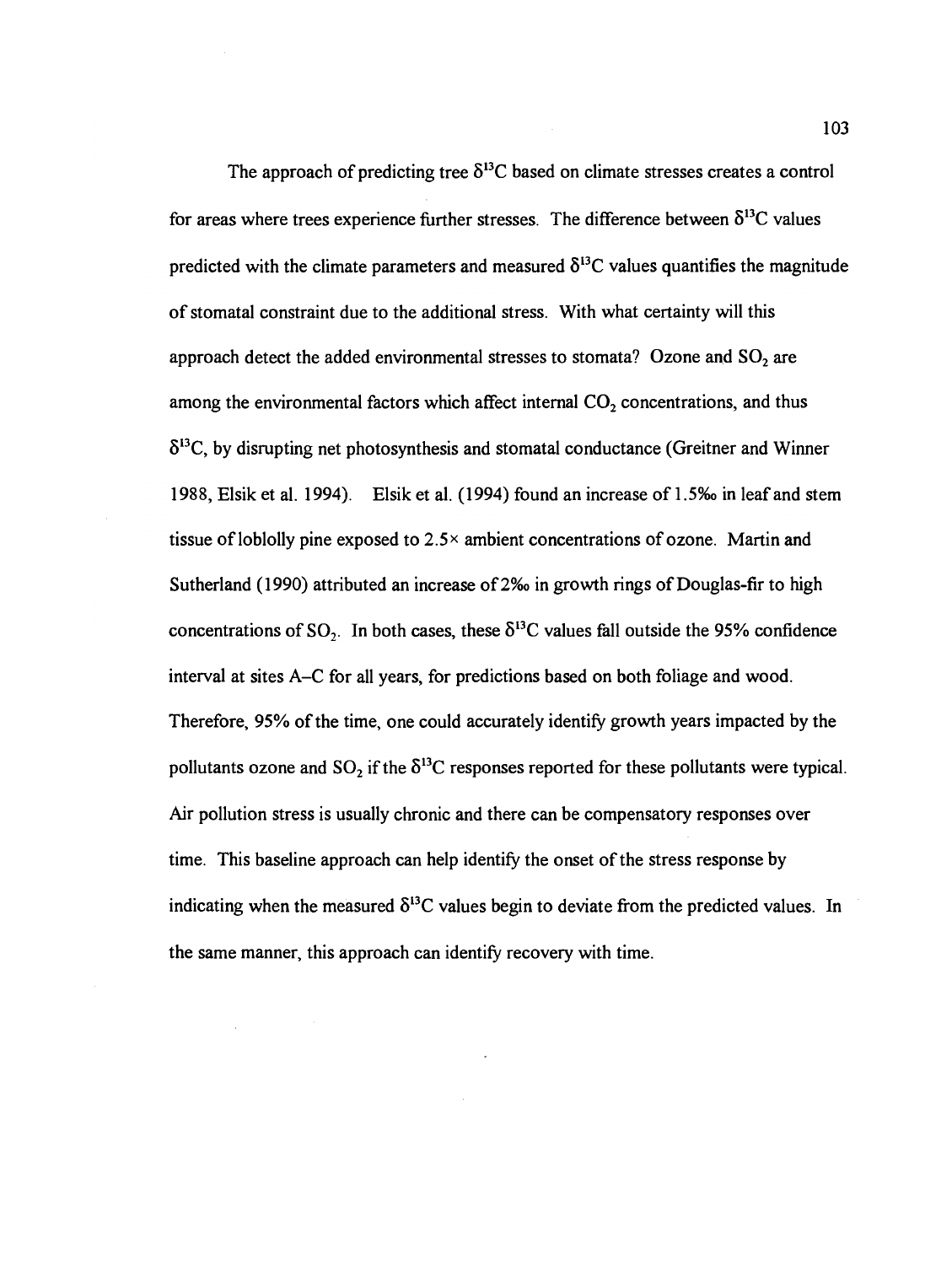The approach of predicting tree $\delta^{13}C$ based on climate stresses creates a control for areas where trees experience further stresses. The difference between $\delta^{13}C$ values predicted with the climate parameters and measured $\delta^{13}C$ values quantifies the magnitude of stomatal constraint due to the additional stress. With what certainty will this approach detect the added environmental stresses to stomata? Ozone and $SO_2$ are among the environmental factors which affect internal $CO_2$ concentrations, and thus $\delta^{13}C$, by disrupting net photosynthesis and stomatal conductance (Greitner and Winner 1988, Elsik et al. 1994). Elsik et al. (1994) found an increase of 1.5‰ in leaf and stem tissue of loblolly pine exposed to 2.5× ambient concentrations of ozone. Martin and Sutherland (1990) attributed an increase of 2‰ in growth rings of Douglas-fir to high concentrations of $SO_2$. In both cases, these $\delta^{13}C$ values fall outside the 95% confidence interval at sites A–C for all years, for predictions based on both foliage and wood. Therefore, 95% of the time, one could accurately identify growth years impacted by the pollutants ozone and $SO_2$ if the $\delta^{13}C$ responses reported for these pollutants were typical. Air pollution stress is usually chronic and there can be compensatory responses over time. This baseline approach can help identify the onset of the stress response by indicating when the measured $\delta^{13}C$ values begin to deviate from the predicted values. In the same manner, this approach can identify recovery with time.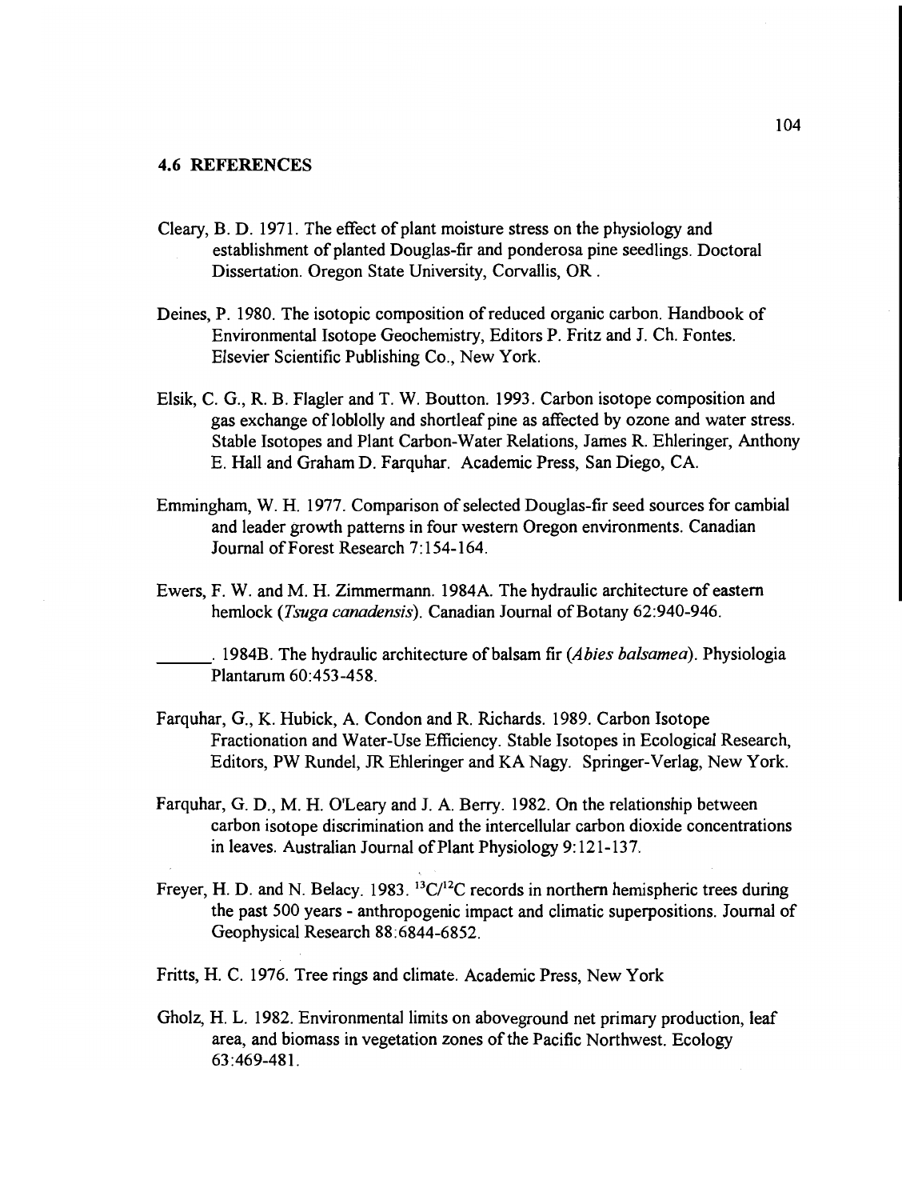## 4.6 REFERENCES

Cleary, B. D. 1971. The effect of plant moisture stress on the physiology and establishment of planted Douglas-fir and ponderosa pine seedlings. Doctoral Dissertation. Oregon State University, Corvallis, OR .

Deines, P. 1980. The isotopic composition of reduced organic carbon. Handbook of Environmental Isotope Geochemistry, Editors P. Fritz and J. Ch. Fontes. Elsevier Scientific Publishing Co., New York.

Elsik, C. G., R. B. Flagler and T. W. Boutton. 1993. Carbon isotope composition and gas exchange of loblolly and shortleaf pine as affected by ozone and water stress. Stable Isotopes and Plant Carbon-Water Relations, James R. Ehleringer, Anthony E. Hall and Graham D. Farquhar. Academic Press, San Diego, CA.

Emmingham, W. H. 1977. Comparison of selected Douglas-fir seed sources for cambial and leader growth patterns in four western Oregon environments. Canadian Journal of Forest Research 7:154-164.

Ewers, F. W. and M. H. Zimmermann. 1984A. The hydraulic architecture of eastern hemlock (*Tsuga canadensis*). Canadian Journal of Botany 62:940-946.

______. 1984B. The hydraulic architecture of balsam fir (*Abies balsamea*). Physiologia Plantarum 60:453-458.

Farquhar, G., K. Hubick, A. Condon and R. Richards. 1989. Carbon Isotope Fractionation and Water-Use Efficiency. Stable Isotopes in Ecological Research, Editors, PW Rundel, JR Ehleringer and KA Nagy. Springer-Verlag, New York.

Farquhar, G. D., M. H. O'Leary and J. A. Berry. 1982. On the relationship between carbon isotope discrimination and the intercellular carbon dioxide concentrations in leaves. Australian Journal of Plant Physiology 9:121-137.

Freyer, H. D. and N. Belacy. 1983. $^{13}C/^{12}C$ records in northern hemispheric trees during the past 500 years - anthropogenic impact and climatic superpositions. Journal of Geophysical Research 88:6844-6852.

Fritts, H. C. 1976. Tree rings and climate. Academic Press, New York

Gholz, H. L. 1982. Environmental limits on aboveground net primary production, leaf area, and biomass in vegetation zones of the Pacific Northwest. Ecology 63:469-481.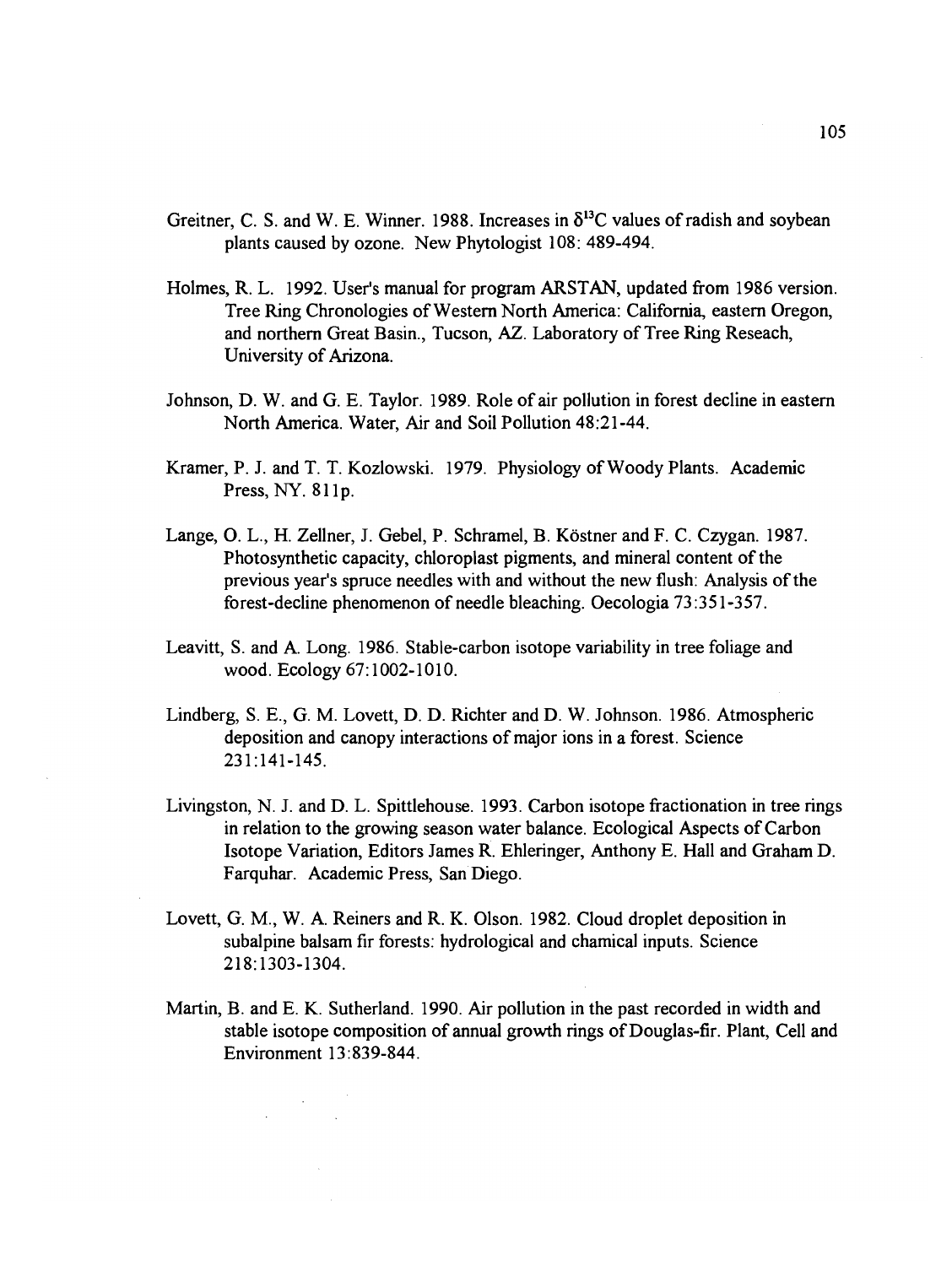Greitner, C. S. and W. E. Winner. 1988. Increases in $\delta^{13}C$ values of radish and soybean plants caused by ozone. New Phytologist 108: 489-494.

Holmes, R. L. 1992. User's manual for program ARSTAN, updated from 1986 version. Tree Ring Chronologies of Western North America: California, eastern Oregon, and northern Great Basin., Tucson, AZ. Laboratory of Tree Ring Reseach, University of Arizona.

Johnson, D. W. and G. E. Taylor. 1989. Role of air pollution in forest decline in eastern North America. Water, Air and Soil Pollution 48:21-44.

Kramer, P. J. and T. T. Kozlowski. 1979. Physiology of Woody Plants. Academic Press, NY. 811p.

Lange, O. L., H. Zellner, J. Gebel, P. Schramel, B. Köstner and F. C. Czygan. 1987. Photosynthetic capacity, chloroplast pigments, and mineral content of the previous year's spruce needles with and without the new flush: Analysis of the forest-decline phenomenon of needle bleaching. Oecologia 73:351-357.

Leavitt, S. and A. Long. 1986. Stable-carbon isotope variability in tree foliage and wood. Ecology 67:1002-1010.

Lindberg, S. E., G. M. Lovett, D. D. Richter and D. W. Johnson. 1986. Atmospheric deposition and canopy interactions of major ions in a forest. Science 231:141-145.

Livingston, N. J. and D. L. Spittlehouse. 1993. Carbon isotope fractionation in tree rings in relation to the growing season water balance. Ecological Aspects of Carbon Isotope Variation, Editors James R. Ehleringer, Anthony E. Hall and Graham D. Farquhar. Academic Press, San Diego.

Lovett, G. M., W. A. Reiners and R. K. Olson. 1982. Cloud droplet deposition in subalpine balsam fir forests: hydrological and chamical inputs. Science 218:1303-1304.

Martin, B. and E. K. Sutherland. 1990. Air pollution in the past recorded in width and stable isotope composition of annual growth rings of Douglas-fir. Plant, Cell and Environment 13:839-844.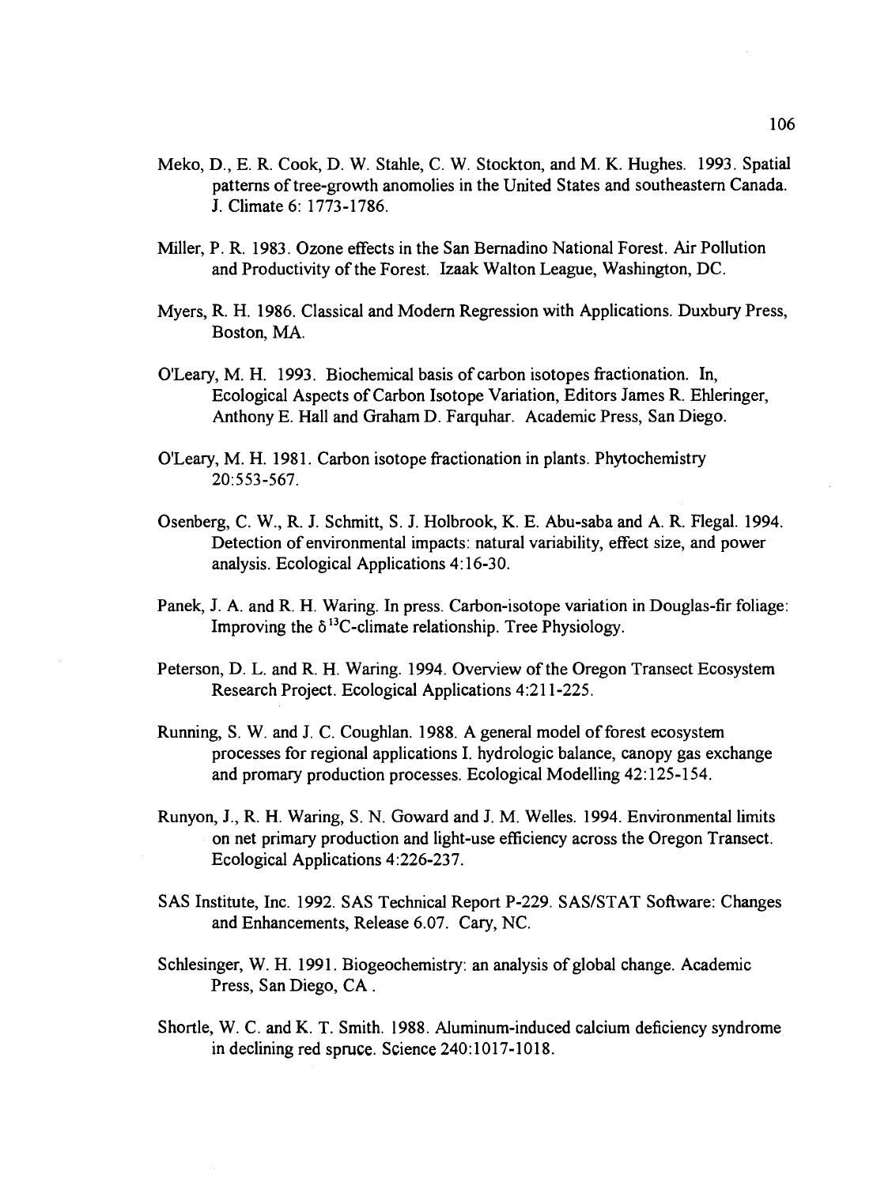Meko, D., E. R. Cook, D. W. Stahle, C. W. Stockton, and M. K. Hughes. 1993. Spatial patterns of tree-growth anomolies in the United States and southeastern Canada. J. Climate 6: 1773-1786.

Miller, P. R. 1983. Ozone effects in the San Bernadino National Forest. Air Pollution and Productivity of the Forest. Izaak Walton League, Washington, DC.

Myers, R. H. 1986. Classical and Modern Regression with Applications. Duxbury Press, Boston, MA.

O'Leary, M. H. 1993. Biochemical basis of carbon isotopes fractionation. In, Ecological Aspects of Carbon Isotope Variation, Editors James R. Ehleringer, Anthony E. Hall and Graham D. Farquhar. Academic Press, San Diego.

O'Leary, M. H. 1981. Carbon isotope fractionation in plants. Phytochemistry 20:553-567.

Osenberg, C. W., R. J. Schmitt, S. J. Holbrook, K. E. Abu-saba and A. R. Flegal. 1994. Detection of environmental impacts: natural variability, effect size, and power analysis. Ecological Applications 4:16-30.

Panek, J. A. and R. H. Waring. In press. Carbon-isotope variation in Douglas-fir foliage: Improving the $\delta^{13}C$-climate relationship. Tree Physiology.

Peterson, D. L. and R. H. Waring. 1994. Overview of the Oregon Transect Ecosystem Research Project. Ecological Applications 4:211-225.

Running, S. W. and J. C. Coughlan. 1988. A general model of forest ecosystem processes for regional applications I. hydrologic balance, canopy gas exchange and promary production processes. Ecological Modelling 42:125-154.

Runyon, J., R. H. Waring, S. N. Goward and J. M. Welles. 1994. Environmental limits on net primary production and light-use efficiency across the Oregon Transect. Ecological Applications 4:226-237.

SAS Institute, Inc. 1992. SAS Technical Report P-229. SAS/STAT Software: Changes and Enhancements, Release 6.07. Cary, NC.

Schlesinger, W. H. 1991. Biogeochemistry: an analysis of global change. Academic Press, San Diego, CA .

Shortle, W. C. and K. T. Smith. 1988. Aluminum-induced calcium deficiency syndrome in declining red spruce. Science 240:1017-1018.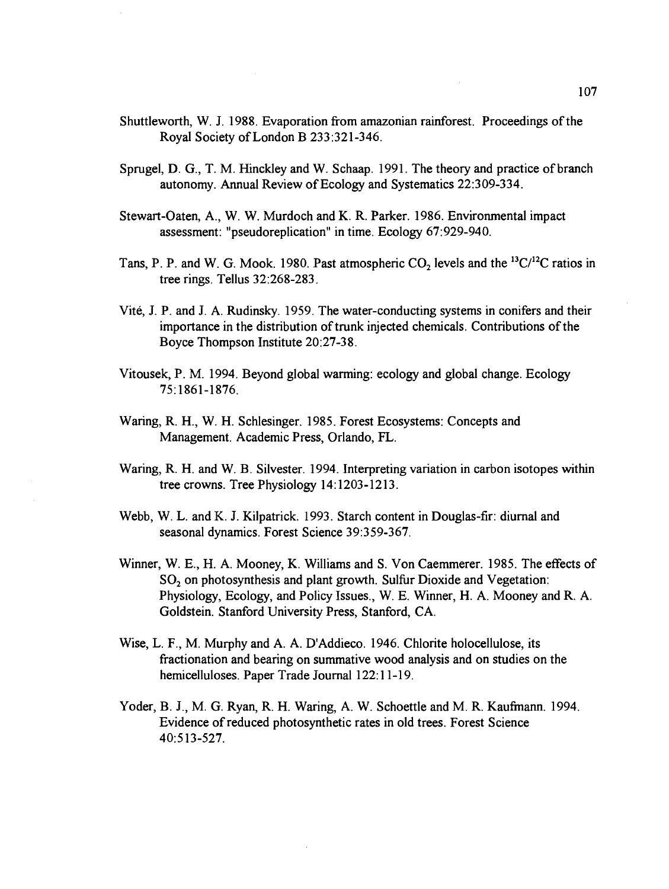Shuttleworth, W. J. 1988. Evaporation from amazonian rainforest. Proceedings of the Royal Society of London B 233:321-346.

Sprugel, D. G., T. M. Hinckley and W. Schaap. 1991. The theory and practice of branch autonomy. Annual Review of Ecology and Systematics 22:309-334.

Stewart-Oaten, A., W. W. Murdoch and K. R. Parker. 1986. Environmental impact assessment: "pseudoreplication" in time. Ecology 67:929-940.

Tans, P. P. and W. G. Mook. 1980. Past atmospheric $CO_2$ levels and the $^{13}C/^{12}C$ ratios in tree rings. Tellus 32:268-283.

Vité, J. P. and J. A. Rudinsky. 1959. The water-conducting systems in conifers and their importance in the distribution of trunk injected chemicals. Contributions of the Boyce Thompson Institute 20:27-38.

Vitousek, P. M. 1994. Beyond global warming: ecology and global change. Ecology 75:1861-1876.

Waring, R. H., W. H. Schlesinger. 1985. Forest Ecosystems: Concepts and Management. Academic Press, Orlando, FL.

Waring, R. H. and W. B. Silvester. 1994. Interpreting variation in carbon isotopes within tree crowns. Tree Physiology 14:1203-1213.

Webb, W. L. and K. J. Kilpatrick. 1993. Starch content in Douglas-fir: diurnal and seasonal dynamics. Forest Science 39:359-367.

Winner, W. E., H. A. Mooney, K. Williams and S. Von Caemmerer. 1985. The effects of $SO_2$ on photosynthesis and plant growth. Sulfur Dioxide and Vegetation: Physiology, Ecology, and Policy Issues., W. E. Winner, H. A. Mooney and R. A. Goldstein. Stanford University Press, Stanford, CA.

Wise, L. F., M. Murphy and A. A. D'Addieco. 1946. Chlorite holocellulose, its fractionation and bearing on summative wood analysis and on studies on the hemicelluloses. Paper Trade Journal 122:11-19.

Yoder, B. J., M. G. Ryan, R. H. Waring, A. W. Schoettle and M. R. Kaufmann. 1994. Evidence of reduced photosynthetic rates in old trees. Forest Science 40:513-527.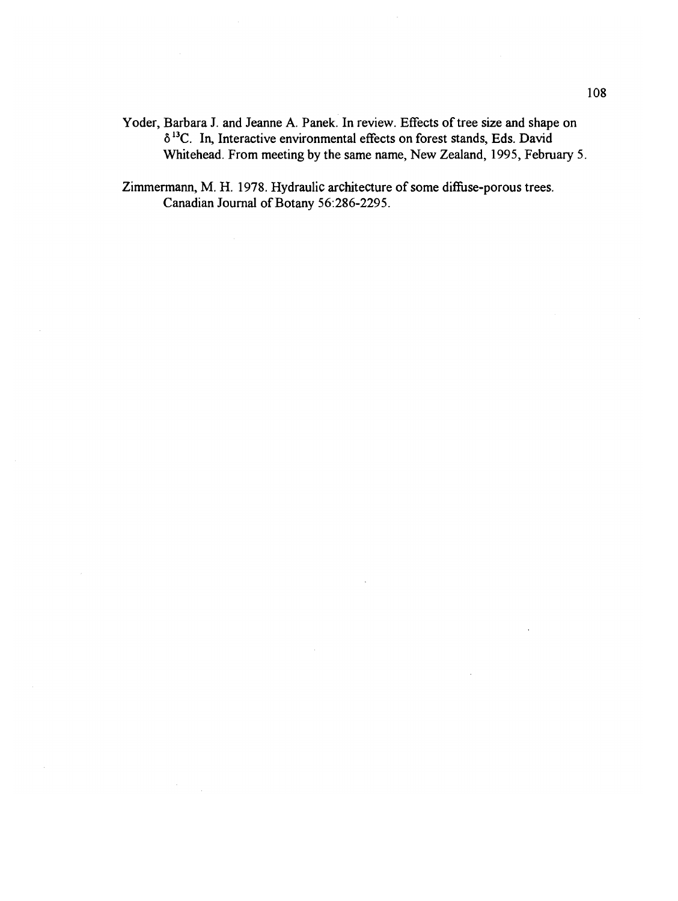Yoder, Barbara J. and Jeanne A. Panek. In review. Effects of tree size and shape on $\delta^{13}C$. In, Interactive environmental effects on forest stands, Eds. David Whitehead. From meeting by the same name, New Zealand, 1995, February 5.

Zimmermann, M. H. 1978. Hydraulic architecture of some diffuse-porous trees. Canadian Journal of Botany 56:286-2295.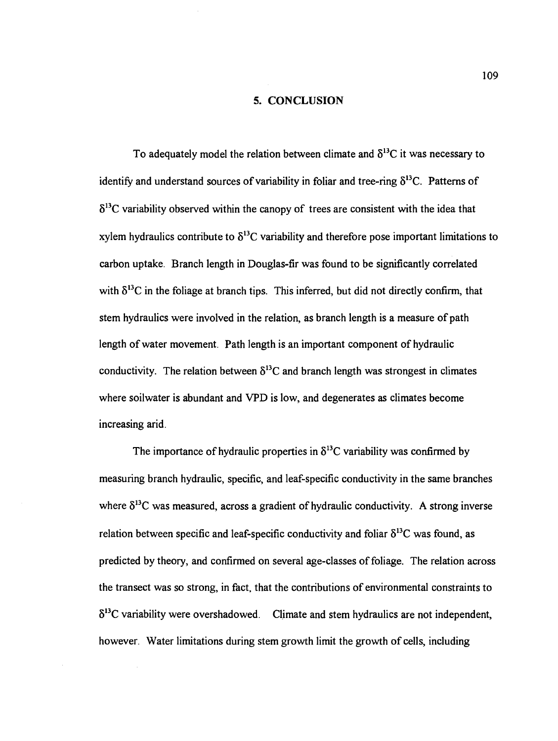# 5. CONCLUSION

To adequately model the relation between climate and $\delta^{13}C$ it was necessary to identify and understand sources of variability in foliar and tree-ring $\delta^{13}C$. Patterns of $\delta^{13}C$ variability observed within the canopy of trees are consistent with the idea that xylem hydraulics contribute to $\delta^{13}C$ variability and therefore pose important limitations to carbon uptake. Branch length in Douglas-fir was found to be significantly correlated with $\delta^{13}C$ in the foliage at branch tips. This inferred, but did not directly confirm, that stem hydraulics were involved in the relation, as branch length is a measure of path length of water movement. Path length is an important component of hydraulic conductivity. The relation between $\delta^{13}C$ and branch length was strongest in climates where soilwater is abundant and VPD is low, and degenerates as climates become increasing arid.

The importance of hydraulic properties in $\delta^{13}C$ variability was confirmed by measuring branch hydraulic, specific, and leaf-specific conductivity in the same branches where $\delta^{13}C$ was measured, across a gradient of hydraulic conductivity. A strong inverse relation between specific and leaf-specific conductivity and foliar $\delta^{13}C$ was found, as predicted by theory, and confirmed on several age-classes of foliage. The relation across the transect was so strong, in fact, that the contributions of environmental constraints to $\delta^{13}C$ variability were overshadowed. Climate and stem hydraulics are not independent, however. Water limitations during stem growth limit the growth of cells, including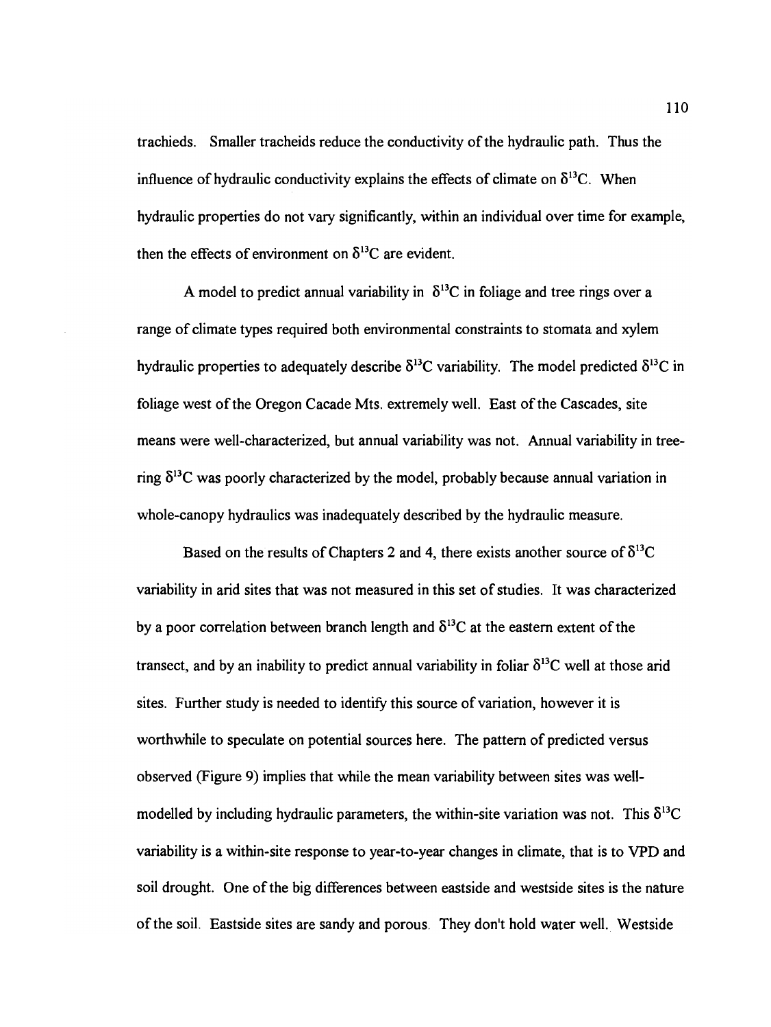trachieds. Smaller tracheids reduce the conductivity of the hydraulic path. Thus the influence of hydraulic conductivity explains the effects of climate on $\delta^{13}C$. When hydraulic properties do not vary significantly, within an individual over time for example, then the effects of environment on $\delta^{13}C$ are evident.

A model to predict annual variability in $\delta^{13}C$ in foliage and tree rings over a range of climate types required both environmental constraints to stomata and xylem hydraulic properties to adequately describe $\delta^{13}C$ variability. The model predicted $\delta^{13}C$ in foliage west of the Oregon Cacade Mts. extremely well. East of the Cascades, site means were well-characterized, but annual variability was not. Annual variability in tree-ring $\delta^{13}C$ was poorly characterized by the model, probably because annual variation in whole-canopy hydraulics was inadequately described by the hydraulic measure.

Based on the results of Chapters 2 and 4, there exists another source of $\delta^{13}C$ variability in arid sites that was not measured in this set of studies. It was characterized by a poor correlation between branch length and $\delta^{13}C$ at the eastern extent of the transect, and by an inability to predict annual variability in foliar $\delta^{13}C$ well at those arid sites. Further study is needed to identify this source of variation, however it is worthwhile to speculate on potential sources here. The pattern of predicted versus observed (Figure 9) implies that while the mean variability between sites was well-modelled by including hydraulic parameters, the within-site variation was not. This $\delta^{13}C$ variability is a within-site response to year-to-year changes in climate, that is to VPD and soil drought. One of the big differences between eastside and westside sites is the nature of the soil. Eastside sites are sandy and porous. They don't hold water well. Westside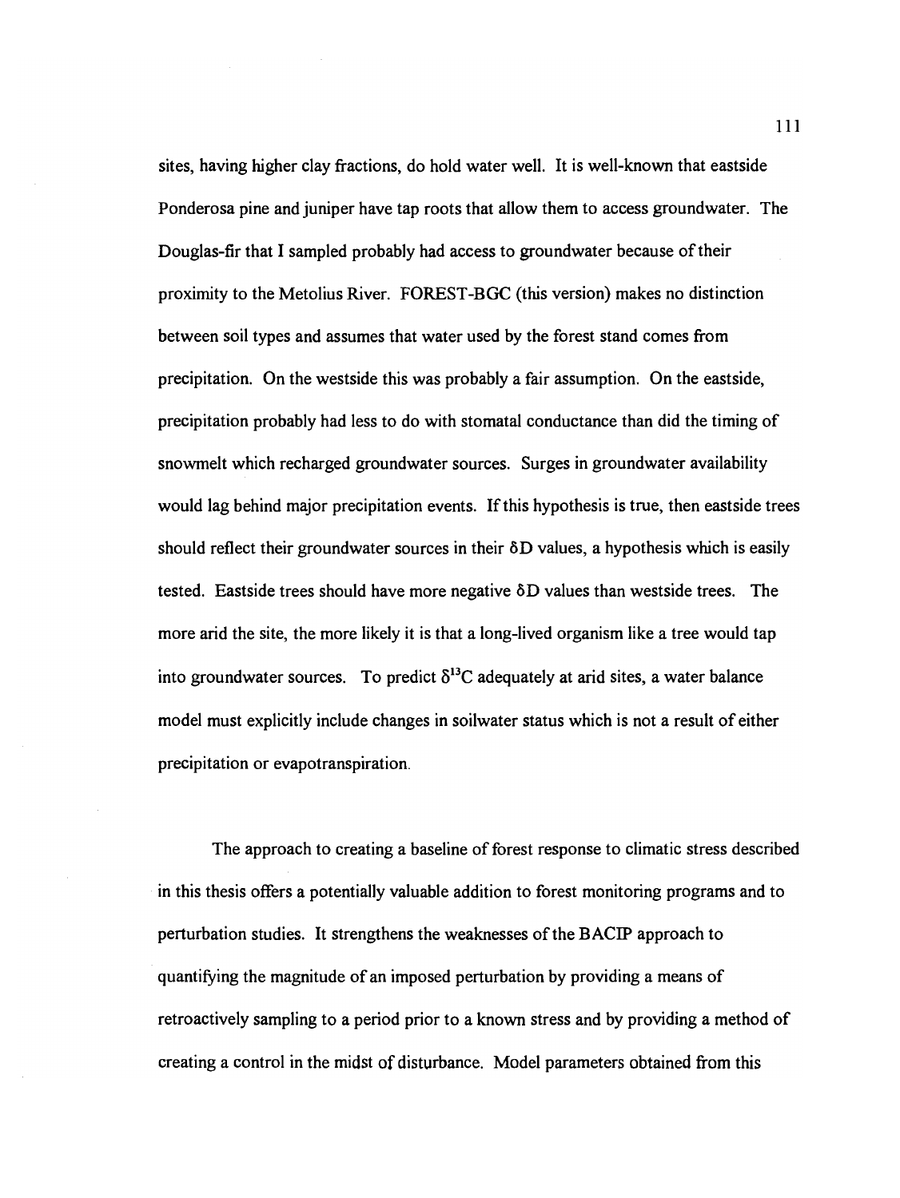sites, having higher clay fractions, do hold water well. It is well-known that eastside Ponderosa pine and juniper have tap roots that allow them to access groundwater. The Douglas-fir that I sampled probably had access to groundwater because of their proximity to the Metolius River. FOREST-BGC (this version) makes no distinction between soil types and assumes that water used by the forest stand comes from precipitation. On the westside this was probably a fair assumption. On the eastside, precipitation probably had less to do with stomatal conductance than did the timing of snowmelt which recharged groundwater sources. Surges in groundwater availability would lag behind major precipitation events. If this hypothesis is true, then eastside trees should reflect their groundwater sources in their $\delta D$ values, a hypothesis which is easily tested. Eastside trees should have more negative $\delta D$ values than westside trees. The more arid the site, the more likely it is that a long-lived organism like a tree would tap into groundwater sources. To predict $\delta^{13}C$ adequately at arid sites, a water balance model must explicitly include changes in soilwater status which is not a result of either precipitation or evapotranspiration.

The approach to creating a baseline of forest response to climatic stress described in this thesis offers a potentially valuable addition to forest monitoring programs and to perturbation studies. It strengthens the weaknesses of the BACIP approach to quantifying the magnitude of an imposed perturbation by providing a means of retroactively sampling to a period prior to a known stress and by providing a method of creating a control in the midst of disturbance. Model parameters obtained from this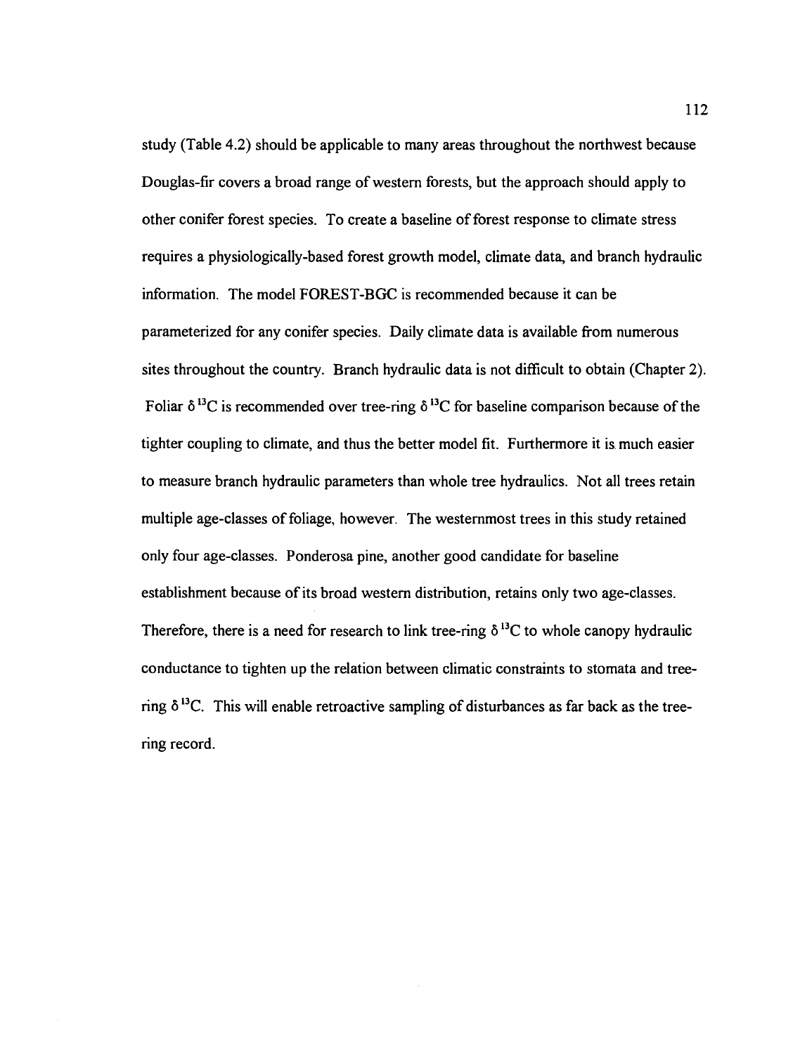study (Table 4.2) should be applicable to many areas throughout the northwest because Douglas-fir covers a broad range of western forests, but the approach should apply to other conifer forest species. To create a baseline of forest response to climate stress requires a physiologically-based forest growth model, climate data, and branch hydraulic information. The model FOREST-BGC is recommended because it can be parameterized for any conifer species. Daily climate data is available from numerous sites throughout the country. Branch hydraulic data is not difficult to obtain (Chapter 2). Foliar $\delta^{13}C$ is recommended over tree-ring $\delta^{13}C$ for baseline comparison because of the tighter coupling to climate, and thus the better model fit. Furthermore it is much easier to measure branch hydraulic parameters than whole tree hydraulics. Not all trees retain multiple age-classes of foliage, however. The westernmost trees in this study retained only four age-classes. Ponderosa pine, another good candidate for baseline establishment because of its broad western distribution, retains only two age-classes. Therefore, there is a need for research to link tree-ring $\delta^{13}C$ to whole canopy hydraulic conductance to tighten up the relation between climatic constraints to stomata and tree-ring $\delta^{13}C$. This will enable retroactive sampling of disturbances as far back as the tree-ring record.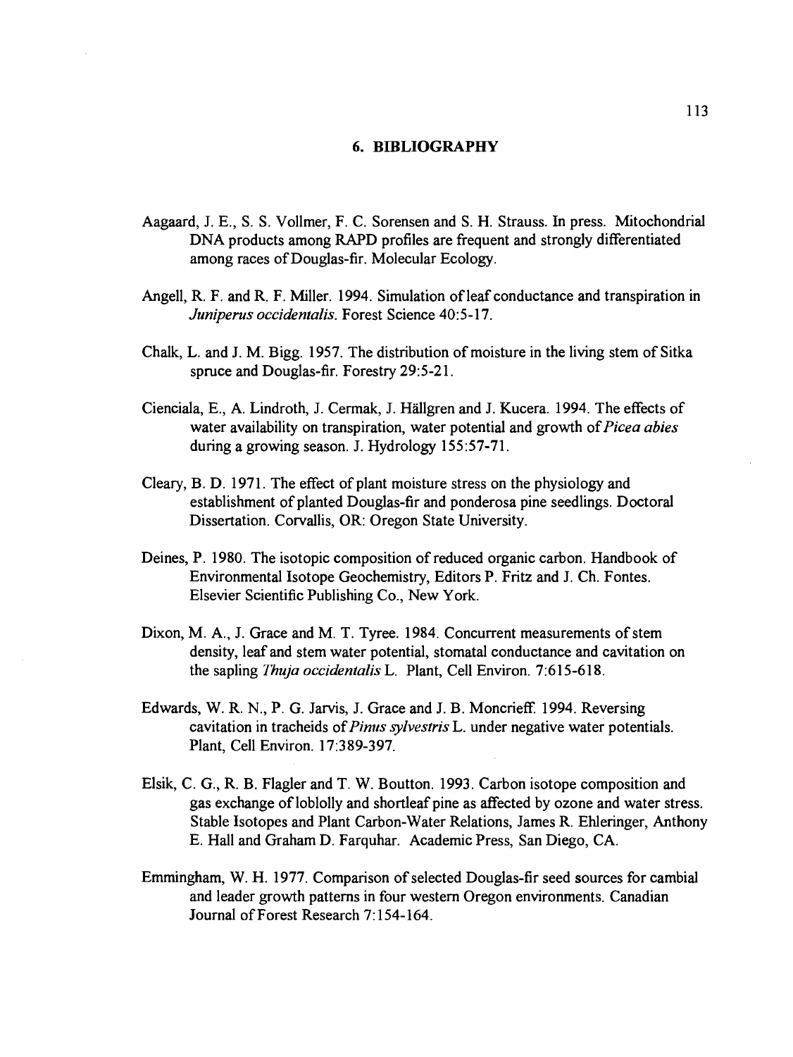## 6. BIBLIOGRAPHY

Aagaard, J. E., S. S. Vollmer, F. C. Sorensen and S. H. Strauss. In press. Mitochondrial DNA products among RAPD profiles are frequent and strongly differentiated among races of Douglas-fir. Molecular Ecology.

Angell, R. F. and R. F. Miller. 1994. Simulation of leaf conductance and transpiration in *Juniperus occidentalis*. Forest Science 40:5-17.

Chalk, L. and J. M. Bigg. 1957. The distribution of moisture in the living stem of Sitka spruce and Douglas-fir. Forestry 29:5-21.

Cienciala, E., A. Lindroth, J. Cermak, J. Hällgren and J. Kucera. 1994. The effects of water availability on transpiration, water potential and growth of *Picea abies* during a growing season. J. Hydrology 155:57-71.

Cleary, B. D. 1971. The effect of plant moisture stress on the physiology and establishment of planted Douglas-fir and ponderosa pine seedlings. Doctoral Dissertation. Corvallis, OR: Oregon State University.

Deines, P. 1980. The isotopic composition of reduced organic carbon. Handbook of Environmental Isotope Geochemistry, Editors P. Fritz and J. Ch. Fontes. Elsevier Scientific Publishing Co., New York.

Dixon, M. A., J. Grace and M. T. Tyree. 1984. Concurrent measurements of stem density, leaf and stem water potential, stomatal conductance and cavitation on the sapling *Thuja occidentalis* L. Plant, Cell Environ. 7:615-618.

Edwards, W. R. N., P. G. Jarvis, J. Grace and J. B. Moncrieff. 1994. Reversing cavitation in tracheids of *Pinus sylvestris* L. under negative water potentials. Plant, Cell Environ. 17:389-397.

Elsik, C. G., R. B. Flagler and T. W. Boutton. 1993. Carbon isotope composition and gas exchange of loblolly and shortleaf pine as affected by ozone and water stress. Stable Isotopes and Plant Carbon-Water Relations, James R. Ehleringer, Anthony E. Hall and Graham D. Farquhar. Academic Press, San Diego, CA.

Emmingham, W. H. 1977. Comparison of selected Douglas-fir seed sources for cambial and leader growth patterns in four western Oregon environments. Canadian Journal of Forest Research 7:154-164.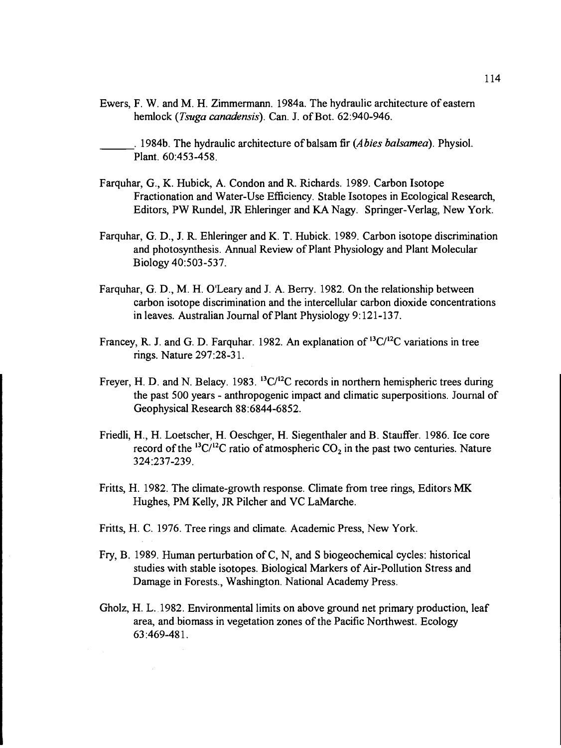Ewers, F. W. and M. H. Zimmermann. 1984a. The hydraulic architecture of eastern hemlock (*Tsuga canadensis*). Can. J. of Bot. 62:940-946.

______. 1984b. The hydraulic architecture of balsam fir (*Abies balsamea*). Physiol. Plant. 60:453-458.

Farquhar, G., K. Hubick, A. Condon and R. Richards. 1989. Carbon Isotope Fractionation and Water-Use Efficiency. Stable Isotopes in Ecological Research, Editors, PW Rundel, JR Ehleringer and KA Nagy. Springer-Verlag, New York.

Farquhar, G. D., J. R. Ehleringer and K. T. Hubick. 1989. Carbon isotope discrimination and photosynthesis. Annual Review of Plant Physiology and Plant Molecular Biology 40:503-537.

Farquhar, G. D., M. H. O'Leary and J. A. Berry. 1982. On the relationship between carbon isotope discrimination and the intercellular carbon dioxide concentrations in leaves. Australian Journal of Plant Physiology 9:121-137.

Francey, R. J. and G. D. Farquhar. 1982. An explanation of $^{13}C/^{12}C$ variations in tree rings. Nature 297:28-31.

Freyer, H. D. and N. Belacy. 1983. $^{13}C/^{12}C$ records in northern hemispheric trees during the past 500 years - anthropogenic impact and climatic superpositions. Journal of Geophysical Research 88:6844-6852.

Friedli, H., H. Loetscher, H. Oeschger, H. Siegenthaler and B. Stauffer. 1986. Ice core record of the $^{13}C/^{12}C$ ratio of atmospheric $CO_2$ in the past two centuries. Nature 324:237-239.

Fritts, H. 1982. The climate-growth response. Climate from tree rings, Editors MK Hughes, PM Kelly, JR Pilcher and VC LaMarche.

Fritts, H. C. 1976. Tree rings and climate. Academic Press, New York.

Fry, B. 1989. Human perturbation of C, N, and S biogeochemical cycles: historical studies with stable isotopes. Biological Markers of Air-Pollution Stress and Damage in Forests., Washington. National Academy Press.

Gholz, H. L. 1982. Environmental limits on above ground net primary production, leaf area, and biomass in vegetation zones of the Pacific Northwest. Ecology 63:469-481.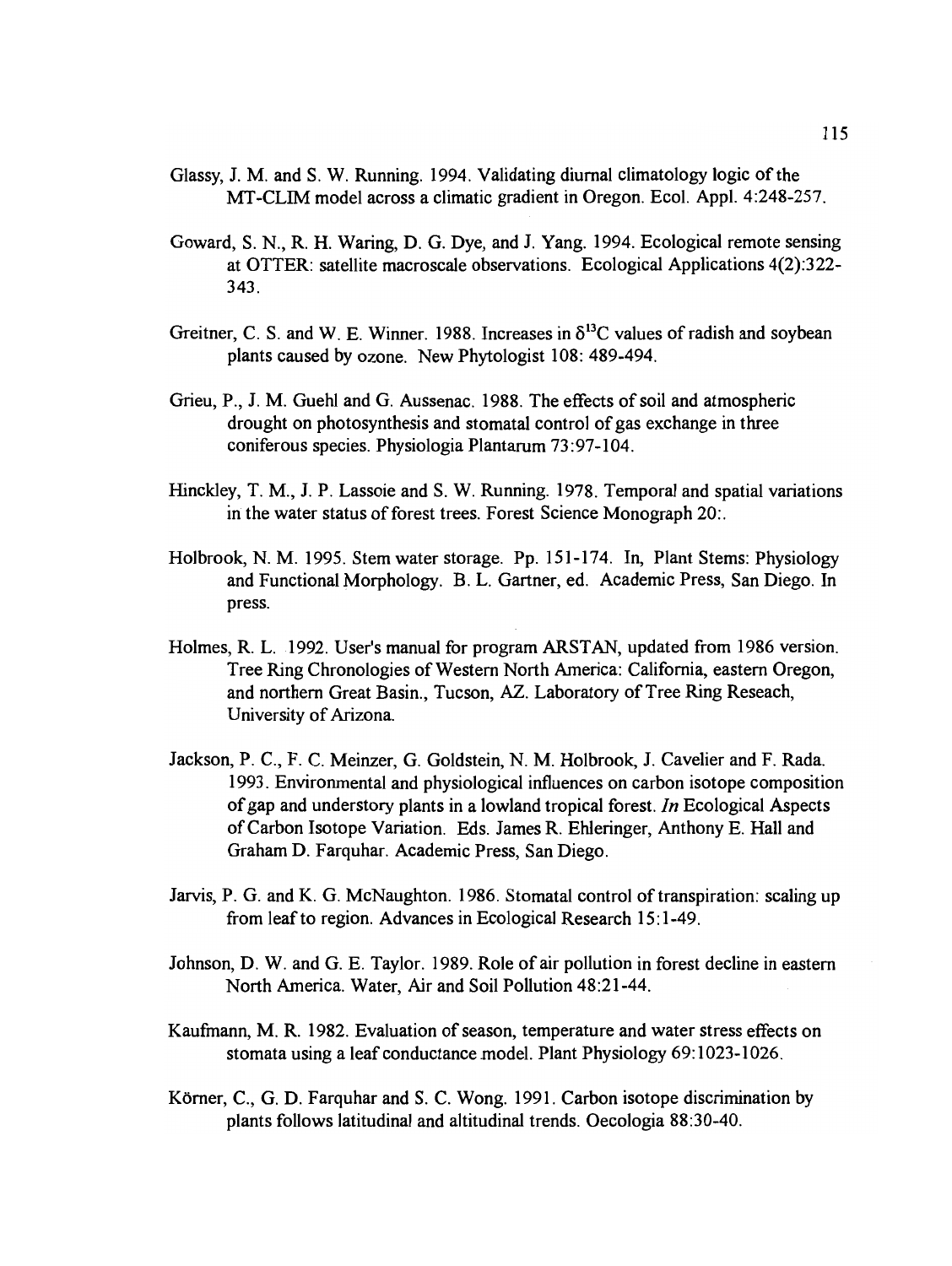Glassy, J. M. and S. W. Running. 1994. Validating diurnal climatology logic of the MT-CLIM model across a climatic gradient in Oregon. Ecol. Appl. 4:248-257.

Goward, S. N., R. H. Waring, D. G. Dye, and J. Yang. 1994. Ecological remote sensing at OTTER: satellite macroscale observations. Ecological Applications 4(2):322-343.

Greitner, C. S. and W. E. Winner. 1988. Increases in $\delta^{13}C$ values of radish and soybean plants caused by ozone. New Phytologist 108: 489-494.

Grieu, P., J. M. Guehl and G. Aussenac. 1988. The effects of soil and atmospheric drought on photosynthesis and stomatal control of gas exchange in three coniferous species. Physiologia Plantarum 73:97-104.

Hinckley, T. M., J. P. Lassoie and S. W. Running. 1978. Temporal and spatial variations in the water status of forest trees. Forest Science Monograph 20:.

Holbrook, N. M. 1995. Stem water storage. Pp. 151-174. In, Plant Stems: Physiology and Functional Morphology. B. L. Gartner, ed. Academic Press, San Diego. In press.

Holmes, R. L. 1992. User's manual for program ARSTAN, updated from 1986 version. Tree Ring Chronologies of Western North America: California, eastern Oregon, and northern Great Basin., Tucson, AZ. Laboratory of Tree Ring Reseach, University of Arizona.

Jackson, P. C., F. C. Meinzer, G. Goldstein, N. M. Holbrook, J. Cavelier and F. Rada. 1993. Environmental and physiological influences on carbon isotope composition of gap and understory plants in a lowland tropical forest. *In* Ecological Aspects of Carbon Isotope Variation. Eds. James R. Ehleringer, Anthony E. Hall and Graham D. Farquhar. Academic Press, San Diego.

Jarvis, P. G. and K. G. McNaughton. 1986. Stomatal control of transpiration: scaling up from leaf to region. Advances in Ecological Research 15:1-49.

Johnson, D. W. and G. E. Taylor. 1989. Role of air pollution in forest decline in eastern North America. Water, Air and Soil Pollution 48:21-44.

Kaufmann, M. R. 1982. Evaluation of season, temperature and water stress effects on stomata using a leaf conductance model. Plant Physiology 69:1023-1026.

Körner, C., G. D. Farquhar and S. C. Wong. 1991. Carbon isotope discrimination by plants follows latitudinal and altitudinal trends. Oecologia 88:30-40.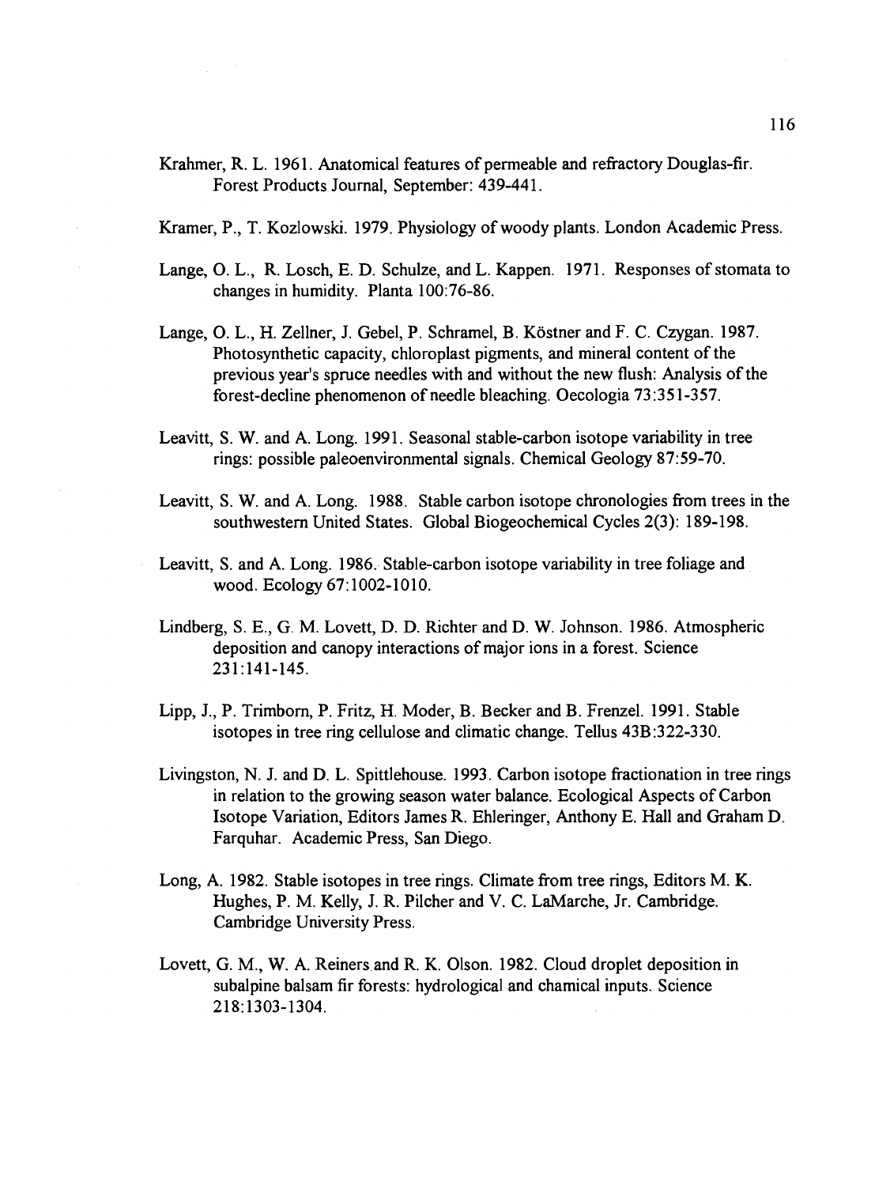Krahmer, R. L. 1961. Anatomical features of permeable and refractory Douglas-fir. Forest Products Journal, September: 439-441.

Kramer, P., T. Kozlowski. 1979. Physiology of woody plants. London Academic Press.

Lange, O. L., R. Losch, E. D. Schulze, and L. Kappen. 1971. Responses of stomata to changes in humidity. Planta 100:76-86.

Lange, O. L., H. Zellner, J. Gebel, P. Schramel, B. Köstner and F. C. Czygan. 1987. Photosynthetic capacity, chloroplast pigments, and mineral content of the previous year's spruce needles with and without the new flush: Analysis of the forest-decline phenomenon of needle bleaching. Oecologia 73:351-357.

Leavitt, S. W. and A. Long. 1991. Seasonal stable-carbon isotope variability in tree rings: possible paleoenvironmental signals. Chemical Geology 87:59-70.

Leavitt, S. W. and A. Long. 1988. Stable carbon isotope chronologies from trees in the southwestern United States. Global Biogeochemical Cycles 2(3): 189-198.

Leavitt, S. and A. Long. 1986. Stable-carbon isotope variability in tree foliage and wood. Ecology 67:1002-1010.

Lindberg, S. E., G. M. Lovett, D. D. Richter and D. W. Johnson. 1986. Atmospheric deposition and canopy interactions of major ions in a forest. Science 231:141-145.

Lipp, J., P. Trimborn, P. Fritz, H. Moder, B. Becker and B. Frenzel. 1991. Stable isotopes in tree ring cellulose and climatic change. Tellus 43B:322-330.

Livingston, N. J. and D. L. Spittlehouse. 1993. Carbon isotope fractionation in tree rings in relation to the growing season water balance. Ecological Aspects of Carbon Isotope Variation, Editors James R. Ehleringer, Anthony E. Hall and Graham D. Farquhar. Academic Press, San Diego.

Long, A. 1982. Stable isotopes in tree rings. Climate from tree rings, Editors M. K. Hughes, P. M. Kelly, J. R. Pilcher and V. C. LaMarche, Jr. Cambridge. Cambridge University Press.

Lovett, G. M., W. A. Reiners and R. K. Olson. 1982. Cloud droplet deposition in subalpine balsam fir forests: hydrological and chamical inputs. Science 218:1303-1304.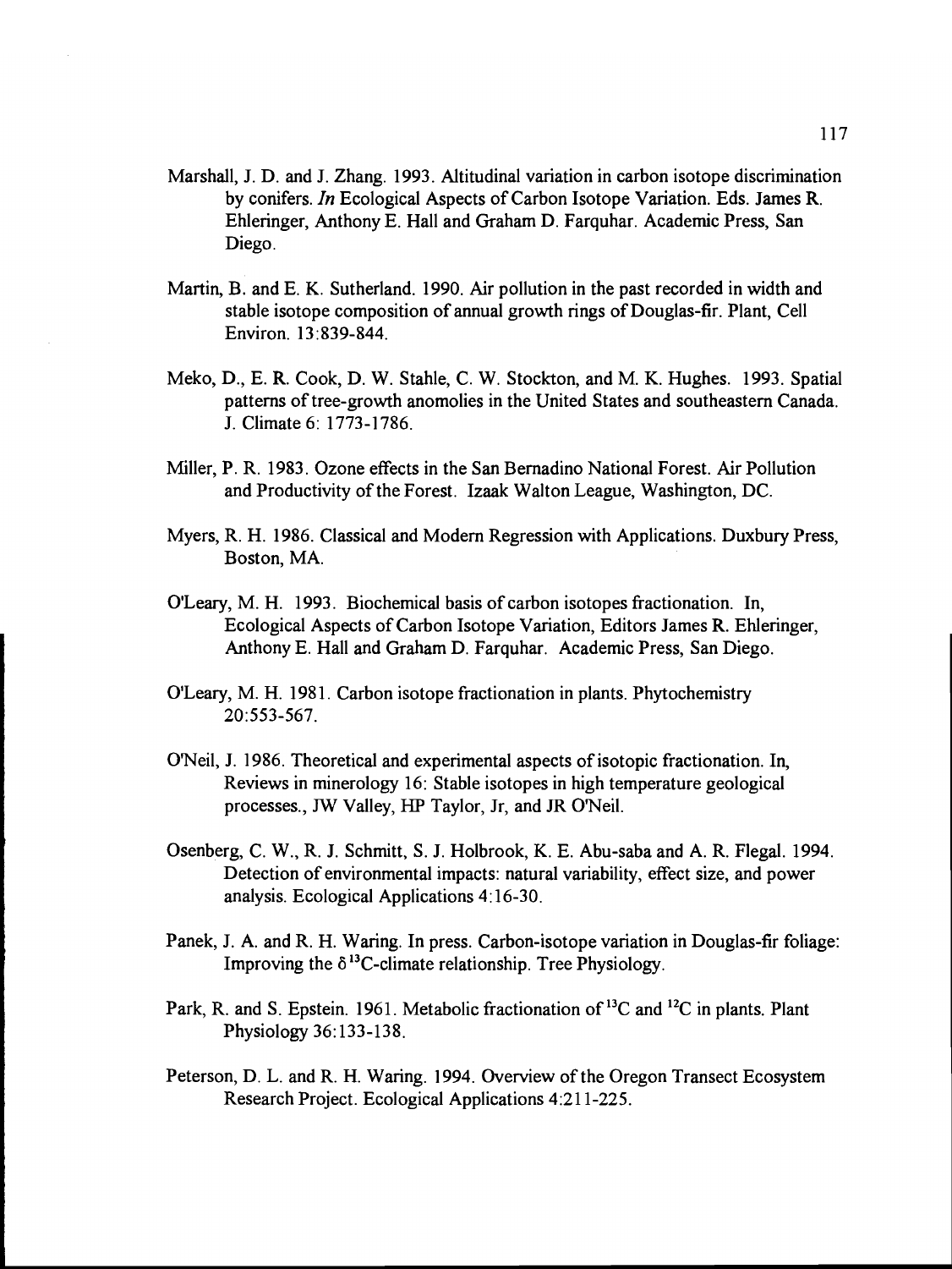Marshall, J. D. and J. Zhang. 1993. Altitudinal variation in carbon isotope discrimination by conifers. *In* Ecological Aspects of Carbon Isotope Variation. Eds. James R. Ehleringer, Anthony E. Hall and Graham D. Farquhar. Academic Press, San Diego.

Martin, B. and E. K. Sutherland. 1990. Air pollution in the past recorded in width and stable isotope composition of annual growth rings of Douglas-fir. Plant, Cell Environ. 13:839-844.

Meko, D., E. R. Cook, D. W. Stahle, C. W. Stockton, and M. K. Hughes. 1993. Spatial patterns of tree-growth anomolies in the United States and southeastern Canada. J. Climate 6: 1773-1786.

Miller, P. R. 1983. Ozone effects in the San Bernadino National Forest. Air Pollution and Productivity of the Forest. Izaak Walton League, Washington, DC.

Myers, R. H. 1986. Classical and Modern Regression with Applications. Duxbury Press, Boston, MA.

O'Leary, M. H. 1993. Biochemical basis of carbon isotopes fractionation. In, Ecological Aspects of Carbon Isotope Variation, Editors James R. Ehleringer, Anthony E. Hall and Graham D. Farquhar. Academic Press, San Diego.

O'Leary, M. H. 1981. Carbon isotope fractionation in plants. Phytochemistry 20:553-567.

O'Neil, J. 1986. Theoretical and experimental aspects of isotopic fractionation. In, Reviews in minerology 16: Stable isotopes in high temperature geological processes., JW Valley, HP Taylor, Jr, and JR O'Neil.

Osenberg, C. W., R. J. Schmitt, S. J. Holbrook, K. E. Abu-saba and A. R. Flegal. 1994. Detection of environmental impacts: natural variability, effect size, and power analysis. Ecological Applications 4:16-30.

Panek, J. A. and R. H. Waring. In press. Carbon-isotope variation in Douglas-fir foliage: Improving the $\delta^{13}C$-climate relationship. Tree Physiology.

Park, R. and S. Epstein. 1961. Metabolic fractionation of $^{13}C$ and $^{12}C$ in plants. Plant Physiology 36:133-138.

Peterson, D. L. and R. H. Waring. 1994. Overview of the Oregon Transect Ecosystem Research Project. Ecological Applications 4:211-225.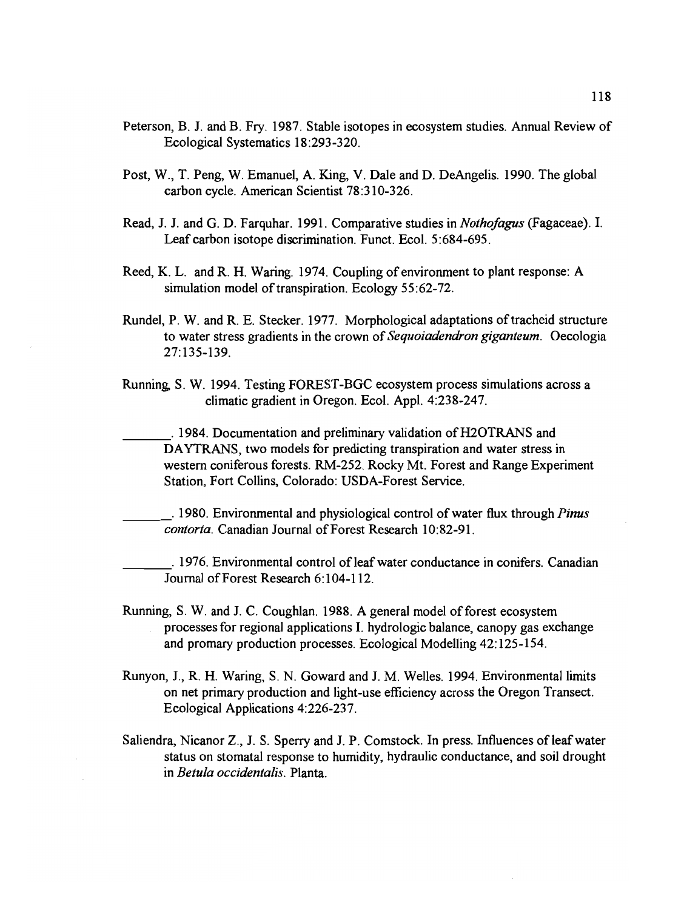Peterson, B. J. and B. Fry. 1987. Stable isotopes in ecosystem studies. Annual Review of Ecological Systematics 18:293-320.

Post, W., T. Peng, W. Emanuel, A. King, V. Dale and D. DeAngelis. 1990. The global carbon cycle. American Scientist 78:310-326.

Read, J. J. and G. D. Farquhar. 1991. Comparative studies in *Nothofagus* (Fagaceae). I. Leaf carbon isotope discrimination. Funct. Ecol. 5:684-695.

Reed, K. L. and R. H. Waring. 1974. Coupling of environment to plant response: A simulation model of transpiration. Ecology 55:62-72.

Rundel, P. W. and R. E. Stecker. 1977. Morphological adaptations of tracheid structure to water stress gradients in the crown of *Sequoiadendron giganteum*. Oecologia 27:135-139.

Running, S. W. 1994. Testing FOREST-BGC ecosystem process simulations across a climatic gradient in Oregon. Ecol. Appl. 4:238-247.

_______. 1984. Documentation and preliminary validation of H2OTRANS and DAYTRANS, two models for predicting transpiration and water stress in western coniferous forests. RM-252. Rocky Mt. Forest and Range Experiment Station, Fort Collins, Colorado: USDA-Forest Service.

_______. 1980. Environmental and physiological control of water flux through *Pinus contorta*. Canadian Journal of Forest Research 10:82-91.

_______. 1976. Environmental control of leaf water conductance in conifers. Canadian Journal of Forest Research 6:104-112.

Running, S. W. and J. C. Coughlan. 1988. A general model of forest ecosystem processes for regional applications I. hydrologic balance, canopy gas exchange and promary production processes. Ecological Modelling 42:125-154.

Runyon, J., R. H. Waring, S. N. Goward and J. M. Welles. 1994. Environmental limits on net primary production and light-use efficiency across the Oregon Transect. Ecological Applications 4:226-237.

Saliendra, Nicanor Z., J. S. Sperry and J. P. Comstock. In press. Influences of leaf water status on stomatal response to humidity, hydraulic conductance, and soil drought in *Betula occidentalis*. Planta.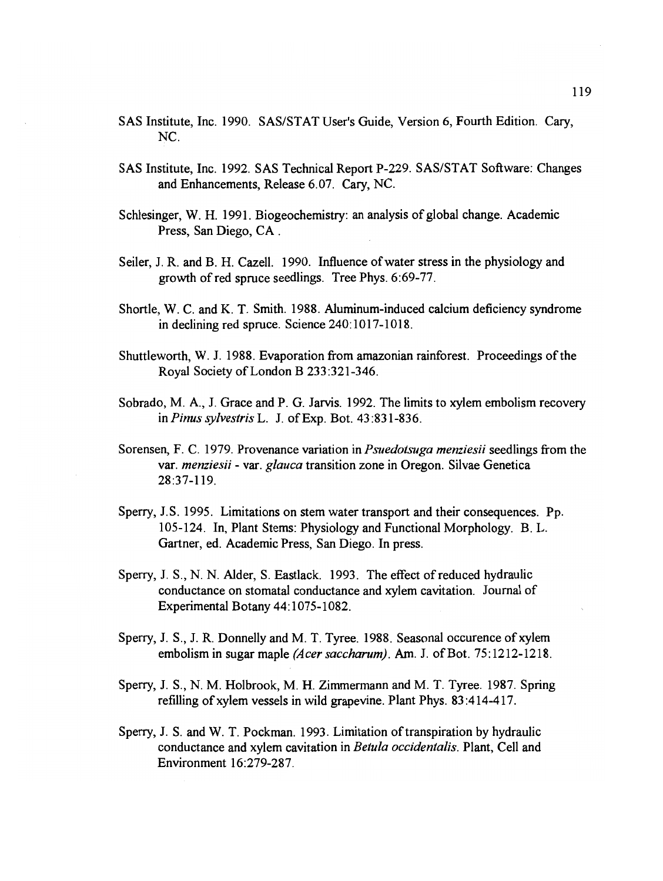SAS Institute, Inc. 1990. SAS/STAT User's Guide, Version 6, Fourth Edition. Cary, NC.

SAS Institute, Inc. 1992. SAS Technical Report P-229. SAS/STAT Software: Changes and Enhancements, Release 6.07. Cary, NC.

Schlesinger, W. H. 1991. Biogeochemistry: an analysis of global change. Academic Press, San Diego, CA .

Seiler, J. R. and B. H. Cazell. 1990. Influence of water stress in the physiology and growth of red spruce seedlings. Tree Phys. 6:69-77.

Shortle, W. C. and K. T. Smith. 1988. Aluminum-induced calcium deficiency syndrome in declining red spruce. Science 240:1017-1018.

Shuttleworth, W. J. 1988. Evaporation from amazonian rainforest. Proceedings of the Royal Society of London B 233:321-346.

Sobrado, M. A., J. Grace and P. G. Jarvis. 1992. The limits to xylem embolism recovery in *Pinus sylvestris* L. J. of Exp. Bot. 43:831-836.

Sorensen, F. C. 1979. Provenance variation in *Psuedotsuga menziesii* seedlings from the var. *menziesii* - var. *glauca* transition zone in Oregon. Silvae Genetica 28:37-119.

Sperry, J.S. 1995. Limitations on stem water transport and their consequences. Pp. 105-124. In, Plant Stems: Physiology and Functional Morphology. B. L. Gartner, ed. Academic Press, San Diego. In press.

Sperry, J. S., N. N. Alder, S. Eastlack. 1993. The effect of reduced hydraulic conductance on stomatal conductance and xylem cavitation. Journal of Experimental Botany 44:1075-1082.

Sperry, J. S., J. R. Donnelly and M. T. Tyree. 1988. Seasonal occurence of xylem embolism in sugar maple *(Acer saccharum)*. Am. J. of Bot. 75:1212-1218.

Sperry, J. S., N. M. Holbrook, M. H. Zimmermann and M. T. Tyree. 1987. Spring refilling of xylem vessels in wild grapevine. Plant Phys. 83:414-417.

Sperry, J. S. and W. T. Pockman. 1993. Limitation of transpiration by hydraulic conductance and xylem cavitation in *Betula occidentalis*. Plant, Cell and Environment 16:279-287.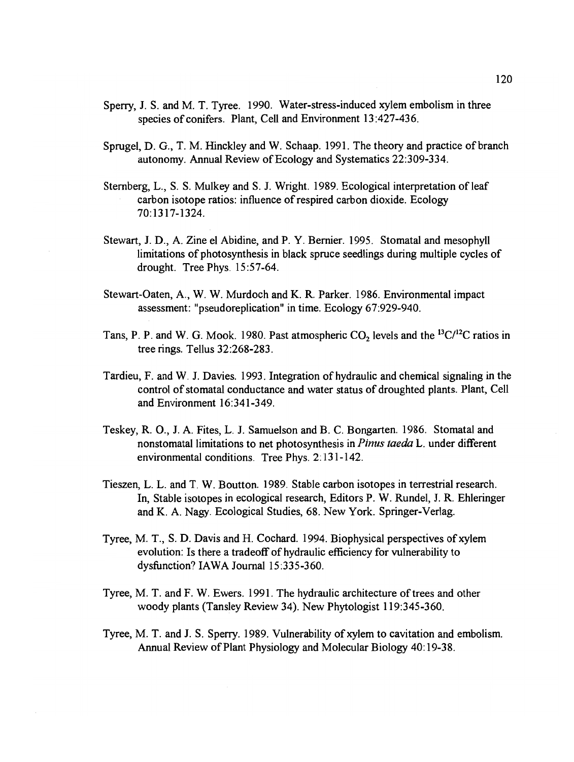Sperry, J. S. and M. T. Tyree. 1990. Water-stress-induced xylem embolism in three species of conifers. Plant, Cell and Environment 13:427-436.

Sprugel, D. G., T. M. Hinckley and W. Schaap. 1991. The theory and practice of branch autonomy. Annual Review of Ecology and Systematics 22:309-334.

Sternberg, L., S. S. Mulkey and S. J. Wright. 1989. Ecological interpretation of leaf carbon isotope ratios: influence of respired carbon dioxide. Ecology 70:1317-1324.

Stewart, J. D., A. Zine el Abidine, and P. Y. Bernier. 1995. Stomatal and mesophyll limitations of photosynthesis in black spruce seedlings during multiple cycles of drought. Tree Phys. 15:57-64.

Stewart-Oaten, A., W. W. Murdoch and K. R. Parker. 1986. Environmental impact assessment: "pseudoreplication" in time. Ecology 67:929-940.

Tans, P. P. and W. G. Mook. 1980. Past atmospheric $CO_2$ levels and the $^{13}C/^{12}C$ ratios in tree rings. Tellus 32:268-283.

Tardieu, F. and W. J. Davies. 1993. Integration of hydraulic and chemical signaling in the control of stomatal conductance and water status of droughted plants. Plant, Cell and Environment 16:341-349.

Teskey, R. O., J. A. Fites, L. J. Samuelson and B. C. Bongarten. 1986. Stomatal and nonstomatal limitations to net photosynthesis in *Pinus taeda* L. under different environmental conditions. Tree Phys. 2:131-142.

Tieszen, L. L. and T. W. Boutton. 1989. Stable carbon isotopes in terrestrial research. In, Stable isotopes in ecological research, Editors P. W. Rundel, J. R. Ehleringer and K. A. Nagy. Ecological Studies, 68. New York. Springer-Verlag.

Tyree, M. T., S. D. Davis and H. Cochard. 1994. Biophysical perspectives of xylem evolution: Is there a tradeoff of hydraulic efficiency for vulnerability to dysfunction? IAWA Journal 15:335-360.

Tyree, M. T. and F. W. Ewers. 1991. The hydraulic architecture of trees and other woody plants (Tansley Review 34). New Phytologist 119:345-360.

Tyree, M. T. and J. S. Sperry. 1989. Vulnerability of xylem to cavitation and embolism. Annual Review of Plant Physiology and Molecular Biology 40:19-38.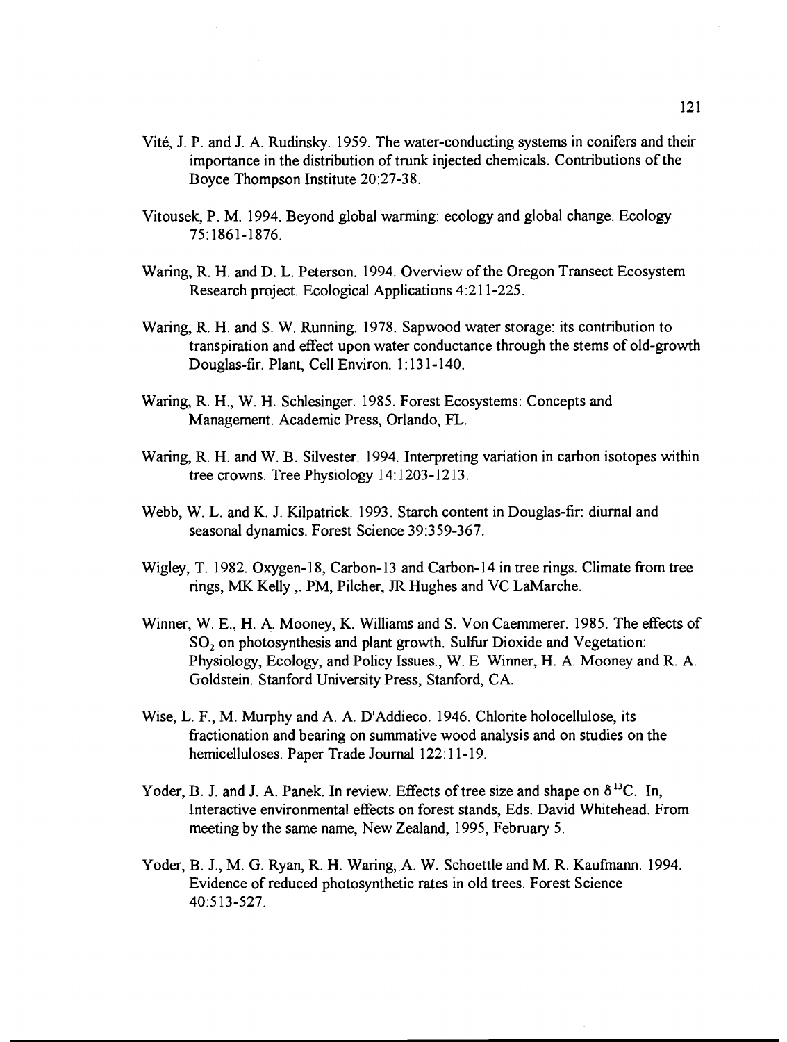Vité, J. P. and J. A. Rudinsky. 1959. The water-conducting systems in conifers and their importance in the distribution of trunk injected chemicals. Contributions of the Boyce Thompson Institute 20:27-38.

Vitousek, P. M. 1994. Beyond global warming: ecology and global change. Ecology 75:1861-1876.

Waring, R. H. and D. L. Peterson. 1994. Overview of the Oregon Transect Ecosystem Research project. Ecological Applications 4:211-225.

Waring, R. H. and S. W. Running. 1978. Sapwood water storage: its contribution to transpiration and effect upon water conductance through the stems of old-growth Douglas-fir. Plant, Cell Environ. 1:131-140.

Waring, R. H., W. H. Schlesinger. 1985. Forest Ecosystems: Concepts and Management. Academic Press, Orlando, FL.

Waring, R. H. and W. B. Silvester. 1994. Interpreting variation in carbon isotopes within tree crowns. Tree Physiology 14:1203-1213.

Webb, W. L. and K. J. Kilpatrick. 1993. Starch content in Douglas-fir: diurnal and seasonal dynamics. Forest Science 39:359-367.

Wigley, T. 1982. Oxygen-18, Carbon-13 and Carbon-14 in tree rings. Climate from tree rings, MK Kelly ,. PM, Pilcher, JR Hughes and VC LaMarche.

Winner, W. E., H. A. Mooney, K. Williams and S. Von Caemmerer. 1985. The effects of $SO_2$ on photosynthesis and plant growth. Sulfur Dioxide and Vegetation: Physiology, Ecology, and Policy Issues., W. E. Winner, H. A. Mooney and R. A. Goldstein. Stanford University Press, Stanford, CA.

Wise, L. F., M. Murphy and A. A. D'Addieco. 1946. Chlorite holocellulose, its fractionation and bearing on summative wood analysis and on studies on the hemicelluloses. Paper Trade Journal 122:11-19.

Yoder, B. J. and J. A. Panek. In review. Effects of tree size and shape on $\delta^{13}C$. In, Interactive environmental effects on forest stands, Eds. David Whitehead. From meeting by the same name, New Zealand, 1995, February 5.

Yoder, B. J., M. G. Ryan, R. H. Waring, A. W. Schoettle and M. R. Kaufmann. 1994. Evidence of reduced photosynthetic rates in old trees. Forest Science 40:513-527.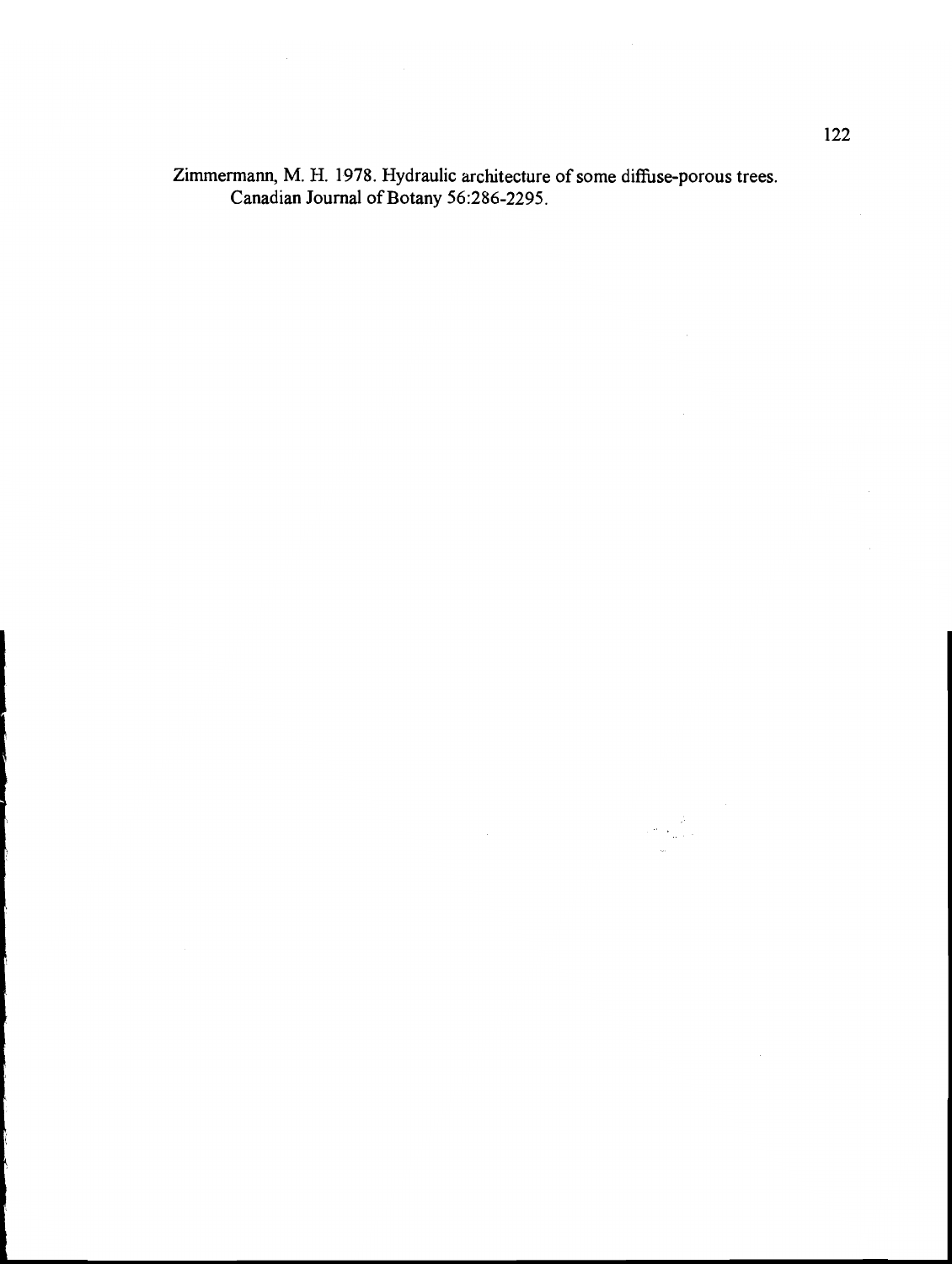Zimmermann, M. H. 1978. Hydraulic architecture of some diffuse-porous trees. Canadian Journal of Botany 56:286-2295.